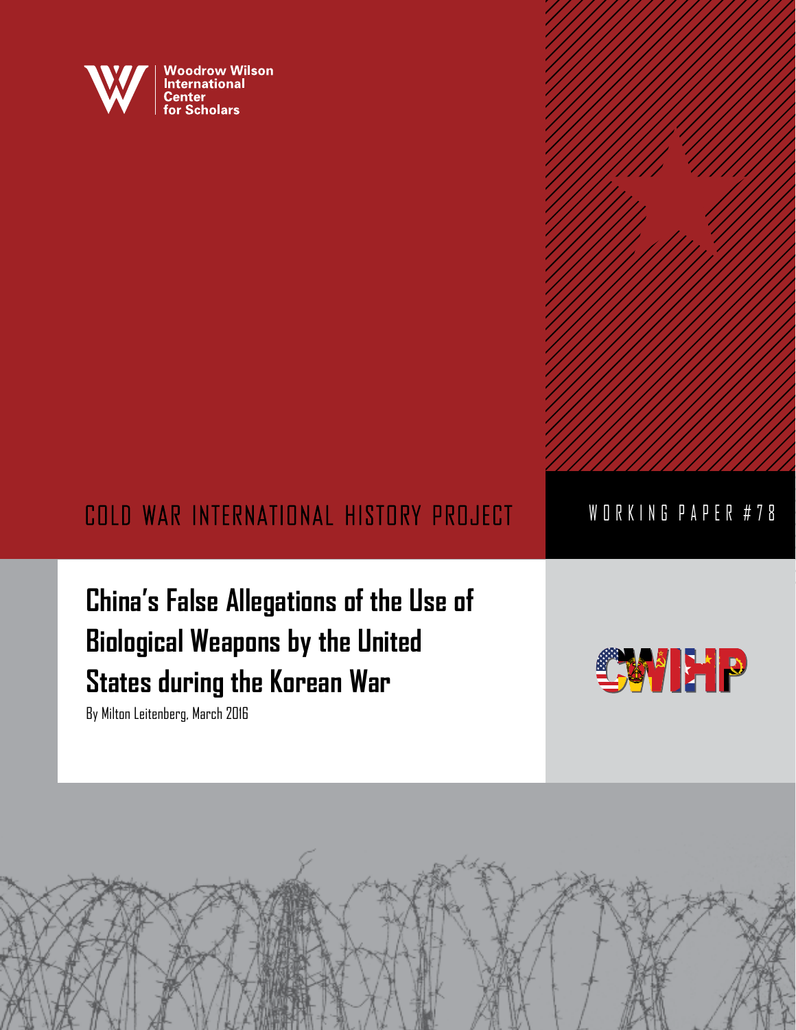Woodrow Wilson International Center for Scholars

COLD WAR INTERNATIONAL HISTORY PROJECT

WORKING PAPER #78

# China's False Allegations of the Use of Biological Weapons by the United States during the Korean War

By Milton Leitenberg, March 2016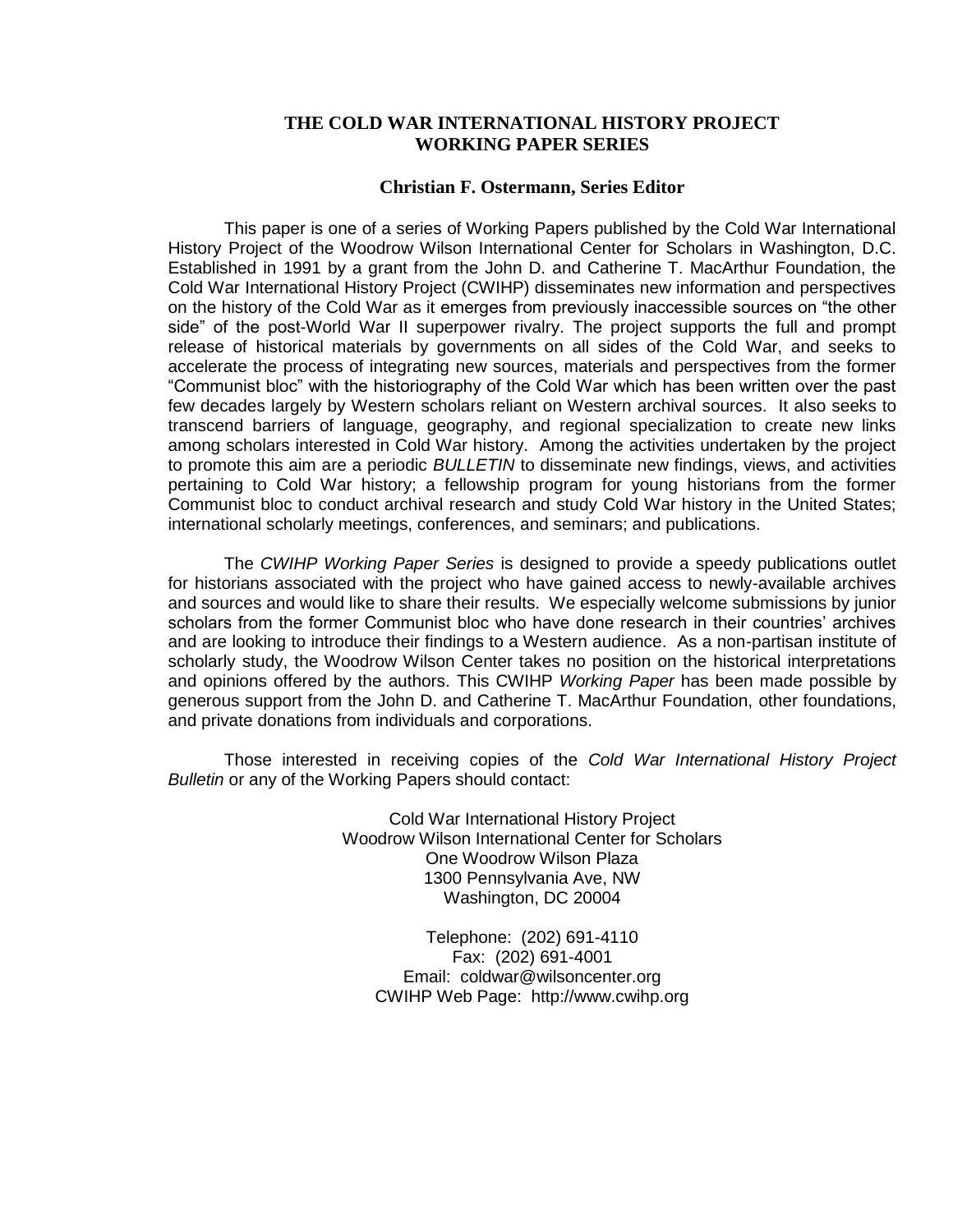**THE COLD WAR INTERNATIONAL HISTORY PROJECT**
**WORKING PAPER SERIES**

**Christian F. Ostermann, Series Editor**

This paper is one of a series of Working Papers published by the Cold War International History Project of the Woodrow Wilson International Center for Scholars in Washington, D.C. Established in 1991 by a grant from the John D. and Catherine T. MacArthur Foundation, the Cold War International History Project (CWIHP) disseminates new information and perspectives on the history of the Cold War as it emerges from previously inaccessible sources on "the other side" of the post-World War II superpower rivalry. The project supports the full and prompt release of historical materials by governments on all sides of the Cold War, and seeks to accelerate the process of integrating new sources, materials and perspectives from the former "Communist bloc" with the historiography of the Cold War which has been written over the past few decades largely by Western scholars reliant on Western archival sources. It also seeks to transcend barriers of language, geography, and regional specialization to create new links among scholars interested in Cold War history. Among the activities undertaken by the project to promote this aim are a periodic *BULLETIN* to disseminate new findings, views, and activities pertaining to Cold War history; a fellowship program for young historians from the former Communist bloc to conduct archival research and study Cold War history in the United States; international scholarly meetings, conferences, and seminars; and publications.

The *CWIHP Working Paper Series* is designed to provide a speedy publications outlet for historians associated with the project who have gained access to newly-available archives and sources and would like to share their results. We especially welcome submissions by junior scholars from the former Communist bloc who have done research in their countries' archives and are looking to introduce their findings to a Western audience. As a non-partisan institute of scholarly study, the Woodrow Wilson Center takes no position on the historical interpretations and opinions offered by the authors. This CWIHP *Working Paper* has been made possible by generous support from the John D. and Catherine T. MacArthur Foundation, other foundations, and private donations from individuals and corporations.

Those interested in receiving copies of the *Cold War International History Project Bulletin* or any of the Working Papers should contact:

Cold War International History Project
Woodrow Wilson International Center for Scholars
One Woodrow Wilson Plaza
1300 Pennsylvania Ave, NW
Washington, DC 20004

Telephone: (202) 691-4110
Fax: (202) 691-4001
Email: coldwar@wilsoncenter.org
CWIHP Web Page: http://www.cwihp.org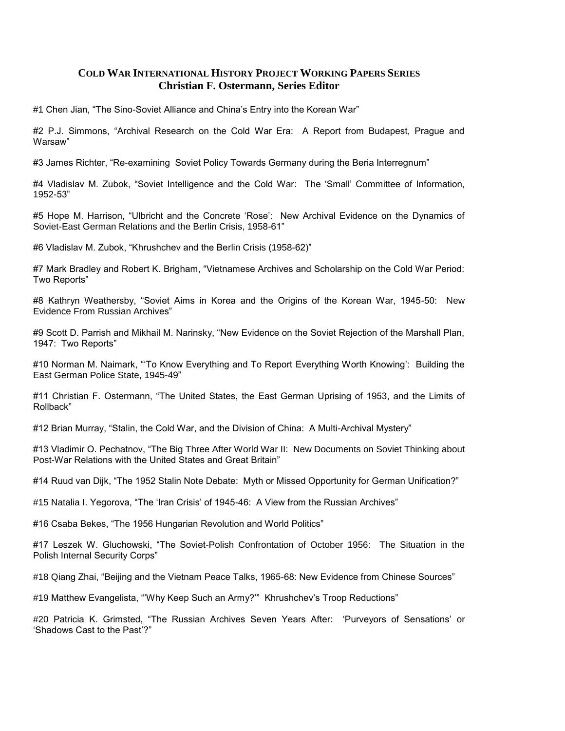## COLD WAR INTERNATIONAL HISTORY PROJECT WORKING PAPERS SERIES
**Christian F. Ostermann, Series Editor**

#1 Chen Jian, "The Sino-Soviet Alliance and China's Entry into the Korean War"

#2 P.J. Simmons, "Archival Research on the Cold War Era: A Report from Budapest, Prague and Warsaw"

#3 James Richter, "Re-examining Soviet Policy Towards Germany during the Beria Interregnum"

#4 Vladislav M. Zubok, "Soviet Intelligence and the Cold War: The 'Small' Committee of Information, 1952-53"

#5 Hope M. Harrison, "Ulbricht and the Concrete 'Rose': New Archival Evidence on the Dynamics of Soviet-East German Relations and the Berlin Crisis, 1958-61"

#6 Vladislav M. Zubok, "Khrushchev and the Berlin Crisis (1958-62)"

#7 Mark Bradley and Robert K. Brigham, "Vietnamese Archives and Scholarship on the Cold War Period: Two Reports"

#8 Kathryn Weathersby, "Soviet Aims in Korea and the Origins of the Korean War, 1945-50: New Evidence From Russian Archives"

#9 Scott D. Parrish and Mikhail M. Narinsky, "New Evidence on the Soviet Rejection of the Marshall Plan, 1947: Two Reports"

#10 Norman M. Naimark, "'To Know Everything and To Report Everything Worth Knowing': Building the East German Police State, 1945-49"

#11 Christian F. Ostermann, "The United States, the East German Uprising of 1953, and the Limits of Rollback"

#12 Brian Murray, "Stalin, the Cold War, and the Division of China: A Multi-Archival Mystery"

#13 Vladimir O. Pechatnov, "The Big Three After World War II: New Documents on Soviet Thinking about Post-War Relations with the United States and Great Britain"

#14 Ruud van Dijk, "The 1952 Stalin Note Debate: Myth or Missed Opportunity for German Unification?"

#15 Natalia I. Yegorova, "The 'Iran Crisis' of 1945-46: A View from the Russian Archives"

#16 Csaba Bekes, "The 1956 Hungarian Revolution and World Politics"

#17 Leszek W. Gluchowski, "The Soviet-Polish Confrontation of October 1956: The Situation in the Polish Internal Security Corps"

#18 Qiang Zhai, "Beijing and the Vietnam Peace Talks, 1965-68: New Evidence from Chinese Sources"

#19 Matthew Evangelista, "'Why Keep Such an Army?'" Khrushchev's Troop Reductions"

#20 Patricia K. Grimsted, "The Russian Archives Seven Years After: 'Purveyors of Sensations' or 'Shadows Cast to the Past'?"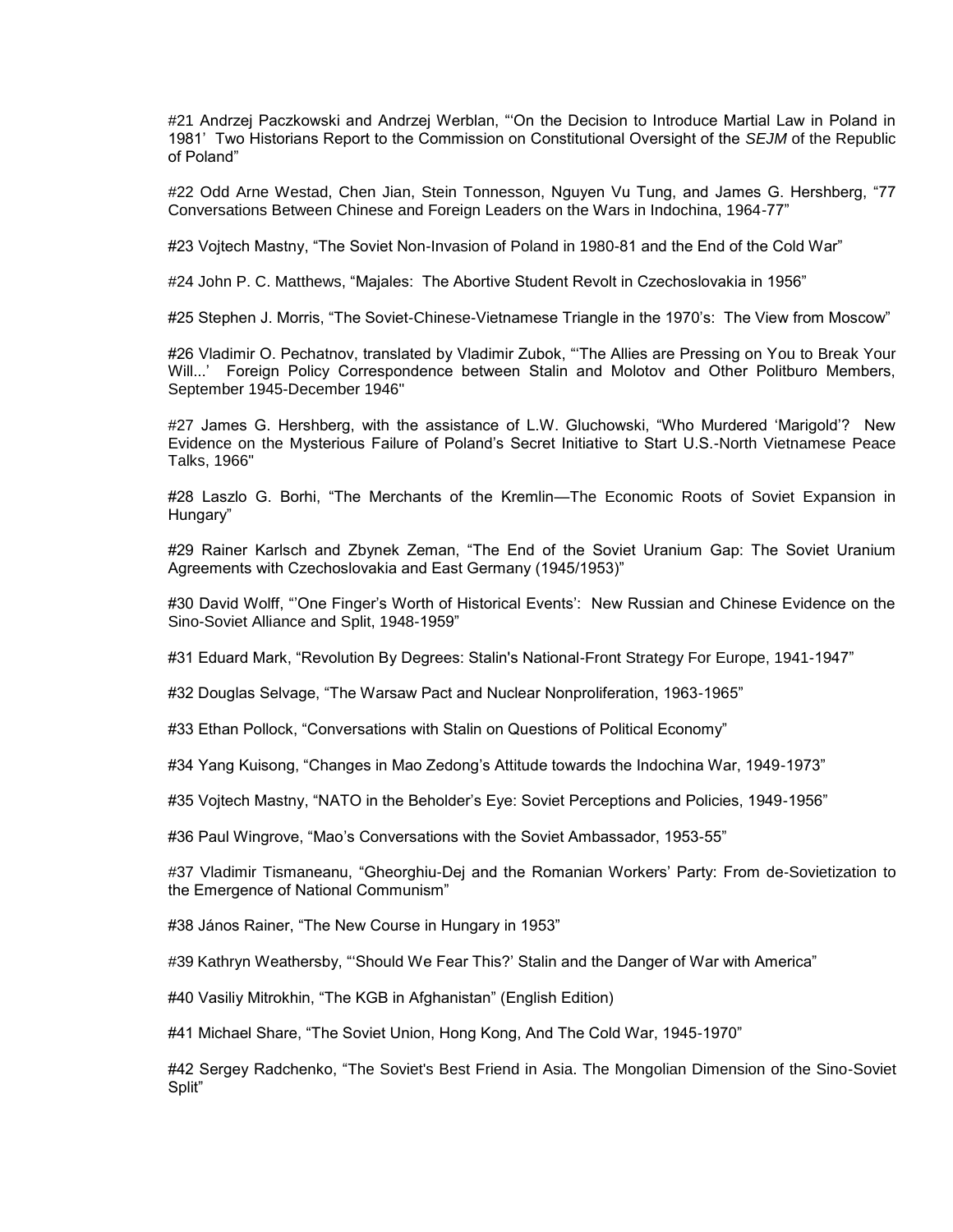#21 Andrzej Paczkowski and Andrzej Werblan, "'On the Decision to Introduce Martial Law in Poland in 1981' Two Historians Report to the Commission on Constitutional Oversight of the *SEJM* of the Republic of Poland"

#22 Odd Arne Westad, Chen Jian, Stein Tonnesson, Nguyen Vu Tung, and James G. Hershberg, "77 Conversations Between Chinese and Foreign Leaders on the Wars in Indochina, 1964-77"

#23 Vojtech Mastny, "The Soviet Non-Invasion of Poland in 1980-81 and the End of the Cold War"

#24 John P. C. Matthews, "Majales: The Abortive Student Revolt in Czechoslovakia in 1956"

#25 Stephen J. Morris, "The Soviet-Chinese-Vietnamese Triangle in the 1970's: The View from Moscow"

#26 Vladimir O. Pechatnov, translated by Vladimir Zubok, "'The Allies are Pressing on You to Break Your Will...' Foreign Policy Correspondence between Stalin and Molotov and Other Politburo Members, September 1945-December 1946"

#27 James G. Hershberg, with the assistance of L.W. Gluchowski, "Who Murdered 'Marigold'? New Evidence on the Mysterious Failure of Poland's Secret Initiative to Start U.S.-North Vietnamese Peace Talks, 1966"

#28 Laszlo G. Borhi, "The Merchants of the Kremlin—The Economic Roots of Soviet Expansion in Hungary"

#29 Rainer Karlsch and Zbynek Zeman, "The End of the Soviet Uranium Gap: The Soviet Uranium Agreements with Czechoslovakia and East Germany (1945/1953)"

#30 David Wolff, "'One Finger's Worth of Historical Events': New Russian and Chinese Evidence on the Sino-Soviet Alliance and Split, 1948-1959"

#31 Eduard Mark, "Revolution By Degrees: Stalin's National-Front Strategy For Europe, 1941-1947"

#32 Douglas Selvage, "The Warsaw Pact and Nuclear Nonproliferation, 1963-1965"

#33 Ethan Pollock, "Conversations with Stalin on Questions of Political Economy"

#34 Yang Kuisong, "Changes in Mao Zedong's Attitude towards the Indochina War, 1949-1973"

#35 Vojtech Mastny, "NATO in the Beholder's Eye: Soviet Perceptions and Policies, 1949-1956"

#36 Paul Wingrove, "Mao's Conversations with the Soviet Ambassador, 1953-55"

#37 Vladimir Tismaneanu, "Gheorghiu-Dej and the Romanian Workers' Party: From de-Sovietization to the Emergence of National Communism"

#38 János Rainer, "The New Course in Hungary in 1953"

#39 Kathryn Weathersby, "'Should We Fear This?' Stalin and the Danger of War with America"

#40 Vasiliy Mitrokhin, "The KGB in Afghanistan" (English Edition)

#41 Michael Share, "The Soviet Union, Hong Kong, And The Cold War, 1945-1970"

#42 Sergey Radchenko, "The Soviet's Best Friend in Asia. The Mongolian Dimension of the Sino-Soviet Split"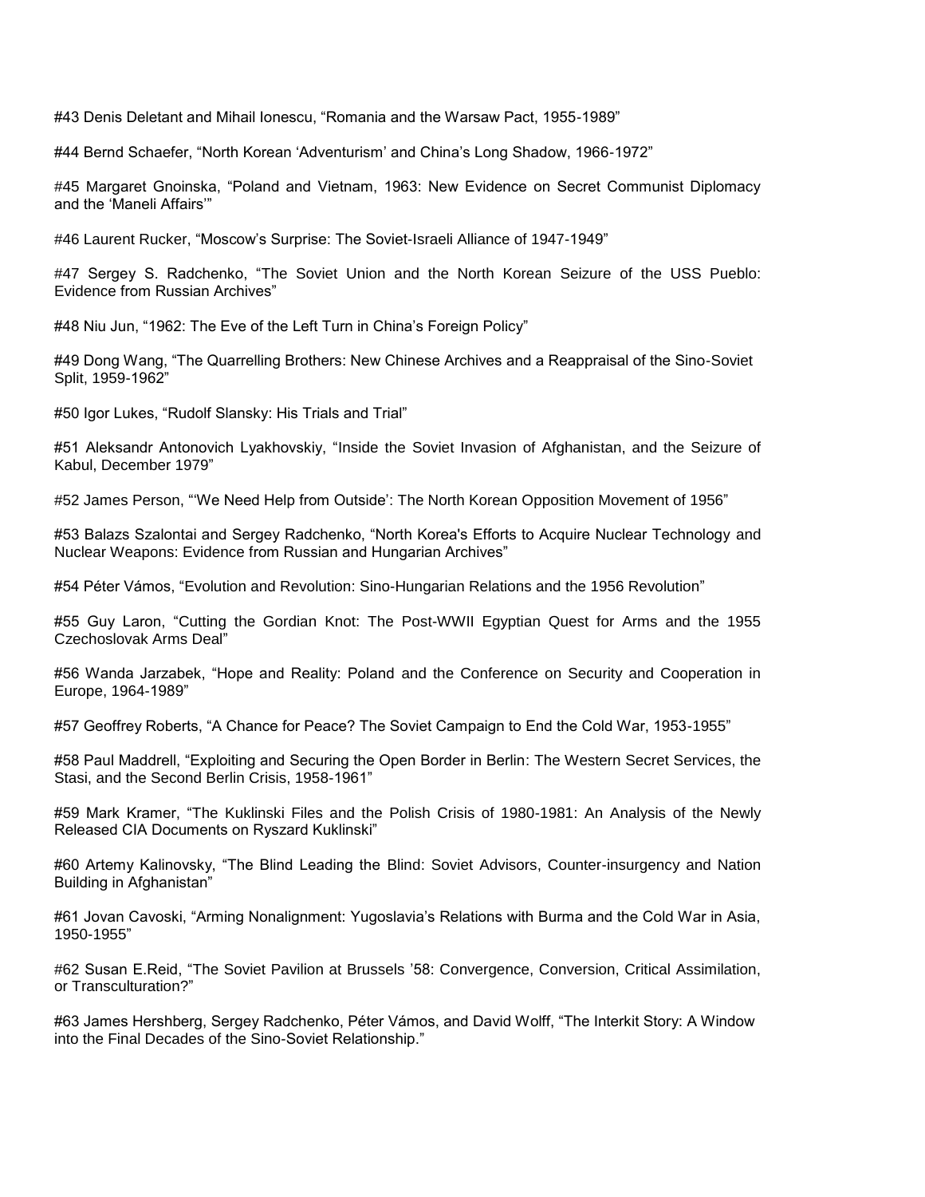#43 Denis Deletant and Mihail Ionescu, "Romania and the Warsaw Pact, 1955-1989"

#44 Bernd Schaefer, "North Korean 'Adventurism' and China's Long Shadow, 1966-1972"

#45 Margaret Gnoinska, "Poland and Vietnam, 1963: New Evidence on Secret Communist Diplomacy and the 'Maneli Affairs'"

#46 Laurent Rucker, "Moscow's Surprise: The Soviet-Israeli Alliance of 1947-1949"

#47 Sergey S. Radchenko, "The Soviet Union and the North Korean Seizure of the USS Pueblo: Evidence from Russian Archives"

#48 Niu Jun, "1962: The Eve of the Left Turn in China's Foreign Policy"

#49 Dong Wang, "The Quarrelling Brothers: New Chinese Archives and a Reappraisal of the Sino-Soviet Split, 1959-1962"

#50 Igor Lukes, "Rudolf Slansky: His Trials and Trial"

#51 Aleksandr Antonovich Lyakhovskiy, "Inside the Soviet Invasion of Afghanistan, and the Seizure of Kabul, December 1979"

#52 James Person, "'We Need Help from Outside': The North Korean Opposition Movement of 1956"

#53 Balazs Szalontai and Sergey Radchenko, "North Korea's Efforts to Acquire Nuclear Technology and Nuclear Weapons: Evidence from Russian and Hungarian Archives"

#54 Péter Vámos, "Evolution and Revolution: Sino-Hungarian Relations and the 1956 Revolution"

#55 Guy Laron, "Cutting the Gordian Knot: The Post-WWII Egyptian Quest for Arms and the 1955 Czechoslovak Arms Deal"

#56 Wanda Jarzabek, "Hope and Reality: Poland and the Conference on Security and Cooperation in Europe, 1964-1989"

#57 Geoffrey Roberts, "A Chance for Peace? The Soviet Campaign to End the Cold War, 1953-1955"

#58 Paul Maddrell, "Exploiting and Securing the Open Border in Berlin: The Western Secret Services, the Stasi, and the Second Berlin Crisis, 1958-1961"

#59 Mark Kramer, "The Kuklinski Files and the Polish Crisis of 1980-1981: An Analysis of the Newly Released CIA Documents on Ryszard Kuklinski"

#60 Artemy Kalinovsky, "The Blind Leading the Blind: Soviet Advisors, Counter-insurgency and Nation Building in Afghanistan"

#61 Jovan Cavoski, "Arming Nonalignment: Yugoslavia's Relations with Burma and the Cold War in Asia, 1950-1955"

#62 Susan E.Reid, "The Soviet Pavilion at Brussels '58: Convergence, Conversion, Critical Assimilation, or Transculturation?"

#63 James Hershberg, Sergey Radchenko, Péter Vámos, and David Wolff, "The Interkit Story: A Window into the Final Decades of the Sino-Soviet Relationship."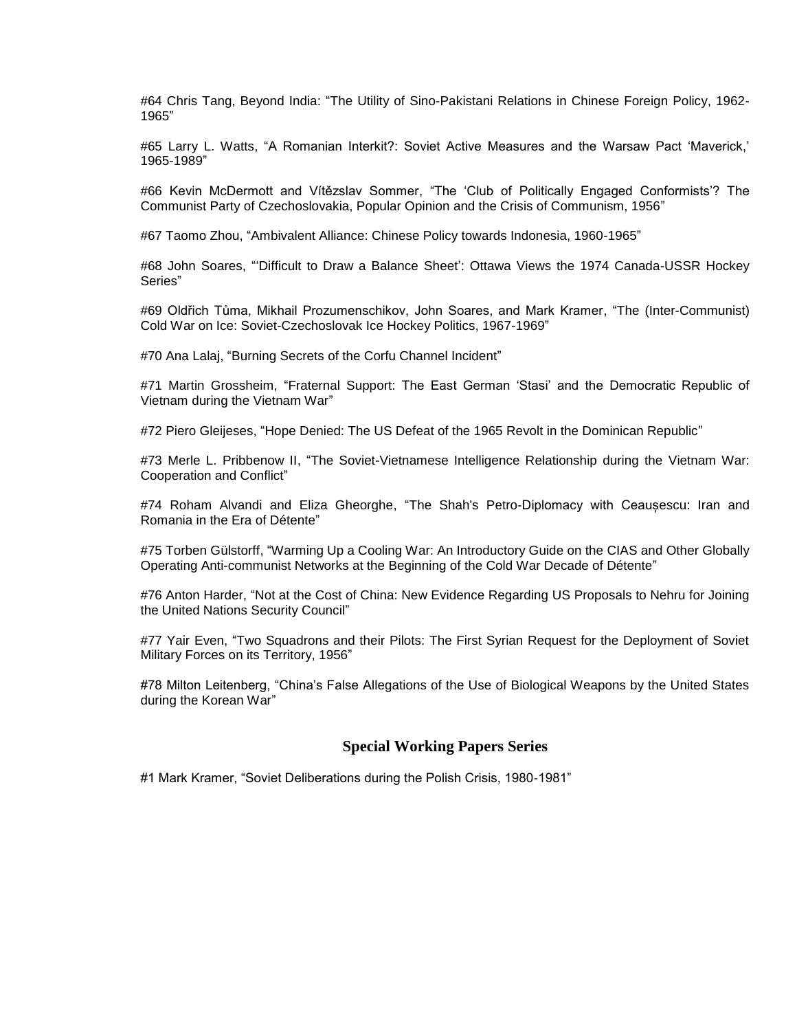#64 Chris Tang, Beyond India: "The Utility of Sino-Pakistani Relations in Chinese Foreign Policy, 1962-1965"

#65 Larry L. Watts, "A Romanian Interkit?: Soviet Active Measures and the Warsaw Pact 'Maverick,' 1965-1989"

#66 Kevin McDermott and Vítězslav Sommer, "The 'Club of Politically Engaged Conformists'? The Communist Party of Czechoslovakia, Popular Opinion and the Crisis of Communism, 1956"

#67 Taomo Zhou, "Ambivalent Alliance: Chinese Policy towards Indonesia, 1960-1965"

#68 John Soares, "'Difficult to Draw a Balance Sheet': Ottawa Views the 1974 Canada-USSR Hockey Series"

#69 Oldřich Tůma, Mikhail Prozumenschikov, John Soares, and Mark Kramer, "The (Inter-Communist) Cold War on Ice: Soviet-Czechoslovak Ice Hockey Politics, 1967-1969"

#70 Ana Lalaj, "Burning Secrets of the Corfu Channel Incident"

#71 Martin Grossheim, "Fraternal Support: The East German 'Stasi' and the Democratic Republic of Vietnam during the Vietnam War"

#72 Piero Gleijeses, "Hope Denied: The US Defeat of the 1965 Revolt in the Dominican Republic"

#73 Merle L. Pribbenow II, "The Soviet-Vietnamese Intelligence Relationship during the Vietnam War: Cooperation and Conflict"

#74 Roham Alvandi and Eliza Gheorghe, "The Shah's Petro-Diplomacy with Ceaușescu: Iran and Romania in the Era of Détente"

#75 Torben Gülstorff, "Warming Up a Cooling War: An Introductory Guide on the CIAS and Other Globally Operating Anti-communist Networks at the Beginning of the Cold War Decade of Détente"

#76 Anton Harder, "Not at the Cost of China: New Evidence Regarding US Proposals to Nehru for Joining the United Nations Security Council"

#77 Yair Even, "Two Squadrons and their Pilots: The First Syrian Request for the Deployment of Soviet Military Forces on its Territory, 1956"

#78 Milton Leitenberg, "China's False Allegations of the Use of Biological Weapons by the United States during the Korean War"

## Special Working Papers Series

#1 Mark Kramer, "Soviet Deliberations during the Polish Crisis, 1980-1981"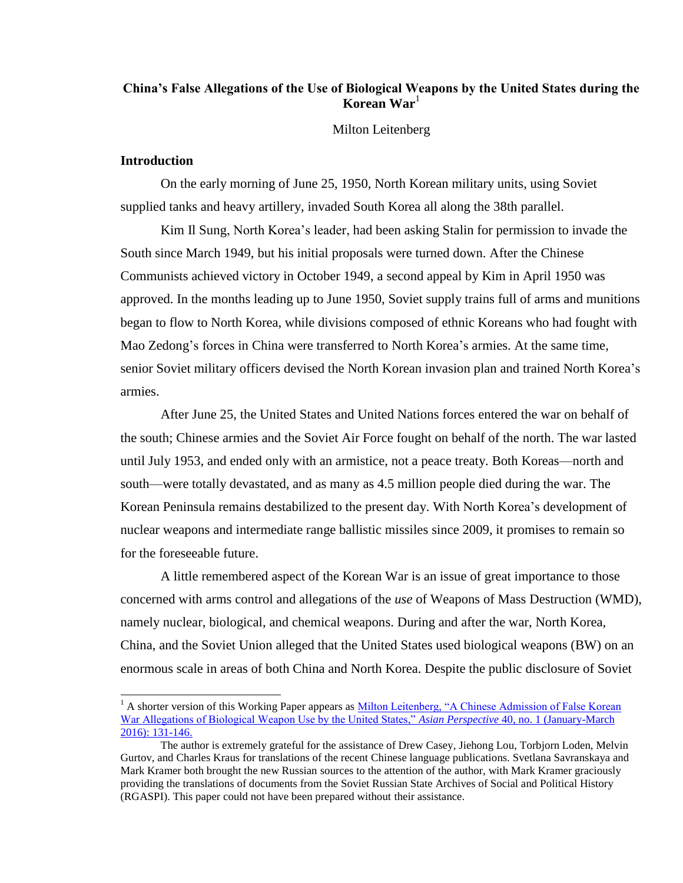# China's False Allegations of the Use of Biological Weapons by the United States during the Korean War[1]

Milton Leitenberg

## Introduction

On the early morning of June 25, 1950, North Korean military units, using Soviet supplied tanks and heavy artillery, invaded South Korea all along the 38th parallel.

Kim Il Sung, North Korea's leader, had been asking Stalin for permission to invade the South since March 1949, but his initial proposals were turned down. After the Chinese Communists achieved victory in October 1949, a second appeal by Kim in April 1950 was approved. In the months leading up to June 1950, Soviet supply trains full of arms and munitions began to flow to North Korea, while divisions composed of ethnic Koreans who had fought with Mao Zedong's forces in China were transferred to North Korea's armies. At the same time, senior Soviet military officers devised the North Korean invasion plan and trained North Korea's armies.

After June 25, the United States and United Nations forces entered the war on behalf of the south; Chinese armies and the Soviet Air Force fought on behalf of the north. The war lasted until July 1953, and ended only with an armistice, not a peace treaty. Both Koreas—north and south—were totally devastated, and as many as 4.5 million people died during the war. The Korean Peninsula remains destabilized to the present day. With North Korea's development of nuclear weapons and intermediate range ballistic missiles since 2009, it promises to remain so for the foreseeable future.

A little remembered aspect of the Korean War is an issue of great importance to those concerned with arms control and allegations of the *use* of Weapons of Mass Destruction (WMD), namely nuclear, biological, and chemical weapons. During and after the war, North Korea, China, and the Soviet Union alleged that the United States used biological weapons (BW) on an enormous scale in areas of both China and North Korea. Despite the public disclosure of Soviet

---

[1] A shorter version of this Working Paper appears as Milton Leitenberg, "A Chinese Admission of False Korean War Allegations of Biological Weapon Use by the United States," *Asian Perspective* 40, no. 1 (January-March 2016): 131-146.

The author is extremely grateful for the assistance of Drew Casey, Jiehong Lou, Torbjorn Loden, Melvin Gurtov, and Charles Kraus for translations of the recent Chinese language publications. Svetlana Savranskaya and Mark Kramer both brought the new Russian sources to the attention of the author, with Mark Kramer graciously providing the translations of documents from the Soviet Russian State Archives of Social and Political History (RGASPI). This paper could not have been prepared without their assistance.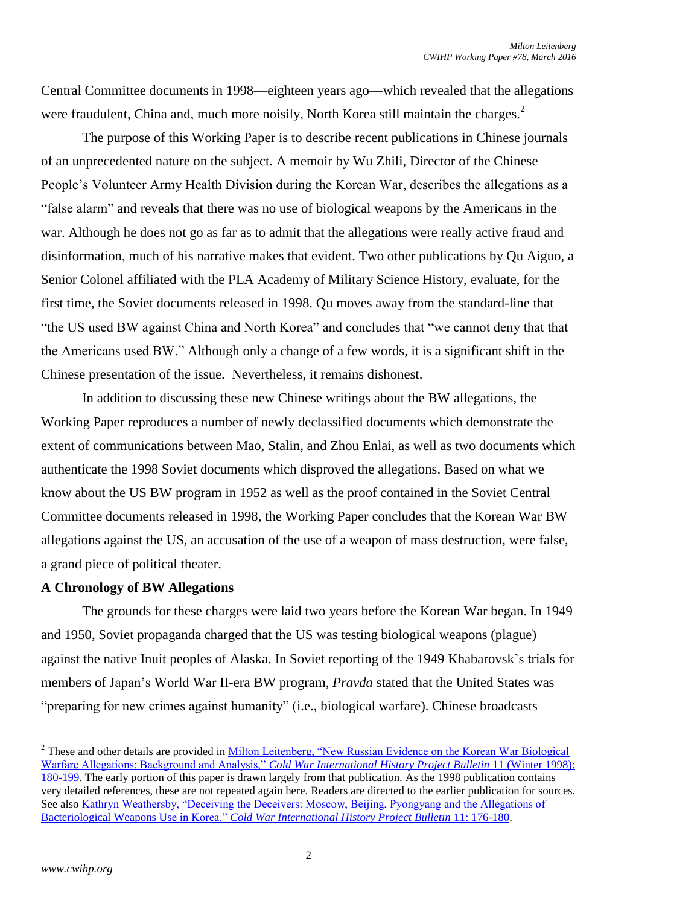Central Committee documents in 1998—eighteen years ago—which revealed that the allegations were fraudulent, China and, much more noisily, North Korea still maintain the charges.[2]

The purpose of this Working Paper is to describe recent publications in Chinese journals of an unprecedented nature on the subject. A memoir by Wu Zhili, Director of the Chinese People's Volunteer Army Health Division during the Korean War, describes the allegations as a "false alarm" and reveals that there was no use of biological weapons by the Americans in the war. Although he does not go as far as to admit that the allegations were really active fraud and disinformation, much of his narrative makes that evident. Two other publications by Qu Aiguo, a Senior Colonel affiliated with the PLA Academy of Military Science History, evaluate, for the first time, the Soviet documents released in 1998. Qu moves away from the standard-line that "the US used BW against China and North Korea" and concludes that "we cannot deny that that the Americans used BW." Although only a change of a few words, it is a significant shift in the Chinese presentation of the issue. Nevertheless, it remains dishonest.

In addition to discussing these new Chinese writings about the BW allegations, the Working Paper reproduces a number of newly declassified documents which demonstrate the extent of communications between Mao, Stalin, and Zhou Enlai, as well as two documents which authenticate the 1998 Soviet documents which disproved the allegations. Based on what we know about the US BW program in 1952 as well as the proof contained in the Soviet Central Committee documents released in 1998, the Working Paper concludes that the Korean War BW allegations against the US, an accusation of the use of a weapon of mass destruction, were false, a grand piece of political theater.

**A Chronology of BW Allegations**

The grounds for these charges were laid two years before the Korean War began. In 1949 and 1950, Soviet propaganda charged that the US was testing biological weapons (plague) against the native Inuit peoples of Alaska. In Soviet reporting of the 1949 Khabarovsk's trials for members of Japan's World War II-era BW program, *Pravda* stated that the United States was "preparing for new crimes against humanity" (i.e., biological warfare). Chinese broadcasts

---

[2] These and other details are provided in Milton Leitenberg, "New Russian Evidence on the Korean War Biological Warfare Allegations: Background and Analysis," *Cold War International History Project Bulletin* 11 (Winter 1998): 180-199. The early portion of this paper is drawn largely from that publication. As the 1998 publication contains very detailed references, these are not repeated again here. Readers are directed to the earlier publication for sources. See also Kathryn Weathersby, "Deceiving the Deceivers: Moscow, Beijing, Pyongyang and the Allegations of Bacteriological Weapons Use in Korea," *Cold War International History Project Bulletin* 11: 176-180.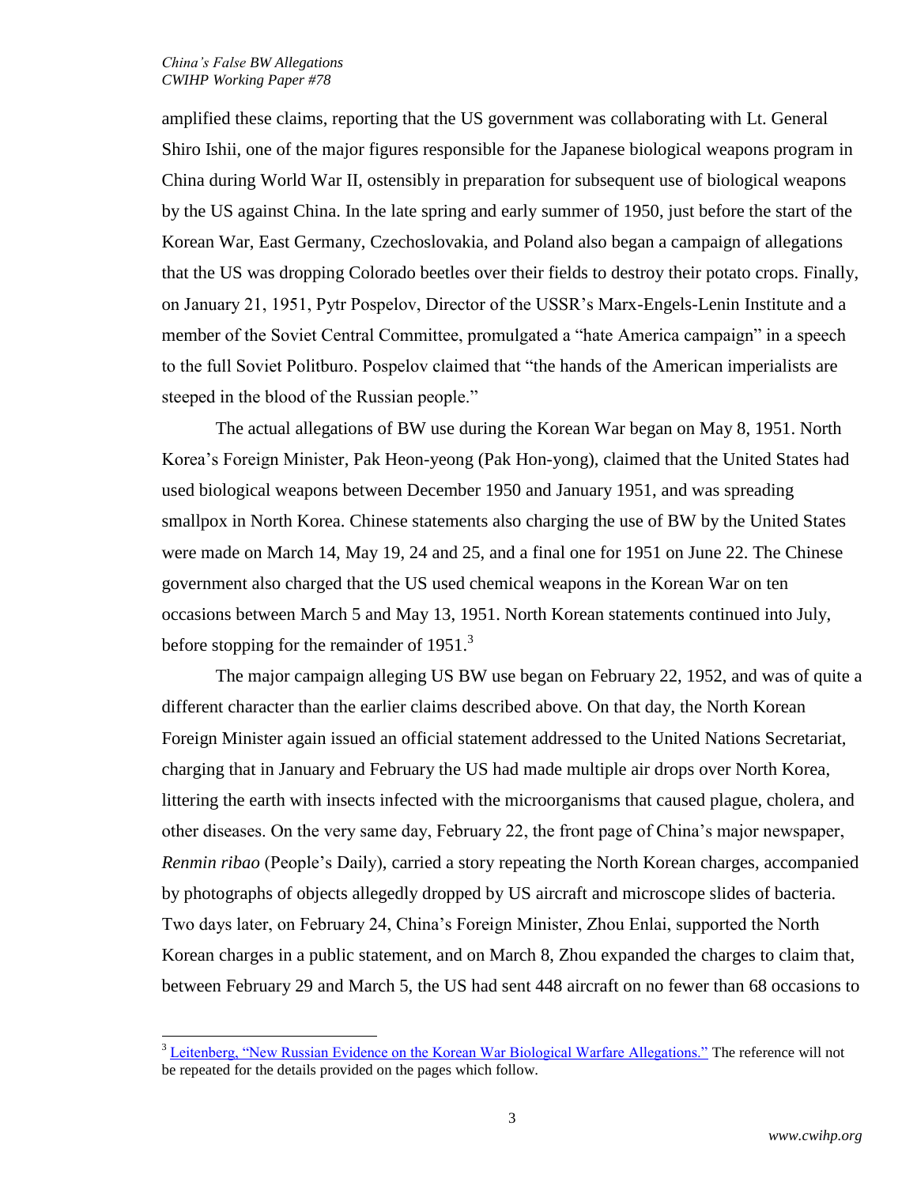amplified these claims, reporting that the US government was collaborating with Lt. General Shiro Ishii, one of the major figures responsible for the Japanese biological weapons program in China during World War II, ostensibly in preparation for subsequent use of biological weapons by the US against China. In the late spring and early summer of 1950, just before the start of the Korean War, East Germany, Czechoslovakia, and Poland also began a campaign of allegations that the US was dropping Colorado beetles over their fields to destroy their potato crops. Finally, on January 21, 1951, Pytr Pospelov, Director of the USSR's Marx-Engels-Lenin Institute and a member of the Soviet Central Committee, promulgated a "hate America campaign" in a speech to the full Soviet Politburo. Pospelov claimed that "the hands of the American imperialists are steeped in the blood of the Russian people."

The actual allegations of BW use during the Korean War began on May 8, 1951. North Korea's Foreign Minister, Pak Heon-yeong (Pak Hon-yong), claimed that the United States had used biological weapons between December 1950 and January 1951, and was spreading smallpox in North Korea. Chinese statements also charging the use of BW by the United States were made on March 14, May 19, 24 and 25, and a final one for 1951 on June 22. The Chinese government also charged that the US used chemical weapons in the Korean War on ten occasions between March 5 and May 13, 1951. North Korean statements continued into July, before stopping for the remainder of 1951.[3]

The major campaign alleging US BW use began on February 22, 1952, and was of quite a different character than the earlier claims described above. On that day, the North Korean Foreign Minister again issued an official statement addressed to the United Nations Secretariat, charging that in January and February the US had made multiple air drops over North Korea, littering the earth with insects infected with the microorganisms that caused plague, cholera, and other diseases. On the very same day, February 22, the front page of China's major newspaper, *Renmin ribao* (People's Daily), carried a story repeating the North Korean charges, accompanied by photographs of objects allegedly dropped by US aircraft and microscope slides of bacteria. Two days later, on February 24, China's Foreign Minister, Zhou Enlai, supported the North Korean charges in a public statement, and on March 8, Zhou expanded the charges to claim that, between February 29 and March 5, the US had sent 448 aircraft on no fewer than 68 occasions to

[3] Leitenberg, "New Russian Evidence on the Korean War Biological Warfare Allegations." The reference will not be repeated for the details provided on the pages which follow.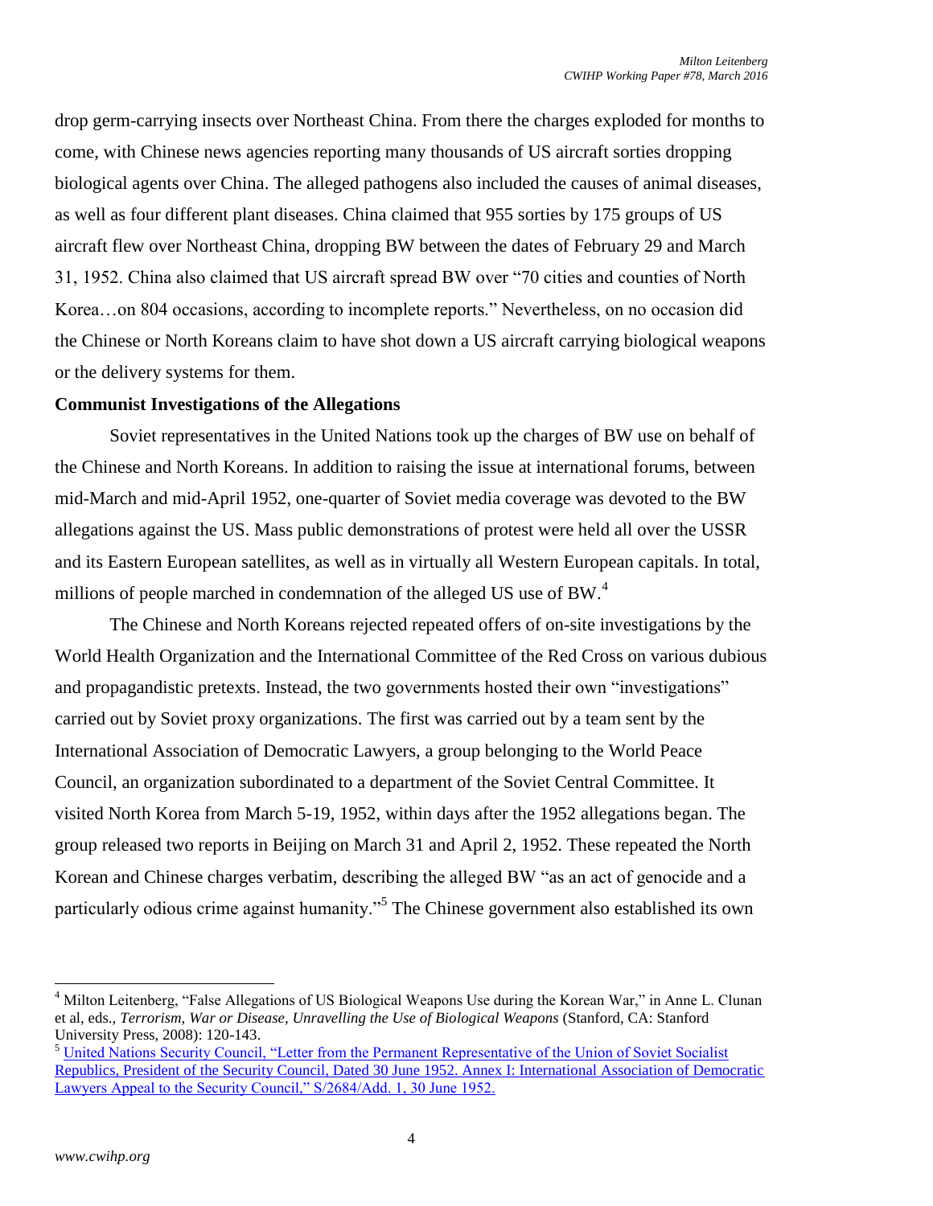drop germ-carrying insects over Northeast China. From there the charges exploded for months to come, with Chinese news agencies reporting many thousands of US aircraft sorties dropping biological agents over China. The alleged pathogens also included the causes of animal diseases, as well as four different plant diseases. China claimed that 955 sorties by 175 groups of US aircraft flew over Northeast China, dropping BW between the dates of February 29 and March 31, 1952. China also claimed that US aircraft spread BW over "70 cities and counties of North Korea…on 804 occasions, according to incomplete reports." Nevertheless, on no occasion did the Chinese or North Koreans claim to have shot down a US aircraft carrying biological weapons or the delivery systems for them.

**Communist Investigations of the Allegations**

Soviet representatives in the United Nations took up the charges of BW use on behalf of the Chinese and North Koreans. In addition to raising the issue at international forums, between mid-March and mid-April 1952, one-quarter of Soviet media coverage was devoted to the BW allegations against the US. Mass public demonstrations of protest were held all over the USSR and its Eastern European satellites, as well as in virtually all Western European capitals. In total, millions of people marched in condemnation of the alleged US use of BW.[4]

The Chinese and North Koreans rejected repeated offers of on-site investigations by the World Health Organization and the International Committee of the Red Cross on various dubious and propagandistic pretexts. Instead, the two governments hosted their own "investigations" carried out by Soviet proxy organizations. The first was carried out by a team sent by the International Association of Democratic Lawyers, a group belonging to the World Peace Council, an organization subordinated to a department of the Soviet Central Committee. It visited North Korea from March 5-19, 1952, within days after the 1952 allegations began. The group released two reports in Beijing on March 31 and April 2, 1952. These repeated the North Korean and Chinese charges verbatim, describing the alleged BW "as an act of genocide and a particularly odious crime against humanity."[5] The Chinese government also established its own

---

[4] Milton Leitenberg, "False Allegations of US Biological Weapons Use during the Korean War," in Anne L. Clunan et al, eds., *Terrorism, War or Disease, Unravelling the Use of Biological Weapons* (Stanford, CA: Stanford University Press, 2008): 120-143.

[5] United Nations Security Council, "Letter from the Permanent Representative of the Union of Soviet Socialist Republics, President of the Security Council, Dated 30 June 1952. Annex I: International Association of Democratic Lawyers Appeal to the Security Council," S/2684/Add. 1, 30 June 1952.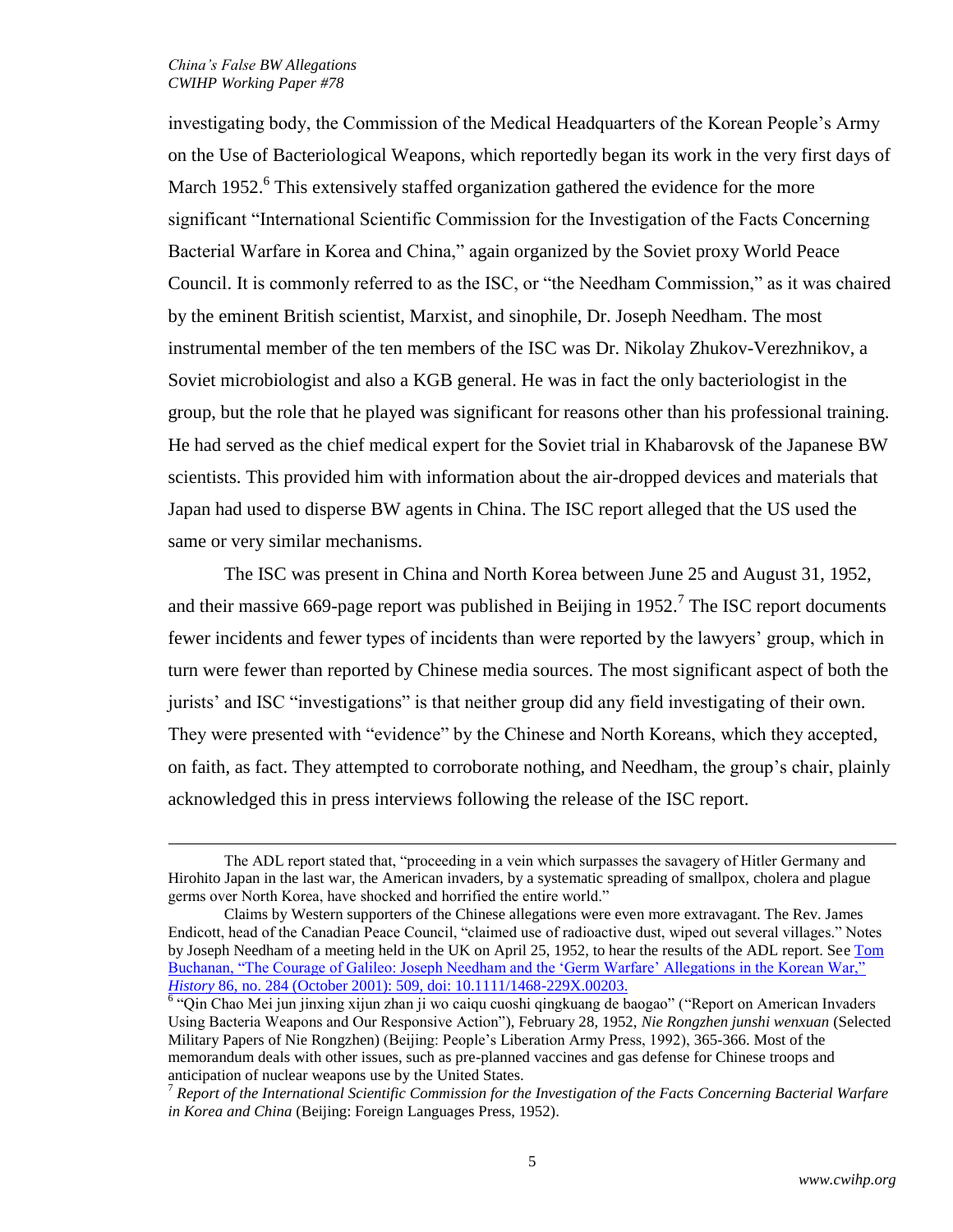investigating body, the Commission of the Medical Headquarters of the Korean People's Army on the Use of Bacteriological Weapons, which reportedly began its work in the very first days of March 1952.[6] This extensively staffed organization gathered the evidence for the more significant "International Scientific Commission for the Investigation of the Facts Concerning Bacterial Warfare in Korea and China," again organized by the Soviet proxy World Peace Council. It is commonly referred to as the ISC, or "the Needham Commission," as it was chaired by the eminent British scientist, Marxist, and sinophile, Dr. Joseph Needham. The most instrumental member of the ten members of the ISC was Dr. Nikolay Zhukov-Verezhnikov, a Soviet microbiologist and also a KGB general. He was in fact the only bacteriologist in the group, but the role that he played was significant for reasons other than his professional training. He had served as the chief medical expert for the Soviet trial in Khabarovsk of the Japanese BW scientists. This provided him with information about the air-dropped devices and materials that Japan had used to disperse BW agents in China. The ISC report alleged that the US used the same or very similar mechanisms.

The ISC was present in China and North Korea between June 25 and August 31, 1952, and their massive 669-page report was published in Beijing in 1952.[7] The ISC report documents fewer incidents and fewer types of incidents than were reported by the lawyers' group, which in turn were fewer than reported by Chinese media sources. The most significant aspect of both the jurists' and ISC "investigations" is that neither group did any field investigating of their own. They were presented with "evidence" by the Chinese and North Koreans, which they accepted, on faith, as fact. They attempted to corroborate nothing, and Needham, the group's chair, plainly acknowledged this in press interviews following the release of the ISC report.

---

The ADL report stated that, "proceeding in a vein which surpasses the savagery of Hitler Germany and Hirohito Japan in the last war, the American invaders, by a systematic spreading of smallpox, cholera and plague germs over North Korea, have shocked and horrified the entire world."

Claims by Western supporters of the Chinese allegations were even more extravagant. The Rev. James Endicott, head of the Canadian Peace Council, "claimed use of radioactive dust, wiped out several villages." Notes by Joseph Needham of a meeting held in the UK on April 25, 1952, to hear the results of the ADL report. See Tom Buchanan, "The Courage of Galileo: Joseph Needham and the 'Germ Warfare' Allegations in the Korean War," *History* 86, no. 284 (October 2001): 509, doi: 10.1111/1468-229X.00203.

[6] "Qin Chao Mei jun jinxing xijun zhan ji wo caiqu cuoshi qingkuang de baogao" ("Report on American Invaders Using Bacteria Weapons and Our Responsive Action"), February 28, 1952, *Nie Rongzhen junshi wenxuan* (Selected Military Papers of Nie Rongzhen) (Beijing: People's Liberation Army Press, 1992), 365-366. Most of the memorandum deals with other issues, such as pre-planned vaccines and gas defense for Chinese troops and anticipation of nuclear weapons use by the United States.

[7] *Report of the International Scientific Commission for the Investigation of the Facts Concerning Bacterial Warfare in Korea and China* (Beijing: Foreign Languages Press, 1952).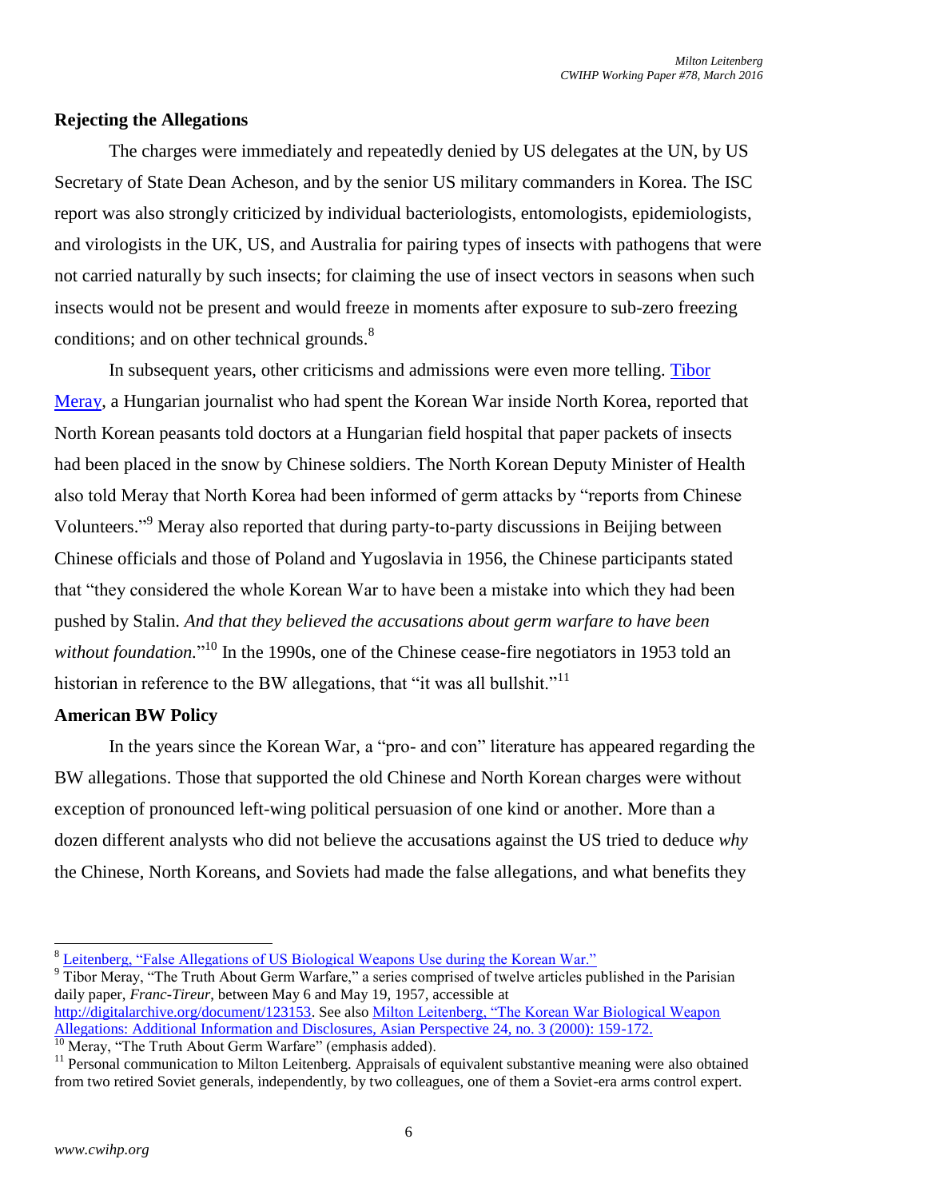## Rejecting the Allegations

The charges were immediately and repeatedly denied by US delegates at the UN, by US Secretary of State Dean Acheson, and by the senior US military commanders in Korea. The ISC report was also strongly criticized by individual bacteriologists, entomologists, epidemiologists, and virologists in the UK, US, and Australia for pairing types of insects with pathogens that were not carried naturally by such insects; for claiming the use of insect vectors in seasons when such insects would not be present and would freeze in moments after exposure to sub-zero freezing conditions; and on other technical grounds.[8]

In subsequent years, other criticisms and admissions were even more telling. Tibor Meray, a Hungarian journalist who had spent the Korean War inside North Korea, reported that North Korean peasants told doctors at a Hungarian field hospital that paper packets of insects had been placed in the snow by Chinese soldiers. The North Korean Deputy Minister of Health also told Meray that North Korea had been informed of germ attacks by "reports from Chinese Volunteers."[9] Meray also reported that during party-to-party discussions in Beijing between Chinese officials and those of Poland and Yugoslavia in 1956, the Chinese participants stated that "they considered the whole Korean War to have been a mistake into which they had been pushed by Stalin. *And that they believed the accusations about germ warfare to have been without foundation.*"[10] In the 1990s, one of the Chinese cease-fire negotiators in 1953 told an historian in reference to the BW allegations, that "it was all bullshit."[11]

## American BW Policy

In the years since the Korean War, a "pro- and con" literature has appeared regarding the BW allegations. Those that supported the old Chinese and North Korean charges were without exception of pronounced left-wing political persuasion of one kind or another. More than a dozen different analysts who did not believe the accusations against the US tried to deduce *why* the Chinese, North Koreans, and Soviets had made the false allegations, and what benefits they

---

[8] Leitenberg, "False Allegations of US Biological Weapons Use during the Korean War."

[9] Tibor Meray, "The Truth About Germ Warfare," a series comprised of twelve articles published in the Parisian daily paper, *Franc-Tireur*, between May 6 and May 19, 1957, accessible at http://digitalarchive.org/document/123153. See also Milton Leitenberg, "The Korean War Biological Weapon Allegations: Additional Information and Disclosures, Asian Perspective 24, no. 3 (2000): 159-172.

[10] Meray, "The Truth About Germ Warfare" (emphasis added).

[11] Personal communication to Milton Leitenberg. Appraisals of equivalent substantive meaning were also obtained from two retired Soviet generals, independently, by two colleagues, one of them a Soviet-era arms control expert.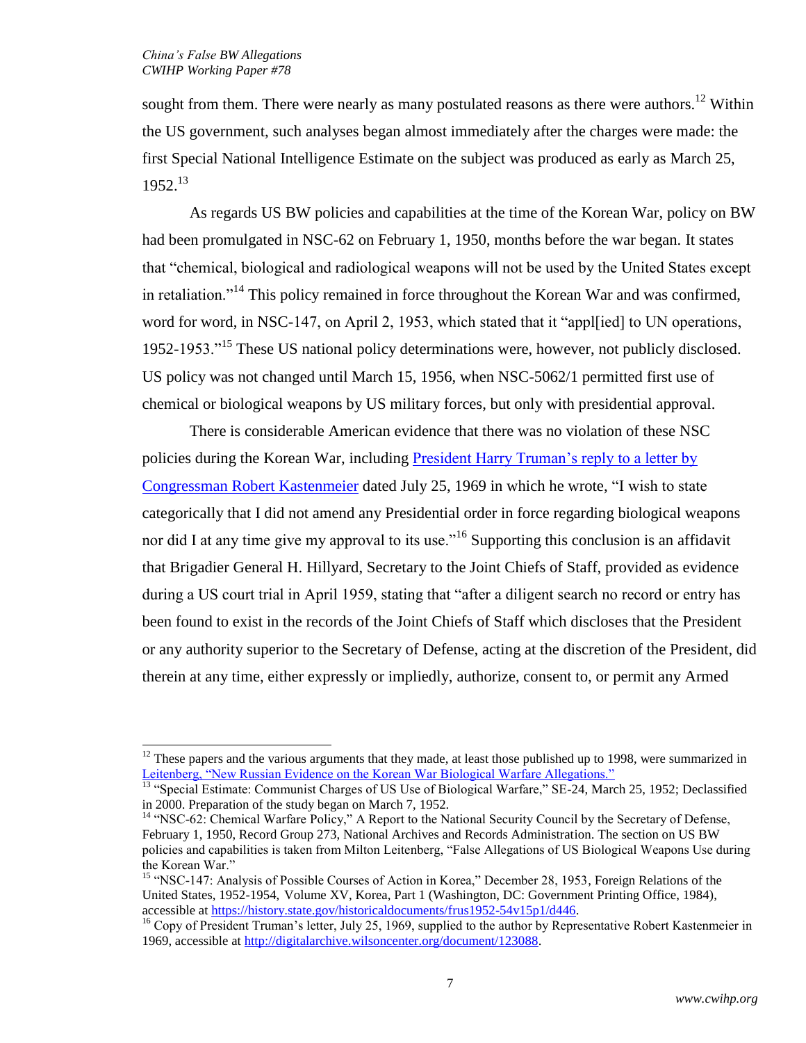sought from them. There were nearly as many postulated reasons as there were authors.[12] Within the US government, such analyses began almost immediately after the charges were made: the first Special National Intelligence Estimate on the subject was produced as early as March 25, 1952.[13]

As regards US BW policies and capabilities at the time of the Korean War, policy on BW had been promulgated in NSC-62 on February 1, 1950, months before the war began. It states that "chemical, biological and radiological weapons will not be used by the United States except in retaliation."[14] This policy remained in force throughout the Korean War and was confirmed, word for word, in NSC-147, on April 2, 1953, which stated that it "appl[ied] to UN operations, 1952-1953."[15] These US national policy determinations were, however, not publicly disclosed. US policy was not changed until March 15, 1956, when NSC-5062/1 permitted first use of chemical or biological weapons by US military forces, but only with presidential approval.

There is considerable American evidence that there was no violation of these NSC policies during the Korean War, including President Harry Truman's reply to a letter by Congressman Robert Kastenmeier dated July 25, 1969 in which he wrote, "I wish to state categorically that I did not amend any Presidential order in force regarding biological weapons nor did I at any time give my approval to its use."[16] Supporting this conclusion is an affidavit that Brigadier General H. Hillyard, Secretary to the Joint Chiefs of Staff, provided as evidence during a US court trial in April 1959, stating that "after a diligent search no record or entry has been found to exist in the records of the Joint Chiefs of Staff which discloses that the President or any authority superior to the Secretary of Defense, acting at the discretion of the President, did therein at any time, either expressly or impliedly, authorize, consent to, or permit any Armed

---

[12] These papers and the various arguments that they made, at least those published up to 1998, were summarized in Leitenberg, "New Russian Evidence on the Korean War Biological Warfare Allegations."

[13] "Special Estimate: Communist Charges of US Use of Biological Warfare," SE-24, March 25, 1952; Declassified in 2000. Preparation of the study began on March 7, 1952.

[14] "NSC-62: Chemical Warfare Policy," A Report to the National Security Council by the Secretary of Defense, February 1, 1950, Record Group 273, National Archives and Records Administration. The section on US BW policies and capabilities is taken from Milton Leitenberg, "False Allegations of US Biological Weapons Use during the Korean War."

[15] "NSC-147: Analysis of Possible Courses of Action in Korea," December 28, 1953, Foreign Relations of the United States, 1952-1954, Volume XV, Korea, Part 1 (Washington, DC: Government Printing Office, 1984), accessible at https://history.state.gov/historicaldocuments/frus1952-54v15p1/d446.

[16] Copy of President Truman's letter, July 25, 1969, supplied to the author by Representative Robert Kastenmeier in 1969, accessible at http://digitalarchive.wilsoncenter.org/document/123088.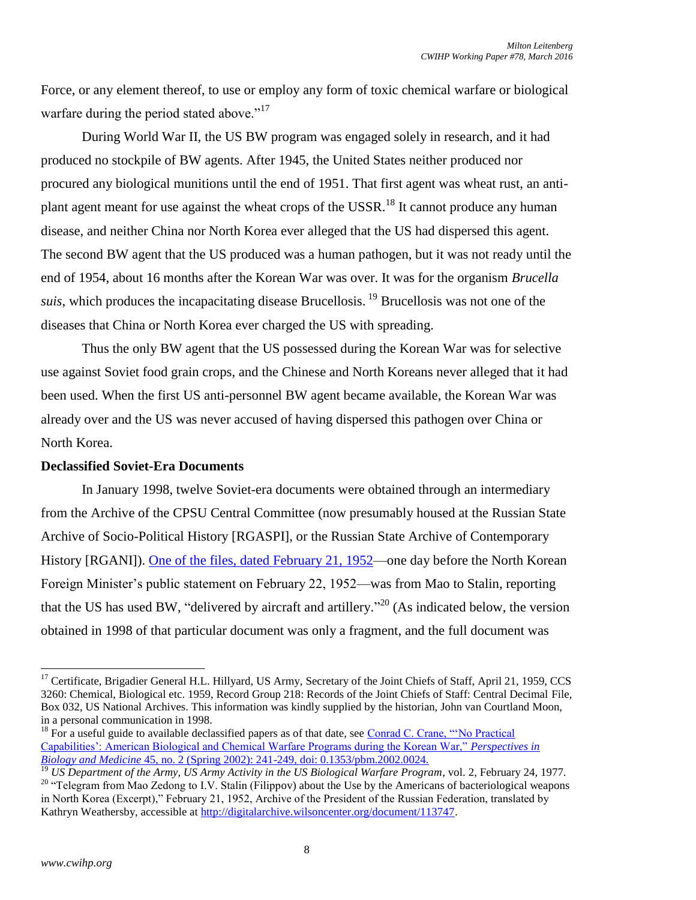Force, or any element thereof, to use or employ any form of toxic chemical warfare or biological warfare during the period stated above."[17]

During World War II, the US BW program was engaged solely in research, and it had produced no stockpile of BW agents. After 1945, the United States neither produced nor procured any biological munitions until the end of 1951. That first agent was wheat rust, an anti-plant agent meant for use against the wheat crops of the USSR.[18] It cannot produce any human disease, and neither China nor North Korea ever alleged that the US had dispersed this agent. The second BW agent that the US produced was a human pathogen, but it was not ready until the end of 1954, about 16 months after the Korean War was over. It was for the organism *Brucella suis*, which produces the incapacitating disease Brucellosis.[19] Brucellosis was not one of the diseases that China or North Korea ever charged the US with spreading.

Thus the only BW agent that the US possessed during the Korean War was for selective use against Soviet food grain crops, and the Chinese and North Koreans never alleged that it had been used. When the first US anti-personnel BW agent became available, the Korean War was already over and the US was never accused of having dispersed this pathogen over China or North Korea.

**Declassified Soviet-Era Documents**

In January 1998, twelve Soviet-era documents were obtained through an intermediary from the Archive of the CPSU Central Committee (now presumably housed at the Russian State Archive of Socio-Political History [RGASPI], or the Russian State Archive of Contemporary History [RGANI]). One of the files, dated February 21, 1952—one day before the North Korean Foreign Minister's public statement on February 22, 1952—was from Mao to Stalin, reporting that the US has used BW, "delivered by aircraft and artillery."[20] (As indicated below, the version obtained in 1998 of that particular document was only a fragment, and the full document was

---

[17] Certificate, Brigadier General H.L. Hillyard, US Army, Secretary of the Joint Chiefs of Staff, April 21, 1959, CCS 3260: Chemical, Biological etc. 1959, Record Group 218: Records of the Joint Chiefs of Staff: Central Decimal File, Box 032, US National Archives. This information was kindly supplied by the historian, John van Courtland Moon, in a personal communication in 1998.

[18] For a useful guide to available declassified papers as of that date, see Conrad C. Crane, "'No Practical Capabilities': American Biological and Chemical Warfare Programs during the Korean War," *Perspectives in Biology and Medicine* 45, no. 2 (Spring 2002): 241-249, doi: 0.1353/pbm.2002.0024.

[19] *US Department of the Army, US Army Activity in the US Biological Warfare Program*, vol. 2, February 24, 1977.

[20] "Telegram from Mao Zedong to I.V. Stalin (Filippov) about the Use by the Americans of bacteriological weapons in North Korea (Excerpt)," February 21, 1952, Archive of the President of the Russian Federation, translated by Kathryn Weathersby, accessible at http://digitalarchive.wilsoncenter.org/document/113747.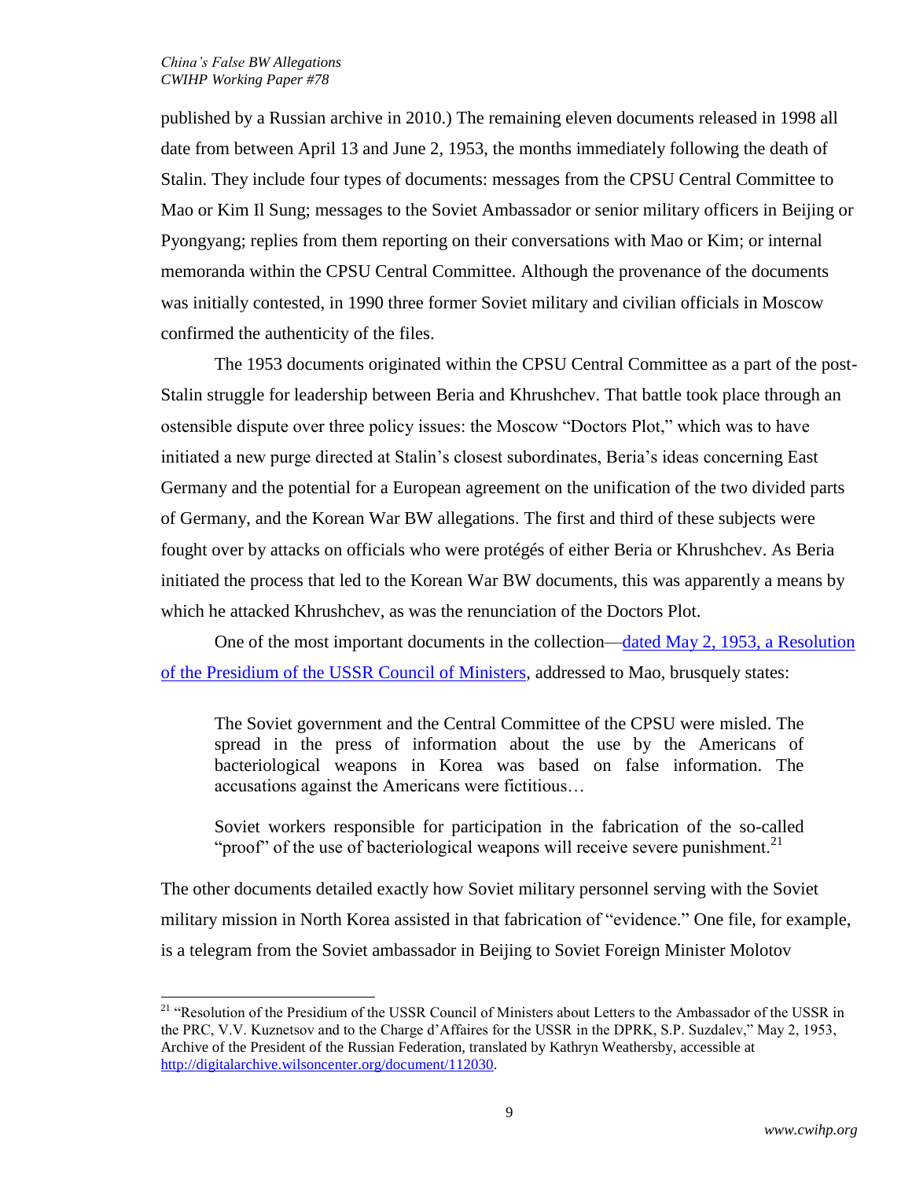published by a Russian archive in 2010.) The remaining eleven documents released in 1998 all date from between April 13 and June 2, 1953, the months immediately following the death of Stalin. They include four types of documents: messages from the CPSU Central Committee to Mao or Kim Il Sung; messages to the Soviet Ambassador or senior military officers in Beijing or Pyongyang; replies from them reporting on their conversations with Mao or Kim; or internal memoranda within the CPSU Central Committee. Although the provenance of the documents was initially contested, in 1990 three former Soviet military and civilian officials in Moscow confirmed the authenticity of the files.

The 1953 documents originated within the CPSU Central Committee as a part of the post-Stalin struggle for leadership between Beria and Khrushchev. That battle took place through an ostensible dispute over three policy issues: the Moscow "Doctors Plot," which was to have initiated a new purge directed at Stalin's closest subordinates, Beria's ideas concerning East Germany and the potential for a European agreement on the unification of the two divided parts of Germany, and the Korean War BW allegations. The first and third of these subjects were fought over by attacks on officials who were protégés of either Beria or Khrushchev. As Beria initiated the process that led to the Korean War BW documents, this was apparently a means by which he attacked Khrushchev, as was the renunciation of the Doctors Plot.

One of the most important documents in the collection—dated May 2, 1953, a Resolution of the Presidium of the USSR Council of Ministers, addressed to Mao, brusquely states:

> The Soviet government and the Central Committee of the CPSU were misled. The spread in the press of information about the use by the Americans of bacteriological weapons in Korea was based on false information. The accusations against the Americans were fictitious…
>
> Soviet workers responsible for participation in the fabrication of the so-called "proof" of the use of bacteriological weapons will receive severe punishment.[21]

The other documents detailed exactly how Soviet military personnel serving with the Soviet military mission in North Korea assisted in that fabrication of "evidence." One file, for example, is a telegram from the Soviet ambassador in Beijing to Soviet Foreign Minister Molotov

[21] "Resolution of the Presidium of the USSR Council of Ministers about Letters to the Ambassador of the USSR in the PRC, V.V. Kuznetsov and to the Charge d'Affaires for the USSR in the DPRK, S.P. Suzdalev," May 2, 1953, Archive of the President of the Russian Federation, translated by Kathryn Weathersby, accessible at http://digitalarchive.wilsoncenter.org/document/112030.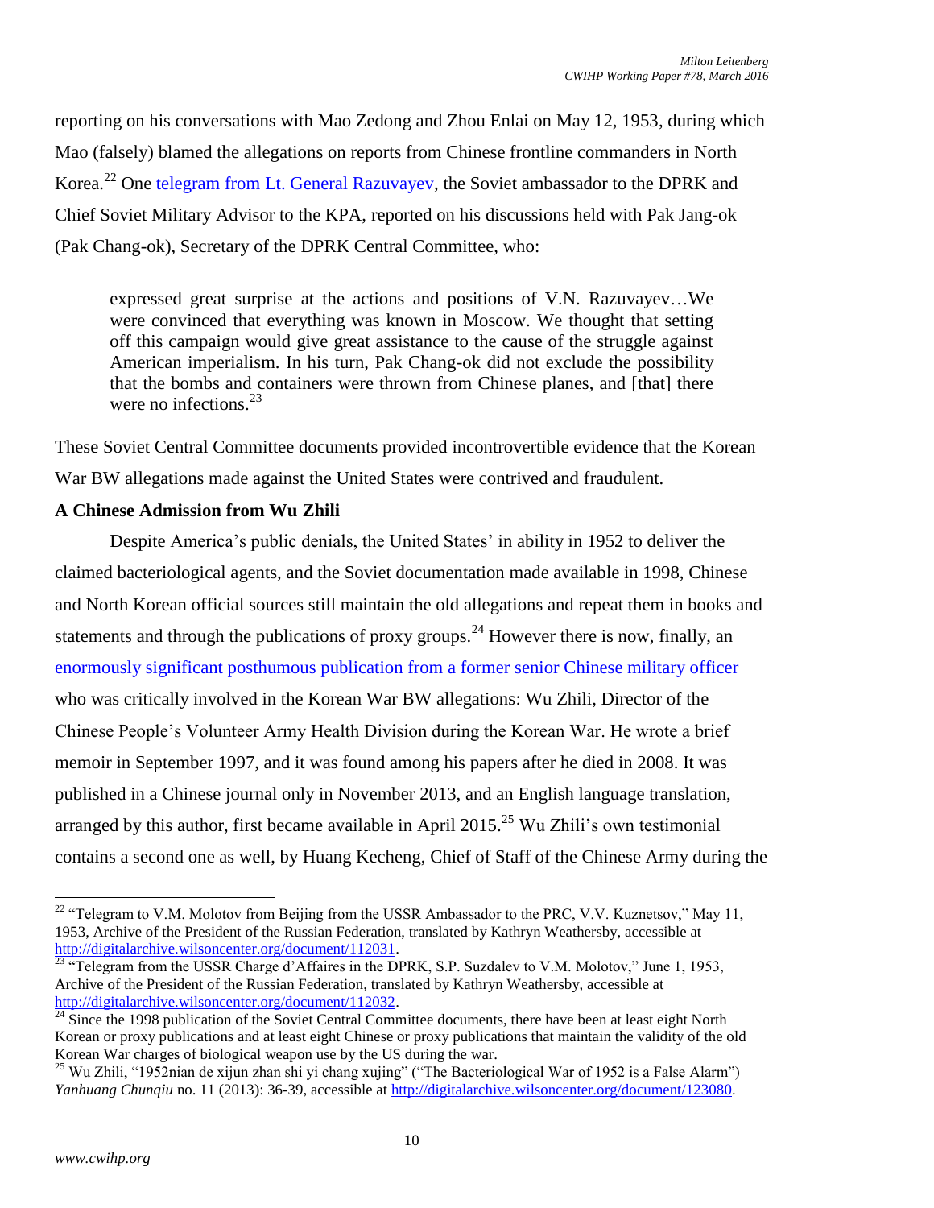reporting on his conversations with Mao Zedong and Zhou Enlai on May 12, 1953, during which Mao (falsely) blamed the allegations on reports from Chinese frontline commanders in North Korea.[22] One telegram from Lt. General Razuvayev, the Soviet ambassador to the DPRK and Chief Soviet Military Advisor to the KPA, reported on his discussions held with Pak Jang-ok (Pak Chang-ok), Secretary of the DPRK Central Committee, who:

> expressed great surprise at the actions and positions of V.N. Razuvayev…We were convinced that everything was known in Moscow. We thought that setting off this campaign would give great assistance to the cause of the struggle against American imperialism. In his turn, Pak Chang-ok did not exclude the possibility that the bombs and containers were thrown from Chinese planes, and [that] there were no infections.[23]

These Soviet Central Committee documents provided incontrovertible evidence that the Korean War BW allegations made against the United States were contrived and fraudulent.

**A Chinese Admission from Wu Zhili**

Despite America's public denials, the United States' in ability in 1952 to deliver the claimed bacteriological agents, and the Soviet documentation made available in 1998, Chinese and North Korean official sources still maintain the old allegations and repeat them in books and statements and through the publications of proxy groups.[24] However there is now, finally, an enormously significant posthumous publication from a former senior Chinese military officer who was critically involved in the Korean War BW allegations: Wu Zhili, Director of the Chinese People's Volunteer Army Health Division during the Korean War. He wrote a brief memoir in September 1997, and it was found among his papers after he died in 2008. It was published in a Chinese journal only in November 2013, and an English language translation, arranged by this author, first became available in April 2015.[25] Wu Zhili's own testimonial contains a second one as well, by Huang Kecheng, Chief of Staff of the Chinese Army during the

---

[22] "Telegram to V.M. Molotov from Beijing from the USSR Ambassador to the PRC, V.V. Kuznetsov," May 11, 1953, Archive of the President of the Russian Federation, translated by Kathryn Weathersby, accessible at http://digitalarchive.wilsoncenter.org/document/112031.

[23] "Telegram from the USSR Charge d'Affaires in the DPRK, S.P. Suzdalev to V.M. Molotov," June 1, 1953, Archive of the President of the Russian Federation, translated by Kathryn Weathersby, accessible at http://digitalarchive.wilsoncenter.org/document/112032.

[24] Since the 1998 publication of the Soviet Central Committee documents, there have been at least eight North Korean or proxy publications and at least eight Chinese or proxy publications that maintain the validity of the old Korean War charges of biological weapon use by the US during the war.

[25] Wu Zhili, "1952nian de xijun zhan shi yi chang xujing" ("The Bacteriological War of 1952 is a False Alarm") *Yanhuang Chunqiu* no. 11 (2013): 36-39, accessible at http://digitalarchive.wilsoncenter.org/document/123080.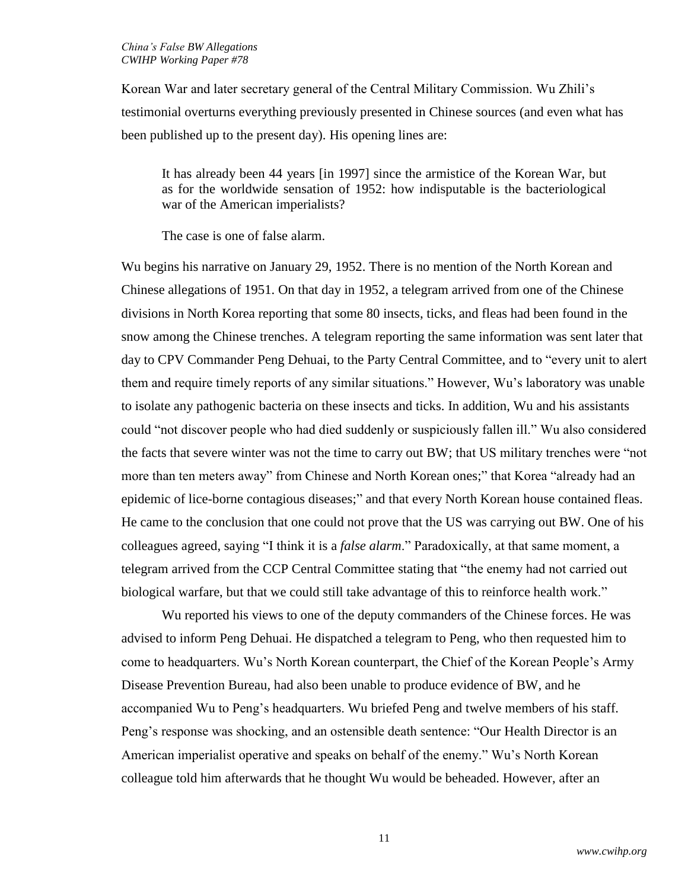Korean War and later secretary general of the Central Military Commission. Wu Zhili's testimonial overturns everything previously presented in Chinese sources (and even what has been published up to the present day). His opening lines are:

> It has already been 44 years [in 1997] since the armistice of the Korean War, but as for the worldwide sensation of 1952: how indisputable is the bacteriological war of the American imperialists?
>
> The case is one of false alarm.

Wu begins his narrative on January 29, 1952. There is no mention of the North Korean and Chinese allegations of 1951. On that day in 1952, a telegram arrived from one of the Chinese divisions in North Korea reporting that some 80 insects, ticks, and fleas had been found in the snow among the Chinese trenches. A telegram reporting the same information was sent later that day to CPV Commander Peng Dehuai, to the Party Central Committee, and to "every unit to alert them and require timely reports of any similar situations." However, Wu's laboratory was unable to isolate any pathogenic bacteria on these insects and ticks. In addition, Wu and his assistants could "not discover people who had died suddenly or suspiciously fallen ill." Wu also considered the facts that severe winter was not the time to carry out BW; that US military trenches were "not more than ten meters away" from Chinese and North Korean ones;" that Korea "already had an epidemic of lice-borne contagious diseases;" and that every North Korean house contained fleas. He came to the conclusion that one could not prove that the US was carrying out BW. One of his colleagues agreed, saying "I think it is a *false alarm*." Paradoxically, at that same moment, a telegram arrived from the CCP Central Committee stating that "the enemy had not carried out biological warfare, but that we could still take advantage of this to reinforce health work."

Wu reported his views to one of the deputy commanders of the Chinese forces. He was advised to inform Peng Dehuai. He dispatched a telegram to Peng, who then requested him to come to headquarters. Wu's North Korean counterpart, the Chief of the Korean People's Army Disease Prevention Bureau, had also been unable to produce evidence of BW, and he accompanied Wu to Peng's headquarters. Wu briefed Peng and twelve members of his staff. Peng's response was shocking, and an ostensible death sentence: "Our Health Director is an American imperialist operative and speaks on behalf of the enemy." Wu's North Korean colleague told him afterwards that he thought Wu would be beheaded. However, after an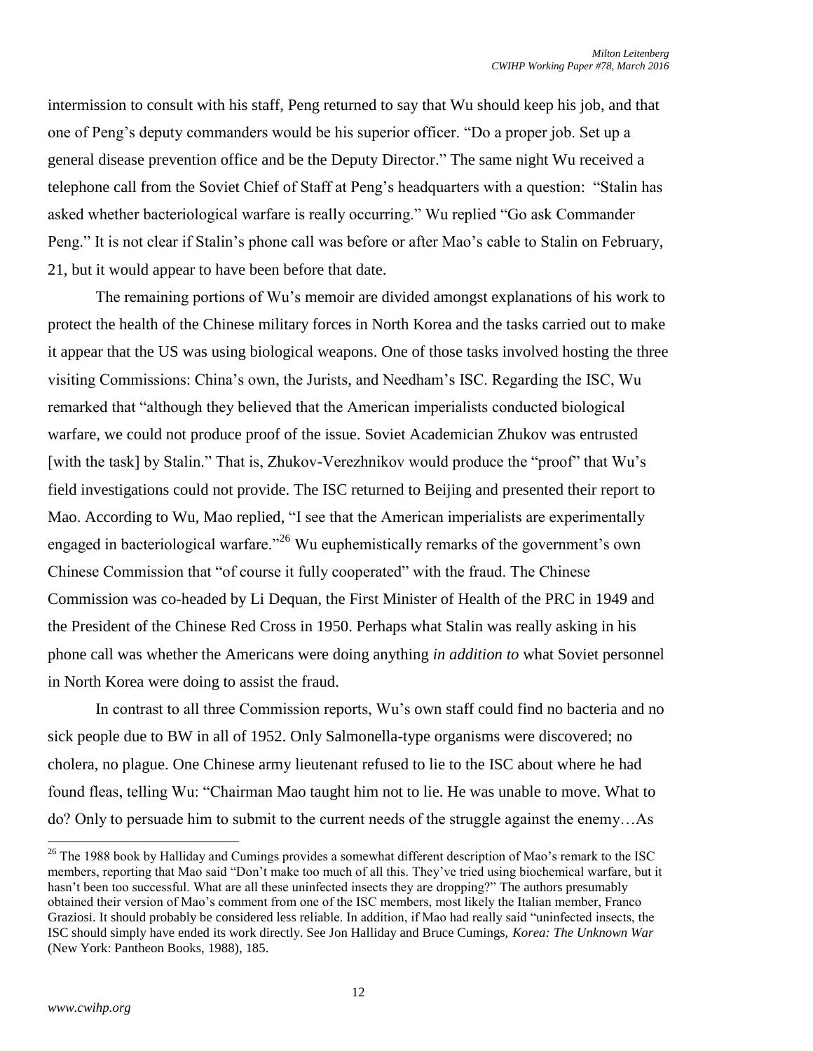intermission to consult with his staff, Peng returned to say that Wu should keep his job, and that one of Peng's deputy commanders would be his superior officer. "Do a proper job. Set up a general disease prevention office and be the Deputy Director." The same night Wu received a telephone call from the Soviet Chief of Staff at Peng's headquarters with a question: "Stalin has asked whether bacteriological warfare is really occurring." Wu replied "Go ask Commander Peng." It is not clear if Stalin's phone call was before or after Mao's cable to Stalin on February, 21, but it would appear to have been before that date.

The remaining portions of Wu's memoir are divided amongst explanations of his work to protect the health of the Chinese military forces in North Korea and the tasks carried out to make it appear that the US was using biological weapons. One of those tasks involved hosting the three visiting Commissions: China's own, the Jurists, and Needham's ISC. Regarding the ISC, Wu remarked that "although they believed that the American imperialists conducted biological warfare, we could not produce proof of the issue. Soviet Academician Zhukov was entrusted [with the task] by Stalin." That is, Zhukov-Verezhnikov would produce the "proof" that Wu's field investigations could not provide. The ISC returned to Beijing and presented their report to Mao. According to Wu, Mao replied, "I see that the American imperialists are experimentally engaged in bacteriological warfare."[26] Wu euphemistically remarks of the government's own Chinese Commission that "of course it fully cooperated" with the fraud. The Chinese Commission was co-headed by Li Dequan, the First Minister of Health of the PRC in 1949 and the President of the Chinese Red Cross in 1950. Perhaps what Stalin was really asking in his phone call was whether the Americans were doing anything *in addition to* what Soviet personnel in North Korea were doing to assist the fraud.

In contrast to all three Commission reports, Wu's own staff could find no bacteria and no sick people due to BW in all of 1952. Only Salmonella-type organisms were discovered; no cholera, no plague. One Chinese army lieutenant refused to lie to the ISC about where he had found fleas, telling Wu: "Chairman Mao taught him not to lie. He was unable to move. What to do? Only to persuade him to submit to the current needs of the struggle against the enemy…As

---

[26] The 1988 book by Halliday and Cumings provides a somewhat different description of Mao's remark to the ISC members, reporting that Mao said "Don't make too much of all this. They've tried using biochemical warfare, but it hasn't been too successful. What are all these uninfected insects they are dropping?" The authors presumably obtained their version of Mao's comment from one of the ISC members, most likely the Italian member, Franco Graziosi. It should probably be considered less reliable. In addition, if Mao had really said "uninfected insects, the ISC should simply have ended its work directly. See Jon Halliday and Bruce Cumings, *Korea: The Unknown War* (New York: Pantheon Books, 1988), 185.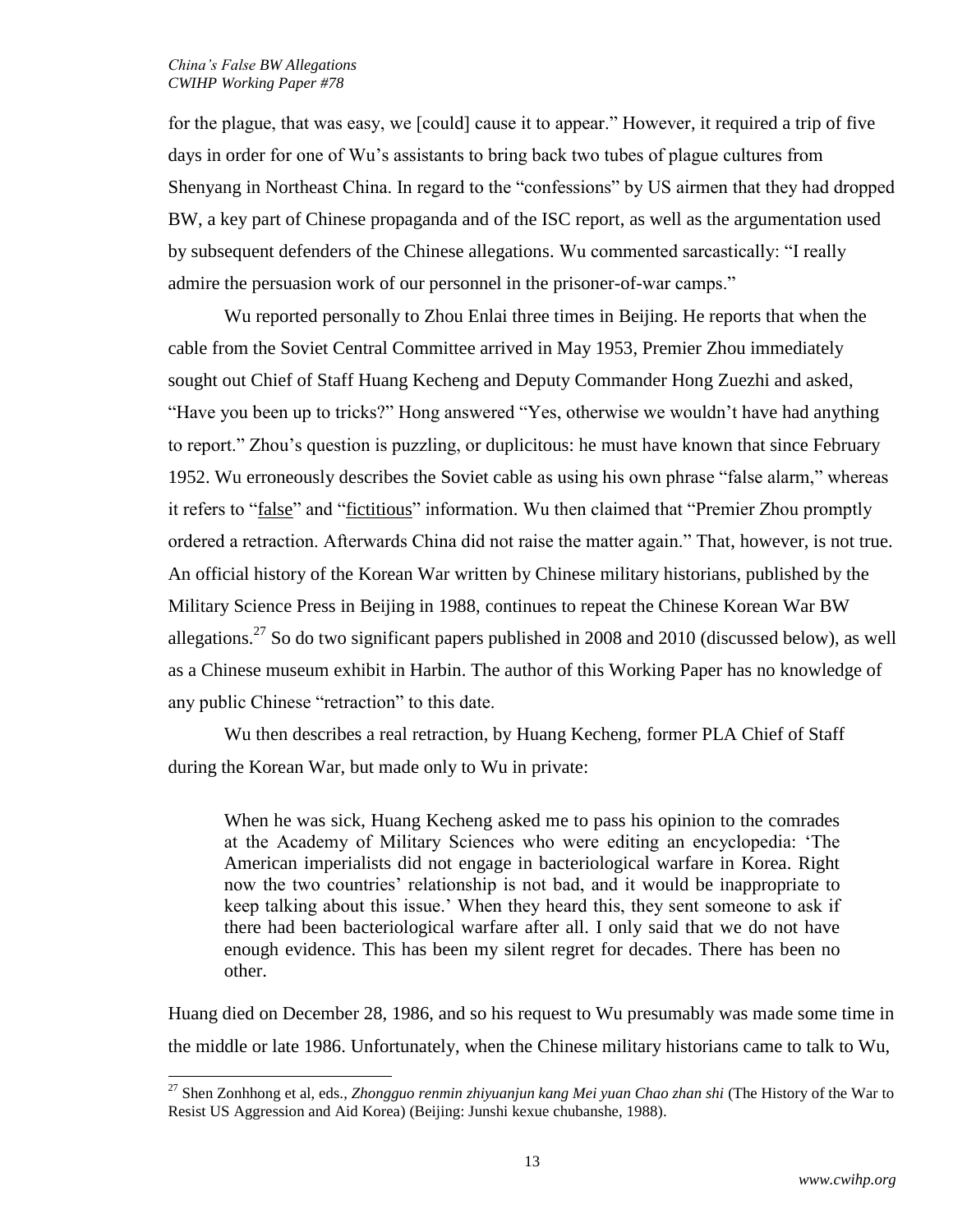for the plague, that was easy, we [could] cause it to appear." However, it required a trip of five days in order for one of Wu's assistants to bring back two tubes of plague cultures from Shenyang in Northeast China. In regard to the "confessions" by US airmen that they had dropped BW, a key part of Chinese propaganda and of the ISC report, as well as the argumentation used by subsequent defenders of the Chinese allegations. Wu commented sarcastically: "I really admire the persuasion work of our personnel in the prisoner-of-war camps."

Wu reported personally to Zhou Enlai three times in Beijing. He reports that when the cable from the Soviet Central Committee arrived in May 1953, Premier Zhou immediately sought out Chief of Staff Huang Kecheng and Deputy Commander Hong Zuezhi and asked, "Have you been up to tricks?" Hong answered "Yes, otherwise we wouldn't have had anything to report." Zhou's question is puzzling, or duplicitous: he must have known that since February 1952. Wu erroneously describes the Soviet cable as using his own phrase "false alarm," whereas it refers to "false" and "fictitious" information. Wu then claimed that "Premier Zhou promptly ordered a retraction. Afterwards China did not raise the matter again." That, however, is not true. An official history of the Korean War written by Chinese military historians, published by the Military Science Press in Beijing in 1988, continues to repeat the Chinese Korean War BW allegations.[27] So do two significant papers published in 2008 and 2010 (discussed below), as well as a Chinese museum exhibit in Harbin. The author of this Working Paper has no knowledge of any public Chinese "retraction" to this date.

Wu then describes a real retraction, by Huang Kecheng, former PLA Chief of Staff during the Korean War, but made only to Wu in private:

> When he was sick, Huang Kecheng asked me to pass his opinion to the comrades at the Academy of Military Sciences who were editing an encyclopedia: 'The American imperialists did not engage in bacteriological warfare in Korea. Right now the two countries' relationship is not bad, and it would be inappropriate to keep talking about this issue.' When they heard this, they sent someone to ask if there had been bacteriological warfare after all. I only said that we do not have enough evidence. This has been my silent regret for decades. There has been no other.

Huang died on December 28, 1986, and so his request to Wu presumably was made some time in the middle or late 1986. Unfortunately, when the Chinese military historians came to talk to Wu,

[27] Shen Zonhhong et al, eds., *Zhongguo renmin zhiyuanjun kang Mei yuan Chao zhan shi* (The History of the War to Resist US Aggression and Aid Korea) (Beijing: Junshi kexue chubanshe, 1988).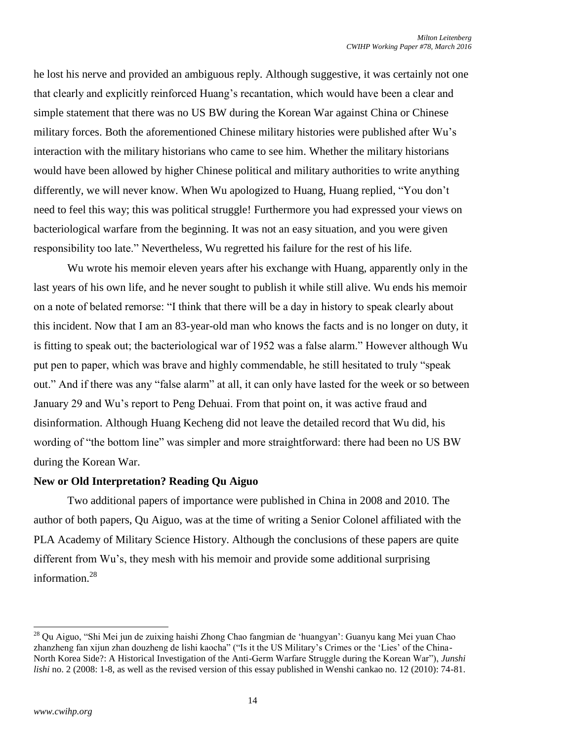he lost his nerve and provided an ambiguous reply. Although suggestive, it was certainly not one that clearly and explicitly reinforced Huang's recantation, which would have been a clear and simple statement that there was no US BW during the Korean War against China or Chinese military forces. Both the aforementioned Chinese military histories were published after Wu's interaction with the military historians who came to see him. Whether the military historians would have been allowed by higher Chinese political and military authorities to write anything differently, we will never know. When Wu apologized to Huang, Huang replied, "You don't need to feel this way; this was political struggle! Furthermore you had expressed your views on bacteriological warfare from the beginning. It was not an easy situation, and you were given responsibility too late." Nevertheless, Wu regretted his failure for the rest of his life.

Wu wrote his memoir eleven years after his exchange with Huang, apparently only in the last years of his own life, and he never sought to publish it while still alive. Wu ends his memoir on a note of belated remorse: "I think that there will be a day in history to speak clearly about this incident. Now that I am an 83-year-old man who knows the facts and is no longer on duty, it is fitting to speak out; the bacteriological war of 1952 was a false alarm." However although Wu put pen to paper, which was brave and highly commendable, he still hesitated to truly "speak out." And if there was any "false alarm" at all, it can only have lasted for the week or so between January 29 and Wu's report to Peng Dehuai. From that point on, it was active fraud and disinformation. Although Huang Kecheng did not leave the detailed record that Wu did, his wording of "the bottom line" was simpler and more straightforward: there had been no US BW during the Korean War.

**New or Old Interpretation? Reading Qu Aiguo**

Two additional papers of importance were published in China in 2008 and 2010. The author of both papers, Qu Aiguo, was at the time of writing a Senior Colonel affiliated with the PLA Academy of Military Science History. Although the conclusions of these papers are quite different from Wu's, they mesh with his memoir and provide some additional surprising information.[28]

---

[28] Qu Aiguo, "Shi Mei jun de zuixing haishi Zhong Chao fangmian de 'huangyan': Guanyu kang Mei yuan Chao zhanzheng fan xijun zhan douzheng de lishi kaocha" ("Is it the US Military's Crimes or the 'Lies' of the China-North Korea Side?: A Historical Investigation of the Anti-Germ Warfare Struggle during the Korean War"), *Junshi lishi* no. 2 (2008: 1-8, as well as the revised version of this essay published in Wenshi cankao no. 12 (2010): 74-81.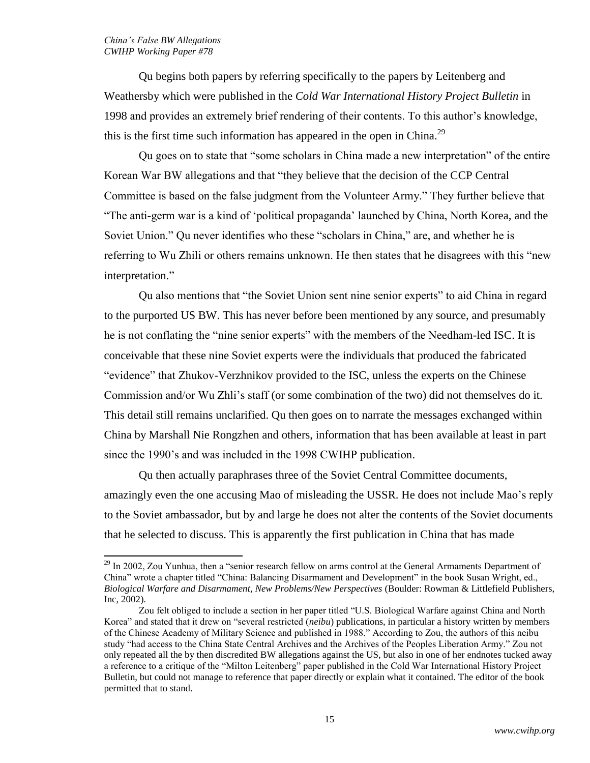Qu begins both papers by referring specifically to the papers by Leitenberg and Weathersby which were published in the *Cold War International History Project Bulletin* in 1998 and provides an extremely brief rendering of their contents. To this author's knowledge, this is the first time such information has appeared in the open in China.[29]

Qu goes on to state that "some scholars in China made a new interpretation" of the entire Korean War BW allegations and that "they believe that the decision of the CCP Central Committee is based on the false judgment from the Volunteer Army." They further believe that "The anti-germ war is a kind of 'political propaganda' launched by China, North Korea, and the Soviet Union." Qu never identifies who these "scholars in China," are, and whether he is referring to Wu Zhili or others remains unknown. He then states that he disagrees with this "new interpretation."

Qu also mentions that "the Soviet Union sent nine senior experts" to aid China in regard to the purported US BW. This has never before been mentioned by any source, and presumably he is not conflating the "nine senior experts" with the members of the Needham-led ISC. It is conceivable that these nine Soviet experts were the individuals that produced the fabricated "evidence" that Zhukov-Verzhnikov provided to the ISC, unless the experts on the Chinese Commission and/or Wu Zhli's staff (or some combination of the two) did not themselves do it. This detail still remains unclarified. Qu then goes on to narrate the messages exchanged within China by Marshall Nie Rongzhen and others, information that has been available at least in part since the 1990's and was included in the 1998 CWIHP publication.

Qu then actually paraphrases three of the Soviet Central Committee documents, amazingly even the one accusing Mao of misleading the USSR. He does not include Mao's reply to the Soviet ambassador, but by and large he does not alter the contents of the Soviet documents that he selected to discuss. This is apparently the first publication in China that has made

---

[29] In 2002, Zou Yunhua, then a "senior research fellow on arms control at the General Armaments Department of China" wrote a chapter titled "China: Balancing Disarmament and Development" in the book Susan Wright, ed., *Biological Warfare and Disarmament, New Problems/New Perspectives* (Boulder: Rowman & Littlefield Publishers, Inc, 2002).

Zou felt obliged to include a section in her paper titled "U.S. Biological Warfare against China and North Korea" and stated that it drew on "several restricted (*neibu*) publications, in particular a history written by members of the Chinese Academy of Military Science and published in 1988." According to Zou, the authors of this neibu study "had access to the China State Central Archives and the Archives of the Peoples Liberation Army." Zou not only repeated all the by then discredited BW allegations against the US, but also in one of her endnotes tucked away a reference to a critique of the "Milton Leitenberg" paper published in the Cold War International History Project Bulletin, but could not manage to reference that paper directly or explain what it contained. The editor of the book permitted that to stand.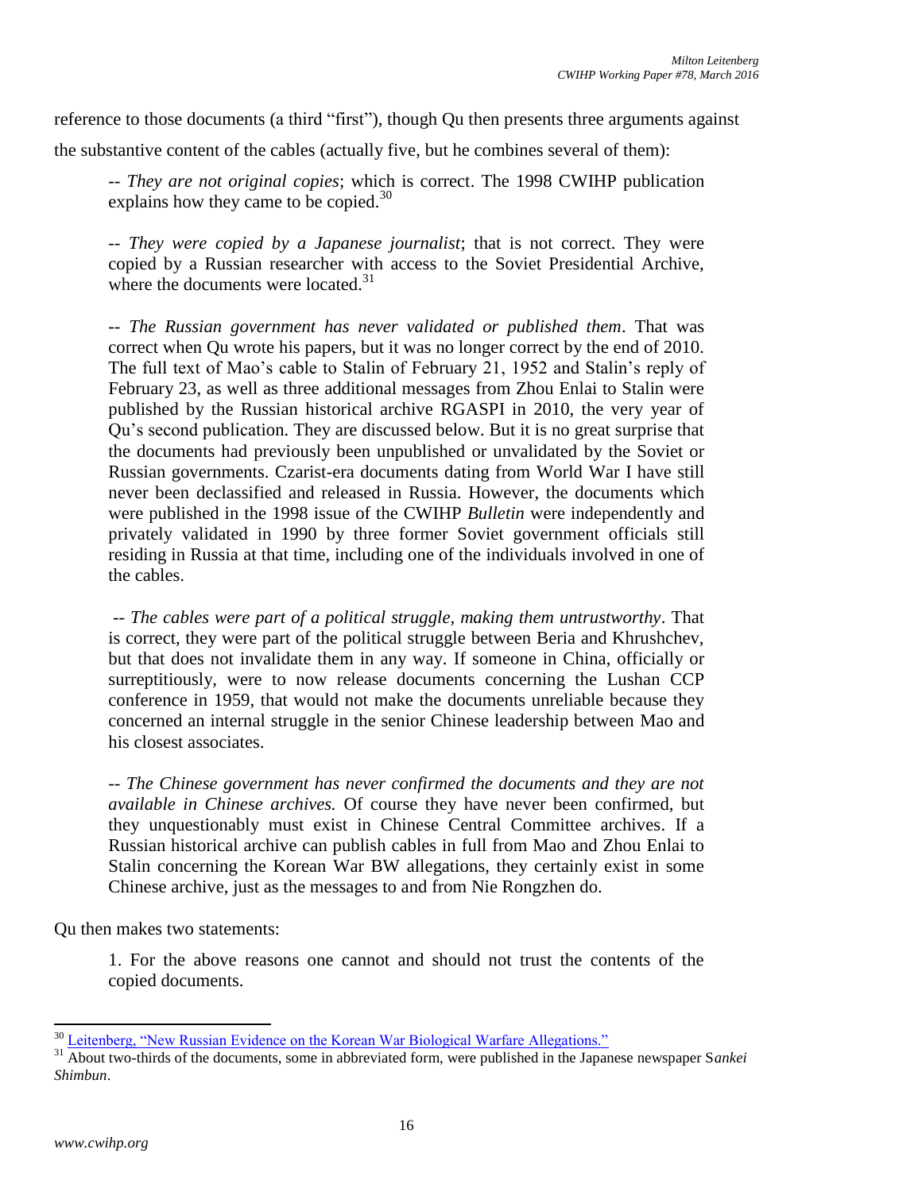reference to those documents (a third "first"), though Qu then presents three arguments against the substantive content of the cables (actually five, but he combines several of them):

> -- *They are not original copies*; which is correct. The 1998 CWIHP publication explains how they came to be copied.[30]
>
> -- *They were copied by a Japanese journalist*; that is not correct. They were copied by a Russian researcher with access to the Soviet Presidential Archive, where the documents were located.[31]
>
> -- *The Russian government has never validated or published them*. That was correct when Qu wrote his papers, but it was no longer correct by the end of 2010. The full text of Mao's cable to Stalin of February 21, 1952 and Stalin's reply of February 23, as well as three additional messages from Zhou Enlai to Stalin were published by the Russian historical archive RGASPI in 2010, the very year of Qu's second publication. They are discussed below. But it is no great surprise that the documents had previously been unpublished or unvalidated by the Soviet or Russian governments. Czarist-era documents dating from World War I have still never been declassified and released in Russia. However, the documents which were published in the 1998 issue of the CWIHP *Bulletin* were independently and privately validated in 1990 by three former Soviet government officials still residing in Russia at that time, including one of the individuals involved in one of the cables.
>
> -- *The cables were part of a political struggle, making them untrustworthy*. That is correct, they were part of the political struggle between Beria and Khrushchev, but that does not invalidate them in any way. If someone in China, officially or surreptitiously, were to now release documents concerning the Lushan CCP conference in 1959, that would not make the documents unreliable because they concerned an internal struggle in the senior Chinese leadership between Mao and his closest associates.
>
> -- *The Chinese government has never confirmed the documents and they are not available in Chinese archives.* Of course they have never been confirmed, but they unquestionably must exist in Chinese Central Committee archives. If a Russian historical archive can publish cables in full from Mao and Zhou Enlai to Stalin concerning the Korean War BW allegations, they certainly exist in some Chinese archive, just as the messages to and from Nie Rongzhen do.

Qu then makes two statements:

> 1. For the above reasons one cannot and should not trust the contents of the copied documents.

---

[30] Leitenberg, "New Russian Evidence on the Korean War Biological Warfare Allegations."

[31] About two-thirds of the documents, some in abbreviated form, were published in the Japanese newspaper S*ankei Shimbun*.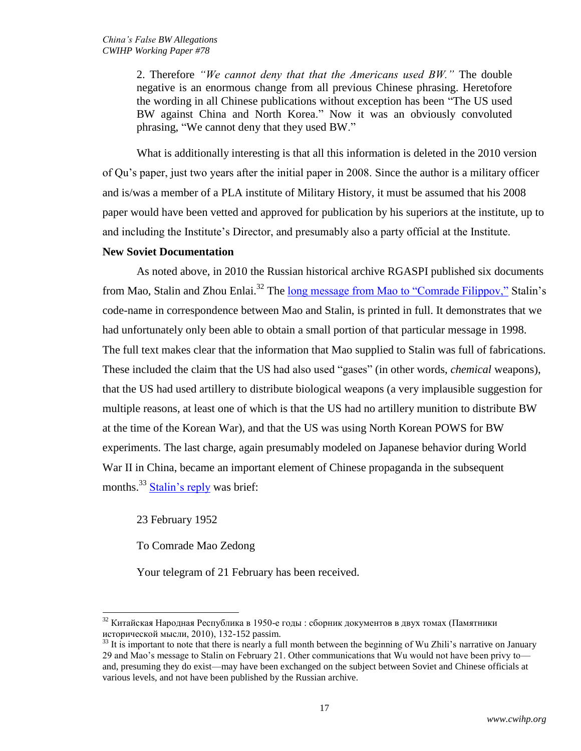2. Therefore *"We cannot deny that that the Americans used BW."* The double negative is an enormous change from all previous Chinese phrasing. Heretofore the wording in all Chinese publications without exception has been "The US used BW against China and North Korea." Now it was an obviously convoluted phrasing, "We cannot deny that they used BW."

What is additionally interesting is that all this information is deleted in the 2010 version of Qu's paper, just two years after the initial paper in 2008. Since the author is a military officer and is/was a member of a PLA institute of Military History, it must be assumed that his 2008 paper would have been vetted and approved for publication by his superiors at the institute, up to and including the Institute's Director, and presumably also a party official at the Institute.

**New Soviet Documentation**

As noted above, in 2010 the Russian historical archive RGASPI published six documents from Mao, Stalin and Zhou Enlai.[32] The long message from Mao to "Comrade Filippov," Stalin's code-name in correspondence between Mao and Stalin, is printed in full. It demonstrates that we had unfortunately only been able to obtain a small portion of that particular message in 1998. The full text makes clear that the information that Mao supplied to Stalin was full of fabrications. These included the claim that the US had also used "gases" (in other words, *chemical* weapons), that the US had used artillery to distribute biological weapons (a very implausible suggestion for multiple reasons, at least one of which is that the US had no artillery munition to distribute BW at the time of the Korean War), and that the US was using North Korean POWS for BW experiments. The last charge, again presumably modeled on Japanese behavior during World War II in China, became an important element of Chinese propaganda in the subsequent months.[33] Stalin's reply was brief:

23 February 1952

To Comrade Mao Zedong

Your telegram of 21 February has been received.

---

[32] Китайская Народная Республика в 1950-е годы : сборник документов в двух томах (Памятники исторической мысли, 2010), 132-152 passim.

[33] It is important to note that there is nearly a full month between the beginning of Wu Zhili's narrative on January 29 and Mao's message to Stalin on February 21. Other communications that Wu would not have been privy to—and, presuming they do exist—may have been exchanged on the subject between Soviet and Chinese officials at various levels, and not have been published by the Russian archive.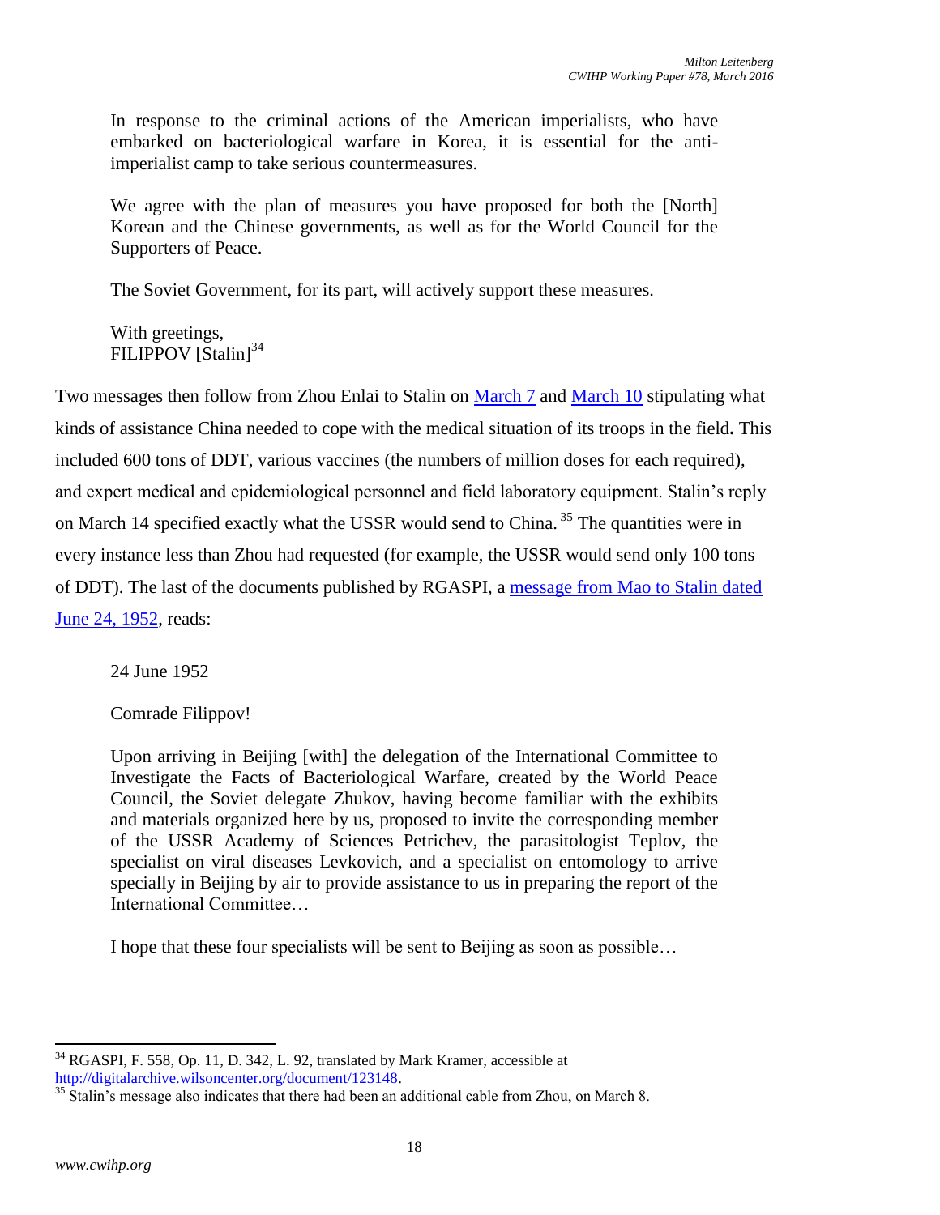> In response to the criminal actions of the American imperialists, who have embarked on bacteriological warfare in Korea, it is essential for the anti-imperialist camp to take serious countermeasures.
>
> We agree with the plan of measures you have proposed for both the [North] Korean and the Chinese governments, as well as for the World Council for the Supporters of Peace.
>
> The Soviet Government, for its part, will actively support these measures.
>
> With greetings,
> FILIPPOV [Stalin][34]

Two messages then follow from Zhou Enlai to Stalin on March 7 and March 10 stipulating what kinds of assistance China needed to cope with the medical situation of its troops in the field**.** This included 600 tons of DDT, various vaccines (the numbers of million doses for each required), and expert medical and epidemiological personnel and field laboratory equipment. Stalin's reply on March 14 specified exactly what the USSR would send to China.[35] The quantities were in every instance less than Zhou had requested (for example, the USSR would send only 100 tons of DDT). The last of the documents published by RGASPI, a message from Mao to Stalin dated June 24, 1952, reads:

> 24 June 1952
>
> Comrade Filippov!
>
> Upon arriving in Beijing [with] the delegation of the International Committee to Investigate the Facts of Bacteriological Warfare, created by the World Peace Council, the Soviet delegate Zhukov, having become familiar with the exhibits and materials organized here by us, proposed to invite the corresponding member of the USSR Academy of Sciences Petrichev, the parasitologist Teplov, the specialist on viral diseases Levkovich, and a specialist on entomology to arrive specially in Beijing by air to provide assistance to us in preparing the report of the International Committee…
>
> I hope that these four specialists will be sent to Beijing as soon as possible…

---

[34] RGASPI, F. 558, Op. 11, D. 342, L. 92, translated by Mark Kramer, accessible at http://digitalarchive.wilsoncenter.org/document/123148.

[35] Stalin's message also indicates that there had been an additional cable from Zhou, on March 8.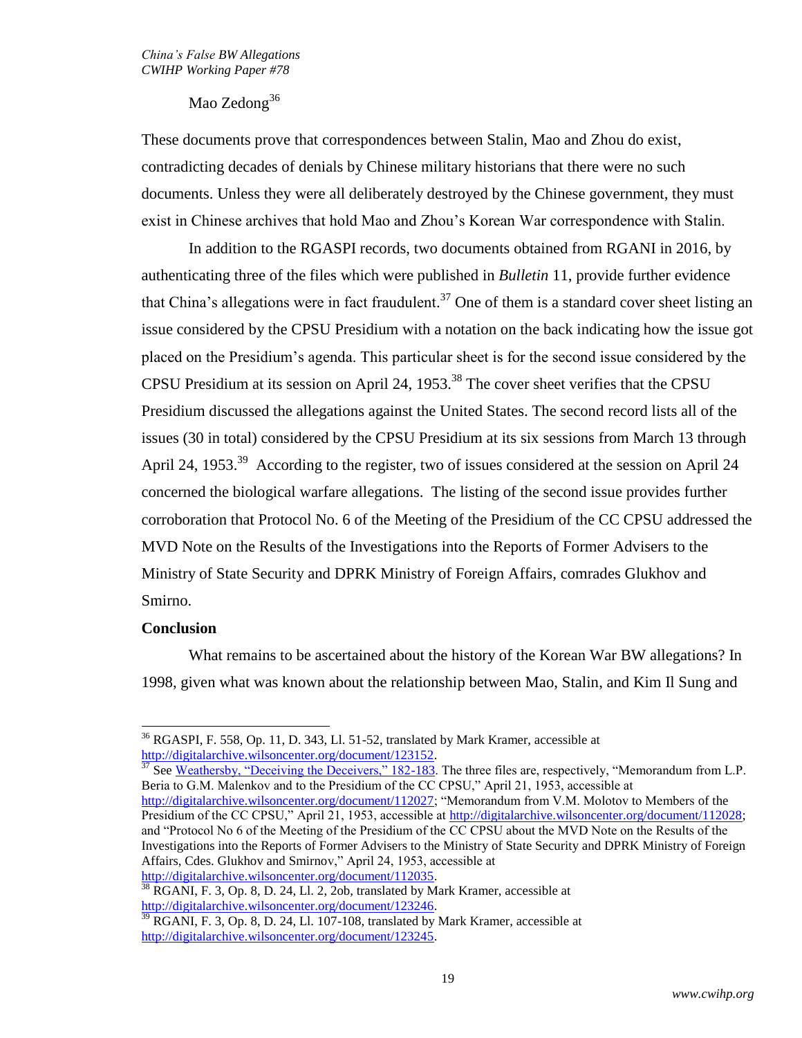Mao Zedong[36]

These documents prove that correspondences between Stalin, Mao and Zhou do exist, contradicting decades of denials by Chinese military historians that there were no such documents. Unless they were all deliberately destroyed by the Chinese government, they must exist in Chinese archives that hold Mao and Zhou's Korean War correspondence with Stalin.

In addition to the RGASPI records, two documents obtained from RGANI in 2016, by authenticating three of the files which were published in *Bulletin* 11, provide further evidence that China's allegations were in fact fraudulent.[37] One of them is a standard cover sheet listing an issue considered by the CPSU Presidium with a notation on the back indicating how the issue got placed on the Presidium's agenda. This particular sheet is for the second issue considered by the CPSU Presidium at its session on April 24, 1953.[38] The cover sheet verifies that the CPSU Presidium discussed the allegations against the United States. The second record lists all of the issues (30 in total) considered by the CPSU Presidium at its six sessions from March 13 through April 24, 1953.[39] According to the register, two of issues considered at the session on April 24 concerned the biological warfare allegations. The listing of the second issue provides further corroboration that Protocol No. 6 of the Meeting of the Presidium of the CC CPSU addressed the MVD Note on the Results of the Investigations into the Reports of Former Advisers to the Ministry of State Security and DPRK Ministry of Foreign Affairs, comrades Glukhov and Smirno.

**Conclusion**

What remains to be ascertained about the history of the Korean War BW allegations? In 1998, given what was known about the relationship between Mao, Stalin, and Kim Il Sung and

---

[36] RGASPI, F. 558, Op. 11, D. 343, Ll. 51-52, translated by Mark Kramer, accessible at http://digitalarchive.wilsoncenter.org/document/123152.

[37] See Weathersby, "Deceiving the Deceivers," 182-183. The three files are, respectively, "Memorandum from L.P. Beria to G.M. Malenkov and to the Presidium of the CC CPSU," April 21, 1953, accessible at http://digitalarchive.wilsoncenter.org/document/112027; "Memorandum from V.M. Molotov to Members of the Presidium of the CC CPSU," April 21, 1953, accessible at http://digitalarchive.wilsoncenter.org/document/112028; and "Protocol No 6 of the Meeting of the Presidium of the CC CPSU about the MVD Note on the Results of the Investigations into the Reports of Former Advisers to the Ministry of State Security and DPRK Ministry of Foreign Affairs, Cdes. Glukhov and Smirnov," April 24, 1953, accessible at http://digitalarchive.wilsoncenter.org/document/112035.

[38] RGANI, F. 3, Op. 8, D. 24, Ll. 2, 2ob, translated by Mark Kramer, accessible at http://digitalarchive.wilsoncenter.org/document/123246.

[39] RGANI, F. 3, Op. 8, D. 24, Ll. 107-108, translated by Mark Kramer, accessible at http://digitalarchive.wilsoncenter.org/document/123245.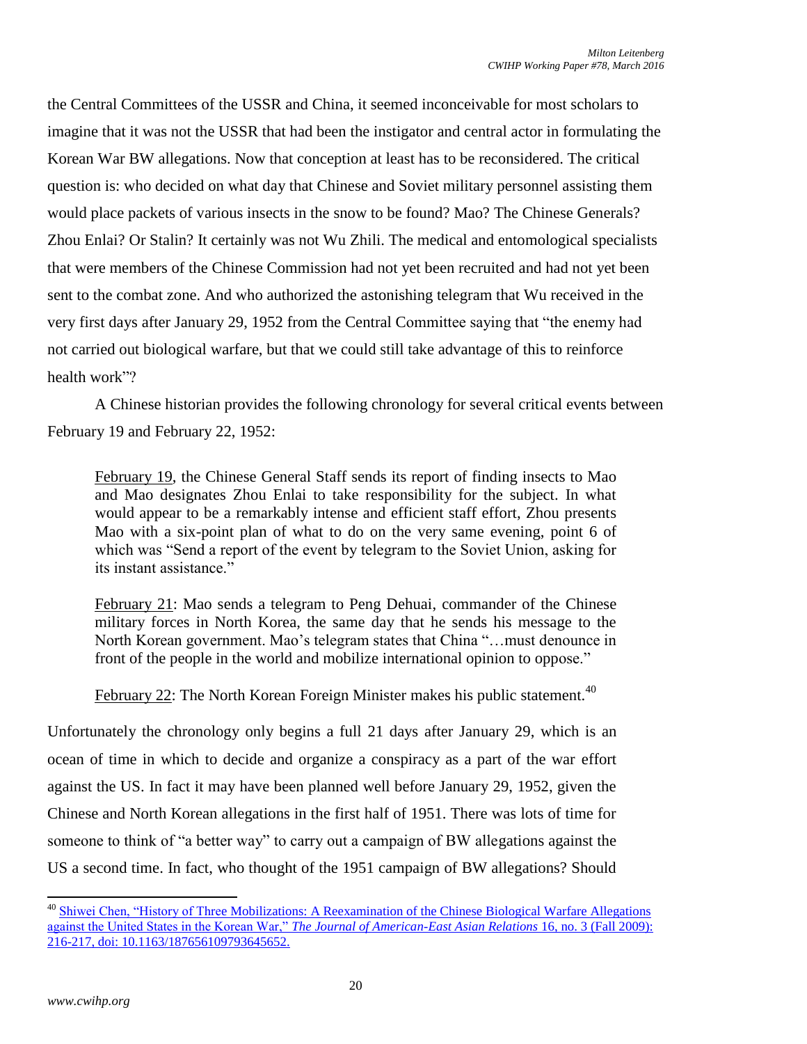the Central Committees of the USSR and China, it seemed inconceivable for most scholars to imagine that it was not the USSR that had been the instigator and central actor in formulating the Korean War BW allegations. Now that conception at least has to be reconsidered. The critical question is: who decided on what day that Chinese and Soviet military personnel assisting them would place packets of various insects in the snow to be found? Mao? The Chinese Generals? Zhou Enlai? Or Stalin? It certainly was not Wu Zhili. The medical and entomological specialists that were members of the Chinese Commission had not yet been recruited and had not yet been sent to the combat zone. And who authorized the astonishing telegram that Wu received in the very first days after January 29, 1952 from the Central Committee saying that "the enemy had not carried out biological warfare, but that we could still take advantage of this to reinforce health work"?

A Chinese historian provides the following chronology for several critical events between February 19 and February 22, 1952:

> February 19, the Chinese General Staff sends its report of finding insects to Mao and Mao designates Zhou Enlai to take responsibility for the subject. In what would appear to be a remarkably intense and efficient staff effort, Zhou presents Mao with a six-point plan of what to do on the very same evening, point 6 of which was "Send a report of the event by telegram to the Soviet Union, asking for its instant assistance."
>
> February 21: Mao sends a telegram to Peng Dehuai, commander of the Chinese military forces in North Korea, the same day that he sends his message to the North Korean government. Mao's telegram states that China "…must denounce in front of the people in the world and mobilize international opinion to oppose."
>
> February 22: The North Korean Foreign Minister makes his public statement.[40]

Unfortunately the chronology only begins a full 21 days after January 29, which is an ocean of time in which to decide and organize a conspiracy as a part of the war effort against the US. In fact it may have been planned well before January 29, 1952, given the Chinese and North Korean allegations in the first half of 1951. There was lots of time for someone to think of "a better way" to carry out a campaign of BW allegations against the US a second time. In fact, who thought of the 1951 campaign of BW allegations? Should

---

[40] Shiwei Chen, "History of Three Mobilizations: A Reexamination of the Chinese Biological Warfare Allegations against the United States in the Korean War," *The Journal of American-East Asian Relations* 16, no. 3 (Fall 2009): 216-217, doi: 10.1163/187656109793645652.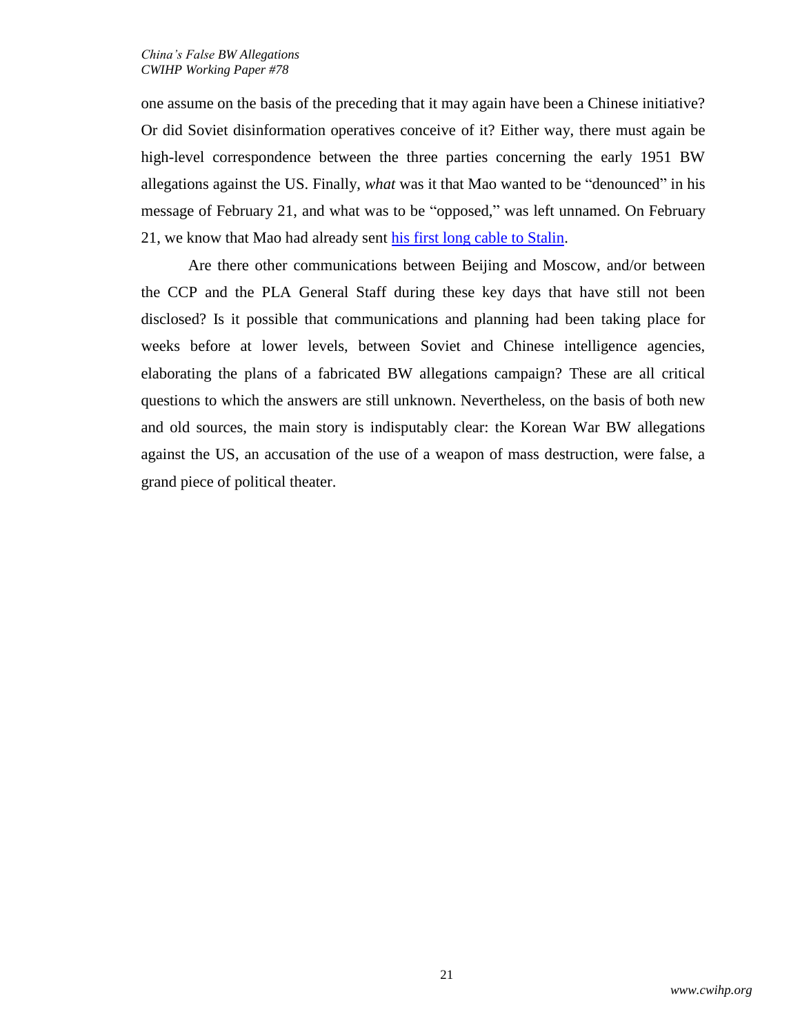one assume on the basis of the preceding that it may again have been a Chinese initiative? Or did Soviet disinformation operatives conceive of it? Either way, there must again be high-level correspondence between the three parties concerning the early 1951 BW allegations against the US. Finally, *what* was it that Mao wanted to be "denounced" in his message of February 21, and what was to be "opposed," was left unnamed. On February 21, we know that Mao had already sent [his first long cable to Stalin](#).

Are there other communications between Beijing and Moscow, and/or between the CCP and the PLA General Staff during these key days that have still not been disclosed? Is it possible that communications and planning had been taking place for weeks before at lower levels, between Soviet and Chinese intelligence agencies, elaborating the plans of a fabricated BW allegations campaign? These are all critical questions to which the answers are still unknown. Nevertheless, on the basis of both new and old sources, the main story is indisputably clear: the Korean War BW allegations against the US, an accusation of the use of a weapon of mass destruction, were false, a grand piece of political theater.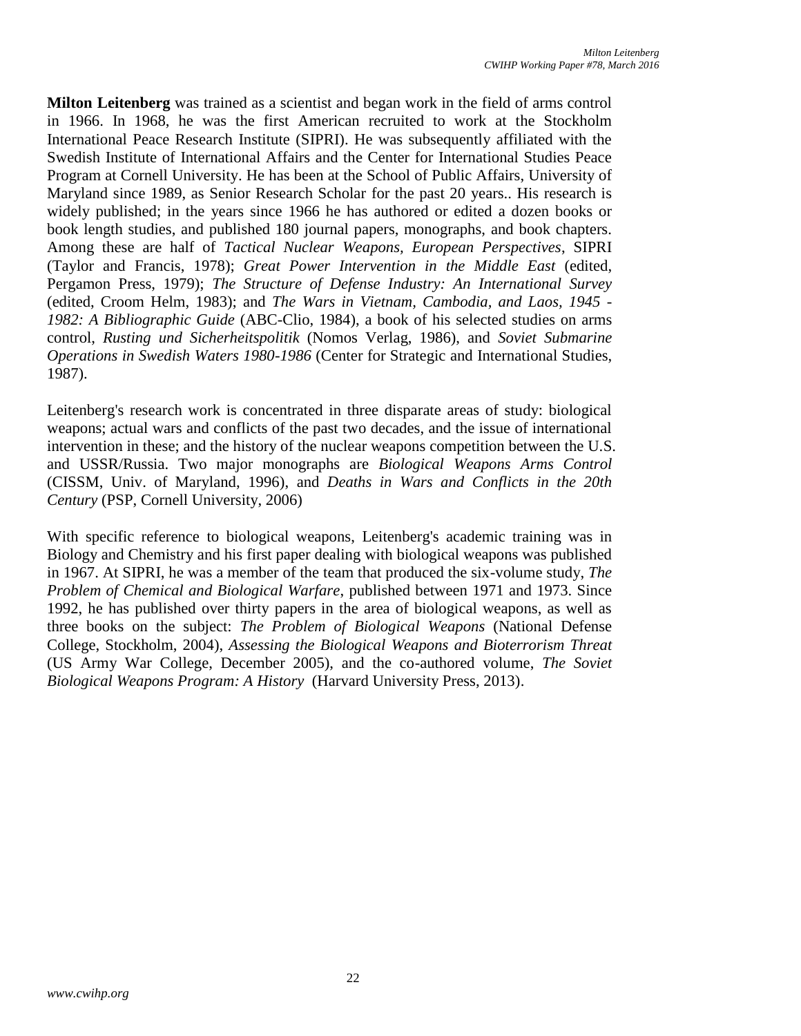**Milton Leitenberg** was trained as a scientist and began work in the field of arms control in 1966. In 1968, he was the first American recruited to work at the Stockholm International Peace Research Institute (SIPRI). He was subsequently affiliated with the Swedish Institute of International Affairs and the Center for International Studies Peace Program at Cornell University. He has been at the School of Public Affairs, University of Maryland since 1989, as Senior Research Scholar for the past 20 years.. His research is widely published; in the years since 1966 he has authored or edited a dozen books or book length studies, and published 180 journal papers, monographs, and book chapters. Among these are half of *Tactical Nuclear Weapons, European Perspectives*, SIPRI (Taylor and Francis, 1978); *Great Power Intervention in the Middle East* (edited, Pergamon Press, 1979); *The Structure of Defense Industry: An International Survey* (edited, Croom Helm, 1983); and *The Wars in Vietnam, Cambodia, and Laos, 1945 - 1982: A Bibliographic Guide* (ABC-Clio, 1984), a book of his selected studies on arms control, *Rusting und Sicherheitspolitik* (Nomos Verlag, 1986), and *Soviet Submarine Operations in Swedish Waters 1980-1986* (Center for Strategic and International Studies, 1987).

Leitenberg's research work is concentrated in three disparate areas of study: biological weapons; actual wars and conflicts of the past two decades, and the issue of international intervention in these; and the history of the nuclear weapons competition between the U.S. and USSR/Russia. Two major monographs are *Biological Weapons Arms Control* (CISSM, Univ. of Maryland, 1996), and *Deaths in Wars and Conflicts in the 20th Century* (PSP, Cornell University, 2006)

With specific reference to biological weapons, Leitenberg's academic training was in Biology and Chemistry and his first paper dealing with biological weapons was published in 1967. At SIPRI, he was a member of the team that produced the six-volume study, *The Problem of Chemical and Biological Warfare*, published between 1971 and 1973. Since 1992, he has published over thirty papers in the area of biological weapons, as well as three books on the subject: *The Problem of Biological Weapons* (National Defense College, Stockholm, 2004), *Assessing the Biological Weapons and Bioterrorism Threat* (US Army War College, December 2005), and the co-authored volume, *The Soviet Biological Weapons Program: A History* (Harvard University Press, 2013).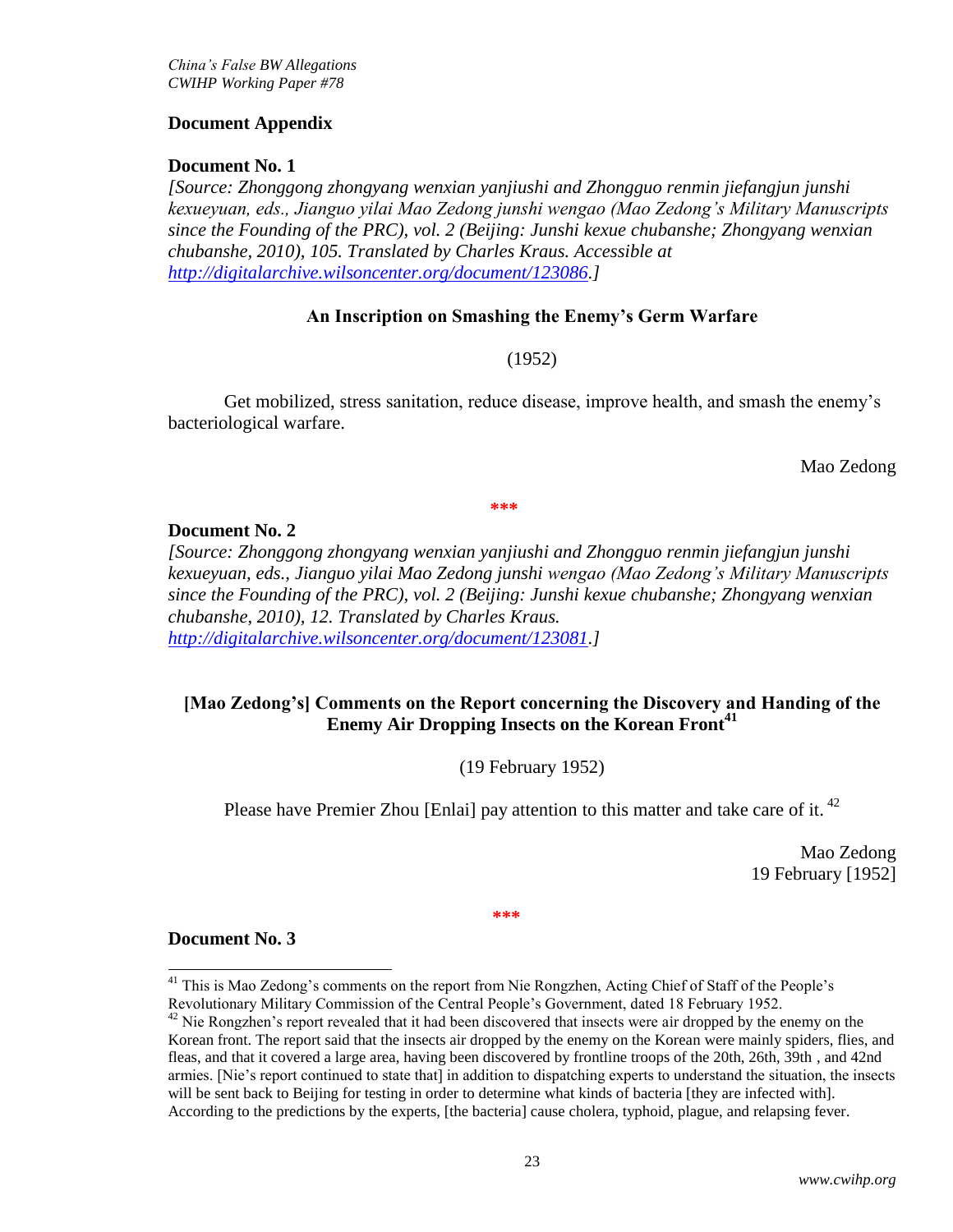## Document Appendix

### Document No. 1

*[Source: Zhonggong zhongyang wenxian yanjiushi and Zhongguo renmin jiefangjun junshi kexueyuan, eds., Jianguo yilai Mao Zedong junshi wengao (Mao Zedong's Military Manuscripts since the Founding of the PRC), vol. 2 (Beijing: Junshi kexue chubanshe; Zhongyang wenxian chubanshe, 2010), 105. Translated by Charles Kraus. Accessible at http://digitalarchive.wilsoncenter.org/document/123086.]*

**An Inscription on Smashing the Enemy's Germ Warfare**

(1952)

Get mobilized, stress sanitation, reduce disease, improve health, and smash the enemy's bacteriological warfare.

Mao Zedong

***

### Document No. 2

*[Source: Zhonggong zhongyang wenxian yanjiushi and Zhongguo renmin jiefangjun junshi kexueyuan, eds., Jianguo yilai Mao Zedong junshi wengao (Mao Zedong's Military Manuscripts since the Founding of the PRC), vol. 2 (Beijing: Junshi kexue chubanshe; Zhongyang wenxian chubanshe, 2010), 12. Translated by Charles Kraus. http://digitalarchive.wilsoncenter.org/document/123081.]*

**[Mao Zedong's] Comments on the Report concerning the Discovery and Handing of the Enemy Air Dropping Insects on the Korean Front[41]**

(19 February 1952)

Please have Premier Zhou [Enlai] pay attention to this matter and take care of it.[42]

Mao Zedong
19 February [1952]

***

### Document No. 3

---

[41] This is Mao Zedong's comments on the report from Nie Rongzhen, Acting Chief of Staff of the People's Revolutionary Military Commission of the Central People's Government, dated 18 February 1952.

[42] Nie Rongzhen's report revealed that it had been discovered that insects were air dropped by the enemy on the Korean front. The report said that the insects air dropped by the enemy on the Korean were mainly spiders, flies, and fleas, and that it covered a large area, having been discovered by frontline troops of the 20th, 26th, 39th , and 42nd armies. [Nie's report continued to state that] in addition to dispatching experts to understand the situation, the insects will be sent back to Beijing for testing in order to determine what kinds of bacteria [they are infected with]. According to the predictions by the experts, [the bacteria] cause cholera, typhoid, plague, and relapsing fever.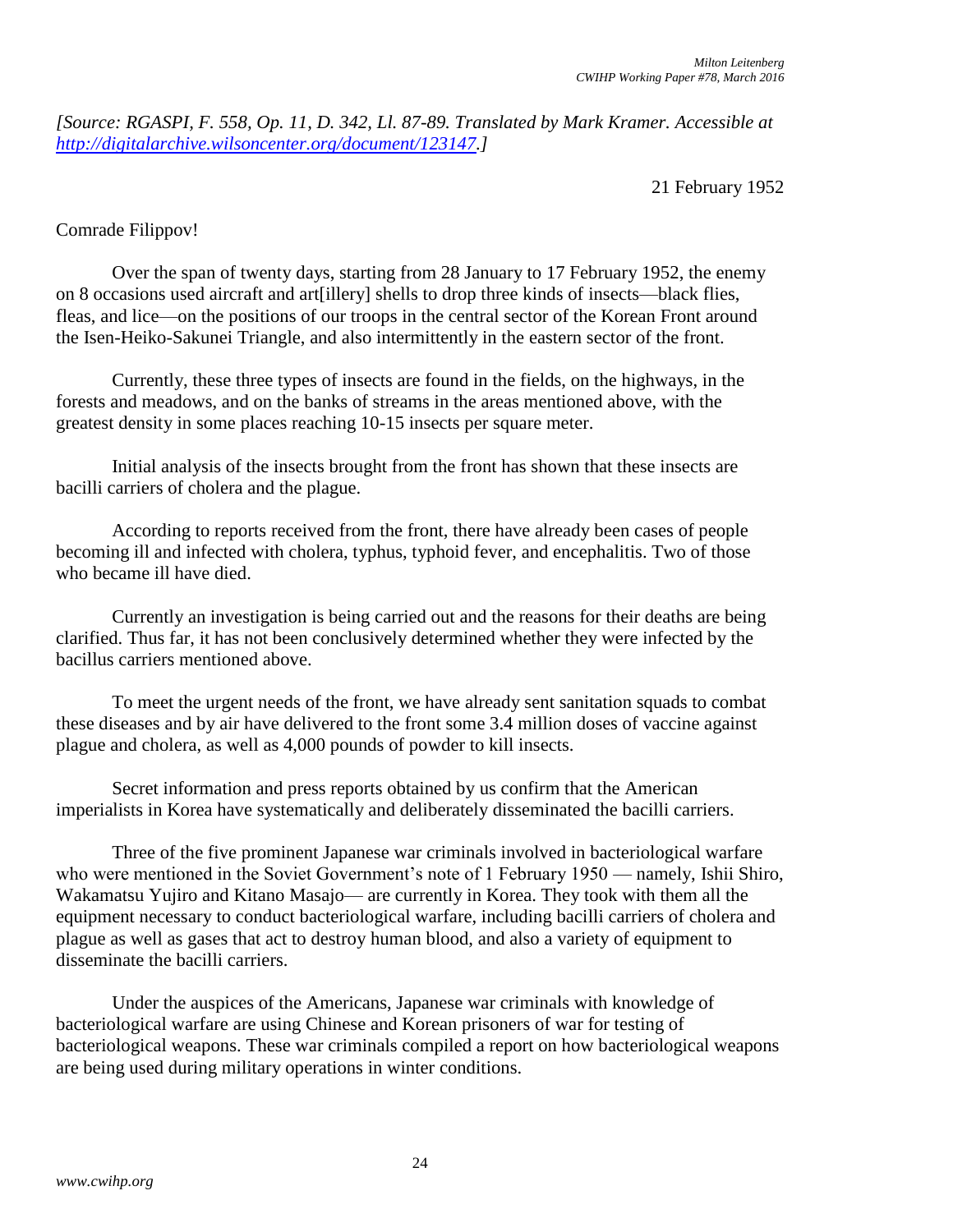*[Source: RGASPI, F. 558, Op. 11, D. 342, Ll. 87-89. Translated by Mark Kramer. Accessible at http://digitalarchive.wilsoncenter.org/document/123147.]*

21 February 1952

Comrade Filippov!

Over the span of twenty days, starting from 28 January to 17 February 1952, the enemy on 8 occasions used aircraft and art[illery] shells to drop three kinds of insects—black flies, fleas, and lice—on the positions of our troops in the central sector of the Korean Front around the Isen-Heiko-Sakunei Triangle, and also intermittently in the eastern sector of the front.

Currently, these three types of insects are found in the fields, on the highways, in the forests and meadows, and on the banks of streams in the areas mentioned above, with the greatest density in some places reaching 10-15 insects per square meter.

Initial analysis of the insects brought from the front has shown that these insects are bacilli carriers of cholera and the plague.

According to reports received from the front, there have already been cases of people becoming ill and infected with cholera, typhus, typhoid fever, and encephalitis. Two of those who became ill have died.

Currently an investigation is being carried out and the reasons for their deaths are being clarified. Thus far, it has not been conclusively determined whether they were infected by the bacillus carriers mentioned above.

To meet the urgent needs of the front, we have already sent sanitation squads to combat these diseases and by air have delivered to the front some 3.4 million doses of vaccine against plague and cholera, as well as 4,000 pounds of powder to kill insects.

Secret information and press reports obtained by us confirm that the American imperialists in Korea have systematically and deliberately disseminated the bacilli carriers.

Three of the five prominent Japanese war criminals involved in bacteriological warfare who were mentioned in the Soviet Government's note of 1 February 1950 — namely, Ishii Shiro, Wakamatsu Yujiro and Kitano Masajo— are currently in Korea. They took with them all the equipment necessary to conduct bacteriological warfare, including bacilli carriers of cholera and plague as well as gases that act to destroy human blood, and also a variety of equipment to disseminate the bacilli carriers.

Under the auspices of the Americans, Japanese war criminals with knowledge of bacteriological warfare are using Chinese and Korean prisoners of war for testing of bacteriological weapons. These war criminals compiled a report on how bacteriological weapons are being used during military operations in winter conditions.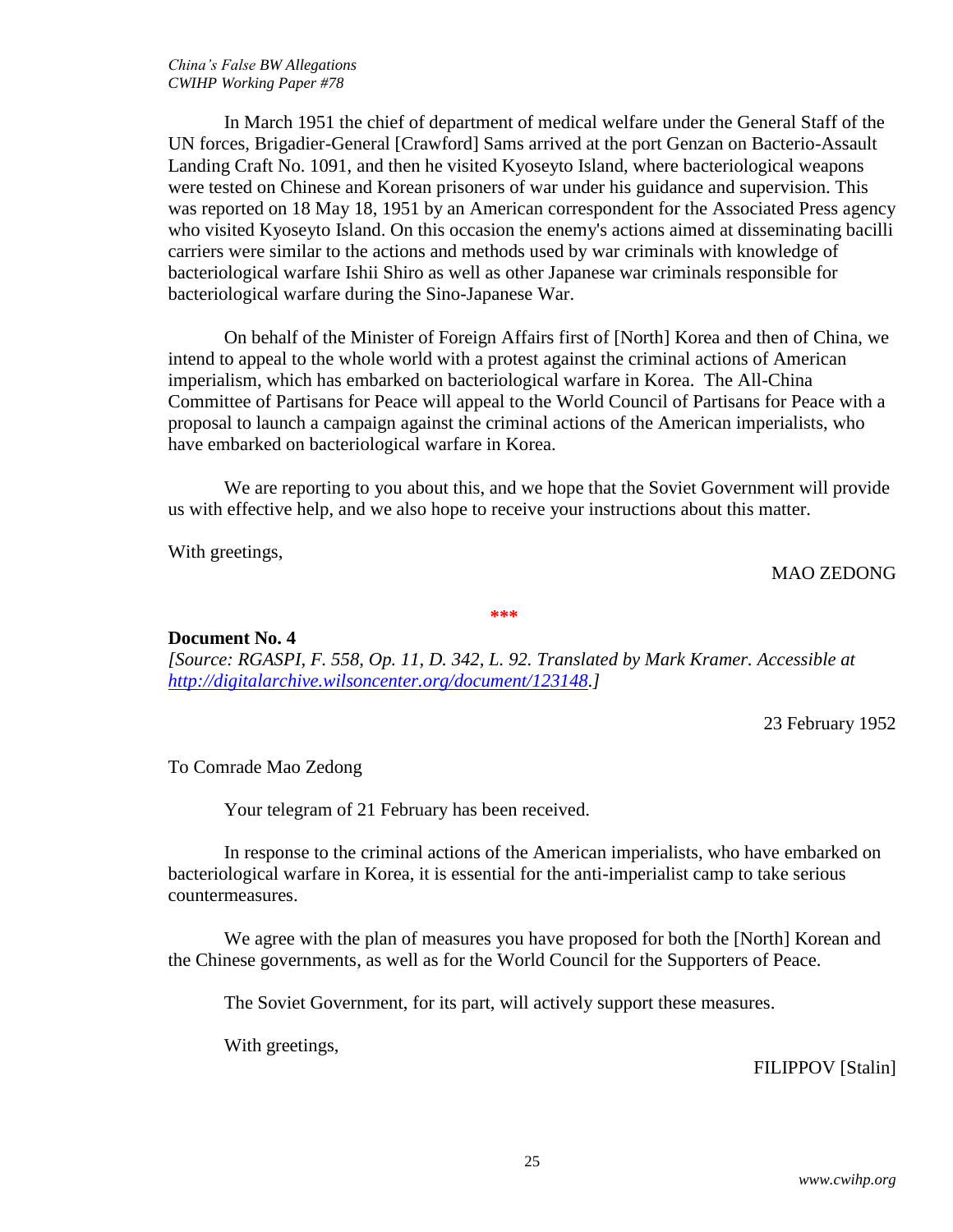In March 1951 the chief of department of medical welfare under the General Staff of the UN forces, Brigadier-General [Crawford] Sams arrived at the port Genzan on Bacterio-Assault Landing Craft No. 1091, and then he visited Kyoseyto Island, where bacteriological weapons were tested on Chinese and Korean prisoners of war under his guidance and supervision. This was reported on 18 May 18, 1951 by an American correspondent for the Associated Press agency who visited Kyoseyto Island. On this occasion the enemy's actions aimed at disseminating bacilli carriers were similar to the actions and methods used by war criminals with knowledge of bacteriological warfare Ishii Shiro as well as other Japanese war criminals responsible for bacteriological warfare during the Sino-Japanese War.

On behalf of the Minister of Foreign Affairs first of [North] Korea and then of China, we intend to appeal to the whole world with a protest against the criminal actions of American imperialism, which has embarked on bacteriological warfare in Korea. The All-China Committee of Partisans for Peace will appeal to the World Council of Partisans for Peace with a proposal to launch a campaign against the criminal actions of the American imperialists, who have embarked on bacteriological warfare in Korea.

We are reporting to you about this, and we hope that the Soviet Government will provide us with effective help, and we also hope to receive your instructions about this matter.

With greetings,

MAO ZEDONG

***

**Document No. 4**

*[Source: RGASPI, F. 558, Op. 11, D. 342, L. 92. Translated by Mark Kramer. Accessible at http://digitalarchive.wilsoncenter.org/document/123148.]*

23 February 1952

To Comrade Mao Zedong

Your telegram of 21 February has been received.

In response to the criminal actions of the American imperialists, who have embarked on bacteriological warfare in Korea, it is essential for the anti-imperialist camp to take serious countermeasures.

We agree with the plan of measures you have proposed for both the [North] Korean and the Chinese governments, as well as for the World Council for the Supporters of Peace.

The Soviet Government, for its part, will actively support these measures.

With greetings,

FILIPPOV [Stalin]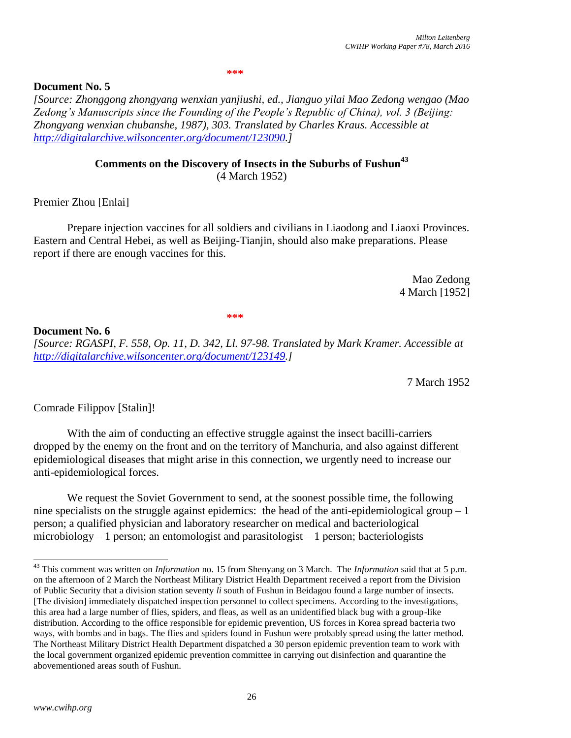\*\*\*

**Document No. 5**

*[Source: Zhonggong zhongyang wenxian yanjiushi, ed., Jianguo yilai Mao Zedong wengao (Mao Zedong's Manuscripts since the Founding of the People's Republic of China), vol. 3 (Beijing: Zhongyang wenxian chubanshe, 1987), 303. Translated by Charles Kraus. Accessible at [http://digitalarchive.wilsoncenter.org/document/123090](http://digitalarchive.wilsoncenter.org/document/123090).]*

### Comments on the Discovery of Insects in the Suburbs of Fushun[43]

(4 March 1952)

Premier Zhou [Enlai]

Prepare injection vaccines for all soldiers and civilians in Liaodong and Liaoxi Provinces. Eastern and Central Hebei, as well as Beijing-Tianjin, should also make preparations. Please report if there are enough vaccines for this.

Mao Zedong
4 March [1952]

\*\*\*

**Document No. 6**

*[Source: RGASPI, F. 558, Op. 11, D. 342, Ll. 97-98. Translated by Mark Kramer. Accessible at [http://digitalarchive.wilsoncenter.org/document/123149](http://digitalarchive.wilsoncenter.org/document/123149).]*

7 March 1952

Comrade Filippov [Stalin]!

With the aim of conducting an effective struggle against the insect bacilli-carriers dropped by the enemy on the front and on the territory of Manchuria, and also against different epidemiological diseases that might arise in this connection, we urgently need to increase our anti-epidemiological forces.

We request the Soviet Government to send, at the soonest possible time, the following nine specialists on the struggle against epidemics: the head of the anti-epidemiological group – 1 person; a qualified physician and laboratory researcher on medical and bacteriological microbiology – 1 person; an entomologist and parasitologist – 1 person; bacteriologists

---

[43] This comment was written on *Information* no. 15 from Shenyang on 3 March. The *Information* said that at 5 p.m. on the afternoon of 2 March the Northeast Military District Health Department received a report from the Division of Public Security that a division station seventy *li* south of Fushun in Beidagou found a large number of insects. [The division] immediately dispatched inspection personnel to collect specimens. According to the investigations, this area had a large number of flies, spiders, and fleas, as well as an unidentified black bug with a group-like distribution. According to the office responsible for epidemic prevention, US forces in Korea spread bacteria two ways, with bombs and in bags. The flies and spiders found in Fushun were probably spread using the latter method. The Northeast Military District Health Department dispatched a 30 person epidemic prevention team to work with the local government organized epidemic prevention committee in carrying out disinfection and quarantine the abovementioned areas south of Fushun.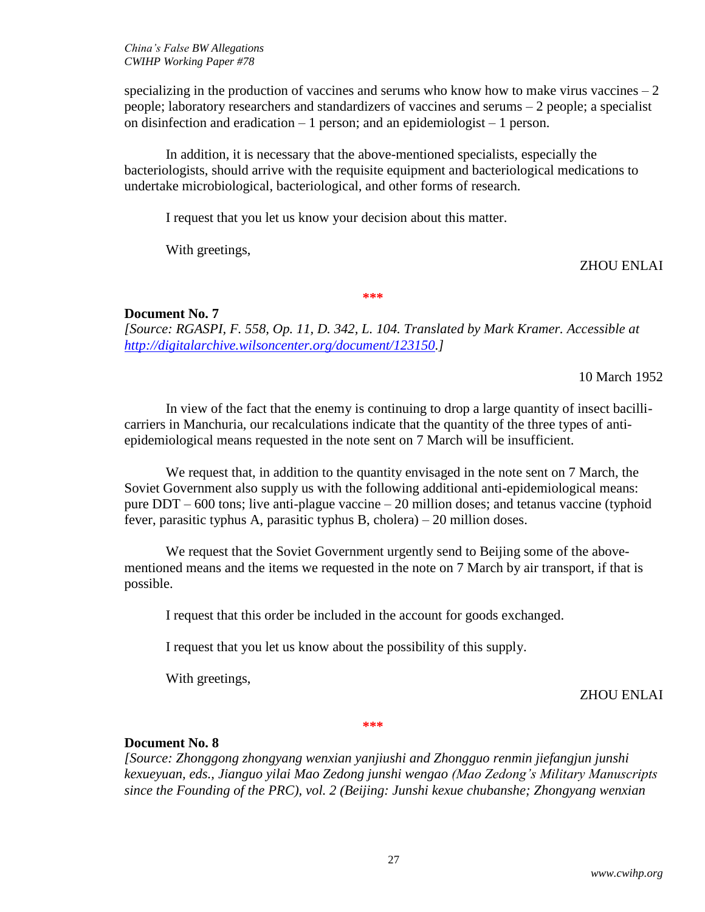specializing in the production of vaccines and serums who know how to make virus vaccines – 2 people; laboratory researchers and standardizers of vaccines and serums – 2 people; a specialist on disinfection and eradication – 1 person; and an epidemiologist – 1 person.

In addition, it is necessary that the above-mentioned specialists, especially the bacteriologists, should arrive with the requisite equipment and bacteriological medications to undertake microbiological, bacteriological, and other forms of research.

I request that you let us know your decision about this matter.

With greetings,

ZHOU ENLAI

***

**Document No. 7**

*[Source: RGASPI, F. 558, Op. 11, D. 342, L. 104. Translated by Mark Kramer. Accessible at [http://digitalarchive.wilsoncenter.org/document/123150](http://digitalarchive.wilsoncenter.org/document/123150).]*

10 March 1952

In view of the fact that the enemy is continuing to drop a large quantity of insect bacilli-carriers in Manchuria, our recalculations indicate that the quantity of the three types of anti-epidemiological means requested in the note sent on 7 March will be insufficient.

We request that, in addition to the quantity envisaged in the note sent on 7 March, the Soviet Government also supply us with the following additional anti-epidemiological means: pure DDT – 600 tons; live anti-plague vaccine – 20 million doses; and tetanus vaccine (typhoid fever, parasitic typhus A, parasitic typhus B, cholera) – 20 million doses.

We request that the Soviet Government urgently send to Beijing some of the above-mentioned means and the items we requested in the note on 7 March by air transport, if that is possible.

I request that this order be included in the account for goods exchanged.

I request that you let us know about the possibility of this supply.

With greetings,

ZHOU ENLAI

***

**Document No. 8**

*[Source: Zhonggong zhongyang wenxian yanjiushi and Zhongguo renmin jiefangjun junshi kexueyuan, eds., Jianguo yilai Mao Zedong junshi wengao (Mao Zedong's Military Manuscripts since the Founding of the PRC), vol. 2 (Beijing: Junshi kexue chubanshe; Zhongyang wenxian*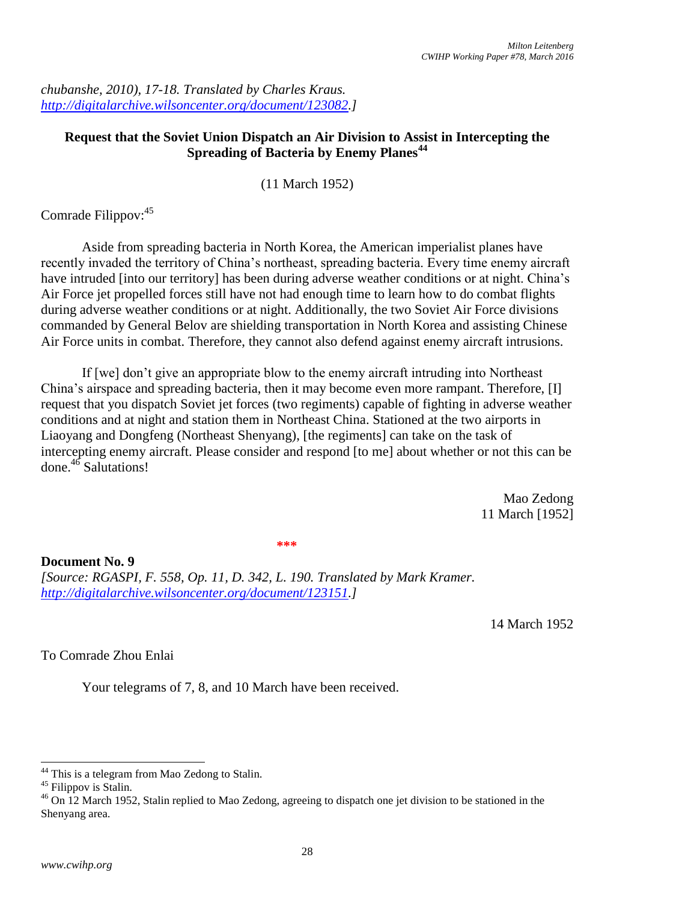*chubanshe, 2010), 17-18. Translated by Charles Kraus. http://digitalarchive.wilsoncenter.org/document/123082.]*

**Request that the Soviet Union Dispatch an Air Division to Assist in Intercepting the Spreading of Bacteria by Enemy Planes**[44]

(11 March 1952)

Comrade Filippov:[45]

Aside from spreading bacteria in North Korea, the American imperialist planes have recently invaded the territory of China's northeast, spreading bacteria. Every time enemy aircraft have intruded [into our territory] has been during adverse weather conditions or at night. China's Air Force jet propelled forces still have not had enough time to learn how to do combat flights during adverse weather conditions or at night. Additionally, the two Soviet Air Force divisions commanded by General Belov are shielding transportation in North Korea and assisting Chinese Air Force units in combat. Therefore, they cannot also defend against enemy aircraft intrusions.

If [we] don't give an appropriate blow to the enemy aircraft intruding into Northeast China's airspace and spreading bacteria, then it may become even more rampant. Therefore, [I] request that you dispatch Soviet jet forces (two regiments) capable of fighting in adverse weather conditions and at night and station them in Northeast China. Stationed at the two airports in Liaoyang and Dongfeng (Northeast Shenyang), [the regiments] can take on the task of intercepting enemy aircraft. Please consider and respond [to me] about whether or not this can be done.[46] Salutations!

Mao Zedong
11 March [1952]

***

**Document No. 9**
*[Source: RGASPI, F. 558, Op. 11, D. 342, L. 190. Translated by Mark Kramer. http://digitalarchive.wilsoncenter.org/document/123151.]*

14 March 1952

To Comrade Zhou Enlai

Your telegrams of 7, 8, and 10 March have been received.

---

[44] This is a telegram from Mao Zedong to Stalin.

[45] Filippov is Stalin.

[46] On 12 March 1952, Stalin replied to Mao Zedong, agreeing to dispatch one jet division to be stationed in the Shenyang area.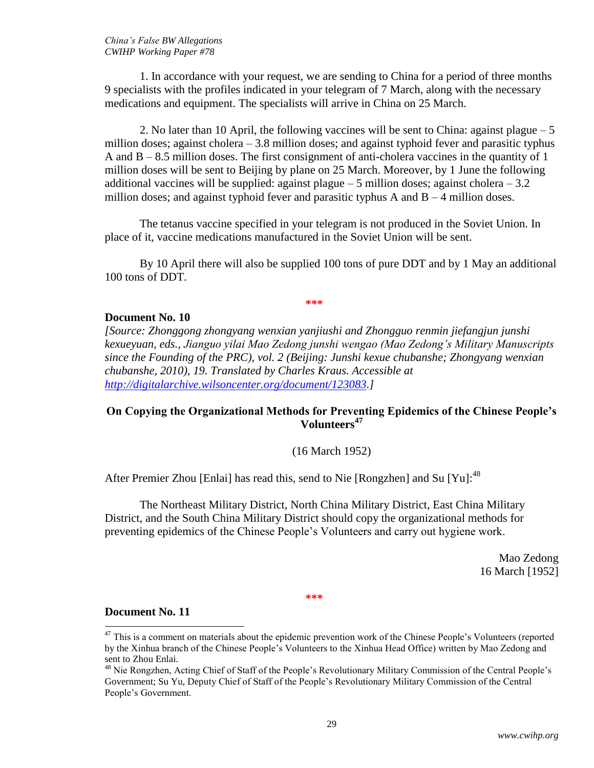1. In accordance with your request, we are sending to China for a period of three months 9 specialists with the profiles indicated in your telegram of 7 March, along with the necessary medications and equipment. The specialists will arrive in China on 25 March.

2. No later than 10 April, the following vaccines will be sent to China: against plague – 5 million doses; against cholera – 3.8 million doses; and against typhoid fever and parasitic typhus A and B – 8.5 million doses. The first consignment of anti-cholera vaccines in the quantity of 1 million doses will be sent to Beijing by plane on 25 March. Moreover, by 1 June the following additional vaccines will be supplied: against plague – 5 million doses; against cholera – 3.2 million doses; and against typhoid fever and parasitic typhus A and B – 4 million doses.

The tetanus vaccine specified in your telegram is not produced in the Soviet Union. In place of it, vaccine medications manufactured in the Soviet Union will be sent.

By 10 April there will also be supplied 100 tons of pure DDT and by 1 May an additional 100 tons of DDT.

***

**Document No. 10**

*[Source: Zhonggong zhongyang wenxian yanjiushi and Zhongguo renmin jiefangjun junshi kexueyuan, eds., Jianguo yilai Mao Zedong junshi wengao (Mao Zedong's Military Manuscripts since the Founding of the PRC), vol. 2 (Beijing: Junshi kexue chubanshe; Zhongyang wenxian chubanshe, 2010), 19. Translated by Charles Kraus. Accessible at http://digitalarchive.wilsoncenter.org/document/123083.]*

**On Copying the Organizational Methods for Preventing Epidemics of the Chinese People's Volunteers[47]**

(16 March 1952)

After Premier Zhou [Enlai] has read this, send to Nie [Rongzhen] and Su [Yu]:[48]

The Northeast Military District, North China Military District, East China Military District, and the South China Military District should copy the organizational methods for preventing epidemics of the Chinese People's Volunteers and carry out hygiene work.

Mao Zedong
16 March [1952]

***

**Document No. 11**

[47] This is a comment on materials about the epidemic prevention work of the Chinese People's Volunteers (reported by the Xinhua branch of the Chinese People's Volunteers to the Xinhua Head Office) written by Mao Zedong and sent to Zhou Enlai.

[48] Nie Rongzhen, Acting Chief of Staff of the People's Revolutionary Military Commission of the Central People's Government; Su Yu, Deputy Chief of Staff of the People's Revolutionary Military Commission of the Central People's Government.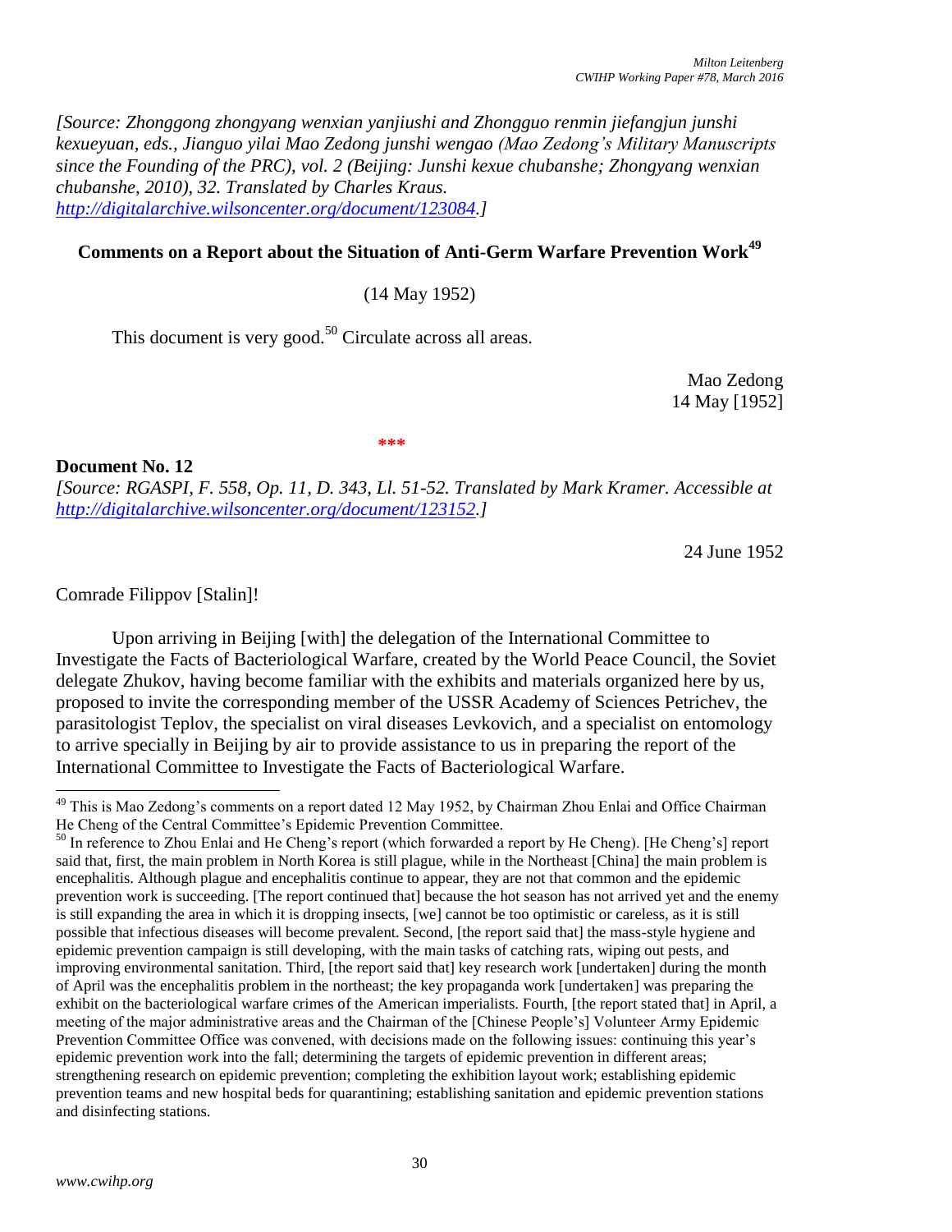*[Source: Zhonggong zhongyang wenxian yanjiushi and Zhongguo renmin jiefangjun junshi kexueyuan, eds., Jianguo yilai Mao Zedong junshi wengao (Mao Zedong's Military Manuscripts since the Founding of the PRC), vol. 2 (Beijing: Junshi kexue chubanshe; Zhongyang wenxian chubanshe, 2010), 32. Translated by Charles Kraus. http://digitalarchive.wilsoncenter.org/document/123084.]*

**Comments on a Report about the Situation of Anti-Germ Warfare Prevention Work**[49]

(14 May 1952)

This document is very good.[50] Circulate across all areas.

Mao Zedong
14 May [1952]

***

**Document No. 12**

*[Source: RGASPI, F. 558, Op. 11, D. 343, Ll. 51-52. Translated by Mark Kramer. Accessible at http://digitalarchive.wilsoncenter.org/document/123152.]*

24 June 1952

Comrade Filippov [Stalin]!

Upon arriving in Beijing [with] the delegation of the International Committee to Investigate the Facts of Bacteriological Warfare, created by the World Peace Council, the Soviet delegate Zhukov, having become familiar with the exhibits and materials organized here by us, proposed to invite the corresponding member of the USSR Academy of Sciences Petrichev, the parasitologist Teplov, the specialist on viral diseases Levkovich, and a specialist on entomology to arrive specially in Beijing by air to provide assistance to us in preparing the report of the International Committee to Investigate the Facts of Bacteriological Warfare.

---

[49] This is Mao Zedong's comments on a report dated 12 May 1952, by Chairman Zhou Enlai and Office Chairman He Cheng of the Central Committee's Epidemic Prevention Committee.

[50] In reference to Zhou Enlai and He Cheng's report (which forwarded a report by He Cheng). [He Cheng's] report said that, first, the main problem in North Korea is still plague, while in the Northeast [China] the main problem is encephalitis. Although plague and encephalitis continue to appear, they are not that common and the epidemic prevention work is succeeding. [The report continued that] because the hot season has not arrived yet and the enemy is still expanding the area in which it is dropping insects, [we] cannot be too optimistic or careless, as it is still possible that infectious diseases will become prevalent. Second, [the report said that] the mass-style hygiene and epidemic prevention campaign is still developing, with the main tasks of catching rats, wiping out pests, and improving environmental sanitation. Third, [the report said that] key research work [undertaken] during the month of April was the encephalitis problem in the northeast; the key propaganda work [undertaken] was preparing the exhibit on the bacteriological warfare crimes of the American imperialists. Fourth, [the report stated that] in April, a meeting of the major administrative areas and the Chairman of the [Chinese People's] Volunteer Army Epidemic Prevention Committee Office was convened, with decisions made on the following issues: continuing this year's epidemic prevention work into the fall; determining the targets of epidemic prevention in different areas; strengthening research on epidemic prevention; completing the exhibition layout work; establishing epidemic prevention teams and new hospital beds for quarantining; establishing sanitation and epidemic prevention stations and disinfecting stations.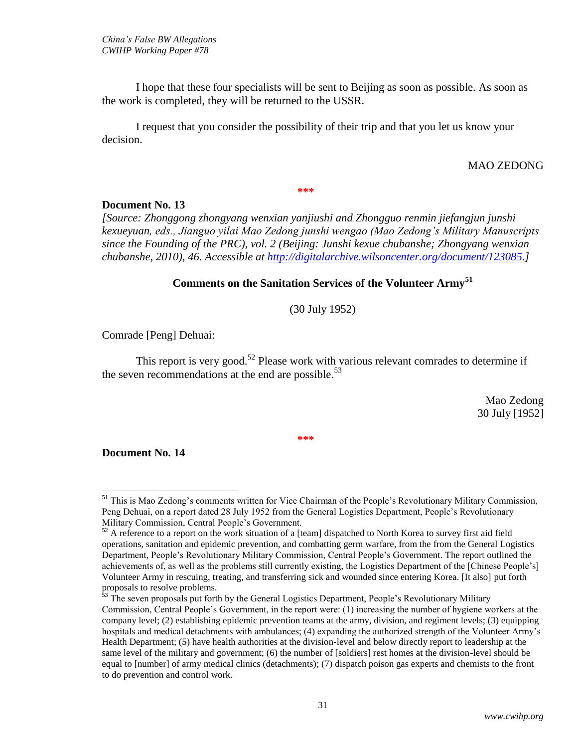I hope that these four specialists will be sent to Beijing as soon as possible. As soon as the work is completed, they will be returned to the USSR.

I request that you consider the possibility of their trip and that you let us know your decision.

MAO ZEDONG

***

**Document No. 13**

*[Source: Zhonggong zhongyang wenxian yanjiushi and Zhongguo renmin jiefangjun junshi kexueyuan, eds., Jianguo yilai Mao Zedong junshi wengao (Mao Zedong's Military Manuscripts since the Founding of the PRC), vol. 2 (Beijing: Junshi kexue chubanshe; Zhongyang wenxian chubanshe, 2010), 46. Accessible at http://digitalarchive.wilsoncenter.org/document/123085.]*

### Comments on the Sanitation Services of the Volunteer Army[51]

(30 July 1952)

Comrade [Peng] Dehuai:

This report is very good.[52] Please work with various relevant comrades to determine if the seven recommendations at the end are possible.[53]

Mao Zedong
30 July [1952]

***

**Document No. 14**

---

[51] This is Mao Zedong's comments written for Vice Chairman of the People's Revolutionary Military Commission, Peng Dehuai, on a report dated 28 July 1952 from the General Logistics Department, People's Revolutionary Military Commission, Central People's Government.

[52] A reference to a report on the work situation of a [team] dispatched to North Korea to survey first aid field operations, sanitation and epidemic prevention, and combatting germ warfare, from the from the General Logistics Department, People's Revolutionary Military Commission, Central People's Government. The report outlined the achievements of, as well as the problems still currently existing, the Logistics Department of the [Chinese People's] Volunteer Army in rescuing, treating, and transferring sick and wounded since entering Korea. [It also] put forth proposals to resolve problems.

[53] The seven proposals put forth by the General Logistics Department, People's Revolutionary Military Commission, Central People's Government, in the report were: (1) increasing the number of hygiene workers at the company level; (2) establishing epidemic prevention teams at the army, division, and regiment levels; (3) equipping hospitals and medical detachments with ambulances; (4) expanding the authorized strength of the Volunteer Army's Health Department; (5) have health authorities at the division-level and below directly report to leadership at the same level of the military and government; (6) the number of [soldiers] rest homes at the division-level should be equal to [number] of army medical clinics (detachments); (7) dispatch poison gas experts and chemists to the front to do prevention and control work.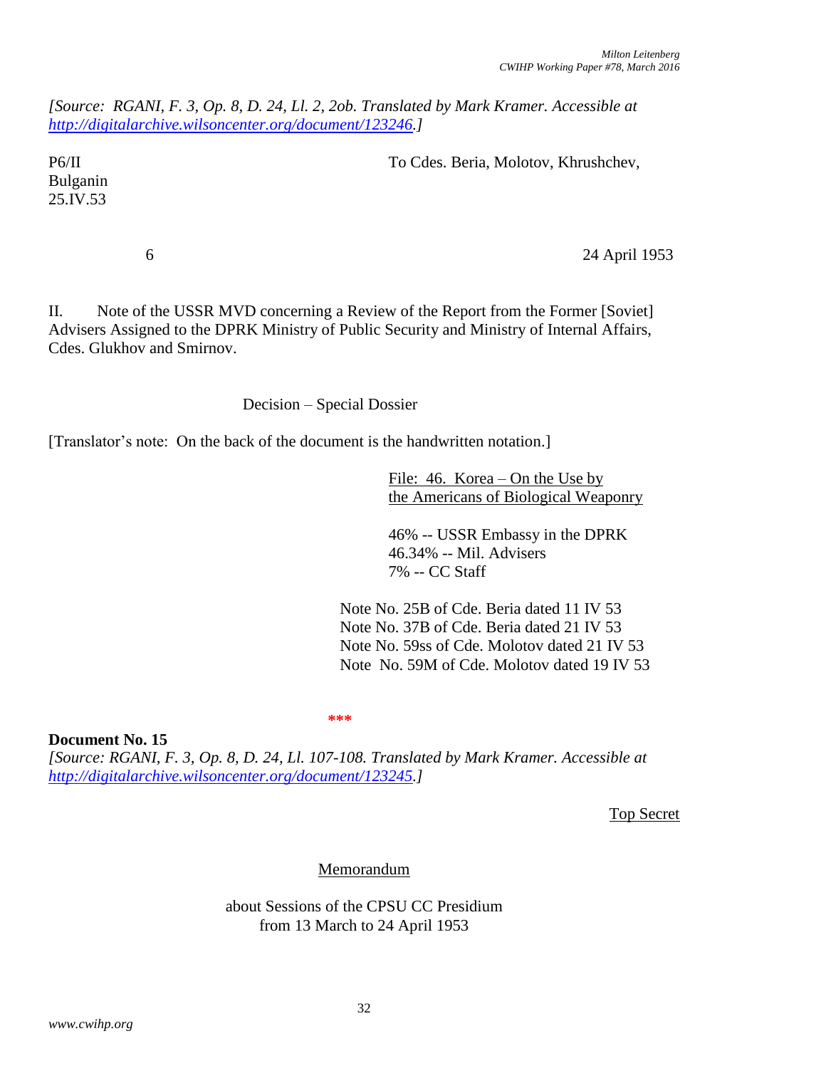*[Source: RGANI, F. 3, Op. 8, D. 24, Ll. 2, 2ob. Translated by Mark Kramer. Accessible at http://digitalarchive.wilsoncenter.org/document/123246.]*

P6/II
Bulganin
25.IV.53

To Cdes. Beria, Molotov, Khrushchev,

6 — 24 April 1953

II. Note of the USSR MVD concerning a Review of the Report from the Former [Soviet] Advisers Assigned to the DPRK Ministry of Public Security and Ministry of Internal Affairs, Cdes. Glukhov and Smirnov.

Decision – Special Dossier

[Translator's note: On the back of the document is the handwritten notation.]

File: 46. Korea – On the Use by the Americans of Biological Weaponry

46% -- USSR Embassy in the DPRK
46.34% -- Mil. Advisers
7% -- CC Staff

Note No. 25B of Cde. Beria dated 11 IV 53
Note No. 37B of Cde. Beria dated 21 IV 53
Note No. 59ss of Cde. Molotov dated 21 IV 53
Note No. 59M of Cde. Molotov dated 19 IV 53

***

**Document No. 15**

*[Source: RGANI, F. 3, Op. 8, D. 24, Ll. 107-108. Translated by Mark Kramer. Accessible at http://digitalarchive.wilsoncenter.org/document/123245.]*

Top Secret

Memorandum

about Sessions of the CPSU CC Presidium
from 13 March to 24 April 1953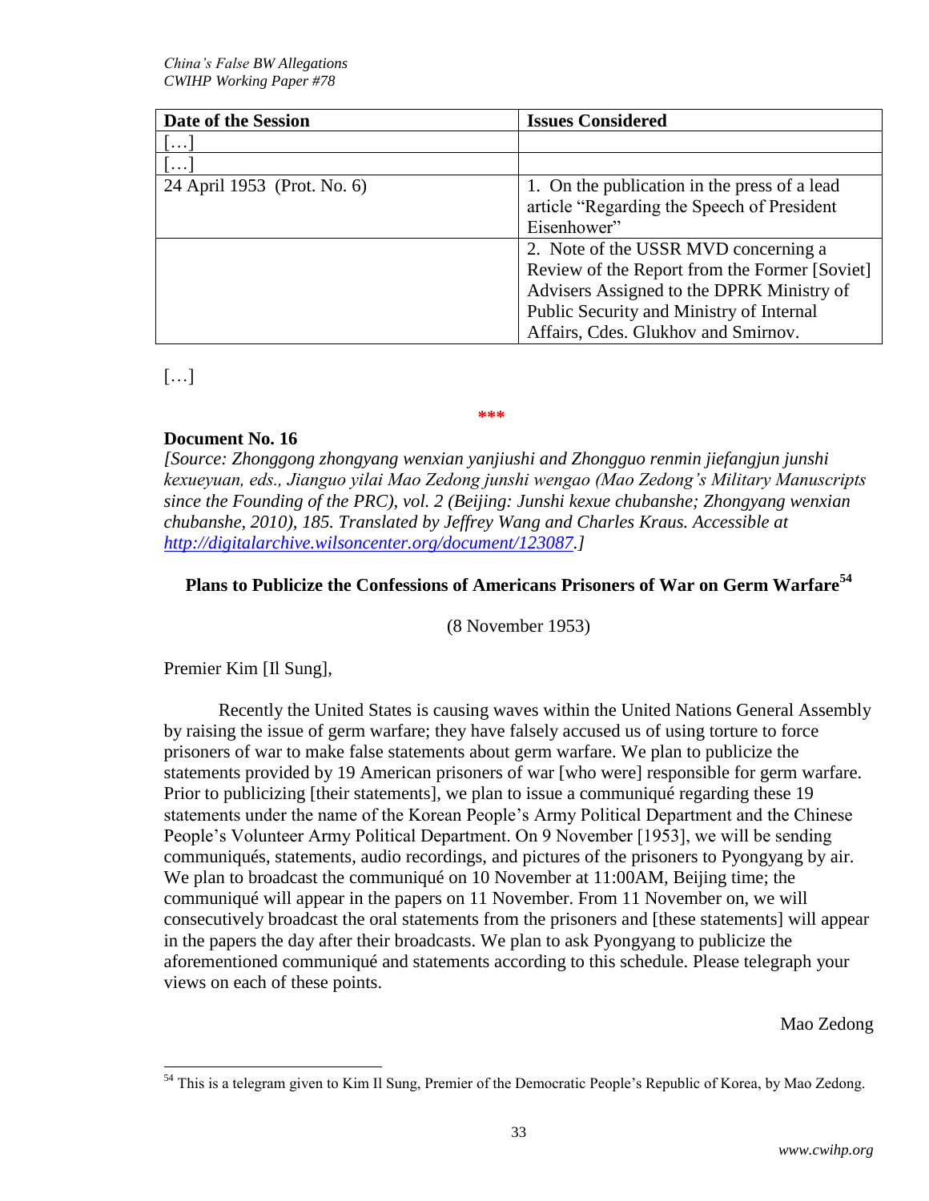| Date of the Session | Issues Considered |
|---|---|
| […] | |
| […] | |
| 24 April 1953 (Prot. No. 6) | 1. On the publication in the press of a lead article "Regarding the Speech of President Eisenhower" |
| | 2. Note of the USSR MVD concerning a Review of the Report from the Former [Soviet] Advisers Assigned to the DPRK Ministry of Public Security and Ministry of Internal Affairs, Cdes. Glukhov and Smirnov. |

[…]

***

**Document No. 16**

*[Source: Zhonggong zhongyang wenxian yanjiushi and Zhongguo renmin jiefangjun junshi kexueyuan, eds., Jianguo yilai Mao Zedong junshi wengao (Mao Zedong's Military Manuscripts since the Founding of the PRC), vol. 2 (Beijing: Junshi kexue chubanshe; Zhongyang wenxian chubanshe, 2010), 185. Translated by Jeffrey Wang and Charles Kraus. Accessible at http://digitalarchive.wilsoncenter.org/document/123087.]*

### Plans to Publicize the Confessions of Americans Prisoners of War on Germ Warfare[54]

(8 November 1953)

Premier Kim [Il Sung],

Recently the United States is causing waves within the United Nations General Assembly by raising the issue of germ warfare; they have falsely accused us of using torture to force prisoners of war to make false statements about germ warfare. We plan to publicize the statements provided by 19 American prisoners of war [who were] responsible for germ warfare. Prior to publicizing [their statements], we plan to issue a communiqué regarding these 19 statements under the name of the Korean People's Army Political Department and the Chinese People's Volunteer Army Political Department. On 9 November [1953], we will be sending communiqués, statements, audio recordings, and pictures of the prisoners to Pyongyang by air. We plan to broadcast the communiqué on 10 November at 11:00AM, Beijing time; the communiqué will appear in the papers on 11 November. From 11 November on, we will consecutively broadcast the oral statements from the prisoners and [these statements] will appear in the papers the day after their broadcasts. We plan to ask Pyongyang to publicize the aforementioned communiqué and statements according to this schedule. Please telegraph your views on each of these points.

Mao Zedong

[54] This is a telegram given to Kim Il Sung, Premier of the Democratic People's Republic of Korea, by Mao Zedong.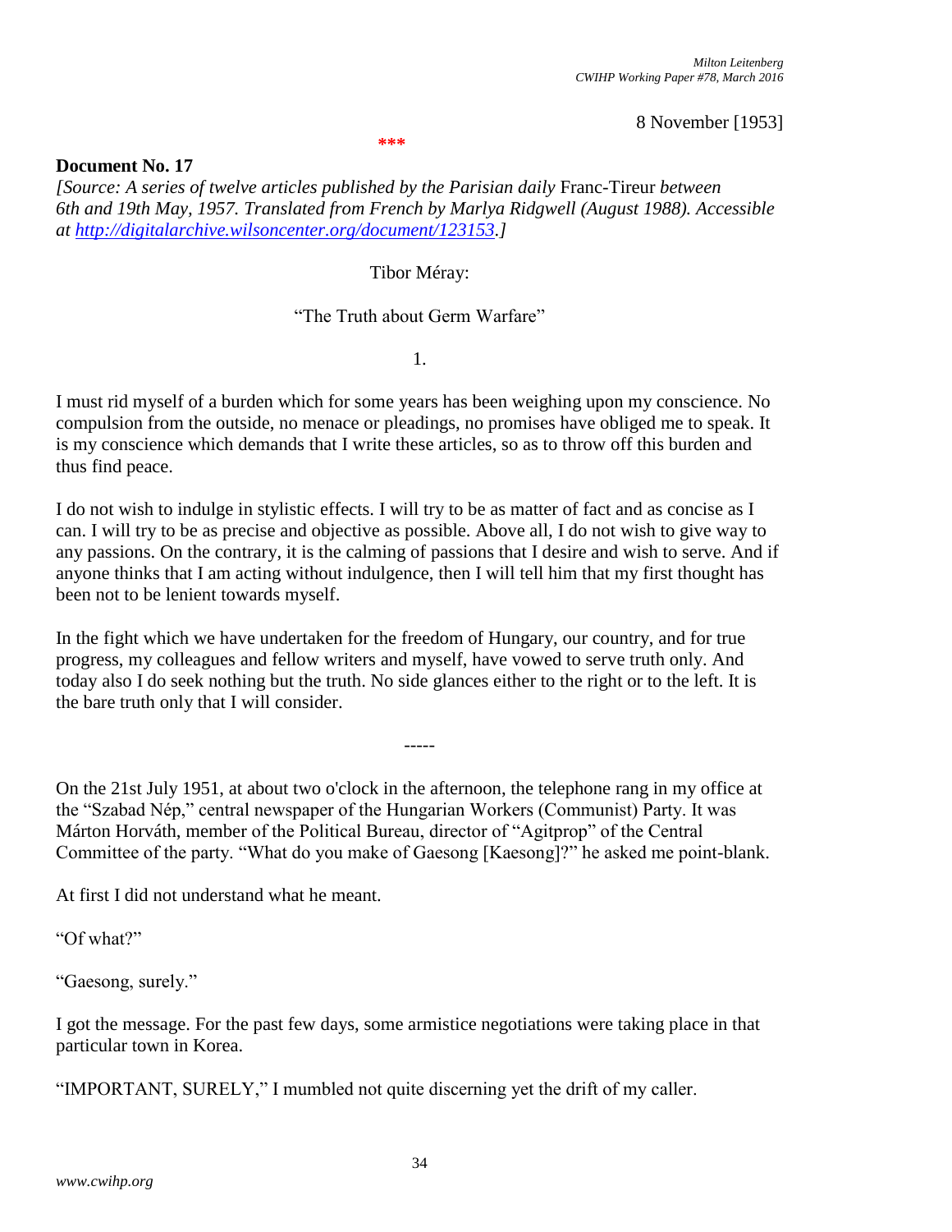8 November [1953]

***

**Document No. 17**

*[Source: A series of twelve articles published by the Parisian daily* Franc-Tireur *between 6th and 19th May, 1957. Translated from French by Marlya Ridgwell (August 1988). Accessible at [http://digitalarchive.wilsoncenter.org/document/123153](http://digitalarchive.wilsoncenter.org/document/123153).]*

Tibor Méray:

"The Truth about Germ Warfare"

1.

I must rid myself of a burden which for some years has been weighing upon my conscience. No compulsion from the outside, no menace or pleadings, no promises have obliged me to speak. It is my conscience which demands that I write these articles, so as to throw off this burden and thus find peace.

I do not wish to indulge in stylistic effects. I will try to be as matter of fact and as concise as I can. I will try to be as precise and objective as possible. Above all, I do not wish to give way to any passions. On the contrary, it is the calming of passions that I desire and wish to serve. And if anyone thinks that I am acting without indulgence, then I will tell him that my first thought has been not to be lenient towards myself.

In the fight which we have undertaken for the freedom of Hungary, our country, and for true progress, my colleagues and fellow writers and myself, have vowed to serve truth only. And today also I do seek nothing but the truth. No side glances either to the right or to the left. It is the bare truth only that I will consider.

-----

On the 21st July 1951, at about two o'clock in the afternoon, the telephone rang in my office at the "Szabad Nép," central newspaper of the Hungarian Workers (Communist) Party. It was Márton Horváth, member of the Political Bureau, director of "Agitprop" of the Central Committee of the party. "What do you make of Gaesong [Kaesong]?" he asked me point-blank.

At first I did not understand what he meant.

"Of what?"

"Gaesong, surely."

I got the message. For the past few days, some armistice negotiations were taking place in that particular town in Korea.

"IMPORTANT, SURELY," I mumbled not quite discerning yet the drift of my caller.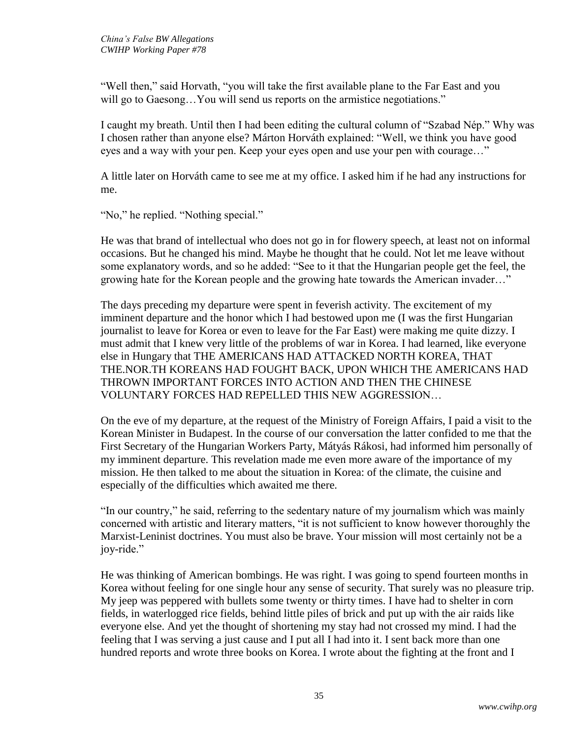"Well then," said Horvath, "you will take the first available plane to the Far East and you will go to Gaesong…You will send us reports on the armistice negotiations."

I caught my breath. Until then I had been editing the cultural column of "Szabad Nép." Why was I chosen rather than anyone else? Márton Horváth explained: "Well, we think you have good eyes and a way with your pen. Keep your eyes open and use your pen with courage…"

A little later on Horváth came to see me at my office. I asked him if he had any instructions for me.

"No," he replied. "Nothing special."

He was that brand of intellectual who does not go in for flowery speech, at least not on informal occasions. But he changed his mind. Maybe he thought that he could. Not let me leave without some explanatory words, and so he added: "See to it that the Hungarian people get the feel, the growing hate for the Korean people and the growing hate towards the American invader…"

The days preceding my departure were spent in feverish activity. The excitement of my imminent departure and the honor which I had bestowed upon me (I was the first Hungarian journalist to leave for Korea or even to leave for the Far East) were making me quite dizzy. I must admit that I knew very little of the problems of war in Korea. I had learned, like everyone else in Hungary that THE AMERICANS HAD ATTACKED NORTH KOREA, THAT THE.NOR.TH KOREANS HAD FOUGHT BACK, UPON WHICH THE AMERICANS HAD THROWN IMPORTANT FORCES INTO ACTION AND THEN THE CHINESE VOLUNTARY FORCES HAD REPELLED THIS NEW AGGRESSION…

On the eve of my departure, at the request of the Ministry of Foreign Affairs, I paid a visit to the Korean Minister in Budapest. In the course of our conversation the latter confided to me that the First Secretary of the Hungarian Workers Party, Mátyás Rákosi, had informed him personally of my imminent departure. This revelation made me even more aware of the importance of my mission. He then talked to me about the situation in Korea: of the climate, the cuisine and especially of the difficulties which awaited me there.

"In our country," he said, referring to the sedentary nature of my journalism which was mainly concerned with artistic and literary matters, "it is not sufficient to know however thoroughly the Marxist-Leninist doctrines. You must also be brave. Your mission will most certainly not be a joy-ride."

He was thinking of American bombings. He was right. I was going to spend fourteen months in Korea without feeling for one single hour any sense of security. That surely was no pleasure trip. My jeep was peppered with bullets some twenty or thirty times. I have had to shelter in corn fields, in waterlogged rice fields, behind little piles of brick and put up with the air raids like everyone else. And yet the thought of shortening my stay had not crossed my mind. I had the feeling that I was serving a just cause and I put all I had into it. I sent back more than one hundred reports and wrote three books on Korea. I wrote about the fighting at the front and I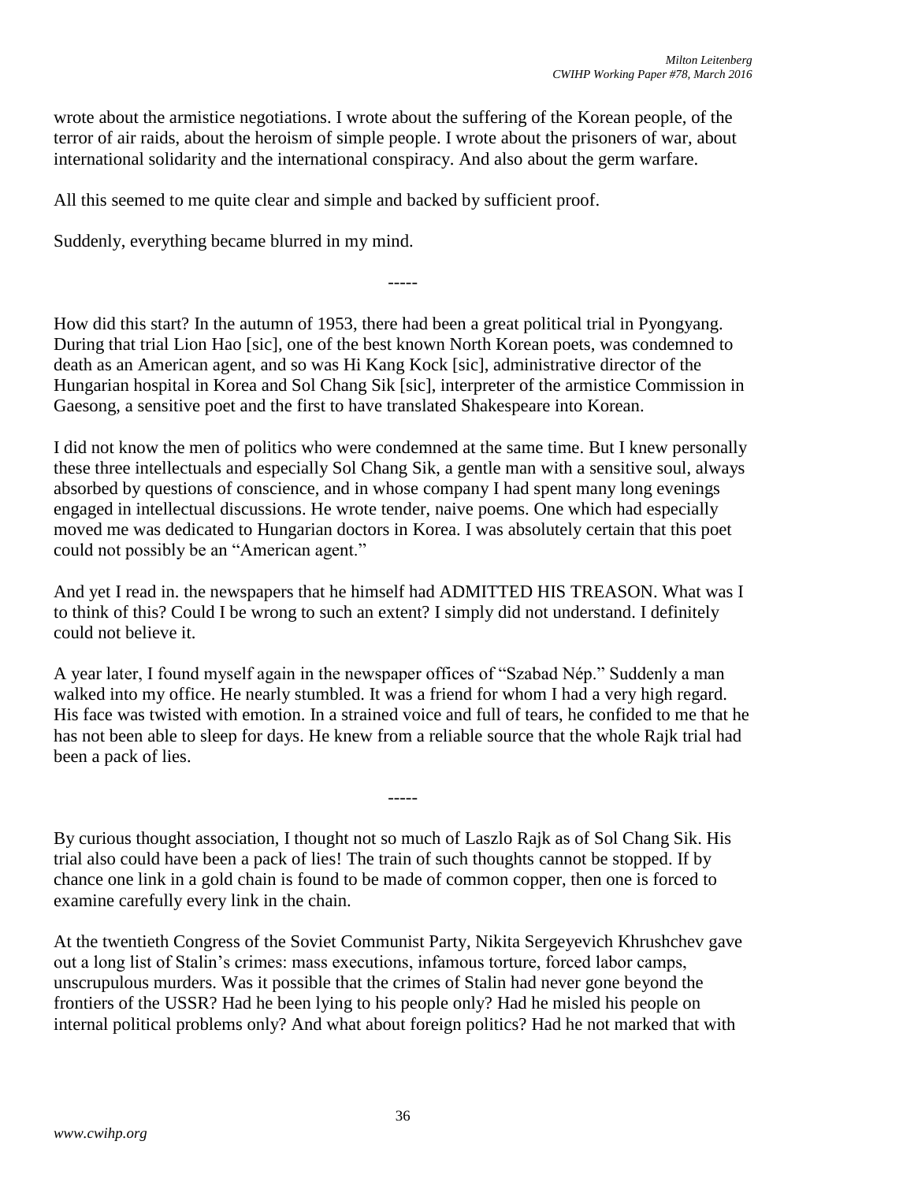wrote about the armistice negotiations. I wrote about the suffering of the Korean people, of the terror of air raids, about the heroism of simple people. I wrote about the prisoners of war, about international solidarity and the international conspiracy. And also about the germ warfare.

All this seemed to me quite clear and simple and backed by sufficient proof.

Suddenly, everything became blurred in my mind.

-----

How did this start? In the autumn of 1953, there had been a great political trial in Pyongyang. During that trial Lion Hao [sic], one of the best known North Korean poets, was condemned to death as an American agent, and so was Hi Kang Kock [sic], administrative director of the Hungarian hospital in Korea and Sol Chang Sik [sic], interpreter of the armistice Commission in Gaesong, a sensitive poet and the first to have translated Shakespeare into Korean.

I did not know the men of politics who were condemned at the same time. But I knew personally these three intellectuals and especially Sol Chang Sik, a gentle man with a sensitive soul, always absorbed by questions of conscience, and in whose company I had spent many long evenings engaged in intellectual discussions. He wrote tender, naive poems. One which had especially moved me was dedicated to Hungarian doctors in Korea. I was absolutely certain that this poet could not possibly be an "American agent."

And yet I read in. the newspapers that he himself had ADMITTED HIS TREASON. What was I to think of this? Could I be wrong to such an extent? I simply did not understand. I definitely could not believe it.

A year later, I found myself again in the newspaper offices of "Szabad Nép." Suddenly a man walked into my office. He nearly stumbled. It was a friend for whom I had a very high regard. His face was twisted with emotion. In a strained voice and full of tears, he confided to me that he has not been able to sleep for days. He knew from a reliable source that the whole Rajk trial had been a pack of lies.

-----

By curious thought association, I thought not so much of Laszlo Rajk as of Sol Chang Sik. His trial also could have been a pack of lies! The train of such thoughts cannot be stopped. If by chance one link in a gold chain is found to be made of common copper, then one is forced to examine carefully every link in the chain.

At the twentieth Congress of the Soviet Communist Party, Nikita Sergeyevich Khrushchev gave out a long list of Stalin's crimes: mass executions, infamous torture, forced labor camps, unscrupulous murders. Was it possible that the crimes of Stalin had never gone beyond the frontiers of the USSR? Had he been lying to his people only? Had he misled his people on internal political problems only? And what about foreign politics? Had he not marked that with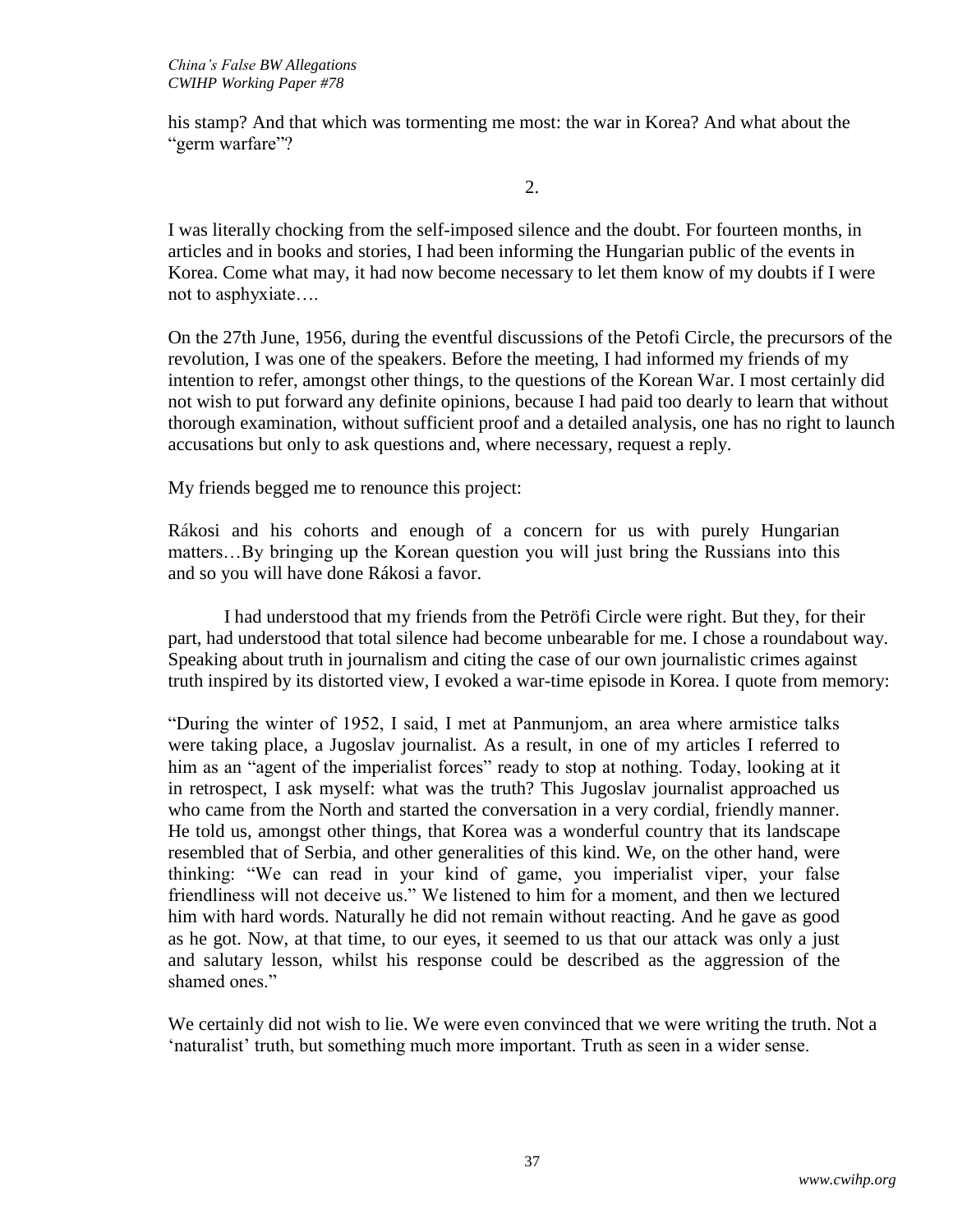his stamp? And that which was tormenting me most: the war in Korea? And what about the "germ warfare"?

2.

I was literally chocking from the self-imposed silence and the doubt. For fourteen months, in articles and in books and stories, I had been informing the Hungarian public of the events in Korea. Come what may, it had now become necessary to let them know of my doubts if I were not to asphyxiate….

On the 27th June, 1956, during the eventful discussions of the Petofi Circle, the precursors of the revolution, I was one of the speakers. Before the meeting, I had informed my friends of my intention to refer, amongst other things, to the questions of the Korean War. I most certainly did not wish to put forward any definite opinions, because I had paid too dearly to learn that without thorough examination, without sufficient proof and a detailed analysis, one has no right to launch accusations but only to ask questions and, where necessary, request a reply.

My friends begged me to renounce this project:

> Rákosi and his cohorts and enough of a concern for us with purely Hungarian matters…By bringing up the Korean question you will just bring the Russians into this and so you will have done Rákosi a favor.

I had understood that my friends from the Petröfi Circle were right. But they, for their part, had understood that total silence had become unbearable for me. I chose a roundabout way. Speaking about truth in journalism and citing the case of our own journalistic crimes against truth inspired by its distorted view, I evoked a war-time episode in Korea. I quote from memory:

> "During the winter of 1952, I said, I met at Panmunjom, an area where armistice talks were taking place, a Jugoslav journalist. As a result, in one of my articles I referred to him as an "agent of the imperialist forces" ready to stop at nothing. Today, looking at it in retrospect, I ask myself: what was the truth? This Jugoslav journalist approached us who came from the North and started the conversation in a very cordial, friendly manner. He told us, amongst other things, that Korea was a wonderful country that its landscape resembled that of Serbia, and other generalities of this kind. We, on the other hand, were thinking: "We can read in your kind of game, you imperialist viper, your false friendliness will not deceive us." We listened to him for a moment, and then we lectured him with hard words. Naturally he did not remain without reacting. And he gave as good as he got. Now, at that time, to our eyes, it seemed to us that our attack was only a just and salutary lesson, whilst his response could be described as the aggression of the shamed ones."

We certainly did not wish to lie. We were even convinced that we were writing the truth. Not a 'naturalist' truth, but something much more important. Truth as seen in a wider sense.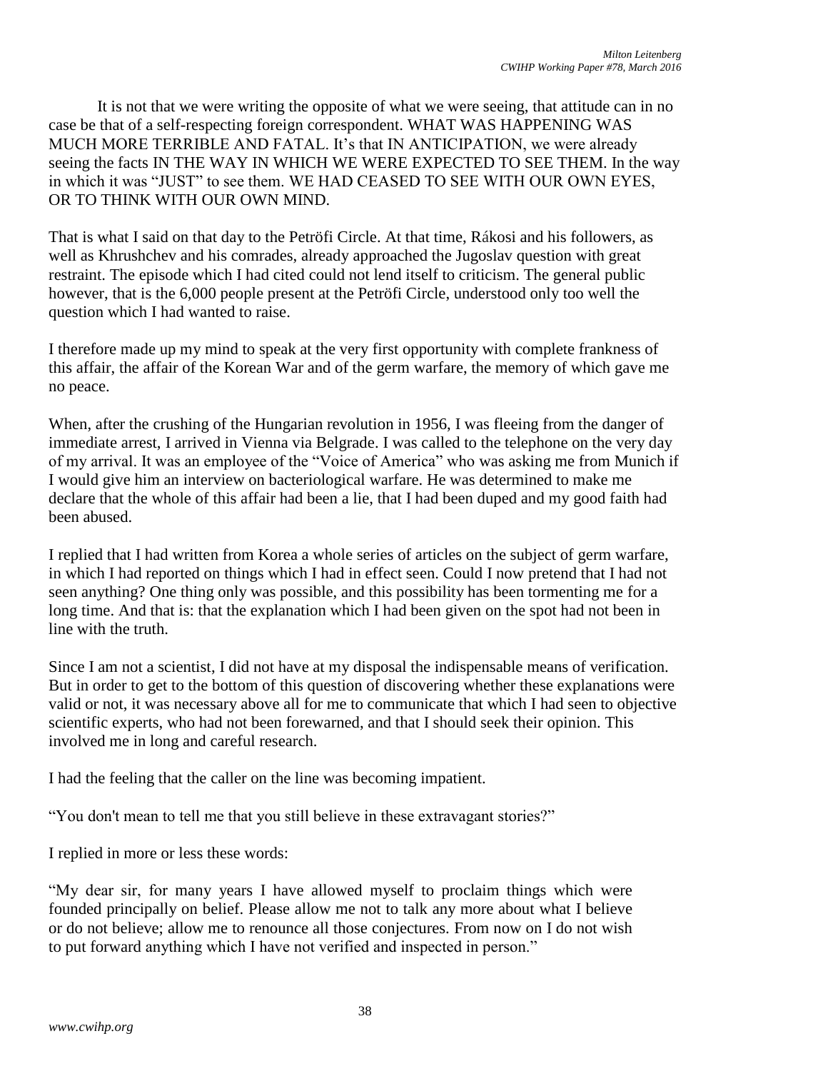It is not that we were writing the opposite of what we were seeing, that attitude can in no case be that of a self-respecting foreign correspondent. WHAT WAS HAPPENING WAS MUCH MORE TERRIBLE AND FATAL. It's that IN ANTICIPATION, we were already seeing the facts IN THE WAY IN WHICH WE WERE EXPECTED TO SEE THEM. In the way in which it was "JUST" to see them. WE HAD CEASED TO SEE WITH OUR OWN EYES, OR TO THINK WITH OUR OWN MIND.

That is what I said on that day to the Petröfi Circle. At that time, Rákosi and his followers, as well as Khrushchev and his comrades, already approached the Jugoslav question with great restraint. The episode which I had cited could not lend itself to criticism. The general public however, that is the 6,000 people present at the Petröfi Circle, understood only too well the question which I had wanted to raise.

I therefore made up my mind to speak at the very first opportunity with complete frankness of this affair, the affair of the Korean War and of the germ warfare, the memory of which gave me no peace.

When, after the crushing of the Hungarian revolution in 1956, I was fleeing from the danger of immediate arrest, I arrived in Vienna via Belgrade. I was called to the telephone on the very day of my arrival. It was an employee of the "Voice of America" who was asking me from Munich if I would give him an interview on bacteriological warfare. He was determined to make me declare that the whole of this affair had been a lie, that I had been duped and my good faith had been abused.

I replied that I had written from Korea a whole series of articles on the subject of germ warfare, in which I had reported on things which I had in effect seen. Could I now pretend that I had not seen anything? One thing only was possible, and this possibility has been tormenting me for a long time. And that is: that the explanation which I had been given on the spot had not been in line with the truth.

Since I am not a scientist, I did not have at my disposal the indispensable means of verification. But in order to get to the bottom of this question of discovering whether these explanations were valid or not, it was necessary above all for me to communicate that which I had seen to objective scientific experts, who had not been forewarned, and that I should seek their opinion. This involved me in long and careful research.

I had the feeling that the caller on the line was becoming impatient.

"You don't mean to tell me that you still believe in these extravagant stories?"

I replied in more or less these words:

"My dear sir, for many years I have allowed myself to proclaim things which were founded principally on belief. Please allow me not to talk any more about what I believe or do not believe; allow me to renounce all those conjectures. From now on I do not wish to put forward anything which I have not verified and inspected in person."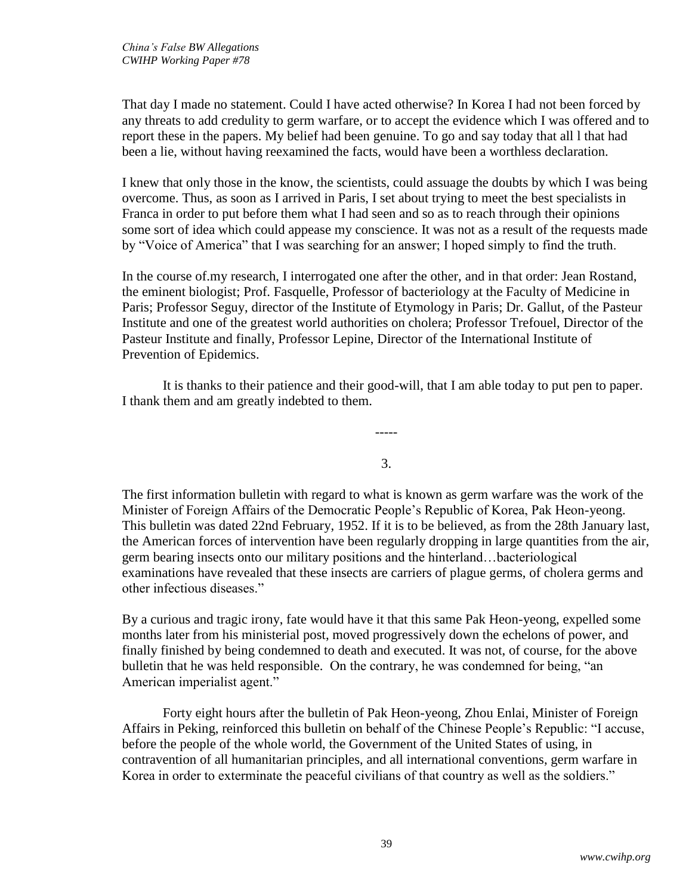That day I made no statement. Could I have acted otherwise? In Korea I had not been forced by any threats to add credulity to germ warfare, or to accept the evidence which I was offered and to report these in the papers. My belief had been genuine. To go and say today that all l that had been a lie, without having reexamined the facts, would have been a worthless declaration.

I knew that only those in the know, the scientists, could assuage the doubts by which I was being overcome. Thus, as soon as I arrived in Paris, I set about trying to meet the best specialists in Franca in order to put before them what I had seen and so as to reach through their opinions some sort of idea which could appease my conscience. It was not as a result of the requests made by "Voice of America" that I was searching for an answer; I hoped simply to find the truth.

In the course of.my research, I interrogated one after the other, and in that order: Jean Rostand, the eminent biologist; Prof. Fasquelle, Professor of bacteriology at the Faculty of Medicine in Paris; Professor Seguy, director of the Institute of Etymology in Paris; Dr. Gallut, of the Pasteur Institute and one of the greatest world authorities on cholera; Professor Trefouel, Director of the Pasteur Institute and finally, Professor Lepine, Director of the International Institute of Prevention of Epidemics.

It is thanks to their patience and their good-will, that I am able today to put pen to paper. I thank them and am greatly indebted to them.

-----

3.

The first information bulletin with regard to what is known as germ warfare was the work of the Minister of Foreign Affairs of the Democratic People's Republic of Korea, Pak Heon-yeong. This bulletin was dated 22nd February, 1952. If it is to be believed, as from the 28th January last, the American forces of intervention have been regularly dropping in large quantities from the air, germ bearing insects onto our military positions and the hinterland…bacteriological examinations have revealed that these insects are carriers of plague germs, of cholera germs and other infectious diseases."

By a curious and tragic irony, fate would have it that this same Pak Heon-yeong, expelled some months later from his ministerial post, moved progressively down the echelons of power, and finally finished by being condemned to death and executed. It was not, of course, for the above bulletin that he was held responsible. On the contrary, he was condemned for being, "an American imperialist agent."

Forty eight hours after the bulletin of Pak Heon-yeong, Zhou Enlai, Minister of Foreign Affairs in Peking, reinforced this bulletin on behalf of the Chinese People's Republic: "I accuse, before the people of the whole world, the Government of the United States of using, in contravention of all humanitarian principles, and all international conventions, germ warfare in Korea in order to exterminate the peaceful civilians of that country as well as the soldiers."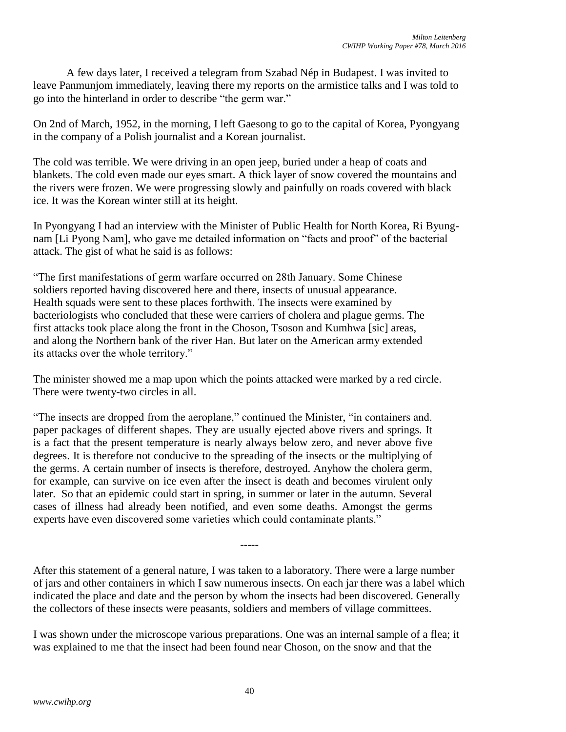A few days later, I received a telegram from Szabad Nép in Budapest. I was invited to leave Panmunjom immediately, leaving there my reports on the armistice talks and I was told to go into the hinterland in order to describe "the germ war."

On 2nd of March, 1952, in the morning, I left Gaesong to go to the capital of Korea, Pyongyang in the company of a Polish journalist and a Korean journalist.

The cold was terrible. We were driving in an open jeep, buried under a heap of coats and blankets. The cold even made our eyes smart. A thick layer of snow covered the mountains and the rivers were frozen. We were progressing slowly and painfully on roads covered with black ice. It was the Korean winter still at its height.

In Pyongyang I had an interview with the Minister of Public Health for North Korea, Ri Byung-nam [Li Pyong Nam], who gave me detailed information on "facts and proof" of the bacterial attack. The gist of what he said is as follows:

> "The first manifestations of germ warfare occurred on 28th January. Some Chinese soldiers reported having discovered here and there, insects of unusual appearance. Health squads were sent to these places forthwith. The insects were examined by bacteriologists who concluded that these were carriers of cholera and plague germs. The first attacks took place along the front in the Choson, Tsoson and Kumhwa [sic] areas, and along the Northern bank of the river Han. But later on the American army extended its attacks over the whole territory."

The minister showed me a map upon which the points attacked were marked by a red circle. There were twenty-two circles in all.

> "The insects are dropped from the aeroplane," continued the Minister, "in containers and. paper packages of different shapes. They are usually ejected above rivers and springs. It is a fact that the present temperature is nearly always below zero, and never above five degrees. It is therefore not conducive to the spreading of the insects or the multiplying of the germs. A certain number of insects is therefore, destroyed. Anyhow the cholera germ, for example, can survive on ice even after the insect is death and becomes virulent only later. So that an epidemic could start in spring, in summer or later in the autumn. Several cases of illness had already been notified, and even some deaths. Amongst the germs experts have even discovered some varieties which could contaminate plants."

-----

After this statement of a general nature, I was taken to a laboratory. There were a large number of jars and other containers in which I saw numerous insects. On each jar there was a label which indicated the place and date and the person by whom the insects had been discovered. Generally the collectors of these insects were peasants, soldiers and members of village committees.

I was shown under the microscope various preparations. One was an internal sample of a flea; it was explained to me that the insect had been found near Choson, on the snow and that the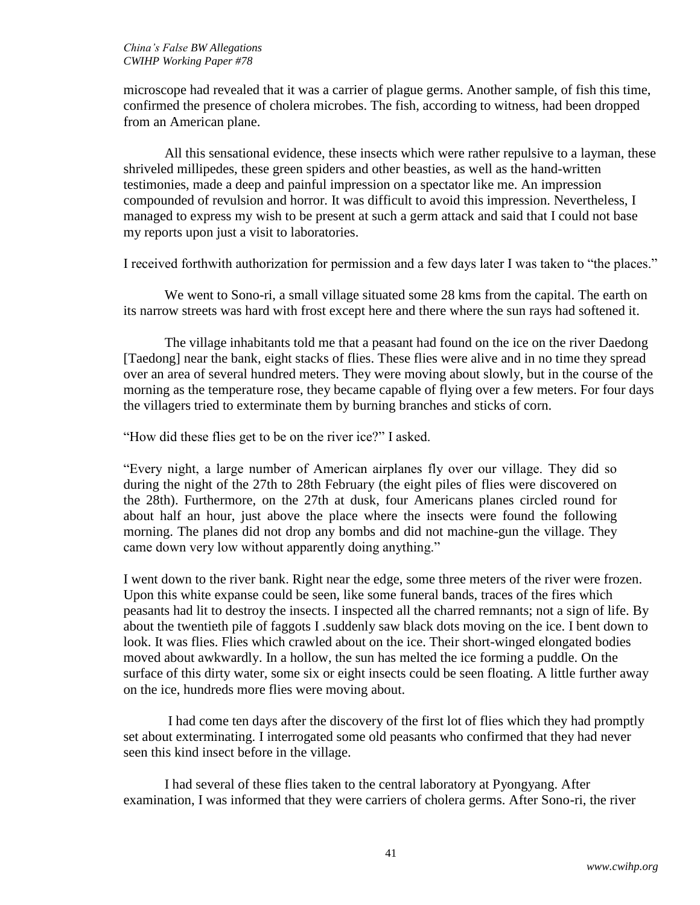microscope had revealed that it was a carrier of plague germs. Another sample, of fish this time, confirmed the presence of cholera microbes. The fish, according to witness, had been dropped from an American plane.

All this sensational evidence, these insects which were rather repulsive to a layman, these shriveled millipedes, these green spiders and other beasties, as well as the hand-written testimonies, made a deep and painful impression on a spectator like me. An impression compounded of revulsion and horror. It was difficult to avoid this impression. Nevertheless, I managed to express my wish to be present at such a germ attack and said that I could not base my reports upon just a visit to laboratories.

I received forthwith authorization for permission and a few days later I was taken to "the places."

We went to Sono-ri, a small village situated some 28 kms from the capital. The earth on its narrow streets was hard with frost except here and there where the sun rays had softened it.

The village inhabitants told me that a peasant had found on the ice on the river Daedong [Taedong] near the bank, eight stacks of flies. These flies were alive and in no time they spread over an area of several hundred meters. They were moving about slowly, but in the course of the morning as the temperature rose, they became capable of flying over a few meters. For four days the villagers tried to exterminate them by burning branches and sticks of corn.

"How did these flies get to be on the river ice?" I asked.

"Every night, a large number of American airplanes fly over our village. They did so during the night of the 27th to 28th February (the eight piles of flies were discovered on the 28th). Furthermore, on the 27th at dusk, four Americans planes circled round for about half an hour, just above the place where the insects were found the following morning. The planes did not drop any bombs and did not machine-gun the village. They came down very low without apparently doing anything."

I went down to the river bank. Right near the edge, some three meters of the river were frozen. Upon this white expanse could be seen, like some funeral bands, traces of the fires which peasants had lit to destroy the insects. I inspected all the charred remnants; not a sign of life. By about the twentieth pile of faggots I .suddenly saw black dots moving on the ice. I bent down to look. It was flies. Flies which crawled about on the ice. Their short-winged elongated bodies moved about awkwardly. In a hollow, the sun has melted the ice forming a puddle. On the surface of this dirty water, some six or eight insects could be seen floating. A little further away on the ice, hundreds more flies were moving about.

I had come ten days after the discovery of the first lot of flies which they had promptly set about exterminating. I interrogated some old peasants who confirmed that they had never seen this kind insect before in the village.

I had several of these flies taken to the central laboratory at Pyongyang. After examination, I was informed that they were carriers of cholera germs. After Sono-ri, the river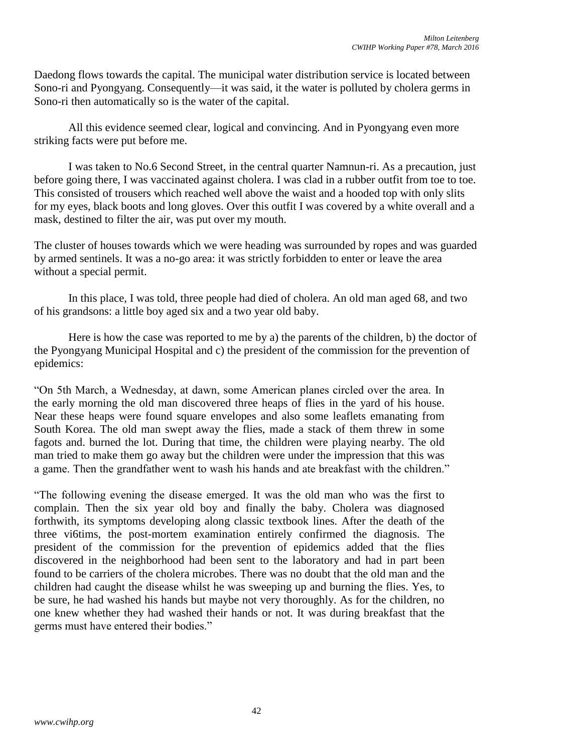Daedong flows towards the capital. The municipal water distribution service is located between Sono-ri and Pyongyang. Consequently—it was said, it the water is polluted by cholera germs in Sono-ri then automatically so is the water of the capital.

All this evidence seemed clear, logical and convincing. And in Pyongyang even more striking facts were put before me.

I was taken to No.6 Second Street, in the central quarter Namnun-ri. As a precaution, just before going there, I was vaccinated against cholera. I was clad in a rubber outfit from toe to toe. This consisted of trousers which reached well above the waist and a hooded top with only slits for my eyes, black boots and long gloves. Over this outfit I was covered by a white overall and a mask, destined to filter the air, was put over my mouth.

The cluster of houses towards which we were heading was surrounded by ropes and was guarded by armed sentinels. It was a no-go area: it was strictly forbidden to enter or leave the area without a special permit.

In this place, I was told, three people had died of cholera. An old man aged 68, and two of his grandsons: a little boy aged six and a two year old baby.

Here is how the case was reported to me by a) the parents of the children, b) the doctor of the Pyongyang Municipal Hospital and c) the president of the commission for the prevention of epidemics:

> "On 5th March, a Wednesday, at dawn, some American planes circled over the area. In the early morning the old man discovered three heaps of flies in the yard of his house. Near these heaps were found square envelopes and also some leaflets emanating from South Korea. The old man swept away the flies, made a stack of them threw in some fagots and. burned the lot. During that time, the children were playing nearby. The old man tried to make them go away but the children were under the impression that this was a game. Then the grandfather went to wash his hands and ate breakfast with the children."
>
> "The following evening the disease emerged. It was the old man who was the first to complain. Then the six year old boy and finally the baby. Cholera was diagnosed forthwith, its symptoms developing along classic textbook lines. After the death of the three vi6tims, the post-mortem examination entirely confirmed the diagnosis. The president of the commission for the prevention of epidemics added that the flies discovered in the neighborhood had been sent to the laboratory and had in part been found to be carriers of the cholera microbes. There was no doubt that the old man and the children had caught the disease whilst he was sweeping up and burning the flies. Yes, to be sure, he had washed his hands but maybe not very thoroughly. As for the children, no one knew whether they had washed their hands or not. It was during breakfast that the germs must have entered their bodies."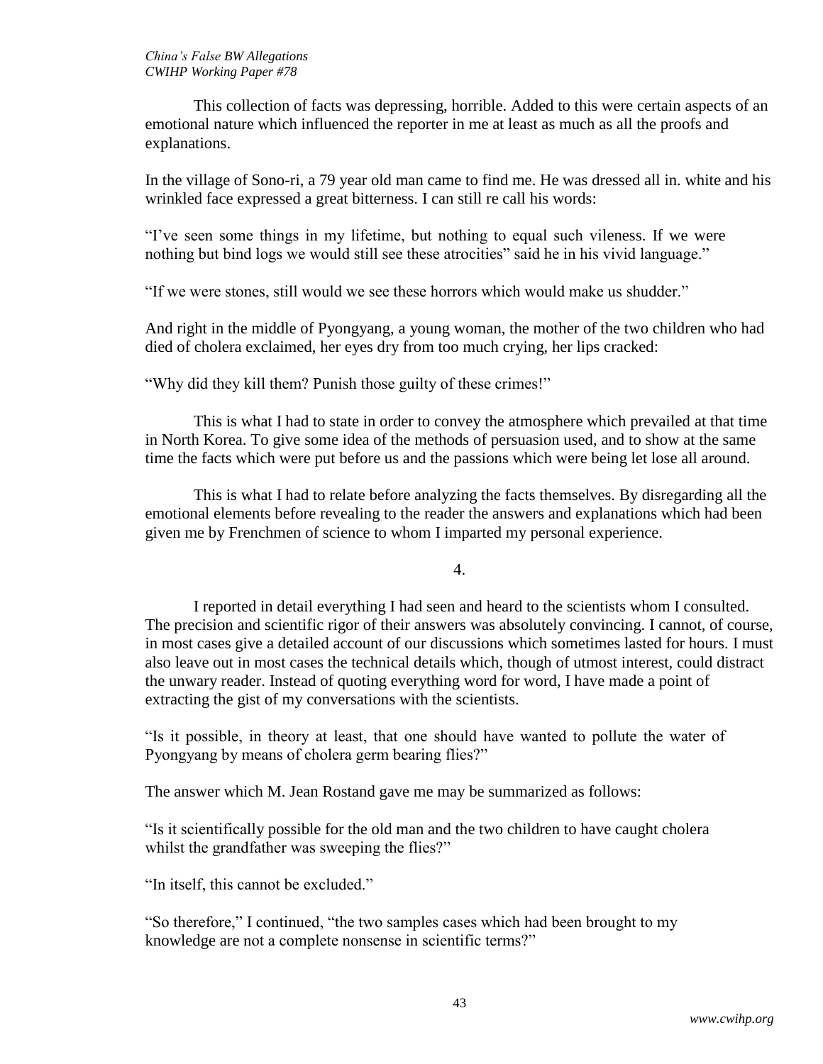This collection of facts was depressing, horrible. Added to this were certain aspects of an emotional nature which influenced the reporter in me at least as much as all the proofs and explanations.

In the village of Sono-ri, a 79 year old man came to find me. He was dressed all in. white and his wrinkled face expressed a great bitterness. I can still re call his words:

"I've seen some things in my lifetime, but nothing to equal such vileness. If we were nothing but bind logs we would still see these atrocities" said he in his vivid language."

"If we were stones, still would we see these horrors which would make us shudder."

And right in the middle of Pyongyang, a young woman, the mother of the two children who had died of cholera exclaimed, her eyes dry from too much crying, her lips cracked:

"Why did they kill them? Punish those guilty of these crimes!"

This is what I had to state in order to convey the atmosphere which prevailed at that time in North Korea. To give some idea of the methods of persuasion used, and to show at the same time the facts which were put before us and the passions which were being let lose all around.

This is what I had to relate before analyzing the facts themselves. By disregarding all the emotional elements before revealing to the reader the answers and explanations which had been given me by Frenchmen of science to whom I imparted my personal experience.

4.

I reported in detail everything I had seen and heard to the scientists whom I consulted. The precision and scientific rigor of their answers was absolutely convincing. I cannot, of course, in most cases give a detailed account of our discussions which sometimes lasted for hours. I must also leave out in most cases the technical details which, though of utmost interest, could distract the unwary reader. Instead of quoting everything word for word, I have made a point of extracting the gist of my conversations with the scientists.

"Is it possible, in theory at least, that one should have wanted to pollute the water of Pyongyang by means of cholera germ bearing flies?"

The answer which M. Jean Rostand gave me may be summarized as follows:

"Is it scientifically possible for the old man and the two children to have caught cholera whilst the grandfather was sweeping the flies?"

"In itself, this cannot be excluded."

"So therefore," I continued, "the two samples cases which had been brought to my knowledge are not a complete nonsense in scientific terms?"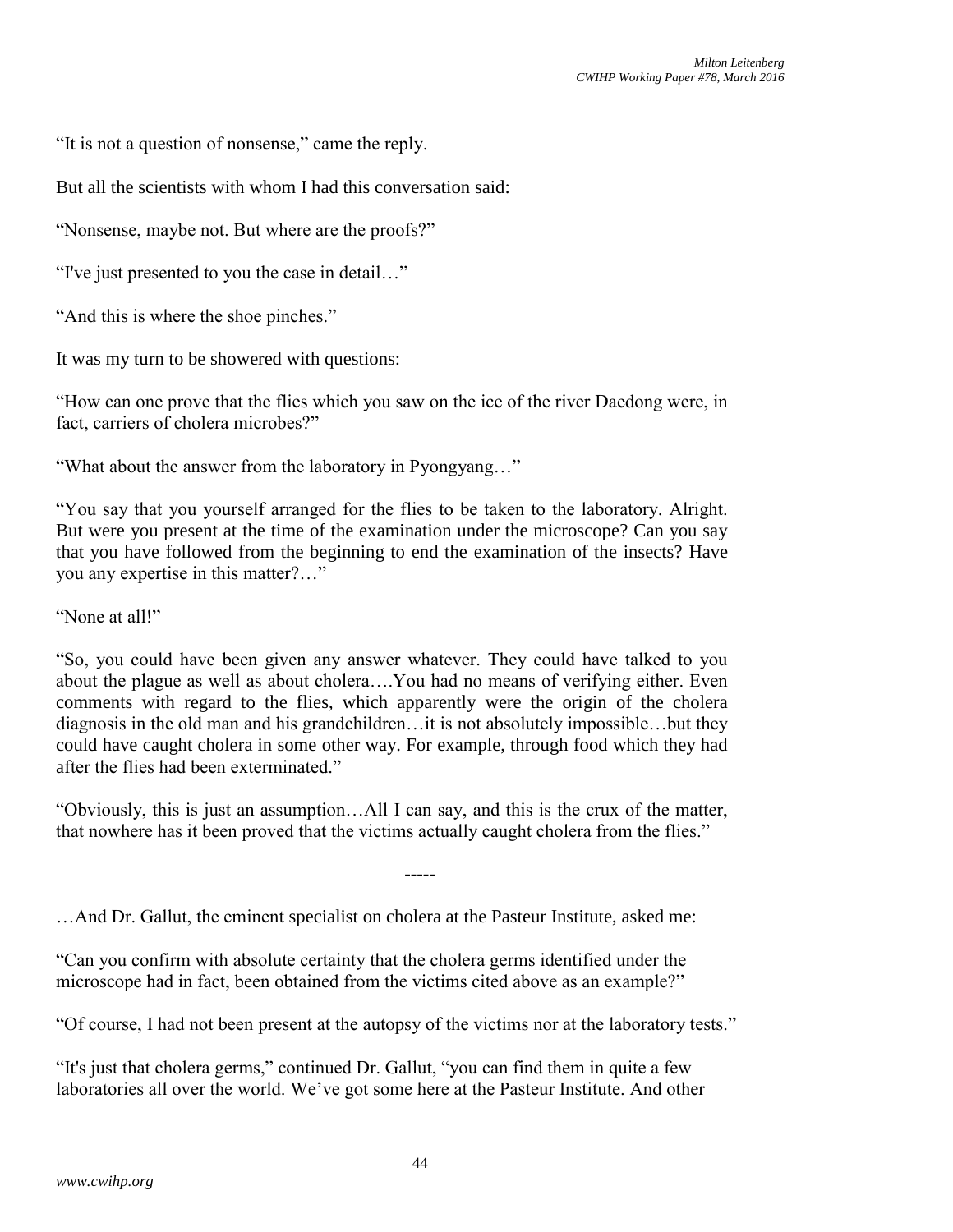"It is not a question of nonsense," came the reply.

But all the scientists with whom I had this conversation said:

"Nonsense, maybe not. But where are the proofs?"

"I've just presented to you the case in detail…"

"And this is where the shoe pinches."

It was my turn to be showered with questions:

"How can one prove that the flies which you saw on the ice of the river Daedong were, in fact, carriers of cholera microbes?"

"What about the answer from the laboratory in Pyongyang…"

"You say that you yourself arranged for the flies to be taken to the laboratory. Alright. But were you present at the time of the examination under the microscope? Can you say that you have followed from the beginning to end the examination of the insects? Have you any expertise in this matter?…"

"None at all!"

"So, you could have been given any answer whatever. They could have talked to you about the plague as well as about cholera….You had no means of verifying either. Even comments with regard to the flies, which apparently were the origin of the cholera diagnosis in the old man and his grandchildren…it is not absolutely impossible…but they could have caught cholera in some other way. For example, through food which they had after the flies had been exterminated."

"Obviously, this is just an assumption…All I can say, and this is the crux of the matter, that nowhere has it been proved that the victims actually caught cholera from the flies."

-----

…And Dr. Gallut, the eminent specialist on cholera at the Pasteur Institute, asked me:

"Can you confirm with absolute certainty that the cholera germs identified under the microscope had in fact, been obtained from the victims cited above as an example?"

"Of course, I had not been present at the autopsy of the victims nor at the laboratory tests."

"It's just that cholera germs," continued Dr. Gallut, "you can find them in quite a few laboratories all over the world. We've got some here at the Pasteur Institute. And other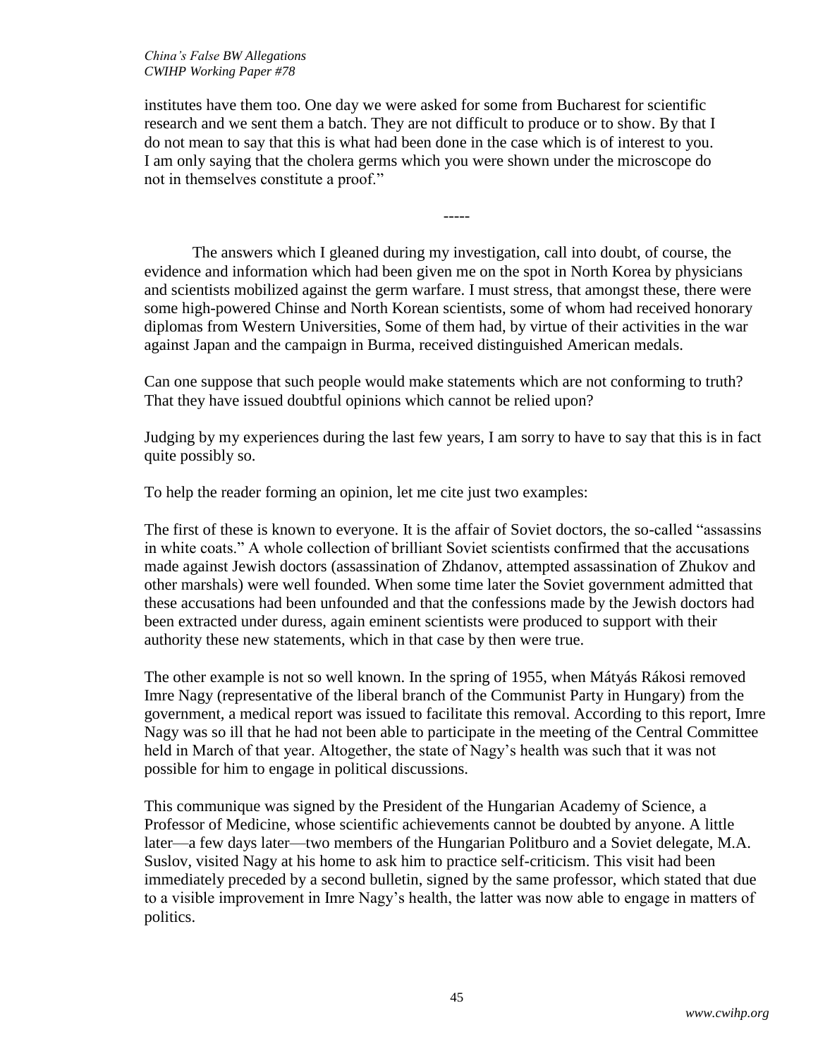institutes have them too. One day we were asked for some from Bucharest for scientific research and we sent them a batch. They are not difficult to produce or to show. By that I do not mean to say that this is what had been done in the case which is of interest to you. I am only saying that the cholera germs which you were shown under the microscope do not in themselves constitute a proof."

-----

The answers which I gleaned during my investigation, call into doubt, of course, the evidence and information which had been given me on the spot in North Korea by physicians and scientists mobilized against the germ warfare. I must stress, that amongst these, there were some high-powered Chinse and North Korean scientists, some of whom had received honorary diplomas from Western Universities, Some of them had, by virtue of their activities in the war against Japan and the campaign in Burma, received distinguished American medals.

Can one suppose that such people would make statements which are not conforming to truth? That they have issued doubtful opinions which cannot be relied upon?

Judging by my experiences during the last few years, I am sorry to have to say that this is in fact quite possibly so.

To help the reader forming an opinion, let me cite just two examples:

The first of these is known to everyone. It is the affair of Soviet doctors, the so-called "assassins in white coats." A whole collection of brilliant Soviet scientists confirmed that the accusations made against Jewish doctors (assassination of Zhdanov, attempted assassination of Zhukov and other marshals) were well founded. When some time later the Soviet government admitted that these accusations had been unfounded and that the confessions made by the Jewish doctors had been extracted under duress, again eminent scientists were produced to support with their authority these new statements, which in that case by then were true.

The other example is not so well known. In the spring of 1955, when Mátyás Rákosi removed Imre Nagy (representative of the liberal branch of the Communist Party in Hungary) from the government, a medical report was issued to facilitate this removal. According to this report, Imre Nagy was so ill that he had not been able to participate in the meeting of the Central Committee held in March of that year. Altogether, the state of Nagy's health was such that it was not possible for him to engage in political discussions.

This communique was signed by the President of the Hungarian Academy of Science, a Professor of Medicine, whose scientific achievements cannot be doubted by anyone. A little later—a few days later—two members of the Hungarian Politburo and a Soviet delegate, M.A. Suslov, visited Nagy at his home to ask him to practice self-criticism. This visit had been immediately preceded by a second bulletin, signed by the same professor, which stated that due to a visible improvement in Imre Nagy's health, the latter was now able to engage in matters of politics.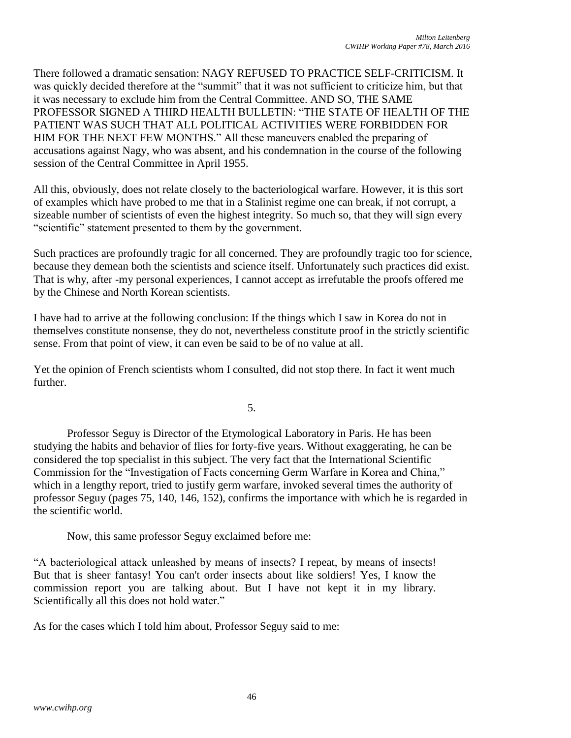There followed a dramatic sensation: NAGY REFUSED TO PRACTICE SELF-CRITICISM. It was quickly decided therefore at the "summit" that it was not sufficient to criticize him, but that it was necessary to exclude him from the Central Committee. AND SO, THE SAME PROFESSOR SIGNED A THIRD HEALTH BULLETIN: "THE STATE OF HEALTH OF THE PATIENT WAS SUCH THAT ALL POLITICAL ACTIVITIES WERE FORBIDDEN FOR HIM FOR THE NEXT FEW MONTHS." All these maneuvers enabled the preparing of accusations against Nagy, who was absent, and his condemnation in the course of the following session of the Central Committee in April 1955.

All this, obviously, does not relate closely to the bacteriological warfare. However, it is this sort of examples which have probed to me that in a Stalinist regime one can break, if not corrupt, a sizeable number of scientists of even the highest integrity. So much so, that they will sign every "scientific" statement presented to them by the government.

Such practices are profoundly tragic for all concerned. They are profoundly tragic too for science, because they demean both the scientists and science itself. Unfortunately such practices did exist. That is why, after -my personal experiences, I cannot accept as irrefutable the proofs offered me by the Chinese and North Korean scientists.

I have had to arrive at the following conclusion: If the things which I saw in Korea do not in themselves constitute nonsense, they do not, nevertheless constitute proof in the strictly scientific sense. From that point of view, it can even be said to be of no value at all.

Yet the opinion of French scientists whom I consulted, did not stop there. In fact it went much further.

5.

Professor Seguy is Director of the Etymological Laboratory in Paris. He has been studying the habits and behavior of flies for forty-five years. Without exaggerating, he can be considered the top specialist in this subject. The very fact that the International Scientific Commission for the "Investigation of Facts concerning Germ Warfare in Korea and China," which in a lengthy report, tried to justify germ warfare, invoked several times the authority of professor Seguy (pages 75, 140, 146, 152), confirms the importance with which he is regarded in the scientific world.

Now, this same professor Seguy exclaimed before me:

"A bacteriological attack unleashed by means of insects? I repeat, by means of insects! But that is sheer fantasy! You can't order insects about like soldiers! Yes, I know the commission report you are talking about. But I have not kept it in my library. Scientifically all this does not hold water."

As for the cases which I told him about, Professor Seguy said to me: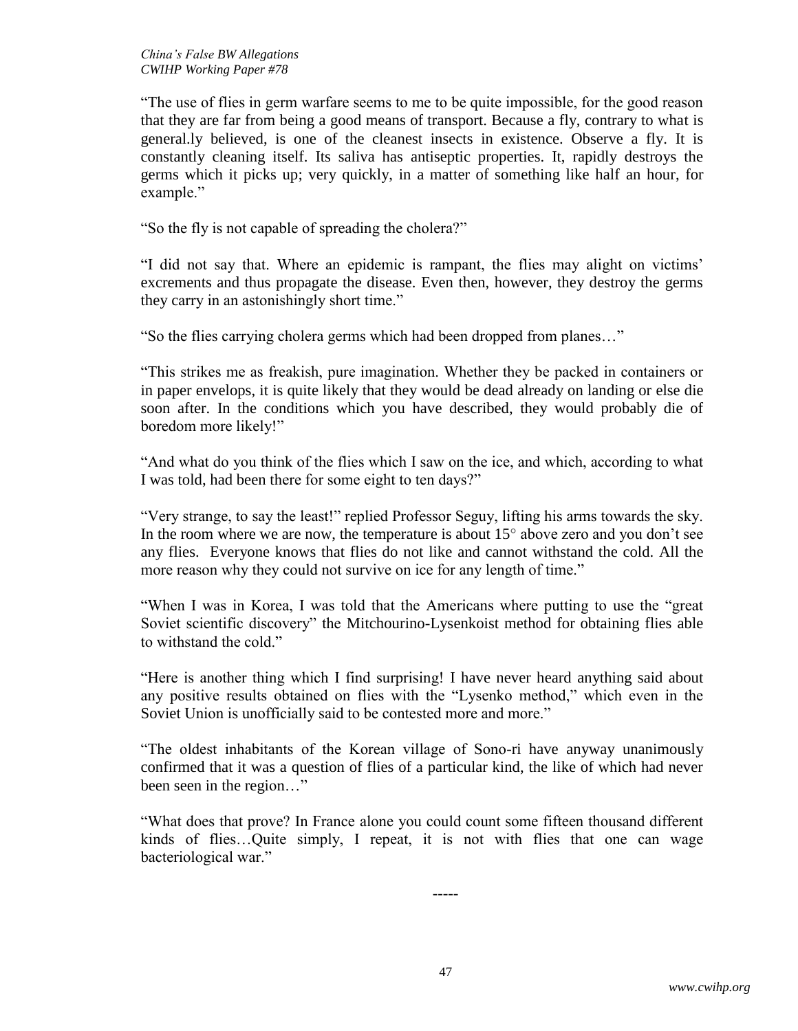"The use of flies in germ warfare seems to me to be quite impossible, for the good reason that they are far from being a good means of transport. Because a fly, contrary to what is general.ly believed, is one of the cleanest insects in existence. Observe a fly. It is constantly cleaning itself. Its saliva has antiseptic properties. It, rapidly destroys the germs which it picks up; very quickly, in a matter of something like half an hour, for example."

"So the fly is not capable of spreading the cholera?"

"I did not say that. Where an epidemic is rampant, the flies may alight on victims' excrements and thus propagate the disease. Even then, however, they destroy the germs they carry in an astonishingly short time."

"So the flies carrying cholera germs which had been dropped from planes…"

"This strikes me as freakish, pure imagination. Whether they be packed in containers or in paper envelops, it is quite likely that they would be dead already on landing or else die soon after. In the conditions which you have described, they would probably die of boredom more likely!"

"And what do you think of the flies which I saw on the ice, and which, according to what I was told, had been there for some eight to ten days?"

"Very strange, to say the least!" replied Professor Seguy, lifting his arms towards the sky. In the room where we are now, the temperature is about 15° above zero and you don't see any flies. Everyone knows that flies do not like and cannot withstand the cold. All the more reason why they could not survive on ice for any length of time."

"When I was in Korea, I was told that the Americans where putting to use the "great Soviet scientific discovery" the Mitchourino-Lysenkoist method for obtaining flies able to withstand the cold."

"Here is another thing which I find surprising! I have never heard anything said about any positive results obtained on flies with the "Lysenko method," which even in the Soviet Union is unofficially said to be contested more and more."

"The oldest inhabitants of the Korean village of Sono-ri have anyway unanimously confirmed that it was a question of flies of a particular kind, the like of which had never been seen in the region…"

"What does that prove? In France alone you could count some fifteen thousand different kinds of flies…Quite simply, I repeat, it is not with flies that one can wage bacteriological war."

-----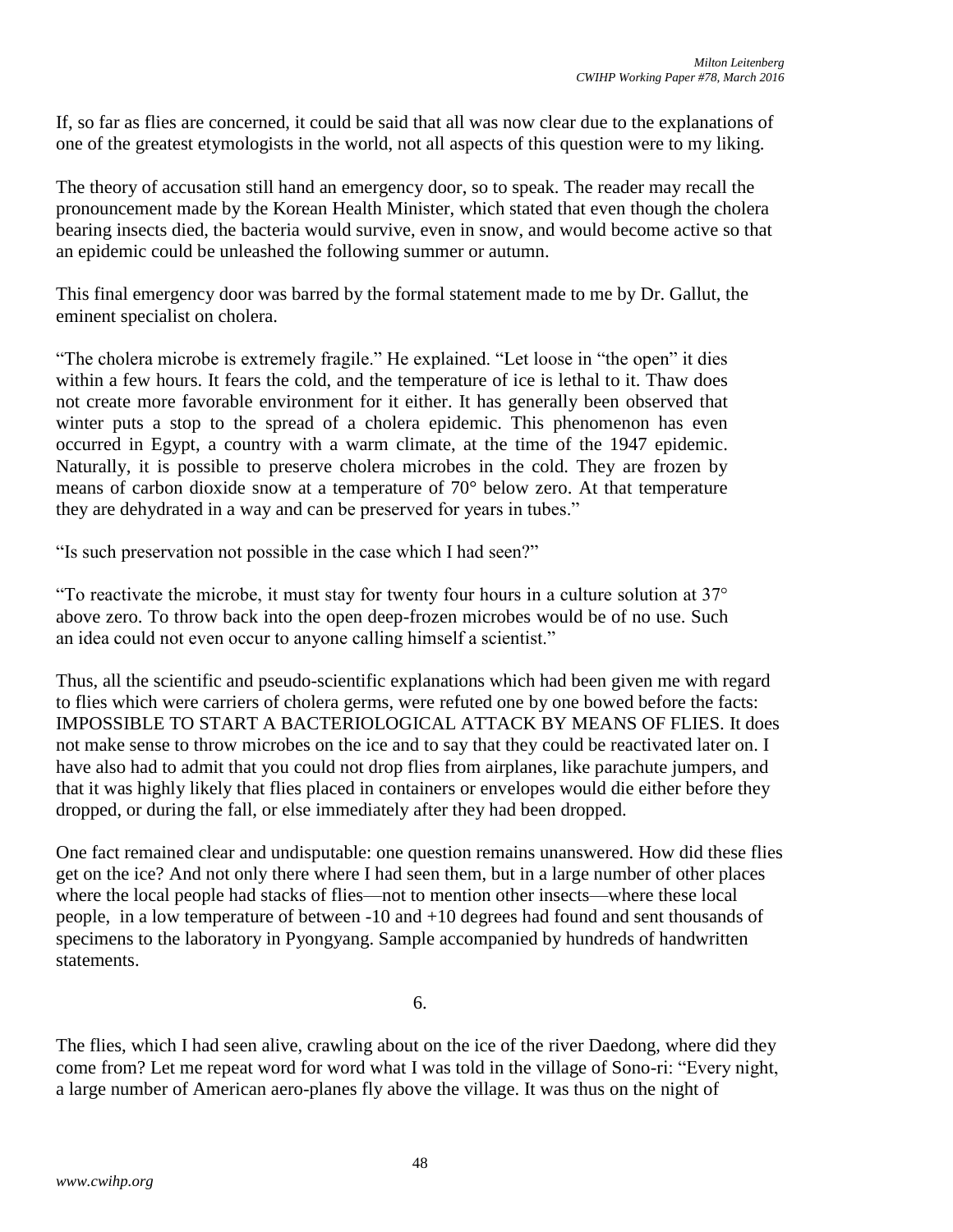If, so far as flies are concerned, it could be said that all was now clear due to the explanations of one of the greatest etymologists in the world, not all aspects of this question were to my liking.

The theory of accusation still hand an emergency door, so to speak. The reader may recall the pronouncement made by the Korean Health Minister, which stated that even though the cholera bearing insects died, the bacteria would survive, even in snow, and would become active so that an epidemic could be unleashed the following summer or autumn.

This final emergency door was barred by the formal statement made to me by Dr. Gallut, the eminent specialist on cholera.

> "The cholera microbe is extremely fragile." He explained. "Let loose in "the open" it dies within a few hours. It fears the cold, and the temperature of ice is lethal to it. Thaw does not create more favorable environment for it either. It has generally been observed that winter puts a stop to the spread of a cholera epidemic. This phenomenon has even occurred in Egypt, a country with a warm climate, at the time of the 1947 epidemic. Naturally, it is possible to preserve cholera microbes in the cold. They are frozen by means of carbon dioxide snow at a temperature of 70° below zero. At that temperature they are dehydrated in a way and can be preserved for years in tubes."

"Is such preservation not possible in the case which I had seen?"

> "To reactivate the microbe, it must stay for twenty four hours in a culture solution at 37° above zero. To throw back into the open deep-frozen microbes would be of no use. Such an idea could not even occur to anyone calling himself a scientist."

Thus, all the scientific and pseudo-scientific explanations which had been given me with regard to flies which were carriers of cholera germs, were refuted one by one bowed before the facts: IMPOSSIBLE TO START A BACTERIOLOGICAL ATTACK BY MEANS OF FLIES. It does not make sense to throw microbes on the ice and to say that they could be reactivated later on. I have also had to admit that you could not drop flies from airplanes, like parachute jumpers, and that it was highly likely that flies placed in containers or envelopes would die either before they dropped, or during the fall, or else immediately after they had been dropped.

One fact remained clear and undisputable: one question remains unanswered. How did these flies get on the ice? And not only there where I had seen them, but in a large number of other places where the local people had stacks of flies—not to mention other insects—where these local people, in a low temperature of between -10 and +10 degrees had found and sent thousands of specimens to the laboratory in Pyongyang. Sample accompanied by hundreds of handwritten statements.

6.

The flies, which I had seen alive, crawling about on the ice of the river Daedong, where did they come from? Let me repeat word for word what I was told in the village of Sono-ri: "Every night, a large number of American aero-planes fly above the village. It was thus on the night of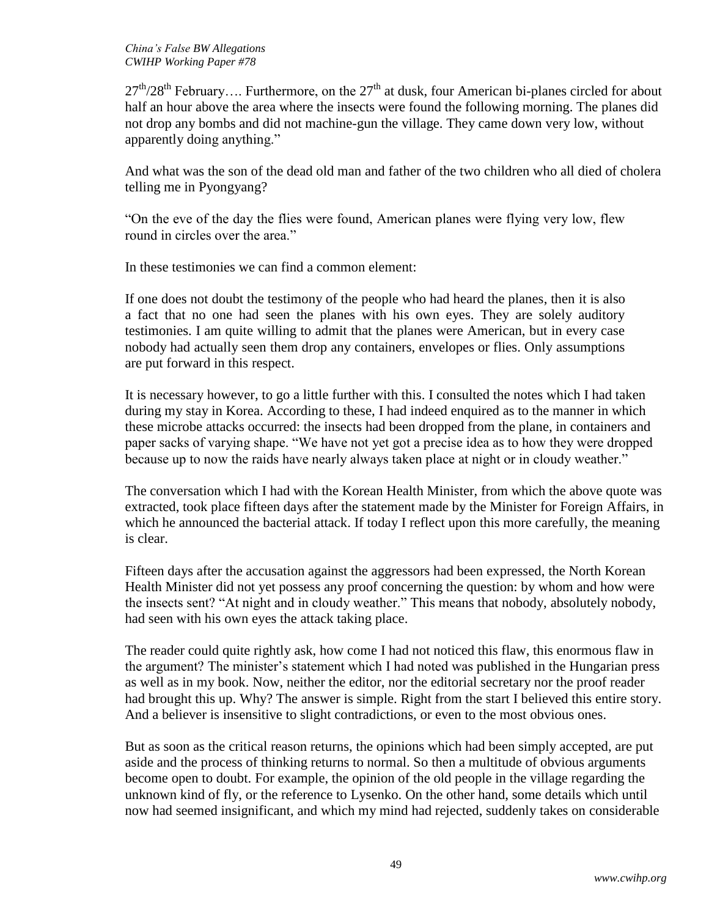27th/28th February…. Furthermore, on the 27th at dusk, four American bi-planes circled for about half an hour above the area where the insects were found the following morning. The planes did not drop any bombs and did not machine-gun the village. They came down very low, without apparently doing anything."

And what was the son of the dead old man and father of the two children who all died of cholera telling me in Pyongyang?

"On the eve of the day the flies were found, American planes were flying very low, flew round in circles over the area."

In these testimonies we can find a common element:

If one does not doubt the testimony of the people who had heard the planes, then it is also a fact that no one had seen the planes with his own eyes. They are solely auditory testimonies. I am quite willing to admit that the planes were American, but in every case nobody had actually seen them drop any containers, envelopes or flies. Only assumptions are put forward in this respect.

It is necessary however, to go a little further with this. I consulted the notes which I had taken during my stay in Korea. According to these, I had indeed enquired as to the manner in which these microbe attacks occurred: the insects had been dropped from the plane, in containers and paper sacks of varying shape. "We have not yet got a precise idea as to how they were dropped because up to now the raids have nearly always taken place at night or in cloudy weather."

The conversation which I had with the Korean Health Minister, from which the above quote was extracted, took place fifteen days after the statement made by the Minister for Foreign Affairs, in which he announced the bacterial attack. If today I reflect upon this more carefully, the meaning is clear.

Fifteen days after the accusation against the aggressors had been expressed, the North Korean Health Minister did not yet possess any proof concerning the question: by whom and how were the insects sent? "At night and in cloudy weather." This means that nobody, absolutely nobody, had seen with his own eyes the attack taking place.

The reader could quite rightly ask, how come I had not noticed this flaw, this enormous flaw in the argument? The minister's statement which I had noted was published in the Hungarian press as well as in my book. Now, neither the editor, nor the editorial secretary nor the proof reader had brought this up. Why? The answer is simple. Right from the start I believed this entire story. And a believer is insensitive to slight contradictions, or even to the most obvious ones.

But as soon as the critical reason returns, the opinions which had been simply accepted, are put aside and the process of thinking returns to normal. So then a multitude of obvious arguments become open to doubt. For example, the opinion of the old people in the village regarding the unknown kind of fly, or the reference to Lysenko. On the other hand, some details which until now had seemed insignificant, and which my mind had rejected, suddenly takes on considerable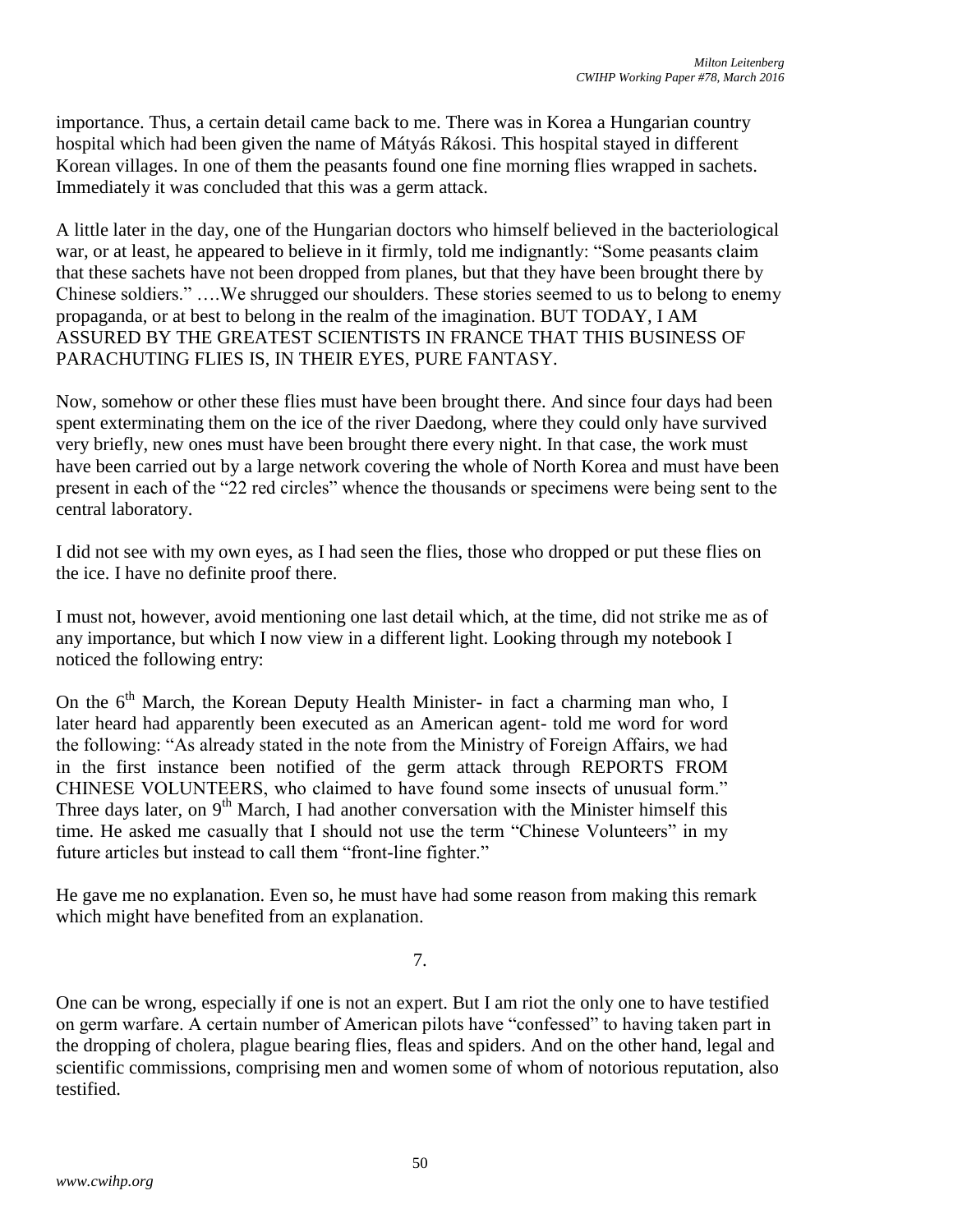importance. Thus, a certain detail came back to me. There was in Korea a Hungarian country hospital which had been given the name of Mátyás Rákosi. This hospital stayed in different Korean villages. In one of them the peasants found one fine morning flies wrapped in sachets. Immediately it was concluded that this was a germ attack.

A little later in the day, one of the Hungarian doctors who himself believed in the bacteriological war, or at least, he appeared to believe in it firmly, told me indignantly: "Some peasants claim that these sachets have not been dropped from planes, but that they have been brought there by Chinese soldiers." ….We shrugged our shoulders. These stories seemed to us to belong to enemy propaganda, or at best to belong in the realm of the imagination. BUT TODAY, I AM ASSURED BY THE GREATEST SCIENTISTS IN FRANCE THAT THIS BUSINESS OF PARACHUTING FLIES IS, IN THEIR EYES, PURE FANTASY.

Now, somehow or other these flies must have been brought there. And since four days had been spent exterminating them on the ice of the river Daedong, where they could only have survived very briefly, new ones must have been brought there every night. In that case, the work must have been carried out by a large network covering the whole of North Korea and must have been present in each of the "22 red circles" whence the thousands or specimens were being sent to the central laboratory.

I did not see with my own eyes, as I had seen the flies, those who dropped or put these flies on the ice. I have no definite proof there.

I must not, however, avoid mentioning one last detail which, at the time, did not strike me as of any importance, but which I now view in a different light. Looking through my notebook I noticed the following entry:

> On the 6th March, the Korean Deputy Health Minister- in fact a charming man who, I later heard had apparently been executed as an American agent- told me word for word the following: "As already stated in the note from the Ministry of Foreign Affairs, we had in the first instance been notified of the germ attack through REPORTS FROM CHINESE VOLUNTEERS, who claimed to have found some insects of unusual form." Three days later, on 9th March, I had another conversation with the Minister himself this time. He asked me casually that I should not use the term "Chinese Volunteers" in my future articles but instead to call them "front-line fighter."

He gave me no explanation. Even so, he must have had some reason from making this remark which might have benefited from an explanation.

7.

One can be wrong, especially if one is not an expert. But I am riot the only one to have testified on germ warfare. A certain number of American pilots have "confessed" to having taken part in the dropping of cholera, plague bearing flies, fleas and spiders. And on the other hand, legal and scientific commissions, comprising men and women some of whom of notorious reputation, also testified.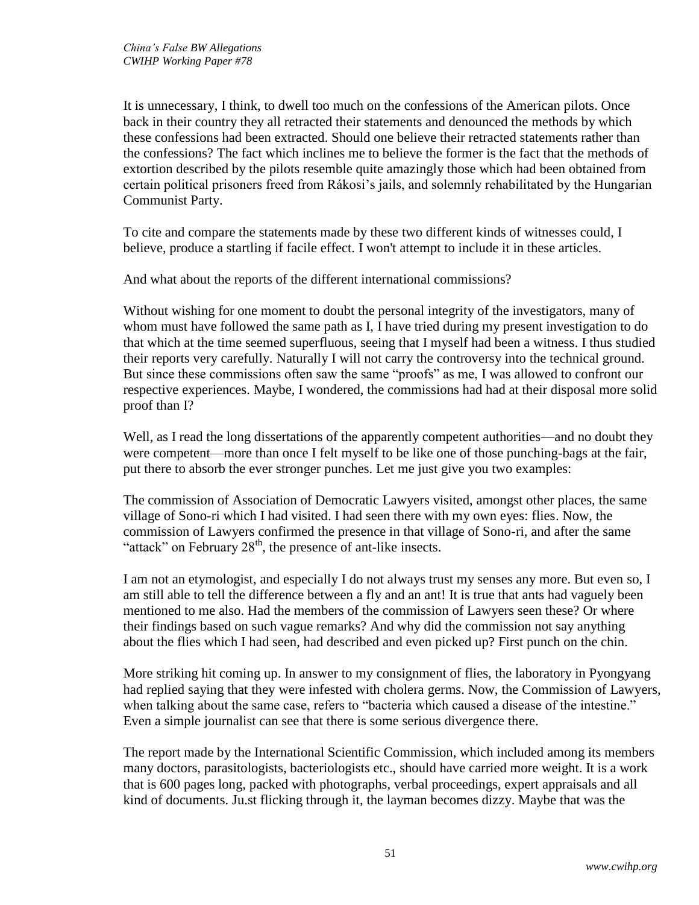It is unnecessary, I think, to dwell too much on the confessions of the American pilots. Once back in their country they all retracted their statements and denounced the methods by which these confessions had been extracted. Should one believe their retracted statements rather than the confessions? The fact which inclines me to believe the former is the fact that the methods of extortion described by the pilots resemble quite amazingly those which had been obtained from certain political prisoners freed from Rákosi's jails, and solemnly rehabilitated by the Hungarian Communist Party.

To cite and compare the statements made by these two different kinds of witnesses could, I believe, produce a startling if facile effect. I won't attempt to include it in these articles.

And what about the reports of the different international commissions?

Without wishing for one moment to doubt the personal integrity of the investigators, many of whom must have followed the same path as I, I have tried during my present investigation to do that which at the time seemed superfluous, seeing that I myself had been a witness. I thus studied their reports very carefully. Naturally I will not carry the controversy into the technical ground. But since these commissions often saw the same "proofs" as me, I was allowed to confront our respective experiences. Maybe, I wondered, the commissions had had at their disposal more solid proof than I?

Well, as I read the long dissertations of the apparently competent authorities—and no doubt they were competent—more than once I felt myself to be like one of those punching-bags at the fair, put there to absorb the ever stronger punches. Let me just give you two examples:

The commission of Association of Democratic Lawyers visited, amongst other places, the same village of Sono-ri which I had visited. I had seen there with my own eyes: flies. Now, the commission of Lawyers confirmed the presence in that village of Sono-ri, and after the same "attack" on February 28th, the presence of ant-like insects.

I am not an etymologist, and especially I do not always trust my senses any more. But even so, I am still able to tell the difference between a fly and an ant! It is true that ants had vaguely been mentioned to me also. Had the members of the commission of Lawyers seen these? Or where their findings based on such vague remarks? And why did the commission not say anything about the flies which I had seen, had described and even picked up? First punch on the chin.

More striking hit coming up. In answer to my consignment of flies, the laboratory in Pyongyang had replied saying that they were infested with cholera germs. Now, the Commission of Lawyers, when talking about the same case, refers to "bacteria which caused a disease of the intestine." Even a simple journalist can see that there is some serious divergence there.

The report made by the International Scientific Commission, which included among its members many doctors, parasitologists, bacteriologists etc., should have carried more weight. It is a work that is 600 pages long, packed with photographs, verbal proceedings, expert appraisals and all kind of documents. Ju.st flicking through it, the layman becomes dizzy. Maybe that was the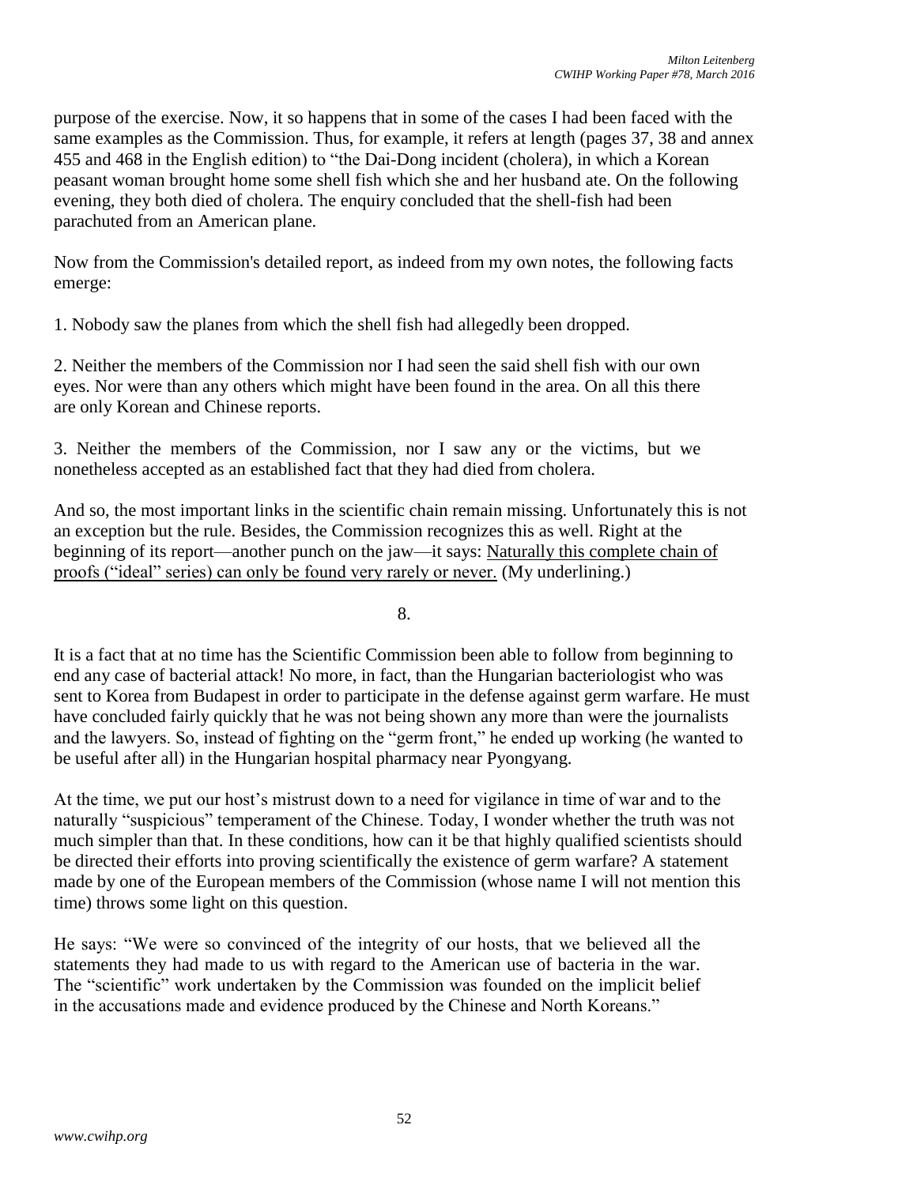purpose of the exercise. Now, it so happens that in some of the cases I had been faced with the same examples as the Commission. Thus, for example, it refers at length (pages 37, 38 and annex 455 and 468 in the English edition) to "the Dai-Dong incident (cholera), in which a Korean peasant woman brought home some shell fish which she and her husband ate. On the following evening, they both died of cholera. The enquiry concluded that the shell-fish had been parachuted from an American plane.

Now from the Commission's detailed report, as indeed from my own notes, the following facts emerge:

1. Nobody saw the planes from which the shell fish had allegedly been dropped.

2. Neither the members of the Commission nor I had seen the said shell fish with our own eyes. Nor were than any others which might have been found in the area. On all this there are only Korean and Chinese reports.

3. Neither the members of the Commission, nor I saw any or the victims, but we nonetheless accepted as an established fact that they had died from cholera.

And so, the most important links in the scientific chain remain missing. Unfortunately this is not an exception but the rule. Besides, the Commission recognizes this as well. Right at the beginning of its report—another punch on the jaw—it says: <u>Naturally this complete chain of proofs ("ideal" series) can only be found very rarely or never.</u> (My underlining.)

8.

It is a fact that at no time has the Scientific Commission been able to follow from beginning to end any case of bacterial attack! No more, in fact, than the Hungarian bacteriologist who was sent to Korea from Budapest in order to participate in the defense against germ warfare. He must have concluded fairly quickly that he was not being shown any more than were the journalists and the lawyers. So, instead of fighting on the "germ front," he ended up working (he wanted to be useful after all) in the Hungarian hospital pharmacy near Pyongyang.

At the time, we put our host's mistrust down to a need for vigilance in time of war and to the naturally "suspicious" temperament of the Chinese. Today, I wonder whether the truth was not much simpler than that. In these conditions, how can it be that highly qualified scientists should be directed their efforts into proving scientifically the existence of germ warfare? A statement made by one of the European members of the Commission (whose name I will not mention this time) throws some light on this question.

He says: "We were so convinced of the integrity of our hosts, that we believed all the statements they had made to us with regard to the American use of bacteria in the war. The "scientific" work undertaken by the Commission was founded on the implicit belief in the accusations made and evidence produced by the Chinese and North Koreans."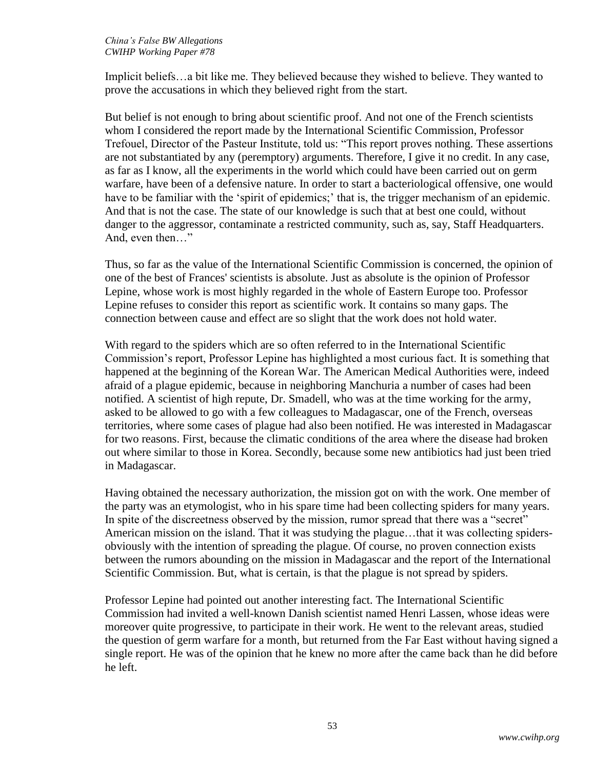Implicit beliefs…a bit like me. They believed because they wished to believe. They wanted to prove the accusations in which they believed right from the start.

But belief is not enough to bring about scientific proof. And not one of the French scientists whom I considered the report made by the International Scientific Commission, Professor Trefouel, Director of the Pasteur Institute, told us: "This report proves nothing. These assertions are not substantiated by any (peremptory) arguments. Therefore, I give it no credit. In any case, as far as I know, all the experiments in the world which could have been carried out on germ warfare, have been of a defensive nature. In order to start a bacteriological offensive, one would have to be familiar with the 'spirit of epidemics;' that is, the trigger mechanism of an epidemic. And that is not the case. The state of our knowledge is such that at best one could, without danger to the aggressor, contaminate a restricted community, such as, say, Staff Headquarters. And, even then…"

Thus, so far as the value of the International Scientific Commission is concerned, the opinion of one of the best of Frances' scientists is absolute. Just as absolute is the opinion of Professor Lepine, whose work is most highly regarded in the whole of Eastern Europe too. Professor Lepine refuses to consider this report as scientific work. It contains so many gaps. The connection between cause and effect are so slight that the work does not hold water.

With regard to the spiders which are so often referred to in the International Scientific Commission's report, Professor Lepine has highlighted a most curious fact. It is something that happened at the beginning of the Korean War. The American Medical Authorities were, indeed afraid of a plague epidemic, because in neighboring Manchuria a number of cases had been notified. A scientist of high repute, Dr. Smadell, who was at the time working for the army, asked to be allowed to go with a few colleagues to Madagascar, one of the French, overseas territories, where some cases of plague had also been notified. He was interested in Madagascar for two reasons. First, because the climatic conditions of the area where the disease had broken out where similar to those in Korea. Secondly, because some new antibiotics had just been tried in Madagascar.

Having obtained the necessary authorization, the mission got on with the work. One member of the party was an etymologist, who in his spare time had been collecting spiders for many years. In spite of the discreetness observed by the mission, rumor spread that there was a "secret" American mission on the island. That it was studying the plague…that it was collecting spiders-obviously with the intention of spreading the plague. Of course, no proven connection exists between the rumors abounding on the mission in Madagascar and the report of the International Scientific Commission. But, what is certain, is that the plague is not spread by spiders.

Professor Lepine had pointed out another interesting fact. The International Scientific Commission had invited a well-known Danish scientist named Henri Lassen, whose ideas were moreover quite progressive, to participate in their work. He went to the relevant areas, studied the question of germ warfare for a month, but returned from the Far East without having signed a single report. He was of the opinion that he knew no more after the came back than he did before he left.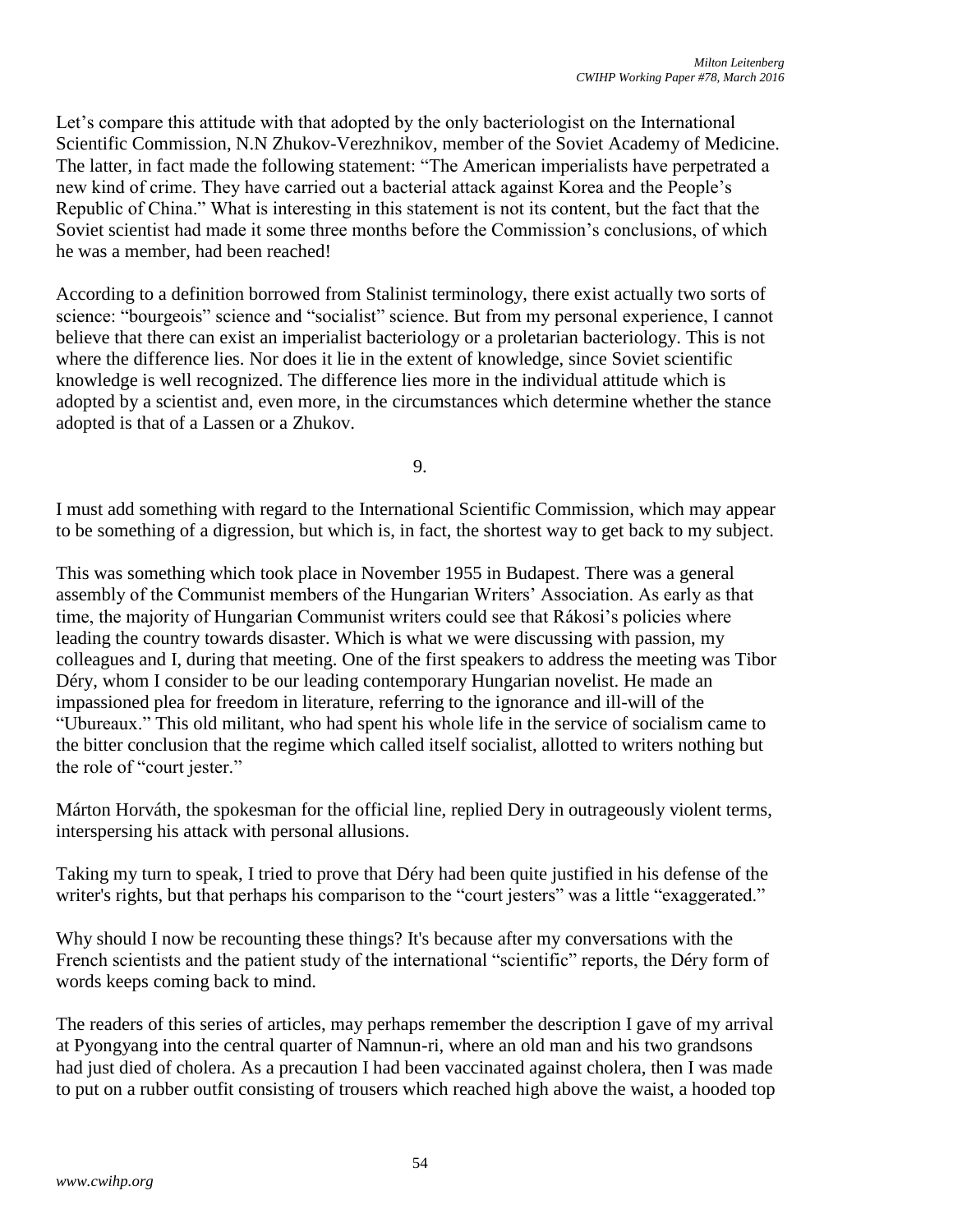Let's compare this attitude with that adopted by the only bacteriologist on the International Scientific Commission, N.N Zhukov-Verezhnikov, member of the Soviet Academy of Medicine. The latter, in fact made the following statement: "The American imperialists have perpetrated a new kind of crime. They have carried out a bacterial attack against Korea and the People's Republic of China." What is interesting in this statement is not its content, but the fact that the Soviet scientist had made it some three months before the Commission's conclusions, of which he was a member, had been reached!

According to a definition borrowed from Stalinist terminology, there exist actually two sorts of science: "bourgeois" science and "socialist" science. But from my personal experience, I cannot believe that there can exist an imperialist bacteriology or a proletarian bacteriology. This is not where the difference lies. Nor does it lie in the extent of knowledge, since Soviet scientific knowledge is well recognized. The difference lies more in the individual attitude which is adopted by a scientist and, even more, in the circumstances which determine whether the stance adopted is that of a Lassen or a Zhukov.

9.

I must add something with regard to the International Scientific Commission, which may appear to be something of a digression, but which is, in fact, the shortest way to get back to my subject.

This was something which took place in November 1955 in Budapest. There was a general assembly of the Communist members of the Hungarian Writers' Association. As early as that time, the majority of Hungarian Communist writers could see that Rákosi's policies where leading the country towards disaster. Which is what we were discussing with passion, my colleagues and I, during that meeting. One of the first speakers to address the meeting was Tibor Déry, whom I consider to be our leading contemporary Hungarian novelist. He made an impassioned plea for freedom in literature, referring to the ignorance and ill-will of the "Ubureaux." This old militant, who had spent his whole life in the service of socialism came to the bitter conclusion that the regime which called itself socialist, allotted to writers nothing but the role of "court jester."

Márton Horváth, the spokesman for the official line, replied Dery in outrageously violent terms, interspersing his attack with personal allusions.

Taking my turn to speak, I tried to prove that Déry had been quite justified in his defense of the writer's rights, but that perhaps his comparison to the "court jesters" was a little "exaggerated."

Why should I now be recounting these things? It's because after my conversations with the French scientists and the patient study of the international "scientific" reports, the Déry form of words keeps coming back to mind.

The readers of this series of articles, may perhaps remember the description I gave of my arrival at Pyongyang into the central quarter of Namnun-ri, where an old man and his two grandsons had just died of cholera. As a precaution I had been vaccinated against cholera, then I was made to put on a rubber outfit consisting of trousers which reached high above the waist, a hooded top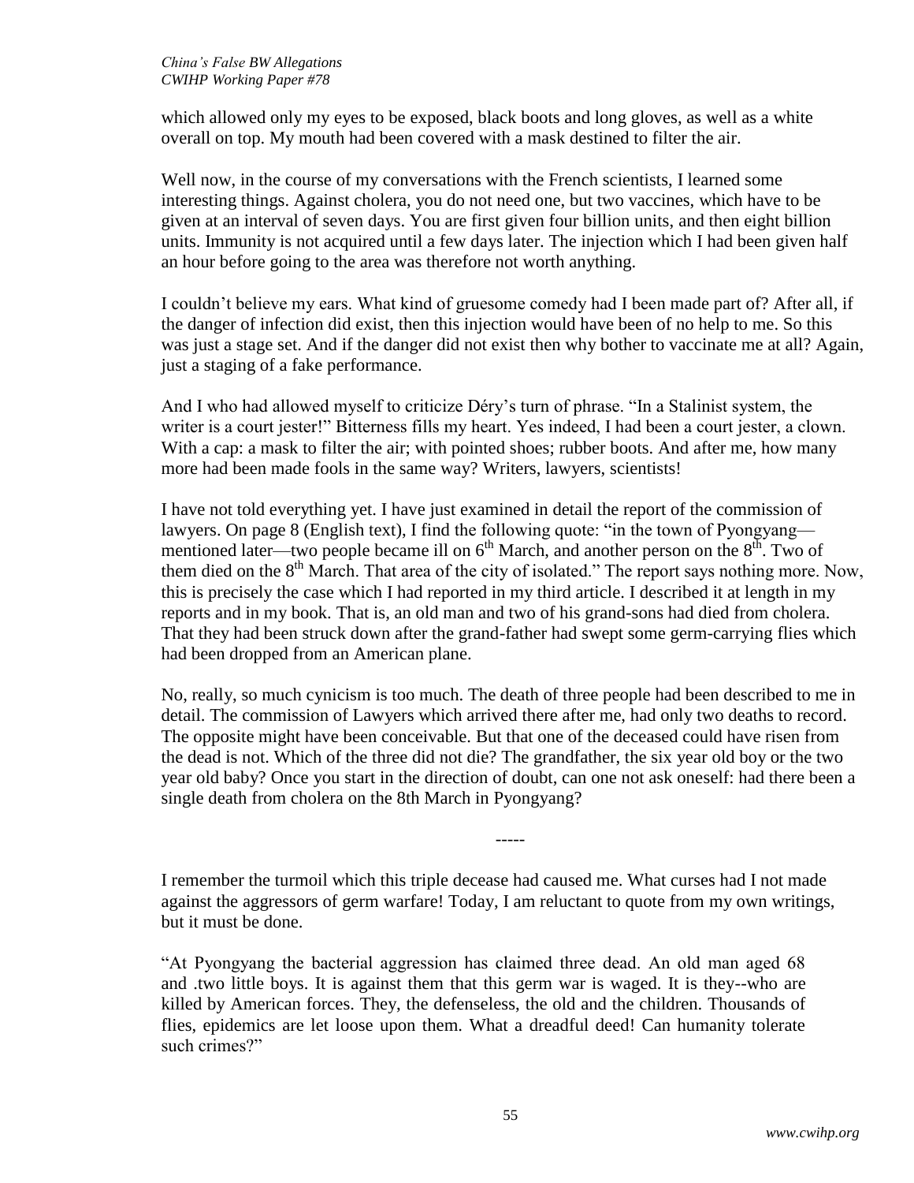which allowed only my eyes to be exposed, black boots and long gloves, as well as a white overall on top. My mouth had been covered with a mask destined to filter the air.

Well now, in the course of my conversations with the French scientists, I learned some interesting things. Against cholera, you do not need one, but two vaccines, which have to be given at an interval of seven days. You are first given four billion units, and then eight billion units. Immunity is not acquired until a few days later. The injection which I had been given half an hour before going to the area was therefore not worth anything.

I couldn't believe my ears. What kind of gruesome comedy had I been made part of? After all, if the danger of infection did exist, then this injection would have been of no help to me. So this was just a stage set. And if the danger did not exist then why bother to vaccinate me at all? Again, just a staging of a fake performance.

And I who had allowed myself to criticize Déry's turn of phrase. "In a Stalinist system, the writer is a court jester!" Bitterness fills my heart. Yes indeed, I had been a court jester, a clown. With a cap: a mask to filter the air; with pointed shoes; rubber boots. And after me, how many more had been made fools in the same way? Writers, lawyers, scientists!

I have not told everything yet. I have just examined in detail the report of the commission of lawyers. On page 8 (English text), I find the following quote: "in the town of Pyongyang—mentioned later—two people became ill on 6th March, and another person on the 8th. Two of them died on the 8th March. That area of the city of isolated." The report says nothing more. Now, this is precisely the case which I had reported in my third article. I described it at length in my reports and in my book. That is, an old man and two of his grand-sons had died from cholera. That they had been struck down after the grand-father had swept some germ-carrying flies which had been dropped from an American plane.

No, really, so much cynicism is too much. The death of three people had been described to me in detail. The commission of Lawyers which arrived there after me, had only two deaths to record. The opposite might have been conceivable. But that one of the deceased could have risen from the dead is not. Which of the three did not die? The grandfather, the six year old boy or the two year old baby? Once you start in the direction of doubt, can one not ask oneself: had there been a single death from cholera on the 8th March in Pyongyang?

-----

I remember the turmoil which this triple decease had caused me. What curses had I not made against the aggressors of germ warfare! Today, I am reluctant to quote from my own writings, but it must be done.

> "At Pyongyang the bacterial aggression has claimed three dead. An old man aged 68 and .two little boys. It is against them that this germ war is waged. It is they--who are killed by American forces. They, the defenseless, the old and the children. Thousands of flies, epidemics are let loose upon them. What a dreadful deed! Can humanity tolerate such crimes?"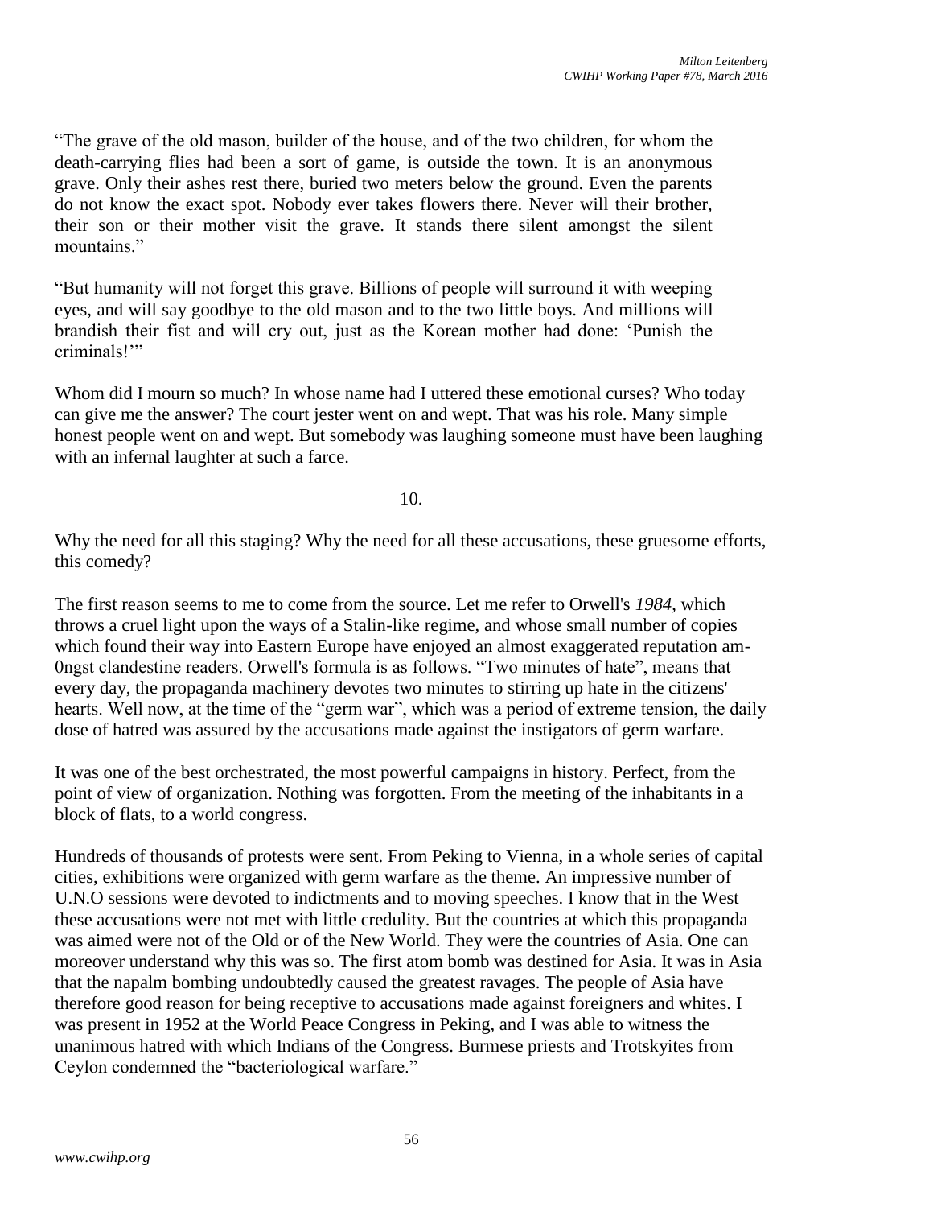"The grave of the old mason, builder of the house, and of the two children, for whom the death-carrying flies had been a sort of game, is outside the town. It is an anonymous grave. Only their ashes rest there, buried two meters below the ground. Even the parents do not know the exact spot. Nobody ever takes flowers there. Never will their brother, their son or their mother visit the grave. It stands there silent amongst the silent mountains."

"But humanity will not forget this grave. Billions of people will surround it with weeping eyes, and will say goodbye to the old mason and to the two little boys. And millions will brandish their fist and will cry out, just as the Korean mother had done: 'Punish the criminals!'"

Whom did I mourn so much? In whose name had I uttered these emotional curses? Who today can give me the answer? The court jester went on and wept. That was his role. Many simple honest people went on and wept. But somebody was laughing someone must have been laughing with an infernal laughter at such a farce.

10.

Why the need for all this staging? Why the need for all these accusations, these gruesome efforts, this comedy?

The first reason seems to me to come from the source. Let me refer to Orwell's *1984*, which throws a cruel light upon the ways of a Stalin-like regime, and whose small number of copies which found their way into Eastern Europe have enjoyed an almost exaggerated reputation am-0ngst clandestine readers. Orwell's formula is as follows. "Two minutes of hate", means that every day, the propaganda machinery devotes two minutes to stirring up hate in the citizens' hearts. Well now, at the time of the "germ war", which was a period of extreme tension, the daily dose of hatred was assured by the accusations made against the instigators of germ warfare.

It was one of the best orchestrated, the most powerful campaigns in history. Perfect, from the point of view of organization. Nothing was forgotten. From the meeting of the inhabitants in a block of flats, to a world congress.

Hundreds of thousands of protests were sent. From Peking to Vienna, in a whole series of capital cities, exhibitions were organized with germ warfare as the theme. An impressive number of U.N.O sessions were devoted to indictments and to moving speeches. I know that in the West these accusations were not met with little credulity. But the countries at which this propaganda was aimed were not of the Old or of the New World. They were the countries of Asia. One can moreover understand why this was so. The first atom bomb was destined for Asia. It was in Asia that the napalm bombing undoubtedly caused the greatest ravages. The people of Asia have therefore good reason for being receptive to accusations made against foreigners and whites. I was present in 1952 at the World Peace Congress in Peking, and I was able to witness the unanimous hatred with which Indians of the Congress. Burmese priests and Trotskyites from Ceylon condemned the "bacteriological warfare."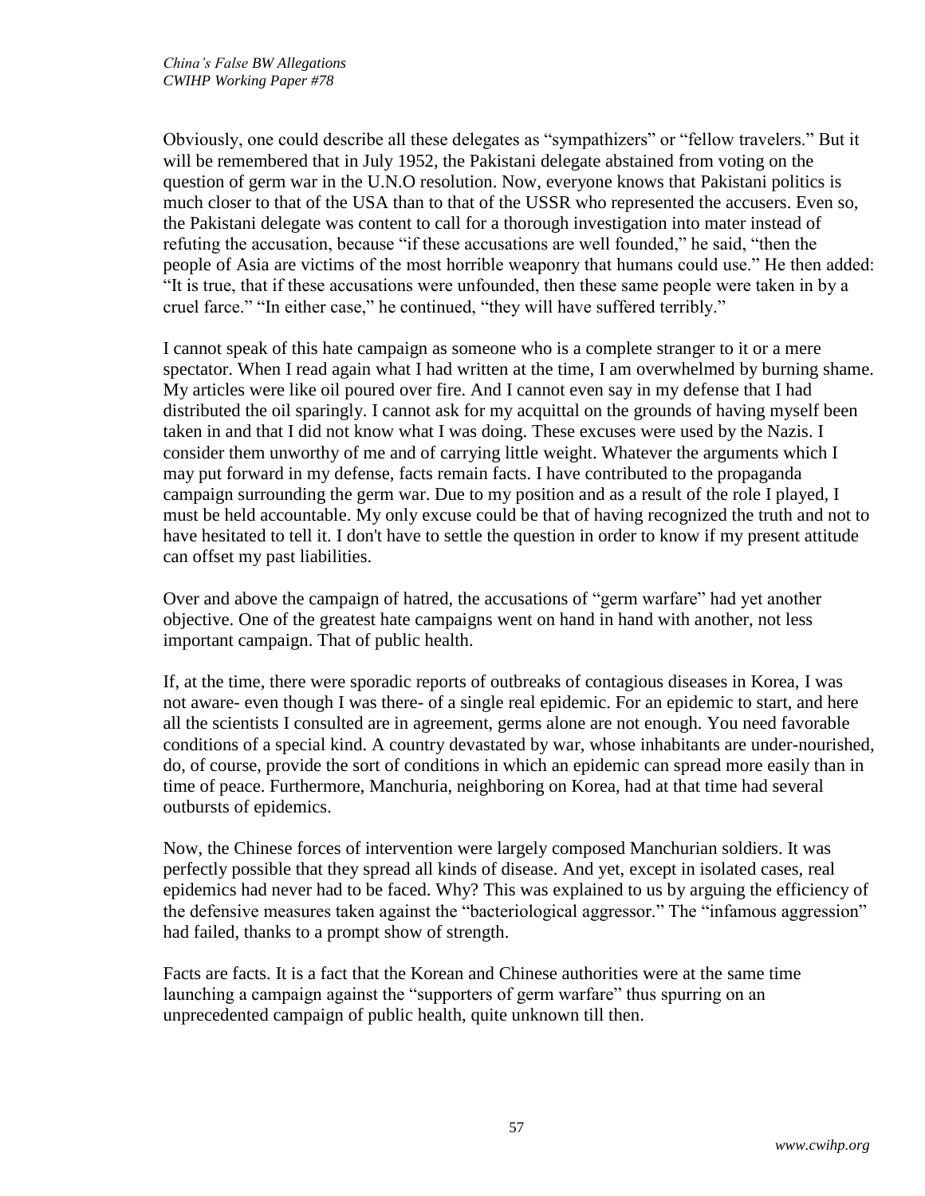Obviously, one could describe all these delegates as "sympathizers" or "fellow travelers." But it will be remembered that in July 1952, the Pakistani delegate abstained from voting on the question of germ war in the U.N.O resolution. Now, everyone knows that Pakistani politics is much closer to that of the USA than to that of the USSR who represented the accusers. Even so, the Pakistani delegate was content to call for a thorough investigation into mater instead of refuting the accusation, because "if these accusations are well founded," he said, "then the people of Asia are victims of the most horrible weaponry that humans could use." He then added: "It is true, that if these accusations were unfounded, then these same people were taken in by a cruel farce." "In either case," he continued, "they will have suffered terribly."

I cannot speak of this hate campaign as someone who is a complete stranger to it or a mere spectator. When I read again what I had written at the time, I am overwhelmed by burning shame. My articles were like oil poured over fire. And I cannot even say in my defense that I had distributed the oil sparingly. I cannot ask for my acquittal on the grounds of having myself been taken in and that I did not know what I was doing. These excuses were used by the Nazis. I consider them unworthy of me and of carrying little weight. Whatever the arguments which I may put forward in my defense, facts remain facts. I have contributed to the propaganda campaign surrounding the germ war. Due to my position and as a result of the role I played, I must be held accountable. My only excuse could be that of having recognized the truth and not to have hesitated to tell it. I don't have to settle the question in order to know if my present attitude can offset my past liabilities.

Over and above the campaign of hatred, the accusations of "germ warfare" had yet another objective. One of the greatest hate campaigns went on hand in hand with another, not less important campaign. That of public health.

If, at the time, there were sporadic reports of outbreaks of contagious diseases in Korea, I was not aware- even though I was there- of a single real epidemic. For an epidemic to start, and here all the scientists I consulted are in agreement, germs alone are not enough. You need favorable conditions of a special kind. A country devastated by war, whose inhabitants are under-nourished, do, of course, provide the sort of conditions in which an epidemic can spread more easily than in time of peace. Furthermore, Manchuria, neighboring on Korea, had at that time had several outbursts of epidemics.

Now, the Chinese forces of intervention were largely composed Manchurian soldiers. It was perfectly possible that they spread all kinds of disease. And yet, except in isolated cases, real epidemics had never had to be faced. Why? This was explained to us by arguing the efficiency of the defensive measures taken against the "bacteriological aggressor." The "infamous aggression" had failed, thanks to a prompt show of strength.

Facts are facts. It is a fact that the Korean and Chinese authorities were at the same time launching a campaign against the "supporters of germ warfare" thus spurring on an unprecedented campaign of public health, quite unknown till then.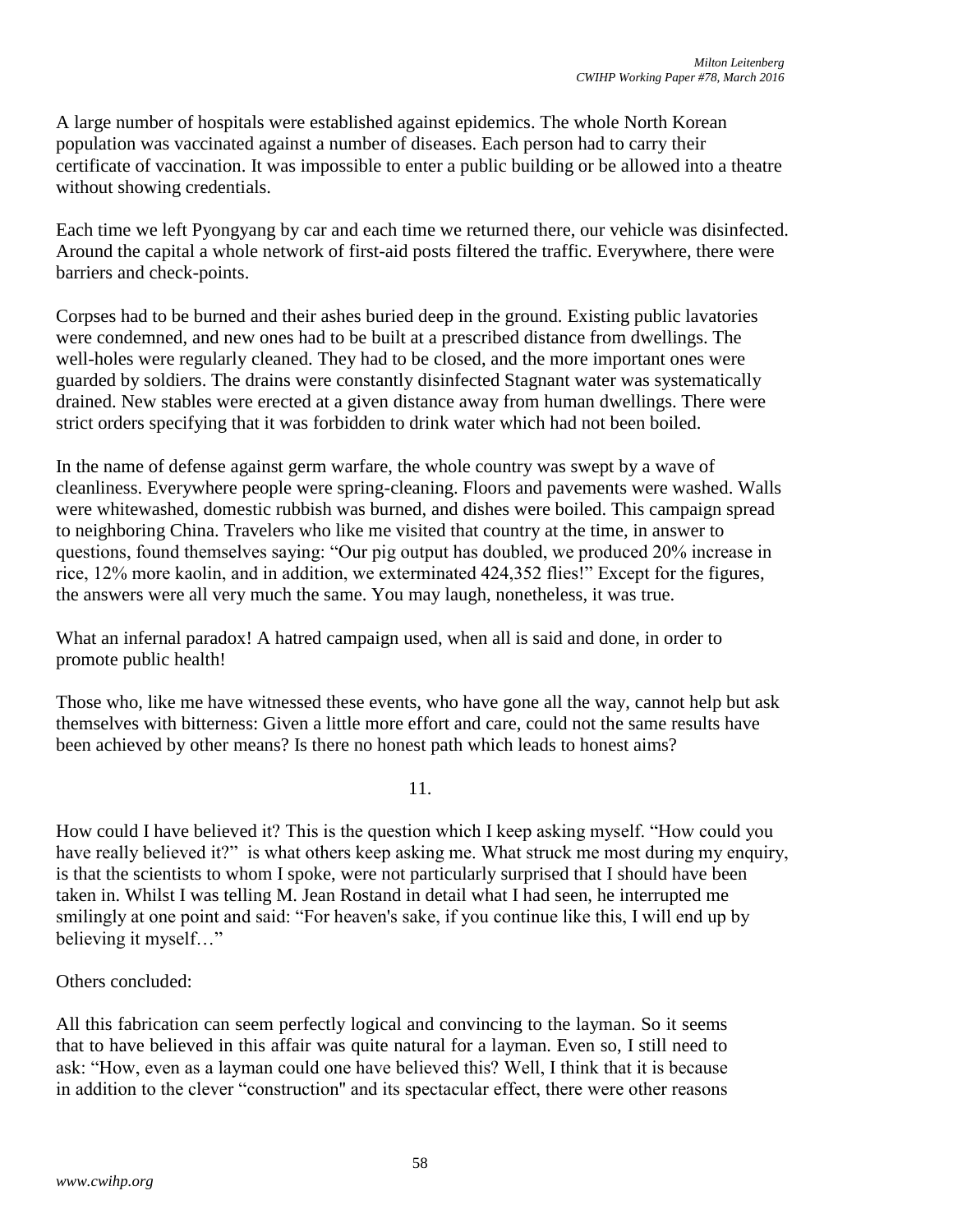A large number of hospitals were established against epidemics. The whole North Korean population was vaccinated against a number of diseases. Each person had to carry their certificate of vaccination. It was impossible to enter a public building or be allowed into a theatre without showing credentials.

Each time we left Pyongyang by car and each time we returned there, our vehicle was disinfected. Around the capital a whole network of first-aid posts filtered the traffic. Everywhere, there were barriers and check-points.

Corpses had to be burned and their ashes buried deep in the ground. Existing public lavatories were condemned, and new ones had to be built at a prescribed distance from dwellings. The well-holes were regularly cleaned. They had to be closed, and the more important ones were guarded by soldiers. The drains were constantly disinfected Stagnant water was systematically drained. New stables were erected at a given distance away from human dwellings. There were strict orders specifying that it was forbidden to drink water which had not been boiled.

In the name of defense against germ warfare, the whole country was swept by a wave of cleanliness. Everywhere people were spring-cleaning. Floors and pavements were washed. Walls were whitewashed, domestic rubbish was burned, and dishes were boiled. This campaign spread to neighboring China. Travelers who like me visited that country at the time, in answer to questions, found themselves saying: "Our pig output has doubled, we produced 20% increase in rice, 12% more kaolin, and in addition, we exterminated 424,352 flies!" Except for the figures, the answers were all very much the same. You may laugh, nonetheless, it was true.

What an infernal paradox! A hatred campaign used, when all is said and done, in order to promote public health!

Those who, like me have witnessed these events, who have gone all the way, cannot help but ask themselves with bitterness: Given a little more effort and care, could not the same results have been achieved by other means? Is there no honest path which leads to honest aims?

11.

How could I have believed it? This is the question which I keep asking myself. "How could you have really believed it?" is what others keep asking me. What struck me most during my enquiry, is that the scientists to whom I spoke, were not particularly surprised that I should have been taken in. Whilst I was telling M. Jean Rostand in detail what I had seen, he interrupted me smilingly at one point and said: "For heaven's sake, if you continue like this, I will end up by believing it myself…"

Others concluded:

All this fabrication can seem perfectly logical and convincing to the layman. So it seems that to have believed in this affair was quite natural for a layman. Even so, I still need to ask: "How, even as a layman could one have believed this? Well, I think that it is because in addition to the clever "construction" and its spectacular effect, there were other reasons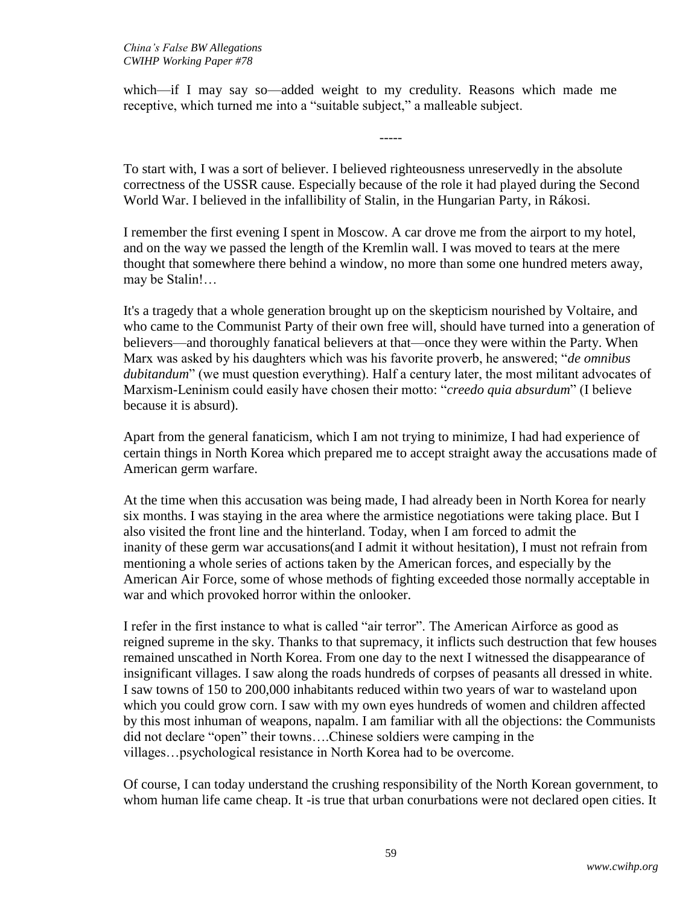which—if I may say so—added weight to my credulity. Reasons which made me receptive, which turned me into a "suitable subject," a malleable subject.

-----

To start with, I was a sort of believer. I believed righteousness unreservedly in the absolute correctness of the USSR cause. Especially because of the role it had played during the Second World War. I believed in the infallibility of Stalin, in the Hungarian Party, in Rákosi.

I remember the first evening I spent in Moscow. A car drove me from the airport to my hotel, and on the way we passed the length of the Kremlin wall. I was moved to tears at the mere thought that somewhere there behind a window, no more than some one hundred meters away, may be Stalin!…

It's a tragedy that a whole generation brought up on the skepticism nourished by Voltaire, and who came to the Communist Party of their own free will, should have turned into a generation of believers—and thoroughly fanatical believers at that—once they were within the Party. When Marx was asked by his daughters which was his favorite proverb, he answered; "*de omnibus dubitandum*" (we must question everything). Half a century later, the most militant advocates of Marxism-Leninism could easily have chosen their motto: "*creedo quia absurdum*" (I believe because it is absurd).

Apart from the general fanaticism, which I am not trying to minimize, I had had experience of certain things in North Korea which prepared me to accept straight away the accusations made of American germ warfare.

At the time when this accusation was being made, I had already been in North Korea for nearly six months. I was staying in the area where the armistice negotiations were taking place. But I also visited the front line and the hinterland. Today, when I am forced to admit the inanity of these germ war accusations(and I admit it without hesitation), I must not refrain from mentioning a whole series of actions taken by the American forces, and especially by the American Air Force, some of whose methods of fighting exceeded those normally acceptable in war and which provoked horror within the onlooker.

I refer in the first instance to what is called "air terror". The American Airforce as good as reigned supreme in the sky. Thanks to that supremacy, it inflicts such destruction that few houses remained unscathed in North Korea. From one day to the next I witnessed the disappearance of insignificant villages. I saw along the roads hundreds of corpses of peasants all dressed in white. I saw towns of 150 to 200,000 inhabitants reduced within two years of war to wasteland upon which you could grow corn. I saw with my own eyes hundreds of women and children affected by this most inhuman of weapons, napalm. I am familiar with all the objections: the Communists did not declare "open" their towns….Chinese soldiers were camping in the villages…psychological resistance in North Korea had to be overcome.

Of course, I can today understand the crushing responsibility of the North Korean government, to whom human life came cheap. It -is true that urban conurbations were not declared open cities. It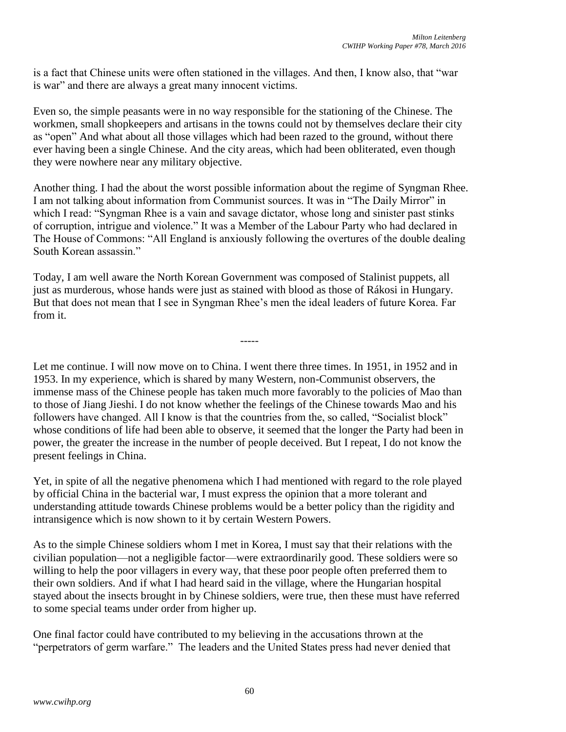is a fact that Chinese units were often stationed in the villages. And then, I know also, that "war is war" and there are always a great many innocent victims.

Even so, the simple peasants were in no way responsible for the stationing of the Chinese. The workmen, small shopkeepers and artisans in the towns could not by themselves declare their city as "open" And what about all those villages which had been razed to the ground, without there ever having been a single Chinese. And the city areas, which had been obliterated, even though they were nowhere near any military objective.

Another thing. I had the about the worst possible information about the regime of Syngman Rhee. I am not talking about information from Communist sources. It was in "The Daily Mirror" in which I read: "Syngman Rhee is a vain and savage dictator, whose long and sinister past stinks of corruption, intrigue and violence." It was a Member of the Labour Party who had declared in The House of Commons: "All England is anxiously following the overtures of the double dealing South Korean assassin."

Today, I am well aware the North Korean Government was composed of Stalinist puppets, all just as murderous, whose hands were just as stained with blood as those of Rákosi in Hungary. But that does not mean that I see in Syngman Rhee's men the ideal leaders of future Korea. Far from it.

-----

Let me continue. I will now move on to China. I went there three times. In 1951, in 1952 and in 1953. In my experience, which is shared by many Western, non-Communist observers, the immense mass of the Chinese people has taken much more favorably to the policies of Mao than to those of Jiang Jieshi. I do not know whether the feelings of the Chinese towards Mao and his followers have changed. All I know is that the countries from the, so called, "Socialist block" whose conditions of life had been able to observe, it seemed that the longer the Party had been in power, the greater the increase in the number of people deceived. But I repeat, I do not know the present feelings in China.

Yet, in spite of all the negative phenomena which I had mentioned with regard to the role played by official China in the bacterial war, I must express the opinion that a more tolerant and understanding attitude towards Chinese problems would be a better policy than the rigidity and intransigence which is now shown to it by certain Western Powers.

As to the simple Chinese soldiers whom I met in Korea, I must say that their relations with the civilian population—not a negligible factor—were extraordinarily good. These soldiers were so willing to help the poor villagers in every way, that these poor people often preferred them to their own soldiers. And if what I had heard said in the village, where the Hungarian hospital stayed about the insects brought in by Chinese soldiers, were true, then these must have referred to some special teams under order from higher up.

One final factor could have contributed to my believing in the accusations thrown at the "perpetrators of germ warfare." The leaders and the United States press had never denied that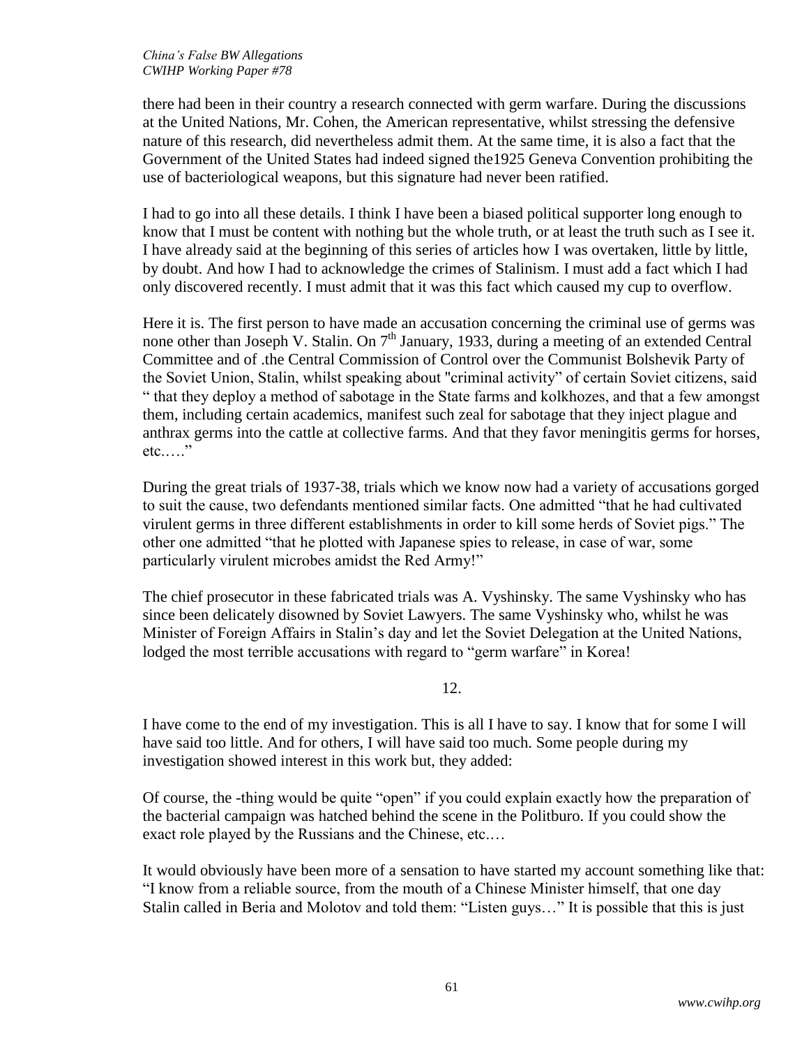there had been in their country a research connected with germ warfare. During the discussions at the United Nations, Mr. Cohen, the American representative, whilst stressing the defensive nature of this research, did nevertheless admit them. At the same time, it is also a fact that the Government of the United States had indeed signed the1925 Geneva Convention prohibiting the use of bacteriological weapons, but this signature had never been ratified.

I had to go into all these details. I think I have been a biased political supporter long enough to know that I must be content with nothing but the whole truth, or at least the truth such as I see it. I have already said at the beginning of this series of articles how I was overtaken, little by little, by doubt. And how I had to acknowledge the crimes of Stalinism. I must add a fact which I had only discovered recently. I must admit that it was this fact which caused my cup to overflow.

Here it is. The first person to have made an accusation concerning the criminal use of germs was none other than Joseph V. Stalin. On 7th January, 1933, during a meeting of an extended Central Committee and of .the Central Commission of Control over the Communist Bolshevik Party of the Soviet Union, Stalin, whilst speaking about "criminal activity" of certain Soviet citizens, said " that they deploy a method of sabotage in the State farms and kolkhozes, and that a few amongst them, including certain academics, manifest such zeal for sabotage that they inject plague and anthrax germs into the cattle at collective farms. And that they favor meningitis germs for horses, etc.…."

During the great trials of 1937-38, trials which we know now had a variety of accusations gorged to suit the cause, two defendants mentioned similar facts. One admitted "that he had cultivated virulent germs in three different establishments in order to kill some herds of Soviet pigs." The other one admitted "that he plotted with Japanese spies to release, in case of war, some particularly virulent microbes amidst the Red Army!"

The chief prosecutor in these fabricated trials was A. Vyshinsky. The same Vyshinsky who has since been delicately disowned by Soviet Lawyers. The same Vyshinsky who, whilst he was Minister of Foreign Affairs in Stalin's day and let the Soviet Delegation at the United Nations, lodged the most terrible accusations with regard to "germ warfare" in Korea!

12.

I have come to the end of my investigation. This is all I have to say. I know that for some I will have said too little. And for others, I will have said too much. Some people during my investigation showed interest in this work but, they added:

Of course, the -thing would be quite "open" if you could explain exactly how the preparation of the bacterial campaign was hatched behind the scene in the Politburo. If you could show the exact role played by the Russians and the Chinese, etc.…

It would obviously have been more of a sensation to have started my account something like that: "I know from a reliable source, from the mouth of a Chinese Minister himself, that one day Stalin called in Beria and Molotov and told them: "Listen guys…" It is possible that this is just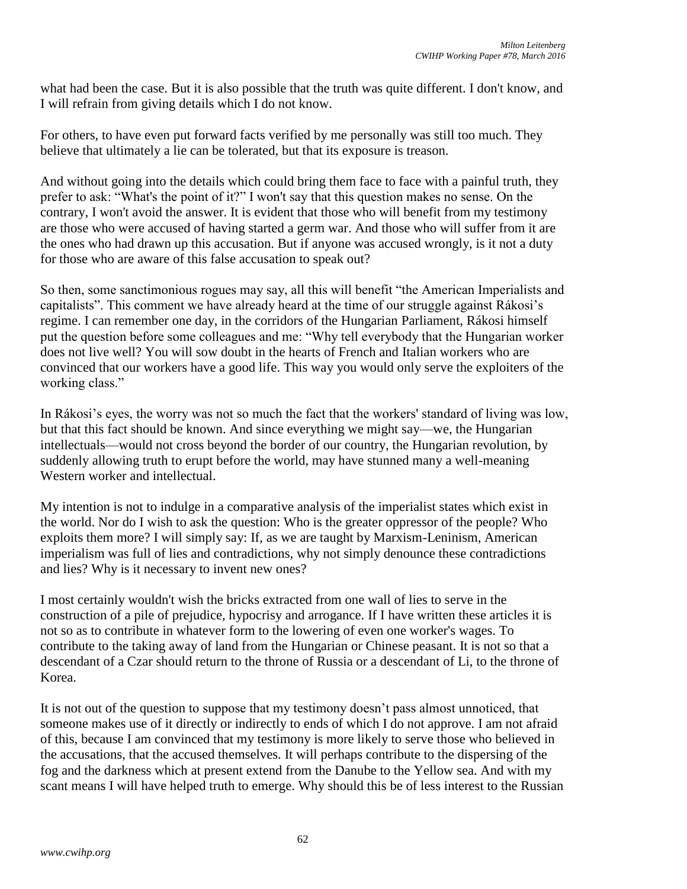what had been the case. But it is also possible that the truth was quite different. I don't know, and I will refrain from giving details which I do not know.

For others, to have even put forward facts verified by me personally was still too much. They believe that ultimately a lie can be tolerated, but that its exposure is treason.

And without going into the details which could bring them face to face with a painful truth, they prefer to ask: "What's the point of it?" I won't say that this question makes no sense. On the contrary, I won't avoid the answer. It is evident that those who will benefit from my testimony are those who were accused of having started a germ war. And those who will suffer from it are the ones who had drawn up this accusation. But if anyone was accused wrongly, is it not a duty for those who are aware of this false accusation to speak out?

So then, some sanctimonious rogues may say, all this will benefit "the American Imperialists and capitalists". This comment we have already heard at the time of our struggle against Rákosi's regime. I can remember one day, in the corridors of the Hungarian Parliament, Rákosi himself put the question before some colleagues and me: "Why tell everybody that the Hungarian worker does not live well? You will sow doubt in the hearts of French and Italian workers who are convinced that our workers have a good life. This way you would only serve the exploiters of the working class."

In Rákosi's eyes, the worry was not so much the fact that the workers' standard of living was low, but that this fact should be known. And since everything we might say—we, the Hungarian intellectuals—would not cross beyond the border of our country, the Hungarian revolution, by suddenly allowing truth to erupt before the world, may have stunned many a well-meaning Western worker and intellectual.

My intention is not to indulge in a comparative analysis of the imperialist states which exist in the world. Nor do I wish to ask the question: Who is the greater oppressor of the people? Who exploits them more? I will simply say: If, as we are taught by Marxism-Leninism, American imperialism was full of lies and contradictions, why not simply denounce these contradictions and lies? Why is it necessary to invent new ones?

I most certainly wouldn't wish the bricks extracted from one wall of lies to serve in the construction of a pile of prejudice, hypocrisy and arrogance. If I have written these articles it is not so as to contribute in whatever form to the lowering of even one worker's wages. To contribute to the taking away of land from the Hungarian or Chinese peasant. It is not so that a descendant of a Czar should return to the throne of Russia or a descendant of Li, to the throne of Korea.

It is not out of the question to suppose that my testimony doesn't pass almost unnoticed, that someone makes use of it directly or indirectly to ends of which I do not approve. I am not afraid of this, because I am convinced that my testimony is more likely to serve those who believed in the accusations, that the accused themselves. It will perhaps contribute to the dispersing of the fog and the darkness which at present extend from the Danube to the Yellow sea. And with my scant means I will have helped truth to emerge. Why should this be of less interest to the Russian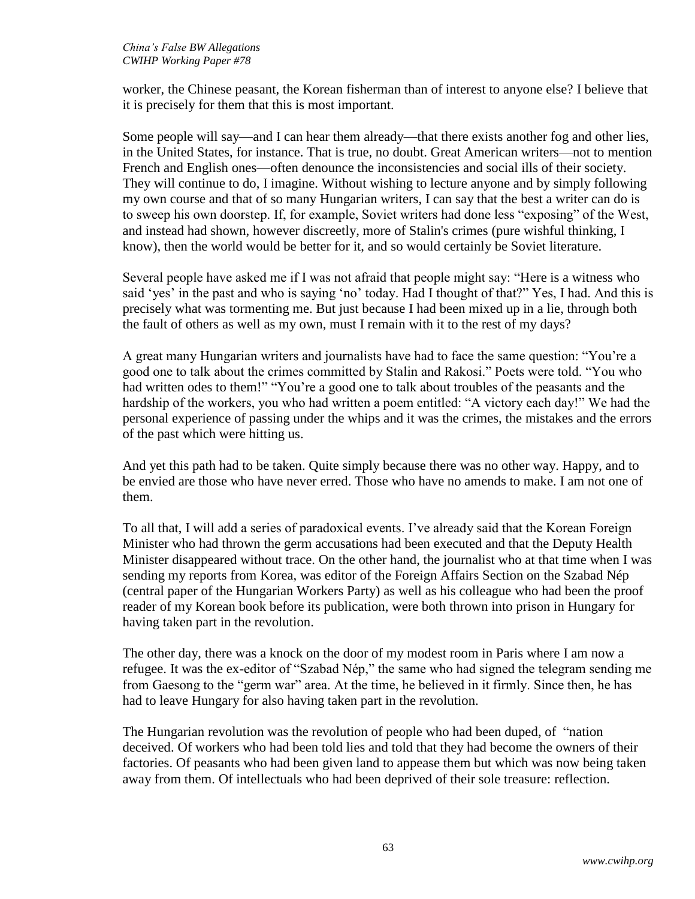worker, the Chinese peasant, the Korean fisherman than of interest to anyone else? I believe that it is precisely for them that this is most important.

Some people will say—and I can hear them already—that there exists another fog and other lies, in the United States, for instance. That is true, no doubt. Great American writers—not to mention French and English ones—often denounce the inconsistencies and social ills of their society. They will continue to do, I imagine. Without wishing to lecture anyone and by simply following my own course and that of so many Hungarian writers, I can say that the best a writer can do is to sweep his own doorstep. If, for example, Soviet writers had done less "exposing" of the West, and instead had shown, however discreetly, more of Stalin's crimes (pure wishful thinking, I know), then the world would be better for it, and so would certainly be Soviet literature.

Several people have asked me if I was not afraid that people might say: "Here is a witness who said 'yes' in the past and who is saying 'no' today. Had I thought of that?" Yes, I had. And this is precisely what was tormenting me. But just because I had been mixed up in a lie, through both the fault of others as well as my own, must I remain with it to the rest of my days?

A great many Hungarian writers and journalists have had to face the same question: "You're a good one to talk about the crimes committed by Stalin and Rakosi." Poets were told. "You who had written odes to them!" "You're a good one to talk about troubles of the peasants and the hardship of the workers, you who had written a poem entitled: "A victory each day!" We had the personal experience of passing under the whips and it was the crimes, the mistakes and the errors of the past which were hitting us.

And yet this path had to be taken. Quite simply because there was no other way. Happy, and to be envied are those who have never erred. Those who have no amends to make. I am not one of them.

To all that, I will add a series of paradoxical events. I've already said that the Korean Foreign Minister who had thrown the germ accusations had been executed and that the Deputy Health Minister disappeared without trace. On the other hand, the journalist who at that time when I was sending my reports from Korea, was editor of the Foreign Affairs Section on the Szabad Nép (central paper of the Hungarian Workers Party) as well as his colleague who had been the proof reader of my Korean book before its publication, were both thrown into prison in Hungary for having taken part in the revolution.

The other day, there was a knock on the door of my modest room in Paris where I am now a refugee. It was the ex-editor of "Szabad Nép," the same who had signed the telegram sending me from Gaesong to the "germ war" area. At the time, he believed in it firmly. Since then, he has had to leave Hungary for also having taken part in the revolution.

The Hungarian revolution was the revolution of people who had been duped, of "nation deceived. Of workers who had been told lies and told that they had become the owners of their factories. Of peasants who had been given land to appease them but which was now being taken away from them. Of intellectuals who had been deprived of their sole treasure: reflection.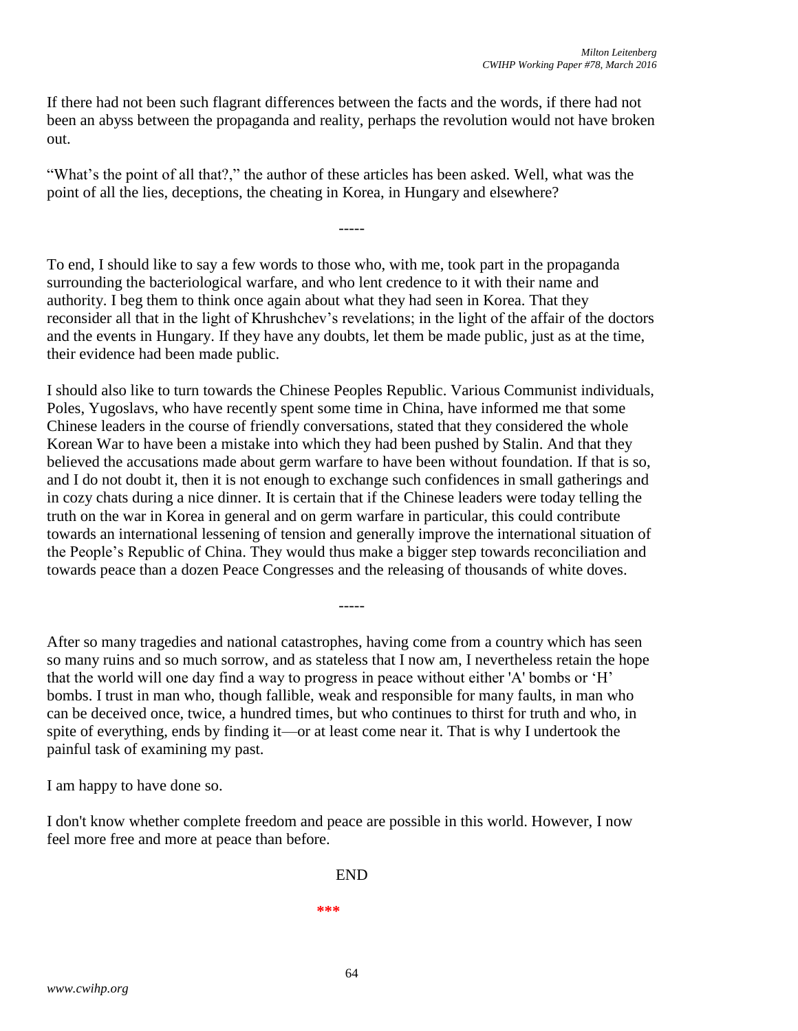If there had not been such flagrant differences between the facts and the words, if there had not been an abyss between the propaganda and reality, perhaps the revolution would not have broken out.

"What's the point of all that?," the author of these articles has been asked. Well, what was the point of all the lies, deceptions, the cheating in Korea, in Hungary and elsewhere?

-----

To end, I should like to say a few words to those who, with me, took part in the propaganda surrounding the bacteriological warfare, and who lent credence to it with their name and authority. I beg them to think once again about what they had seen in Korea. That they reconsider all that in the light of Khrushchev's revelations; in the light of the affair of the doctors and the events in Hungary. If they have any doubts, let them be made public, just as at the time, their evidence had been made public.

I should also like to turn towards the Chinese Peoples Republic. Various Communist individuals, Poles, Yugoslavs, who have recently spent some time in China, have informed me that some Chinese leaders in the course of friendly conversations, stated that they considered the whole Korean War to have been a mistake into which they had been pushed by Stalin. And that they believed the accusations made about germ warfare to have been without foundation. If that is so, and I do not doubt it, then it is not enough to exchange such confidences in small gatherings and in cozy chats during a nice dinner. It is certain that if the Chinese leaders were today telling the truth on the war in Korea in general and on germ warfare in particular, this could contribute towards an international lessening of tension and generally improve the international situation of the People's Republic of China. They would thus make a bigger step towards reconciliation and towards peace than a dozen Peace Congresses and the releasing of thousands of white doves.

-----

After so many tragedies and national catastrophes, having come from a country which has seen so many ruins and so much sorrow, and as stateless that I now am, I nevertheless retain the hope that the world will one day find a way to progress in peace without either 'A' bombs or 'H' bombs. I trust in man who, though fallible, weak and responsible for many faults, in man who can be deceived once, twice, a hundred times, but who continues to thirst for truth and who, in spite of everything, ends by finding it—or at least come near it. That is why I undertook the painful task of examining my past.

I am happy to have done so.

I don't know whether complete freedom and peace are possible in this world. However, I now feel more free and more at peace than before.

END

***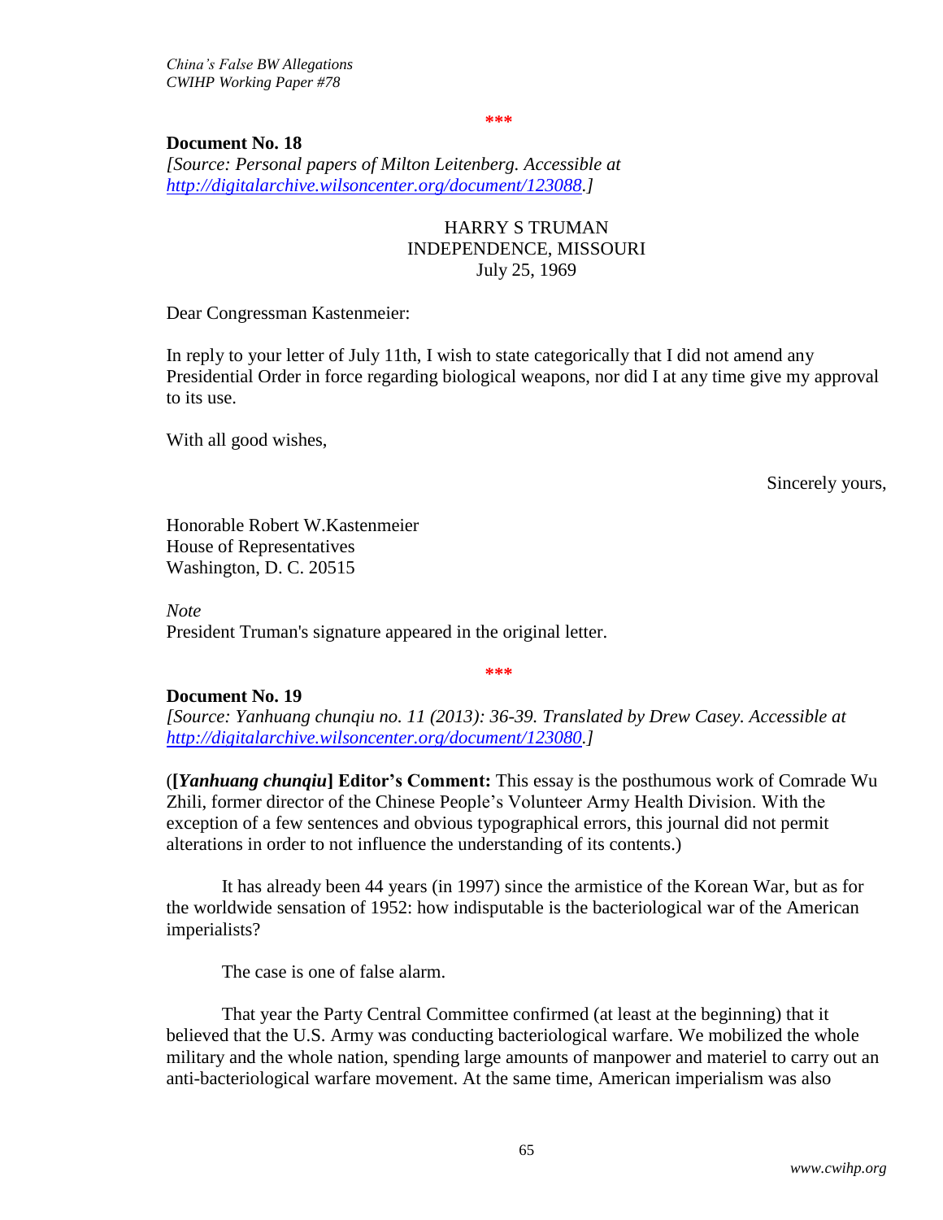\*\*\*

**Document No. 18**

*[Source: Personal papers of Milton Leitenberg. Accessible at http://digitalarchive.wilsoncenter.org/document/123088.]*

HARRY S TRUMAN
INDEPENDENCE, MISSOURI
July 25, 1969

Dear Congressman Kastenmeier:

In reply to your letter of July 11th, I wish to state categorically that I did not amend any Presidential Order in force regarding biological weapons, nor did I at any time give my approval to its use.

With all good wishes,

Sincerely yours,

Honorable Robert W.Kastenmeier
House of Representatives
Washington, D. C. 20515

*Note*
President Truman's signature appeared in the original letter.

\*\*\*

**Document No. 19**

*[Source: Yanhuang chunqiu no. 11 (2013): 36-39. Translated by Drew Casey. Accessible at http://digitalarchive.wilsoncenter.org/document/123080.]*

(**[*Yanhuang chunqiu*] Editor's Comment:** This essay is the posthumous work of Comrade Wu Zhili, former director of the Chinese People's Volunteer Army Health Division. With the exception of a few sentences and obvious typographical errors, this journal did not permit alterations in order to not influence the understanding of its contents.)

It has already been 44 years (in 1997) since the armistice of the Korean War, but as for the worldwide sensation of 1952: how indisputable is the bacteriological war of the American imperialists?

The case is one of false alarm.

That year the Party Central Committee confirmed (at least at the beginning) that it believed that the U.S. Army was conducting bacteriological warfare. We mobilized the whole military and the whole nation, spending large amounts of manpower and materiel to carry out an anti-bacteriological warfare movement. At the same time, American imperialism was also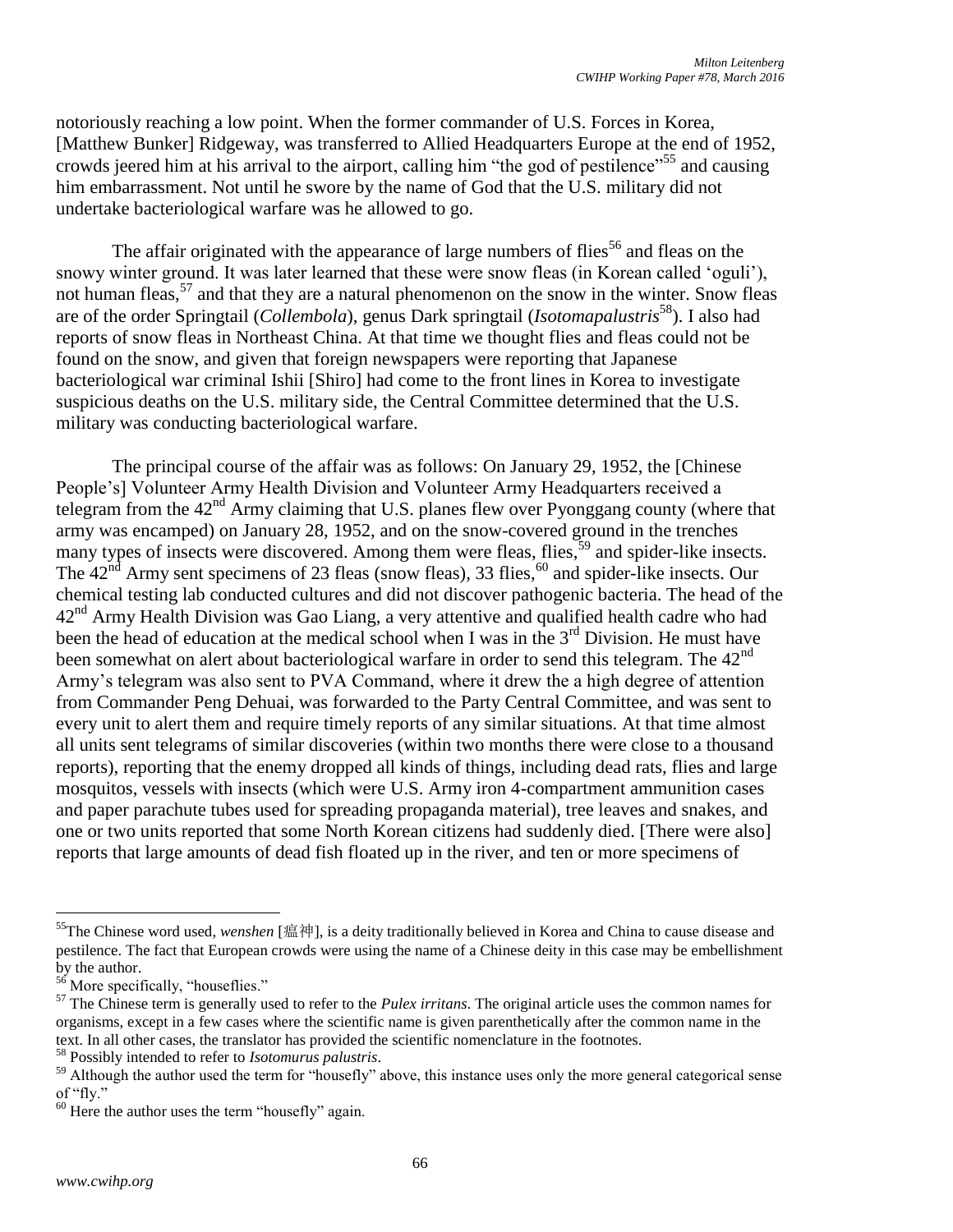notoriously reaching a low point. When the former commander of U.S. Forces in Korea, [Matthew Bunker] Ridgeway, was transferred to Allied Headquarters Europe at the end of 1952, crowds jeered him at his arrival to the airport, calling him "the god of pestilence"[55] and causing him embarrassment. Not until he swore by the name of God that the U.S. military did not undertake bacteriological warfare was he allowed to go.

The affair originated with the appearance of large numbers of flies[56] and fleas on the snowy winter ground. It was later learned that these were snow fleas (in Korean called 'oguli'), not human fleas,[57] and that they are a natural phenomenon on the snow in the winter. Snow fleas are of the order Springtail (*Collembola*), genus Dark springtail (*Isotomapalustris*[58]). I also had reports of snow fleas in Northeast China. At that time we thought flies and fleas could not be found on the snow, and given that foreign newspapers were reporting that Japanese bacteriological war criminal Ishii [Shiro] had come to the front lines in Korea to investigate suspicious deaths on the U.S. military side, the Central Committee determined that the U.S. military was conducting bacteriological warfare.

The principal course of the affair was as follows: On January 29, 1952, the [Chinese People's] Volunteer Army Health Division and Volunteer Army Headquarters received a telegram from the 42nd Army claiming that U.S. planes flew over Pyonggang county (where that army was encamped) on January 28, 1952, and on the snow-covered ground in the trenches many types of insects were discovered. Among them were fleas, flies,[59] and spider-like insects. The 42nd Army sent specimens of 23 fleas (snow fleas), 33 flies,[60] and spider-like insects. Our chemical testing lab conducted cultures and did not discover pathogenic bacteria. The head of the 42nd Army Health Division was Gao Liang, a very attentive and qualified health cadre who had been the head of education at the medical school when I was in the 3rd Division. He must have been somewhat on alert about bacteriological warfare in order to send this telegram. The 42nd Army's telegram was also sent to PVA Command, where it drew the a high degree of attention from Commander Peng Dehuai, was forwarded to the Party Central Committee, and was sent to every unit to alert them and require timely reports of any similar situations. At that time almost all units sent telegrams of similar discoveries (within two months there were close to a thousand reports), reporting that the enemy dropped all kinds of things, including dead rats, flies and large mosquitos, vessels with insects (which were U.S. Army iron 4-compartment ammunition cases and paper parachute tubes used for spreading propaganda material), tree leaves and snakes, and one or two units reported that some North Korean citizens had suddenly died. [There were also] reports that large amounts of dead fish floated up in the river, and ten or more specimens of

---

[55] The Chinese word used, *wenshen* [瘟神], is a deity traditionally believed in Korea and China to cause disease and pestilence. The fact that European crowds were using the name of a Chinese deity in this case may be embellishment by the author.

[56] More specifically, "houseflies."

[57] The Chinese term is generally used to refer to the *Pulex irritans*. The original article uses the common names for organisms, except in a few cases where the scientific name is given parenthetically after the common name in the text. In all other cases, the translator has provided the scientific nomenclature in the footnotes.

[58] Possibly intended to refer to *Isotomurus palustris*.

[59] Although the author used the term for "housefly" above, this instance uses only the more general categorical sense of "fly."

[60] Here the author uses the term "housefly" again.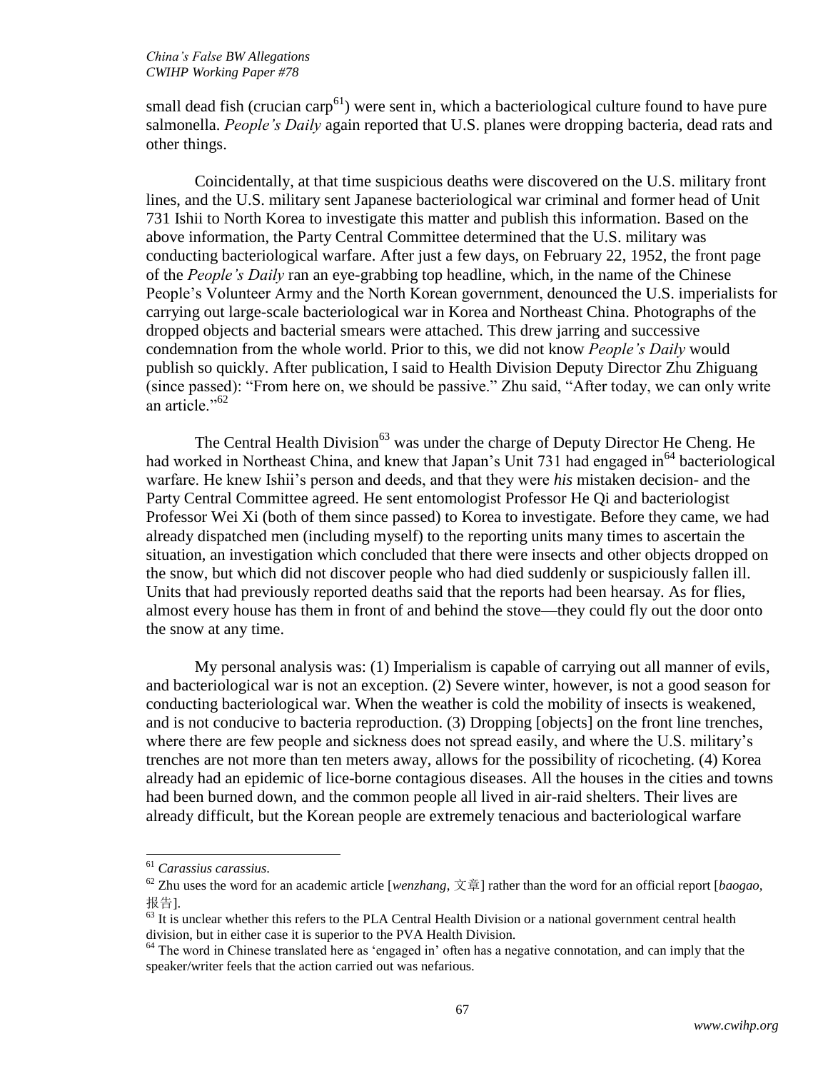small dead fish (crucian carp[61]) were sent in, which a bacteriological culture found to have pure salmonella. *People's Daily* again reported that U.S. planes were dropping bacteria, dead rats and other things.

Coincidentally, at that time suspicious deaths were discovered on the U.S. military front lines, and the U.S. military sent Japanese bacteriological war criminal and former head of Unit 731 Ishii to North Korea to investigate this matter and publish this information. Based on the above information, the Party Central Committee determined that the U.S. military was conducting bacteriological warfare. After just a few days, on February 22, 1952, the front page of the *People's Daily* ran an eye-grabbing top headline, which, in the name of the Chinese People's Volunteer Army and the North Korean government, denounced the U.S. imperialists for carrying out large-scale bacteriological war in Korea and Northeast China. Photographs of the dropped objects and bacterial smears were attached. This drew jarring and successive condemnation from the whole world. Prior to this, we did not know *People's Daily* would publish so quickly. After publication, I said to Health Division Deputy Director Zhu Zhiguang (since passed): "From here on, we should be passive." Zhu said, "After today, we can only write an article."[62]

The Central Health Division[63] was under the charge of Deputy Director He Cheng. He had worked in Northeast China, and knew that Japan's Unit 731 had engaged in[64] bacteriological warfare. He knew Ishii's person and deeds, and that they were *his* mistaken decision- and the Party Central Committee agreed. He sent entomologist Professor He Qi and bacteriologist Professor Wei Xi (both of them since passed) to Korea to investigate. Before they came, we had already dispatched men (including myself) to the reporting units many times to ascertain the situation, an investigation which concluded that there were insects and other objects dropped on the snow, but which did not discover people who had died suddenly or suspiciously fallen ill. Units that had previously reported deaths said that the reports had been hearsay. As for flies, almost every house has them in front of and behind the stove—they could fly out the door onto the snow at any time.

My personal analysis was: (1) Imperialism is capable of carrying out all manner of evils, and bacteriological war is not an exception. (2) Severe winter, however, is not a good season for conducting bacteriological war. When the weather is cold the mobility of insects is weakened, and is not conducive to bacteria reproduction. (3) Dropping [objects] on the front line trenches, where there are few people and sickness does not spread easily, and where the U.S. military's trenches are not more than ten meters away, allows for the possibility of ricocheting. (4) Korea already had an epidemic of lice-borne contagious diseases. All the houses in the cities and towns had been burned down, and the common people all lived in air-raid shelters. Their lives are already difficult, but the Korean people are extremely tenacious and bacteriological warfare

---

[61] *Carassius carassius*.

[62] Zhu uses the word for an academic article [*wenzhang*, 文章] rather than the word for an official report [*baogao*, 报告].

[63] It is unclear whether this refers to the PLA Central Health Division or a national government central health division, but in either case it is superior to the PVA Health Division.

[64] The word in Chinese translated here as 'engaged in' often has a negative connotation, and can imply that the speaker/writer feels that the action carried out was nefarious.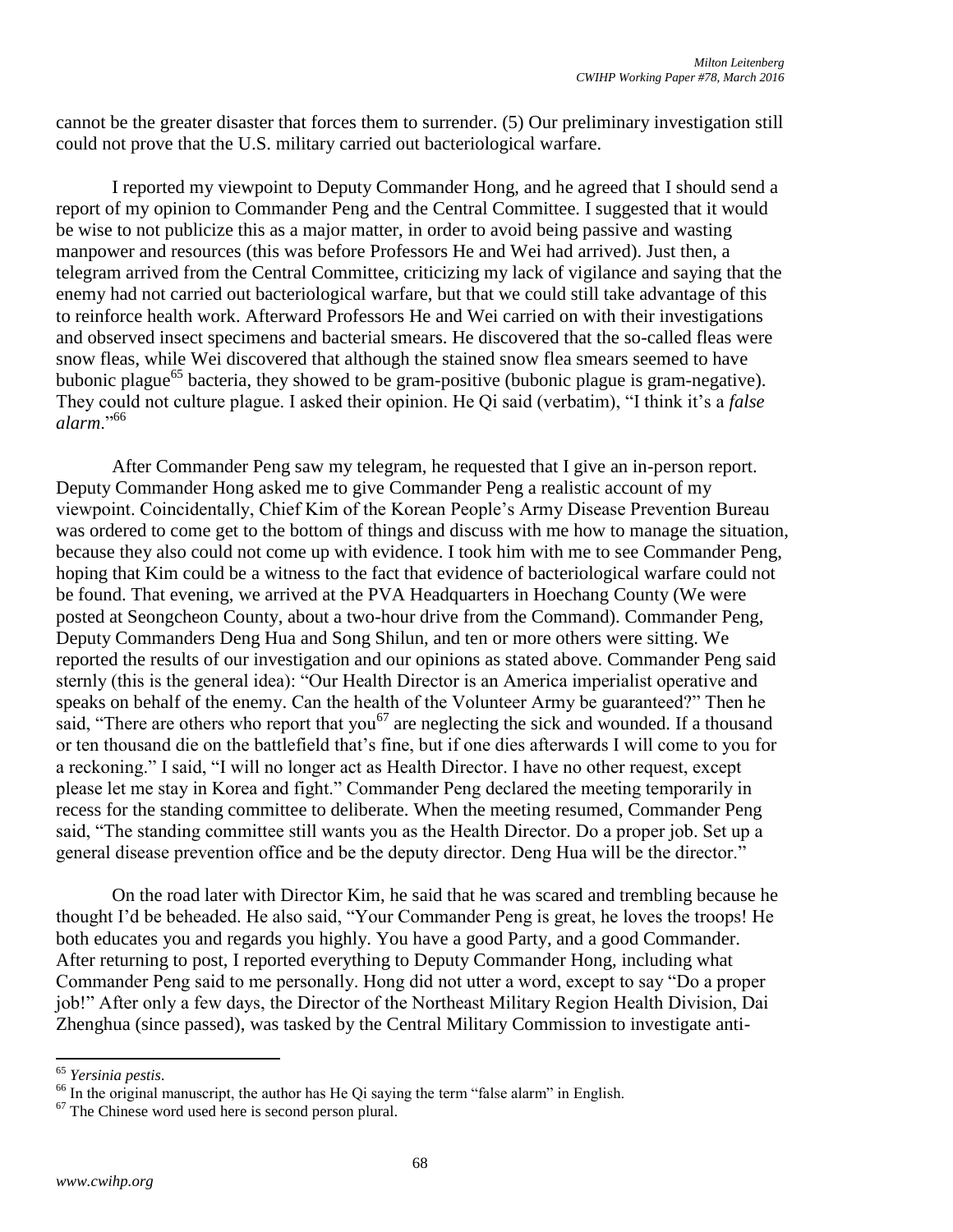cannot be the greater disaster that forces them to surrender. (5) Our preliminary investigation still could not prove that the U.S. military carried out bacteriological warfare.

I reported my viewpoint to Deputy Commander Hong, and he agreed that I should send a report of my opinion to Commander Peng and the Central Committee. I suggested that it would be wise to not publicize this as a major matter, in order to avoid being passive and wasting manpower and resources (this was before Professors He and Wei had arrived). Just then, a telegram arrived from the Central Committee, criticizing my lack of vigilance and saying that the enemy had not carried out bacteriological warfare, but that we could still take advantage of this to reinforce health work. Afterward Professors He and Wei carried on with their investigations and observed insect specimens and bacterial smears. He discovered that the so-called fleas were snow fleas, while Wei discovered that although the stained snow flea smears seemed to have bubonic plague[65] bacteria, they showed to be gram-positive (bubonic plague is gram-negative). They could not culture plague. I asked their opinion. He Qi said (verbatim), "I think it's a *false alarm*."[66]

After Commander Peng saw my telegram, he requested that I give an in-person report. Deputy Commander Hong asked me to give Commander Peng a realistic account of my viewpoint. Coincidentally, Chief Kim of the Korean People's Army Disease Prevention Bureau was ordered to come get to the bottom of things and discuss with me how to manage the situation, because they also could not come up with evidence. I took him with me to see Commander Peng, hoping that Kim could be a witness to the fact that evidence of bacteriological warfare could not be found. That evening, we arrived at the PVA Headquarters in Hoechang County (We were posted at Seongcheon County, about a two-hour drive from the Command). Commander Peng, Deputy Commanders Deng Hua and Song Shilun, and ten or more others were sitting. We reported the results of our investigation and our opinions as stated above. Commander Peng said sternly (this is the general idea): "Our Health Director is an America imperialist operative and speaks on behalf of the enemy. Can the health of the Volunteer Army be guaranteed?" Then he said, "There are others who report that you[67] are neglecting the sick and wounded. If a thousand or ten thousand die on the battlefield that's fine, but if one dies afterwards I will come to you for a reckoning." I said, "I will no longer act as Health Director. I have no other request, except please let me stay in Korea and fight." Commander Peng declared the meeting temporarily in recess for the standing committee to deliberate. When the meeting resumed, Commander Peng said, "The standing committee still wants you as the Health Director. Do a proper job. Set up a general disease prevention office and be the deputy director. Deng Hua will be the director."

On the road later with Director Kim, he said that he was scared and trembling because he thought I'd be beheaded. He also said, "Your Commander Peng is great, he loves the troops! He both educates you and regards you highly. You have a good Party, and a good Commander. After returning to post, I reported everything to Deputy Commander Hong, including what Commander Peng said to me personally. Hong did not utter a word, except to say "Do a proper job!" After only a few days, the Director of the Northeast Military Region Health Division, Dai Zhenghua (since passed), was tasked by the Central Military Commission to investigate anti-

---

[65] *Yersinia pestis*.

[66] In the original manuscript, the author has He Qi saying the term "false alarm" in English.

[67] The Chinese word used here is second person plural.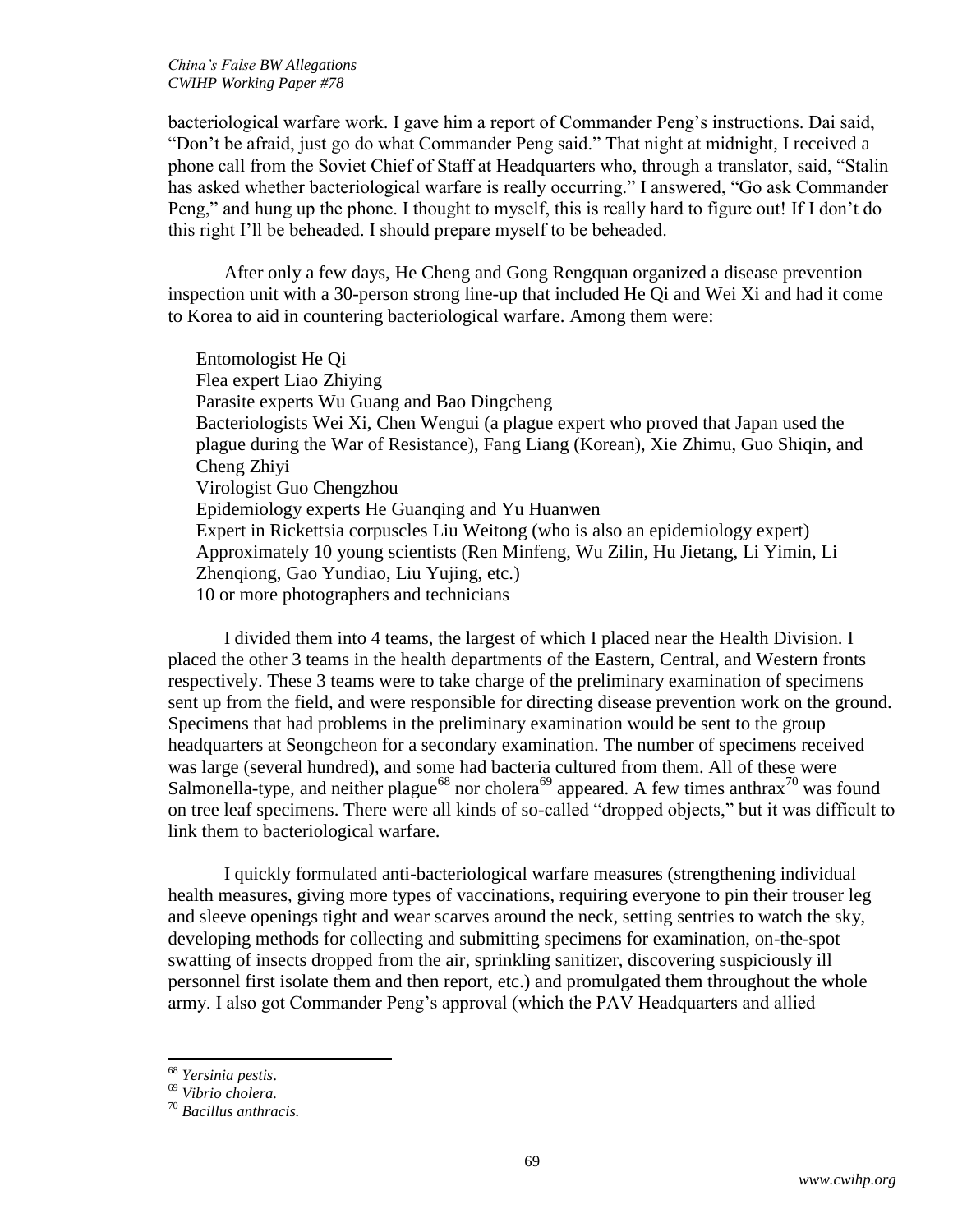bacteriological warfare work. I gave him a report of Commander Peng's instructions. Dai said, "Don't be afraid, just go do what Commander Peng said." That night at midnight, I received a phone call from the Soviet Chief of Staff at Headquarters who, through a translator, said, "Stalin has asked whether bacteriological warfare is really occurring." I answered, "Go ask Commander Peng," and hung up the phone. I thought to myself, this is really hard to figure out! If I don't do this right I'll be beheaded. I should prepare myself to be beheaded.

After only a few days, He Cheng and Gong Rengquan organized a disease prevention inspection unit with a 30-person strong line-up that included He Qi and Wei Xi and had it come to Korea to aid in countering bacteriological warfare. Among them were:

Entomologist He Qi
Flea expert Liao Zhiying
Parasite experts Wu Guang and Bao Dingcheng
Bacteriologists Wei Xi, Chen Wengui (a plague expert who proved that Japan used the plague during the War of Resistance), Fang Liang (Korean), Xie Zhimu, Guo Shiqin, and Cheng Zhiyi
Virologist Guo Chengzhou
Epidemiology experts He Guanqing and Yu Huanwen
Expert in Rickettsia corpuscles Liu Weitong (who is also an epidemiology expert)
Approximately 10 young scientists (Ren Minfeng, Wu Zilin, Hu Jietang, Li Yimin, Li Zhenqiong, Gao Yundiao, Liu Yujing, etc.)
10 or more photographers and technicians

I divided them into 4 teams, the largest of which I placed near the Health Division. I placed the other 3 teams in the health departments of the Eastern, Central, and Western fronts respectively. These 3 teams were to take charge of the preliminary examination of specimens sent up from the field, and were responsible for directing disease prevention work on the ground. Specimens that had problems in the preliminary examination would be sent to the group headquarters at Seongcheon for a secondary examination. The number of specimens received was large (several hundred), and some had bacteria cultured from them. All of these were Salmonella-type, and neither plague[68] nor cholera[69] appeared. A few times anthrax[70] was found on tree leaf specimens. There were all kinds of so-called "dropped objects," but it was difficult to link them to bacteriological warfare.

I quickly formulated anti-bacteriological warfare measures (strengthening individual health measures, giving more types of vaccinations, requiring everyone to pin their trouser leg and sleeve openings tight and wear scarves around the neck, setting sentries to watch the sky, developing methods for collecting and submitting specimens for examination, on-the-spot swatting of insects dropped from the air, sprinkling sanitizer, discovering suspiciously ill personnel first isolate them and then report, etc.) and promulgated them throughout the whole army. I also got Commander Peng's approval (which the PAV Headquarters and allied

---

[68] *Yersinia pestis*.

[69] *Vibrio cholera.*

[70] *Bacillus anthracis.*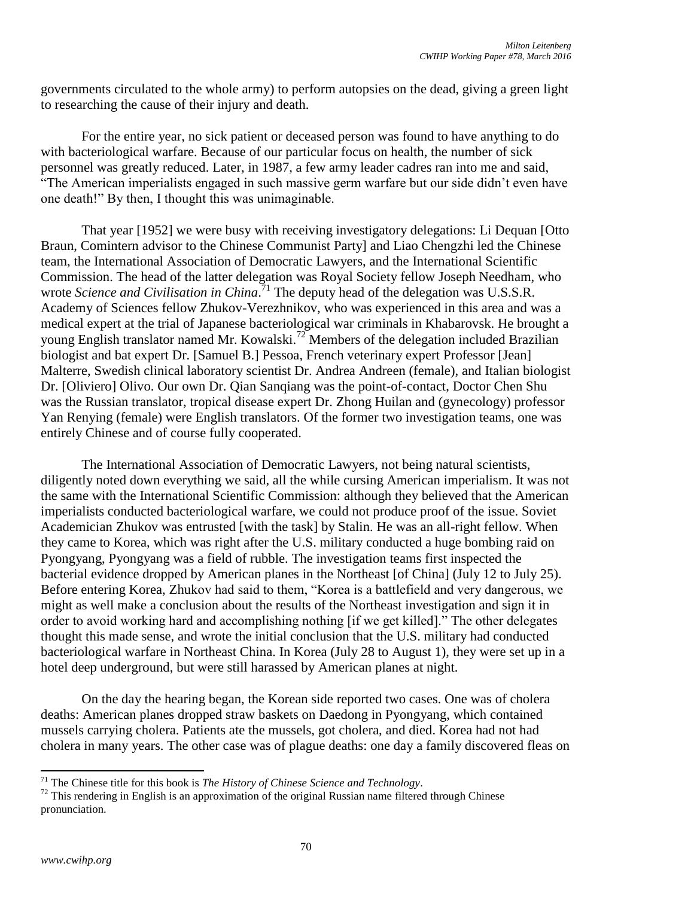governments circulated to the whole army) to perform autopsies on the dead, giving a green light to researching the cause of their injury and death.

For the entire year, no sick patient or deceased person was found to have anything to do with bacteriological warfare. Because of our particular focus on health, the number of sick personnel was greatly reduced. Later, in 1987, a few army leader cadres ran into me and said, "The American imperialists engaged in such massive germ warfare but our side didn't even have one death!" By then, I thought this was unimaginable.

That year [1952] we were busy with receiving investigatory delegations: Li Dequan [Otto Braun, Comintern advisor to the Chinese Communist Party] and Liao Chengzhi led the Chinese team, the International Association of Democratic Lawyers, and the International Scientific Commission. The head of the latter delegation was Royal Society fellow Joseph Needham, who wrote *Science and Civilisation in China*.[71] The deputy head of the delegation was U.S.S.R. Academy of Sciences fellow Zhukov-Verezhnikov, who was experienced in this area and was a medical expert at the trial of Japanese bacteriological war criminals in Khabarovsk. He brought a young English translator named Mr. Kowalski.[72] Members of the delegation included Brazilian biologist and bat expert Dr. [Samuel B.] Pessoa, French veterinary expert Professor [Jean] Malterre, Swedish clinical laboratory scientist Dr. Andrea Andreen (female), and Italian biologist Dr. [Oliviero] Olivo. Our own Dr. Qian Sanqiang was the point-of-contact, Doctor Chen Shu was the Russian translator, tropical disease expert Dr. Zhong Huilan and (gynecology) professor Yan Renying (female) were English translators. Of the former two investigation teams, one was entirely Chinese and of course fully cooperated.

The International Association of Democratic Lawyers, not being natural scientists, diligently noted down everything we said, all the while cursing American imperialism. It was not the same with the International Scientific Commission: although they believed that the American imperialists conducted bacteriological warfare, we could not produce proof of the issue. Soviet Academician Zhukov was entrusted [with the task] by Stalin. He was an all-right fellow. When they came to Korea, which was right after the U.S. military conducted a huge bombing raid on Pyongyang, Pyongyang was a field of rubble. The investigation teams first inspected the bacterial evidence dropped by American planes in the Northeast [of China] (July 12 to July 25). Before entering Korea, Zhukov had said to them, "Korea is a battlefield and very dangerous, we might as well make a conclusion about the results of the Northeast investigation and sign it in order to avoid working hard and accomplishing nothing [if we get killed]." The other delegates thought this made sense, and wrote the initial conclusion that the U.S. military had conducted bacteriological warfare in Northeast China. In Korea (July 28 to August 1), they were set up in a hotel deep underground, but were still harassed by American planes at night.

On the day the hearing began, the Korean side reported two cases. One was of cholera deaths: American planes dropped straw baskets on Daedong in Pyongyang, which contained mussels carrying cholera. Patients ate the mussels, got cholera, and died. Korea had not had cholera in many years. The other case was of plague deaths: one day a family discovered fleas on

---

[71] The Chinese title for this book is *The History of Chinese Science and Technology*.

[72] This rendering in English is an approximation of the original Russian name filtered through Chinese pronunciation.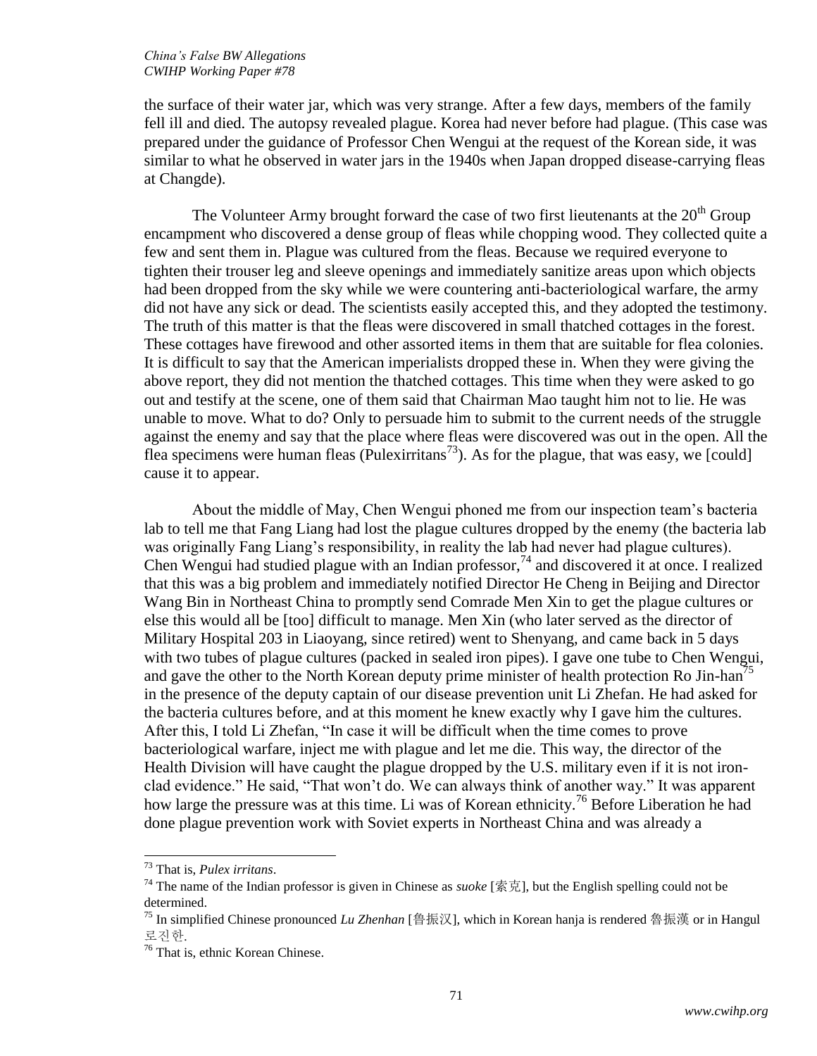the surface of their water jar, which was very strange. After a few days, members of the family fell ill and died. The autopsy revealed plague. Korea had never before had plague. (This case was prepared under the guidance of Professor Chen Wengui at the request of the Korean side, it was similar to what he observed in water jars in the 1940s when Japan dropped disease-carrying fleas at Changde).

The Volunteer Army brought forward the case of two first lieutenants at the 20th Group encampment who discovered a dense group of fleas while chopping wood. They collected quite a few and sent them in. Plague was cultured from the fleas. Because we required everyone to tighten their trouser leg and sleeve openings and immediately sanitize areas upon which objects had been dropped from the sky while we were countering anti-bacteriological warfare, the army did not have any sick or dead. The scientists easily accepted this, and they adopted the testimony. The truth of this matter is that the fleas were discovered in small thatched cottages in the forest. These cottages have firewood and other assorted items in them that are suitable for flea colonies. It is difficult to say that the American imperialists dropped these in. When they were giving the above report, they did not mention the thatched cottages. This time when they were asked to go out and testify at the scene, one of them said that Chairman Mao taught him not to lie. He was unable to move. What to do? Only to persuade him to submit to the current needs of the struggle against the enemy and say that the place where fleas were discovered was out in the open. All the flea specimens were human fleas (Pulexirritans[73]). As for the plague, that was easy, we [could] cause it to appear.

About the middle of May, Chen Wengui phoned me from our inspection team's bacteria lab to tell me that Fang Liang had lost the plague cultures dropped by the enemy (the bacteria lab was originally Fang Liang's responsibility, in reality the lab had never had plague cultures). Chen Wengui had studied plague with an Indian professor,[74] and discovered it at once. I realized that this was a big problem and immediately notified Director He Cheng in Beijing and Director Wang Bin in Northeast China to promptly send Comrade Men Xin to get the plague cultures or else this would all be [too] difficult to manage. Men Xin (who later served as the director of Military Hospital 203 in Liaoyang, since retired) went to Shenyang, and came back in 5 days with two tubes of plague cultures (packed in sealed iron pipes). I gave one tube to Chen Wengui, and gave the other to the North Korean deputy prime minister of health protection Ro Jin-han[75] in the presence of the deputy captain of our disease prevention unit Li Zhefan. He had asked for the bacteria cultures before, and at this moment he knew exactly why I gave him the cultures. After this, I told Li Zhefan, "In case it will be difficult when the time comes to prove bacteriological warfare, inject me with plague and let me die. This way, the director of the Health Division will have caught the plague dropped by the U.S. military even if it is not iron-clad evidence." He said, "That won't do. We can always think of another way." It was apparent how large the pressure was at this time. Li was of Korean ethnicity.[76] Before Liberation he had done plague prevention work with Soviet experts in Northeast China and was already a

---

[73] That is, *Pulex irritans*.

[74] The name of the Indian professor is given in Chinese as *suoke* [索克], but the English spelling could not be determined.

[75] In simplified Chinese pronounced *Lu Zhenhan* [鲁振汉], which in Korean hanja is rendered 魯振漢 or in Hangul 로진한.

[76] That is, ethnic Korean Chinese.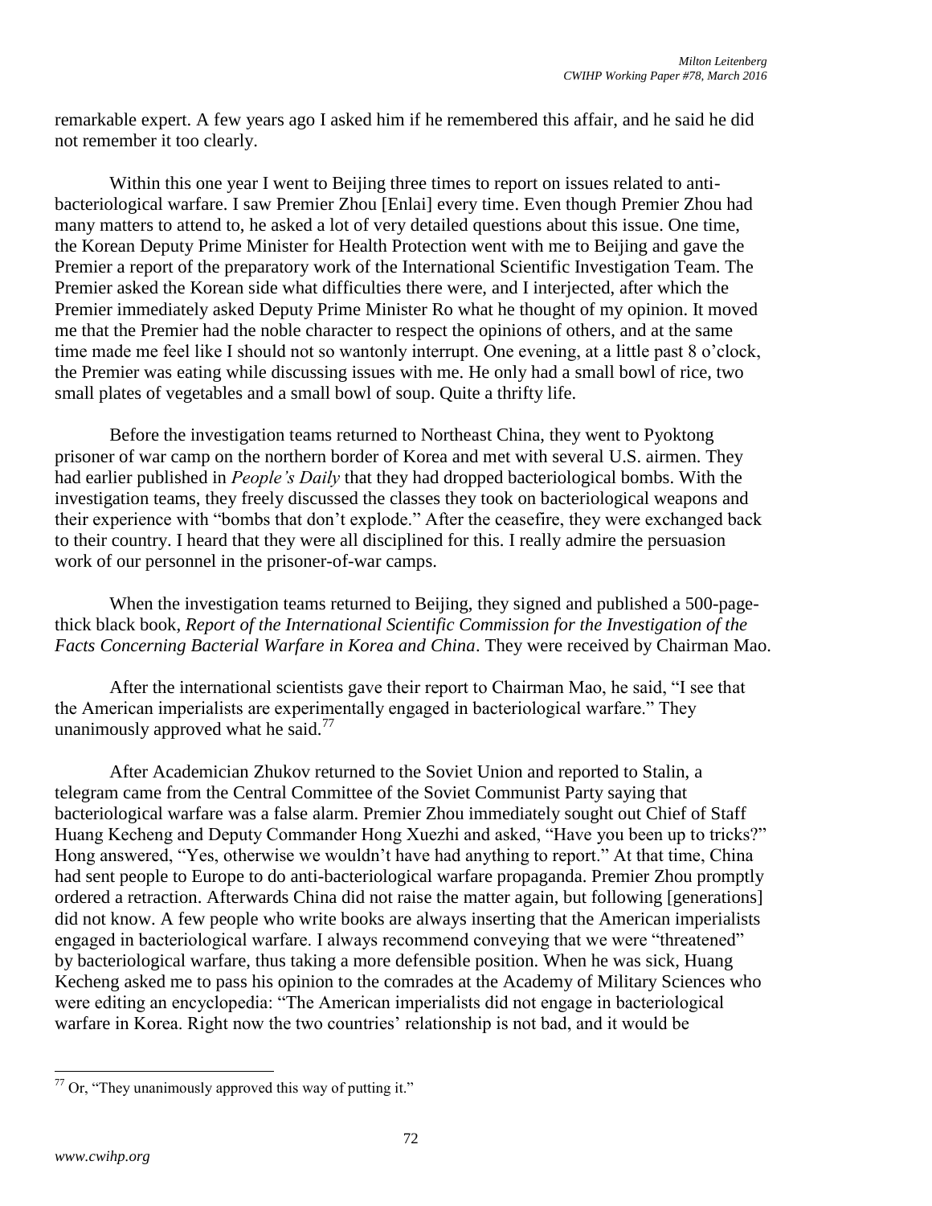remarkable expert. A few years ago I asked him if he remembered this affair, and he said he did not remember it too clearly.

Within this one year I went to Beijing three times to report on issues related to anti-bacteriological warfare. I saw Premier Zhou [Enlai] every time. Even though Premier Zhou had many matters to attend to, he asked a lot of very detailed questions about this issue. One time, the Korean Deputy Prime Minister for Health Protection went with me to Beijing and gave the Premier a report of the preparatory work of the International Scientific Investigation Team. The Premier asked the Korean side what difficulties there were, and I interjected, after which the Premier immediately asked Deputy Prime Minister Ro what he thought of my opinion. It moved me that the Premier had the noble character to respect the opinions of others, and at the same time made me feel like I should not so wantonly interrupt. One evening, at a little past 8 o'clock, the Premier was eating while discussing issues with me. He only had a small bowl of rice, two small plates of vegetables and a small bowl of soup. Quite a thrifty life.

Before the investigation teams returned to Northeast China, they went to Pyoktong prisoner of war camp on the northern border of Korea and met with several U.S. airmen. They had earlier published in *People's Daily* that they had dropped bacteriological bombs. With the investigation teams, they freely discussed the classes they took on bacteriological weapons and their experience with "bombs that don't explode." After the ceasefire, they were exchanged back to their country. I heard that they were all disciplined for this. I really admire the persuasion work of our personnel in the prisoner-of-war camps.

When the investigation teams returned to Beijing, they signed and published a 500-page-thick black book, *Report of the International Scientific Commission for the Investigation of the Facts Concerning Bacterial Warfare in Korea and China*. They were received by Chairman Mao.

After the international scientists gave their report to Chairman Mao, he said, "I see that the American imperialists are experimentally engaged in bacteriological warfare." They unanimously approved what he said.[77]

After Academician Zhukov returned to the Soviet Union and reported to Stalin, a telegram came from the Central Committee of the Soviet Communist Party saying that bacteriological warfare was a false alarm. Premier Zhou immediately sought out Chief of Staff Huang Kecheng and Deputy Commander Hong Xuezhi and asked, "Have you been up to tricks?" Hong answered, "Yes, otherwise we wouldn't have had anything to report." At that time, China had sent people to Europe to do anti-bacteriological warfare propaganda. Premier Zhou promptly ordered a retraction. Afterwards China did not raise the matter again, but following [generations] did not know. A few people who write books are always inserting that the American imperialists engaged in bacteriological warfare. I always recommend conveying that we were "threatened" by bacteriological warfare, thus taking a more defensible position. When he was sick, Huang Kecheng asked me to pass his opinion to the comrades at the Academy of Military Sciences who were editing an encyclopedia: "The American imperialists did not engage in bacteriological warfare in Korea. Right now the two countries' relationship is not bad, and it would be

[77] Or, "They unanimously approved this way of putting it."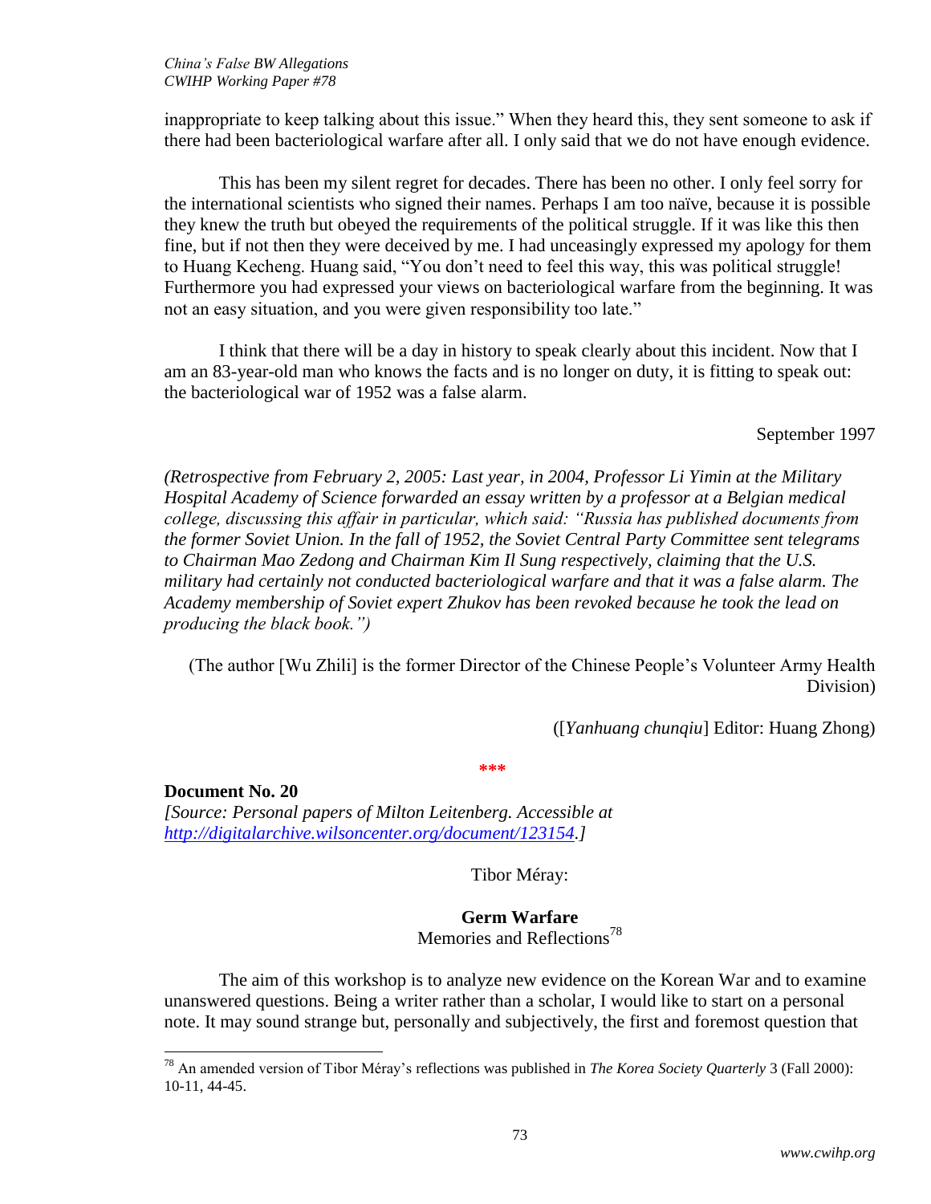inappropriate to keep talking about this issue." When they heard this, they sent someone to ask if there had been bacteriological warfare after all. I only said that we do not have enough evidence.

This has been my silent regret for decades. There has been no other. I only feel sorry for the international scientists who signed their names. Perhaps I am too naïve, because it is possible they knew the truth but obeyed the requirements of the political struggle. If it was like this then fine, but if not then they were deceived by me. I had unceasingly expressed my apology for them to Huang Kecheng. Huang said, "You don't need to feel this way, this was political struggle! Furthermore you had expressed your views on bacteriological warfare from the beginning. It was not an easy situation, and you were given responsibility too late."

I think that there will be a day in history to speak clearly about this incident. Now that I am an 83-year-old man who knows the facts and is no longer on duty, it is fitting to speak out: the bacteriological war of 1952 was a false alarm.

September 1997

*(Retrospective from February 2, 2005: Last year, in 2004, Professor Li Yimin at the Military Hospital Academy of Science forwarded an essay written by a professor at a Belgian medical college, discussing this affair in particular, which said: "Russia has published documents from the former Soviet Union. In the fall of 1952, the Soviet Central Party Committee sent telegrams to Chairman Mao Zedong and Chairman Kim Il Sung respectively, claiming that the U.S. military had certainly not conducted bacteriological warfare and that it was a false alarm. The Academy membership of Soviet expert Zhukov has been revoked because he took the lead on producing the black book.")*

(The author [Wu Zhili] is the former Director of the Chinese People's Volunteer Army Health Division)

([*Yanhuang chunqiu*] Editor: Huang Zhong)

***

**Document No. 20**
*[Source: Personal papers of Milton Leitenberg. Accessible at http://digitalarchive.wilsoncenter.org/document/123154.]*

Tibor Méray:

## Germ Warfare
Memories and Reflections[78]

The aim of this workshop is to analyze new evidence on the Korean War and to examine unanswered questions. Being a writer rather than a scholar, I would like to start on a personal note. It may sound strange but, personally and subjectively, the first and foremost question that

[78] An amended version of Tibor Méray's reflections was published in *The Korea Society Quarterly* 3 (Fall 2000): 10-11, 44-45.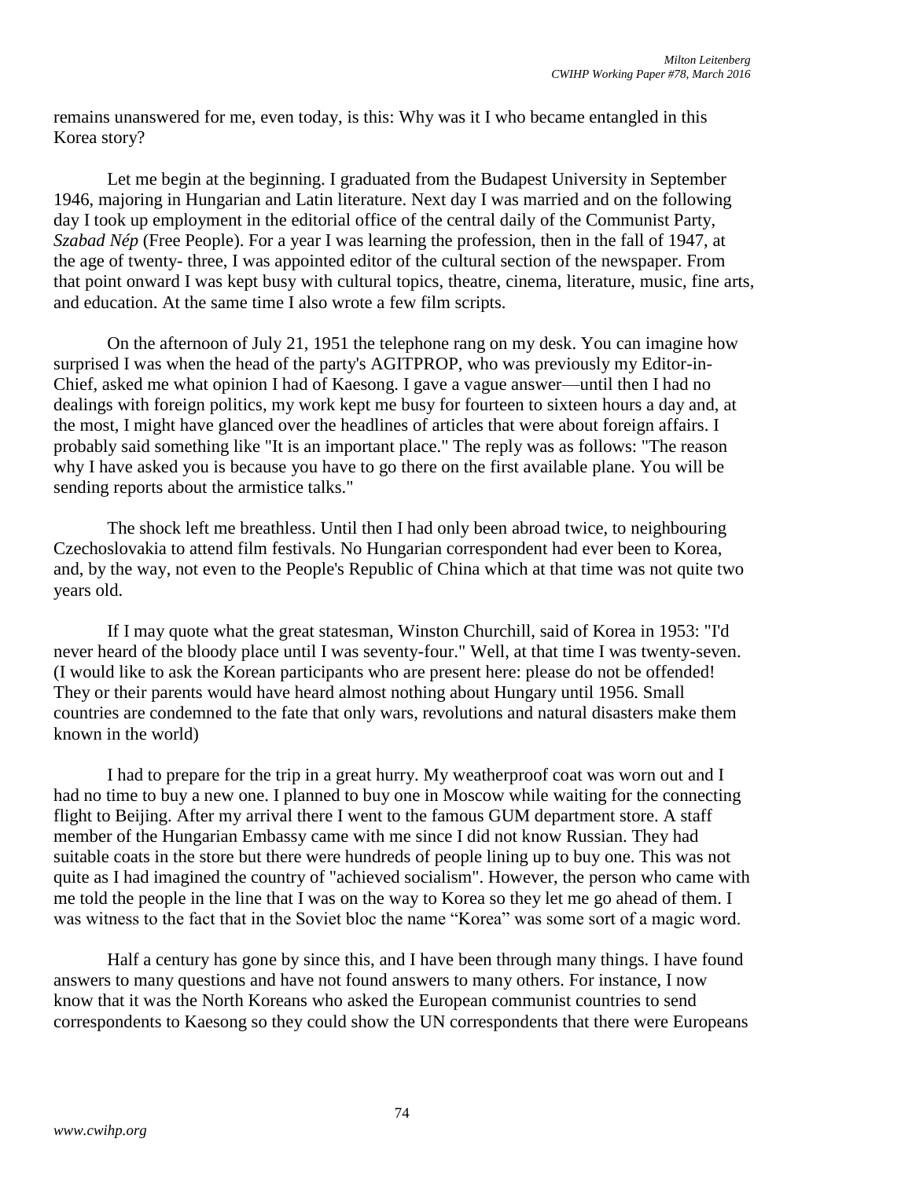remains unanswered for me, even today, is this: Why was it I who became entangled in this Korea story?

Let me begin at the beginning. I graduated from the Budapest University in September 1946, majoring in Hungarian and Latin literature. Next day I was married and on the following day I took up employment in the editorial office of the central daily of the Communist Party, *Szabad Nép* (Free People). For a year I was learning the profession, then in the fall of 1947, at the age of twenty- three, I was appointed editor of the cultural section of the newspaper. From that point onward I was kept busy with cultural topics, theatre, cinema, literature, music, fine arts, and education. At the same time I also wrote a few film scripts.

On the afternoon of July 21, 1951 the telephone rang on my desk. You can imagine how surprised I was when the head of the party's AGITPROP, who was previously my Editor-in-Chief, asked me what opinion I had of Kaesong. I gave a vague answer—until then I had no dealings with foreign politics, my work kept me busy for fourteen to sixteen hours a day and, at the most, I might have glanced over the headlines of articles that were about foreign affairs. I probably said something like "It is an important place." The reply was as follows: "The reason why I have asked you is because you have to go there on the first available plane. You will be sending reports about the armistice talks."

The shock left me breathless. Until then I had only been abroad twice, to neighbouring Czechoslovakia to attend film festivals. No Hungarian correspondent had ever been to Korea, and, by the way, not even to the People's Republic of China which at that time was not quite two years old.

If I may quote what the great statesman, Winston Churchill, said of Korea in 1953: "I'd never heard of the bloody place until I was seventy-four." Well, at that time I was twenty-seven. (I would like to ask the Korean participants who are present here: please do not be offended! They or their parents would have heard almost nothing about Hungary until 1956. Small countries are condemned to the fate that only wars, revolutions and natural disasters make them known in the world)

I had to prepare for the trip in a great hurry. My weatherproof coat was worn out and I had no time to buy a new one. I planned to buy one in Moscow while waiting for the connecting flight to Beijing. After my arrival there I went to the famous GUM department store. A staff member of the Hungarian Embassy came with me since I did not know Russian. They had suitable coats in the store but there were hundreds of people lining up to buy one. This was not quite as I had imagined the country of "achieved socialism". However, the person who came with me told the people in the line that I was on the way to Korea so they let me go ahead of them. I was witness to the fact that in the Soviet bloc the name "Korea" was some sort of a magic word.

Half a century has gone by since this, and I have been through many things. I have found answers to many questions and have not found answers to many others. For instance, I now know that it was the North Koreans who asked the European communist countries to send correspondents to Kaesong so they could show the UN correspondents that there were Europeans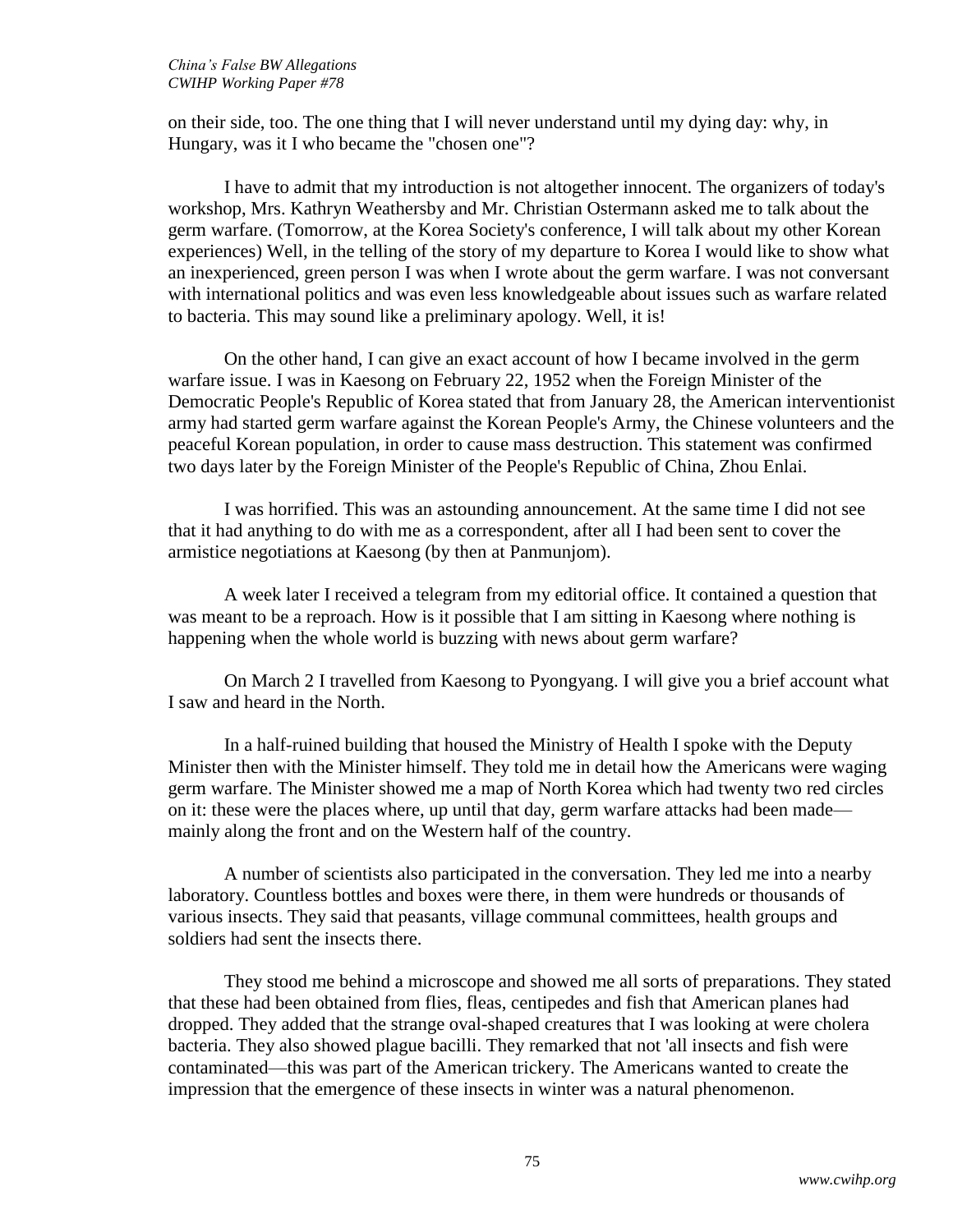on their side, too. The one thing that I will never understand until my dying day: why, in Hungary, was it I who became the "chosen one"?

I have to admit that my introduction is not altogether innocent. The organizers of today's workshop, Mrs. Kathryn Weathersby and Mr. Christian Ostermann asked me to talk about the germ warfare. (Tomorrow, at the Korea Society's conference, I will talk about my other Korean experiences) Well, in the telling of the story of my departure to Korea I would like to show what an inexperienced, green person I was when I wrote about the germ warfare. I was not conversant with international politics and was even less knowledgeable about issues such as warfare related to bacteria. This may sound like a preliminary apology. Well, it is!

On the other hand, I can give an exact account of how I became involved in the germ warfare issue. I was in Kaesong on February 22, 1952 when the Foreign Minister of the Democratic People's Republic of Korea stated that from January 28, the American interventionist army had started germ warfare against the Korean People's Army, the Chinese volunteers and the peaceful Korean population, in order to cause mass destruction. This statement was confirmed two days later by the Foreign Minister of the People's Republic of China, Zhou Enlai.

I was horrified. This was an astounding announcement. At the same time I did not see that it had anything to do with me as a correspondent, after all I had been sent to cover the armistice negotiations at Kaesong (by then at Panmunjom).

A week later I received a telegram from my editorial office. It contained a question that was meant to be a reproach. How is it possible that I am sitting in Kaesong where nothing is happening when the whole world is buzzing with news about germ warfare?

On March 2 I travelled from Kaesong to Pyongyang. I will give you a brief account what I saw and heard in the North.

In a half-ruined building that housed the Ministry of Health I spoke with the Deputy Minister then with the Minister himself. They told me in detail how the Americans were waging germ warfare. The Minister showed me a map of North Korea which had twenty two red circles on it: these were the places where, up until that day, germ warfare attacks had been made—mainly along the front and on the Western half of the country.

A number of scientists also participated in the conversation. They led me into a nearby laboratory. Countless bottles and boxes were there, in them were hundreds or thousands of various insects. They said that peasants, village communal committees, health groups and soldiers had sent the insects there.

They stood me behind a microscope and showed me all sorts of preparations. They stated that these had been obtained from flies, fleas, centipedes and fish that American planes had dropped. They added that the strange oval-shaped creatures that I was looking at were cholera bacteria. They also showed plague bacilli. They remarked that not 'all insects and fish were contaminated—this was part of the American trickery. The Americans wanted to create the impression that the emergence of these insects in winter was a natural phenomenon.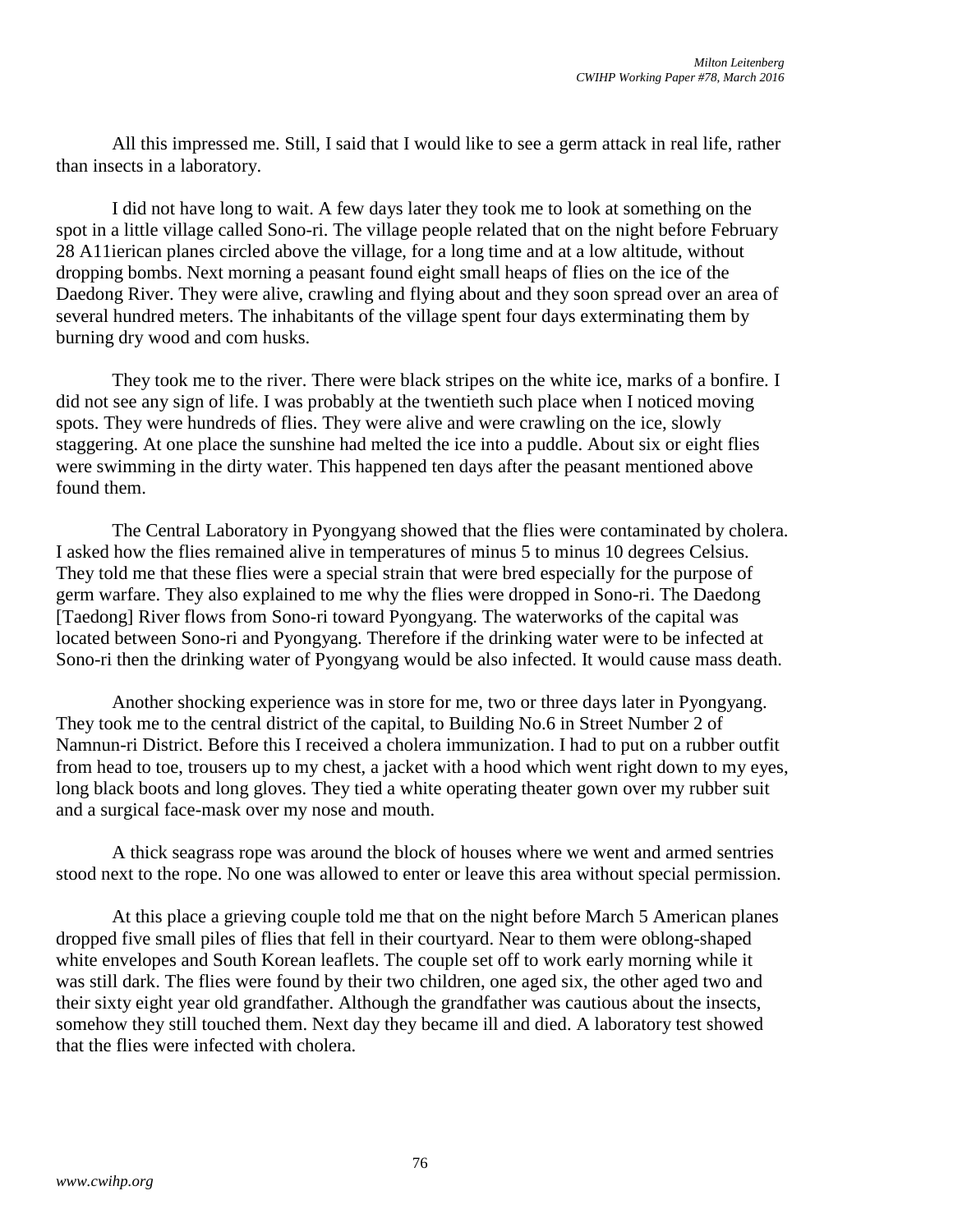All this impressed me. Still, I said that I would like to see a germ attack in real life, rather than insects in a laboratory.

I did not have long to wait. A few days later they took me to look at something on the spot in a little village called Sono-ri. The village people related that on the night before February 28 A11ierican planes circled above the village, for a long time and at a low altitude, without dropping bombs. Next morning a peasant found eight small heaps of flies on the ice of the Daedong River. They were alive, crawling and flying about and they soon spread over an area of several hundred meters. The inhabitants of the village spent four days exterminating them by burning dry wood and com husks.

They took me to the river. There were black stripes on the white ice, marks of a bonfire. I did not see any sign of life. I was probably at the twentieth such place when I noticed moving spots. They were hundreds of flies. They were alive and were crawling on the ice, slowly staggering. At one place the sunshine had melted the ice into a puddle. About six or eight flies were swimming in the dirty water. This happened ten days after the peasant mentioned above found them.

The Central Laboratory in Pyongyang showed that the flies were contaminated by cholera. I asked how the flies remained alive in temperatures of minus 5 to minus 10 degrees Celsius. They told me that these flies were a special strain that were bred especially for the purpose of germ warfare. They also explained to me why the flies were dropped in Sono-ri. The Daedong [Taedong] River flows from Sono-ri toward Pyongyang. The waterworks of the capital was located between Sono-ri and Pyongyang. Therefore if the drinking water were to be infected at Sono-ri then the drinking water of Pyongyang would be also infected. It would cause mass death.

Another shocking experience was in store for me, two or three days later in Pyongyang. They took me to the central district of the capital, to Building No.6 in Street Number 2 of Namnun-ri District. Before this I received a cholera immunization. I had to put on a rubber outfit from head to toe, trousers up to my chest, a jacket with a hood which went right down to my eyes, long black boots and long gloves. They tied a white operating theater gown over my rubber suit and a surgical face-mask over my nose and mouth.

A thick seagrass rope was around the block of houses where we went and armed sentries stood next to the rope. No one was allowed to enter or leave this area without special permission.

At this place a grieving couple told me that on the night before March 5 American planes dropped five small piles of flies that fell in their courtyard. Near to them were oblong-shaped white envelopes and South Korean leaflets. The couple set off to work early morning while it was still dark. The flies were found by their two children, one aged six, the other aged two and their sixty eight year old grandfather. Although the grandfather was cautious about the insects, somehow they still touched them. Next day they became ill and died. A laboratory test showed that the flies were infected with cholera.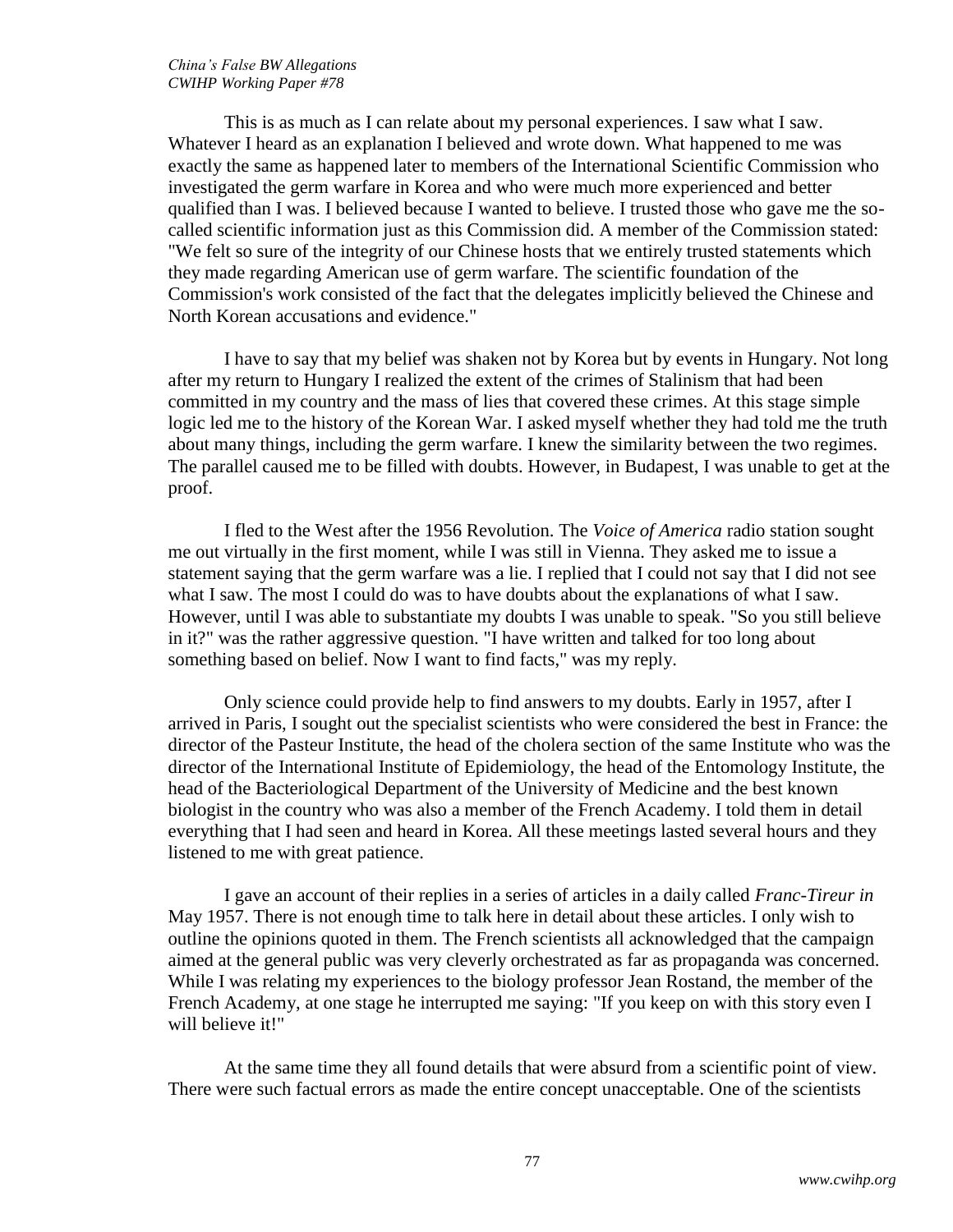This is as much as I can relate about my personal experiences. I saw what I saw. Whatever I heard as an explanation I believed and wrote down. What happened to me was exactly the same as happened later to members of the International Scientific Commission who investigated the germ warfare in Korea and who were much more experienced and better qualified than I was. I believed because I wanted to believe. I trusted those who gave me the so-called scientific information just as this Commission did. A member of the Commission stated: "We felt so sure of the integrity of our Chinese hosts that we entirely trusted statements which they made regarding American use of germ warfare. The scientific foundation of the Commission's work consisted of the fact that the delegates implicitly believed the Chinese and North Korean accusations and evidence."

I have to say that my belief was shaken not by Korea but by events in Hungary. Not long after my return to Hungary I realized the extent of the crimes of Stalinism that had been committed in my country and the mass of lies that covered these crimes. At this stage simple logic led me to the history of the Korean War. I asked myself whether they had told me the truth about many things, including the germ warfare. I knew the similarity between the two regimes. The parallel caused me to be filled with doubts. However, in Budapest, I was unable to get at the proof.

I fled to the West after the 1956 Revolution. The *Voice of America* radio station sought me out virtually in the first moment, while I was still in Vienna. They asked me to issue a statement saying that the germ warfare was a lie. I replied that I could not say that I did not see what I saw. The most I could do was to have doubts about the explanations of what I saw. However, until I was able to substantiate my doubts I was unable to speak. "So you still believe in it?" was the rather aggressive question. "I have written and talked for too long about something based on belief. Now I want to find facts," was my reply.

Only science could provide help to find answers to my doubts. Early in 1957, after I arrived in Paris, I sought out the specialist scientists who were considered the best in France: the director of the Pasteur Institute, the head of the cholera section of the same Institute who was the director of the International Institute of Epidemiology, the head of the Entomology Institute, the head of the Bacteriological Department of the University of Medicine and the best known biologist in the country who was also a member of the French Academy. I told them in detail everything that I had seen and heard in Korea. All these meetings lasted several hours and they listened to me with great patience.

I gave an account of their replies in a series of articles in a daily called *Franc-Tireur in* May 1957. There is not enough time to talk here in detail about these articles. I only wish to outline the opinions quoted in them. The French scientists all acknowledged that the campaign aimed at the general public was very cleverly orchestrated as far as propaganda was concerned. While I was relating my experiences to the biology professor Jean Rostand, the member of the French Academy, at one stage he interrupted me saying: "If you keep on with this story even I will believe it!"

At the same time they all found details that were absurd from a scientific point of view. There were such factual errors as made the entire concept unacceptable. One of the scientists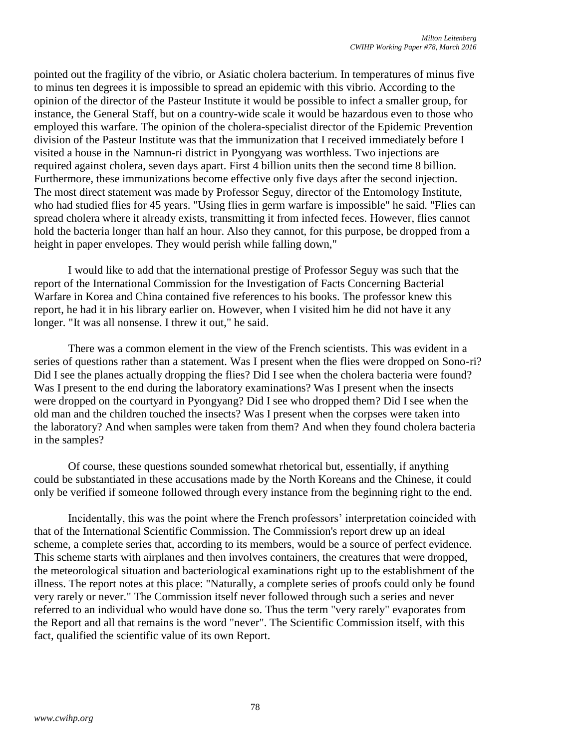pointed out the fragility of the vibrio, or Asiatic cholera bacterium. In temperatures of minus five to minus ten degrees it is impossible to spread an epidemic with this vibrio. According to the opinion of the director of the Pasteur Institute it would be possible to infect a smaller group, for instance, the General Staff, but on a country-wide scale it would be hazardous even to those who employed this warfare. The opinion of the cholera-specialist director of the Epidemic Prevention division of the Pasteur Institute was that the immunization that I received immediately before I visited a house in the Namnun-ri district in Pyongyang was worthless. Two injections are required against cholera, seven days apart. First 4 billion units then the second time 8 billion. Furthermore, these immunizations become effective only five days after the second injection. The most direct statement was made by Professor Seguy, director of the Entomology Institute, who had studied flies for 45 years. "Using flies in germ warfare is impossible" he said. "Flies can spread cholera where it already exists, transmitting it from infected feces. However, flies cannot hold the bacteria longer than half an hour. Also they cannot, for this purpose, be dropped from a height in paper envelopes. They would perish while falling down,"

I would like to add that the international prestige of Professor Seguy was such that the report of the International Commission for the Investigation of Facts Concerning Bacterial Warfare in Korea and China contained five references to his books. The professor knew this report, he had it in his library earlier on. However, when I visited him he did not have it any longer. "It was all nonsense. I threw it out," he said.

There was a common element in the view of the French scientists. This was evident in a series of questions rather than a statement. Was I present when the flies were dropped on Sono-ri? Did I see the planes actually dropping the flies? Did I see when the cholera bacteria were found? Was I present to the end during the laboratory examinations? Was I present when the insects were dropped on the courtyard in Pyongyang? Did I see who dropped them? Did I see when the old man and the children touched the insects? Was I present when the corpses were taken into the laboratory? And when samples were taken from them? And when they found cholera bacteria in the samples?

Of course, these questions sounded somewhat rhetorical but, essentially, if anything could be substantiated in these accusations made by the North Koreans and the Chinese, it could only be verified if someone followed through every instance from the beginning right to the end.

Incidentally, this was the point where the French professors' interpretation coincided with that of the International Scientific Commission. The Commission's report drew up an ideal scheme, a complete series that, according to its members, would be a source of perfect evidence. This scheme starts with airplanes and then involves containers, the creatures that were dropped, the meteorological situation and bacteriological examinations right up to the establishment of the illness. The report notes at this place: "Naturally, a complete series of proofs could only be found very rarely or never." The Commission itself never followed through such a series and never referred to an individual who would have done so. Thus the term "very rarely" evaporates from the Report and all that remains is the word "never". The Scientific Commission itself, with this fact, qualified the scientific value of its own Report.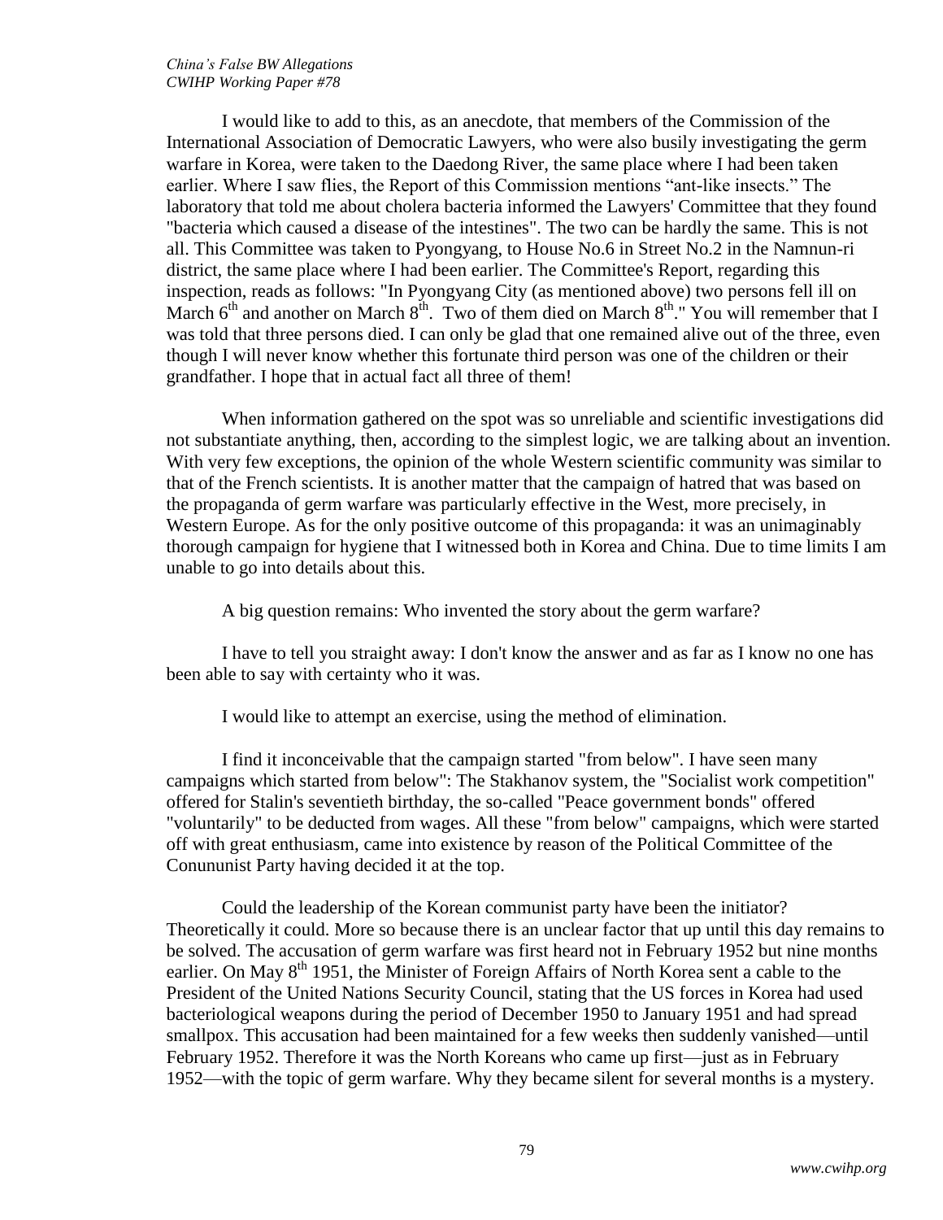I would like to add to this, as an anecdote, that members of the Commission of the International Association of Democratic Lawyers, who were also busily investigating the germ warfare in Korea, were taken to the Daedong River, the same place where I had been taken earlier. Where I saw flies, the Report of this Commission mentions "ant-like insects." The laboratory that told me about cholera bacteria informed the Lawyers' Committee that they found "bacteria which caused a disease of the intestines". The two can be hardly the same. This is not all. This Committee was taken to Pyongyang, to House No.6 in Street No.2 in the Namnun-ri district, the same place where I had been earlier. The Committee's Report, regarding this inspection, reads as follows: "In Pyongyang City (as mentioned above) two persons fell ill on March 6th and another on March 8th. Two of them died on March 8th." You will remember that I was told that three persons died. I can only be glad that one remained alive out of the three, even though I will never know whether this fortunate third person was one of the children or their grandfather. I hope that in actual fact all three of them!

When information gathered on the spot was so unreliable and scientific investigations did not substantiate anything, then, according to the simplest logic, we are talking about an invention. With very few exceptions, the opinion of the whole Western scientific community was similar to that of the French scientists. It is another matter that the campaign of hatred that was based on the propaganda of germ warfare was particularly effective in the West, more precisely, in Western Europe. As for the only positive outcome of this propaganda: it was an unimaginably thorough campaign for hygiene that I witnessed both in Korea and China. Due to time limits I am unable to go into details about this.

A big question remains: Who invented the story about the germ warfare?

I have to tell you straight away: I don't know the answer and as far as I know no one has been able to say with certainty who it was.

I would like to attempt an exercise, using the method of elimination.

I find it inconceivable that the campaign started "from below". I have seen many campaigns which started from below": The Stakhanov system, the "Socialist work competition" offered for Stalin's seventieth birthday, the so-called "Peace government bonds" offered "voluntarily" to be deducted from wages. All these "from below" campaigns, which were started off with great enthusiasm, came into existence by reason of the Political Committee of the Conununist Party having decided it at the top.

Could the leadership of the Korean communist party have been the initiator? Theoretically it could. More so because there is an unclear factor that up until this day remains to be solved. The accusation of germ warfare was first heard not in February 1952 but nine months earlier. On May 8th 1951, the Minister of Foreign Affairs of North Korea sent a cable to the President of the United Nations Security Council, stating that the US forces in Korea had used bacteriological weapons during the period of December 1950 to January 1951 and had spread smallpox. This accusation had been maintained for a few weeks then suddenly vanished—until February 1952. Therefore it was the North Koreans who came up first—just as in February 1952—with the topic of germ warfare. Why they became silent for several months is a mystery.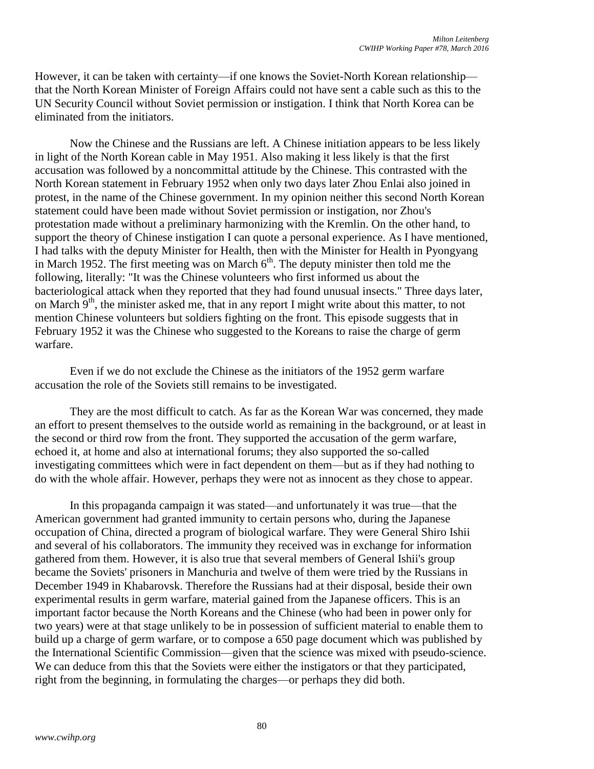However, it can be taken with certainty—if one knows the Soviet-North Korean relationship—that the North Korean Minister of Foreign Affairs could not have sent a cable such as this to the UN Security Council without Soviet permission or instigation. I think that North Korea can be eliminated from the initiators.

Now the Chinese and the Russians are left. A Chinese initiation appears to be less likely in light of the North Korean cable in May 1951. Also making it less likely is that the first accusation was followed by a noncommittal attitude by the Chinese. This contrasted with the North Korean statement in February 1952 when only two days later Zhou Enlai also joined in protest, in the name of the Chinese government. In my opinion neither this second North Korean statement could have been made without Soviet permission or instigation, nor Zhou's protestation made without a preliminary harmonizing with the Kremlin. On the other hand, to support the theory of Chinese instigation I can quote a personal experience. As I have mentioned, I had talks with the deputy Minister for Health, then with the Minister for Health in Pyongyang in March 1952. The first meeting was on March 6th. The deputy minister then told me the following, literally: "It was the Chinese volunteers who first informed us about the bacteriological attack when they reported that they had found unusual insects." Three days later, on March 9th, the minister asked me, that in any report I might write about this matter, to not mention Chinese volunteers but soldiers fighting on the front. This episode suggests that in February 1952 it was the Chinese who suggested to the Koreans to raise the charge of germ warfare.

Even if we do not exclude the Chinese as the initiators of the 1952 germ warfare accusation the role of the Soviets still remains to be investigated.

They are the most difficult to catch. As far as the Korean War was concerned, they made an effort to present themselves to the outside world as remaining in the background, or at least in the second or third row from the front. They supported the accusation of the germ warfare, echoed it, at home and also at international forums; they also supported the so-called investigating committees which were in fact dependent on them—but as if they had nothing to do with the whole affair. However, perhaps they were not as innocent as they chose to appear.

In this propaganda campaign it was stated—and unfortunately it was true—that the American government had granted immunity to certain persons who, during the Japanese occupation of China, directed a program of biological warfare. They were General Shiro Ishii and several of his collaborators. The immunity they received was in exchange for information gathered from them. However, it is also true that several members of General Ishii's group became the Soviets' prisoners in Manchuria and twelve of them were tried by the Russians in December 1949 in Khabarovsk. Therefore the Russians had at their disposal, beside their own experimental results in germ warfare, material gained from the Japanese officers. This is an important factor because the North Koreans and the Chinese (who had been in power only for two years) were at that stage unlikely to be in possession of sufficient material to enable them to build up a charge of germ warfare, or to compose a 650 page document which was published by the International Scientific Commission—given that the science was mixed with pseudo-science. We can deduce from this that the Soviets were either the instigators or that they participated, right from the beginning, in formulating the charges—or perhaps they did both.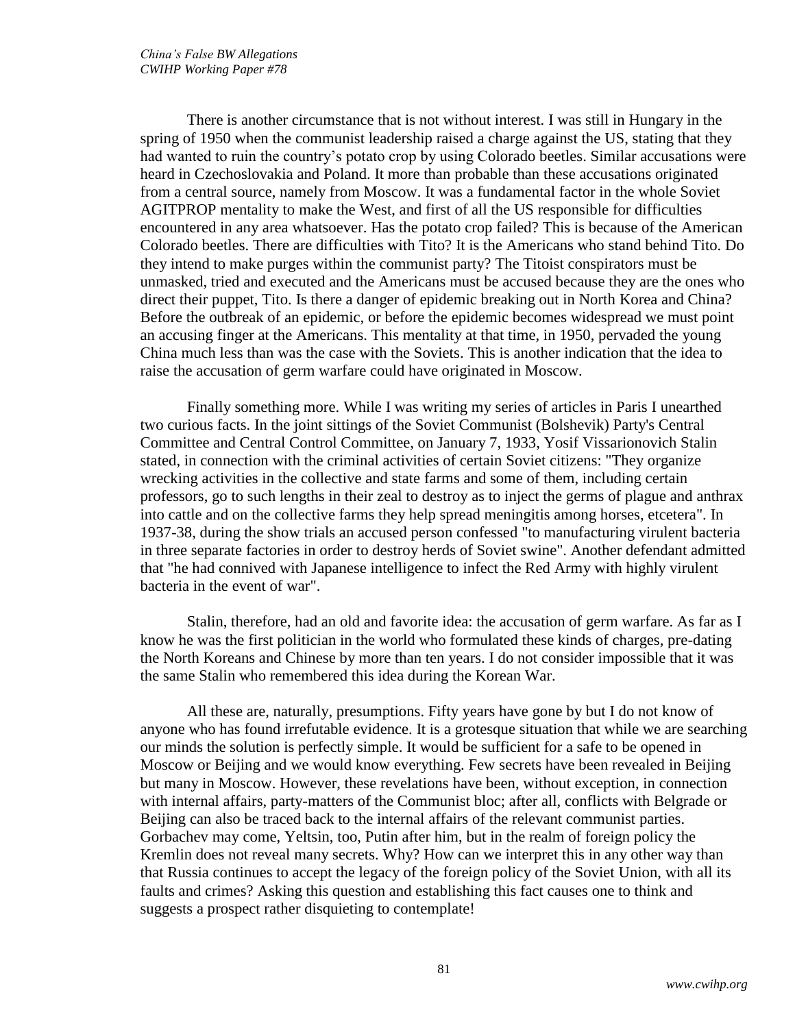There is another circumstance that is not without interest. I was still in Hungary in the spring of 1950 when the communist leadership raised a charge against the US, stating that they had wanted to ruin the country's potato crop by using Colorado beetles. Similar accusations were heard in Czechoslovakia and Poland. It more than probable than these accusations originated from a central source, namely from Moscow. It was a fundamental factor in the whole Soviet AGITPROP mentality to make the West, and first of all the US responsible for difficulties encountered in any area whatsoever. Has the potato crop failed? This is because of the American Colorado beetles. There are difficulties with Tito? It is the Americans who stand behind Tito. Do they intend to make purges within the communist party? The Titoist conspirators must be unmasked, tried and executed and the Americans must be accused because they are the ones who direct their puppet, Tito. Is there a danger of epidemic breaking out in North Korea and China? Before the outbreak of an epidemic, or before the epidemic becomes widespread we must point an accusing finger at the Americans. This mentality at that time, in 1950, pervaded the young China much less than was the case with the Soviets. This is another indication that the idea to raise the accusation of germ warfare could have originated in Moscow.

Finally something more. While I was writing my series of articles in Paris I unearthed two curious facts. In the joint sittings of the Soviet Communist (Bolshevik) Party's Central Committee and Central Control Committee, on January 7, 1933, Yosif Vissarionovich Stalin stated, in connection with the criminal activities of certain Soviet citizens: "They organize wrecking activities in the collective and state farms and some of them, including certain professors, go to such lengths in their zeal to destroy as to inject the germs of plague and anthrax into cattle and on the collective farms they help spread meningitis among horses, etcetera". In 1937-38, during the show trials an accused person confessed "to manufacturing virulent bacteria in three separate factories in order to destroy herds of Soviet swine". Another defendant admitted that "he had connived with Japanese intelligence to infect the Red Army with highly virulent bacteria in the event of war".

Stalin, therefore, had an old and favorite idea: the accusation of germ warfare. As far as I know he was the first politician in the world who formulated these kinds of charges, pre-dating the North Koreans and Chinese by more than ten years. I do not consider impossible that it was the same Stalin who remembered this idea during the Korean War.

All these are, naturally, presumptions. Fifty years have gone by but I do not know of anyone who has found irrefutable evidence. It is a grotesque situation that while we are searching our minds the solution is perfectly simple. It would be sufficient for a safe to be opened in Moscow or Beijing and we would know everything. Few secrets have been revealed in Beijing but many in Moscow. However, these revelations have been, without exception, in connection with internal affairs, party-matters of the Communist bloc; after all, conflicts with Belgrade or Beijing can also be traced back to the internal affairs of the relevant communist parties. Gorbachev may come, Yeltsin, too, Putin after him, but in the realm of foreign policy the Kremlin does not reveal many secrets. Why? How can we interpret this in any other way than that Russia continues to accept the legacy of the foreign policy of the Soviet Union, with all its faults and crimes? Asking this question and establishing this fact causes one to think and suggests a prospect rather disquieting to contemplate!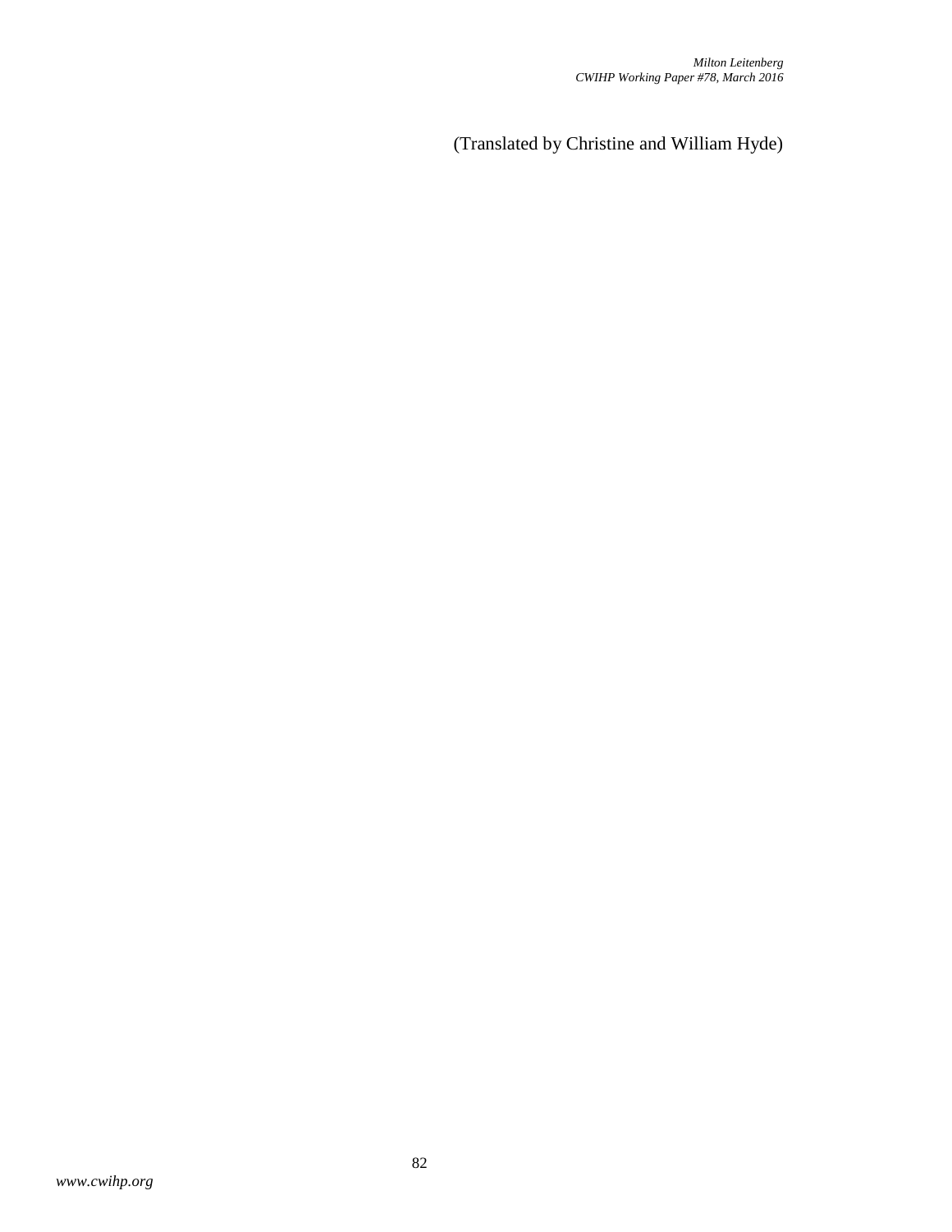(Translated by Christine and William Hyde)